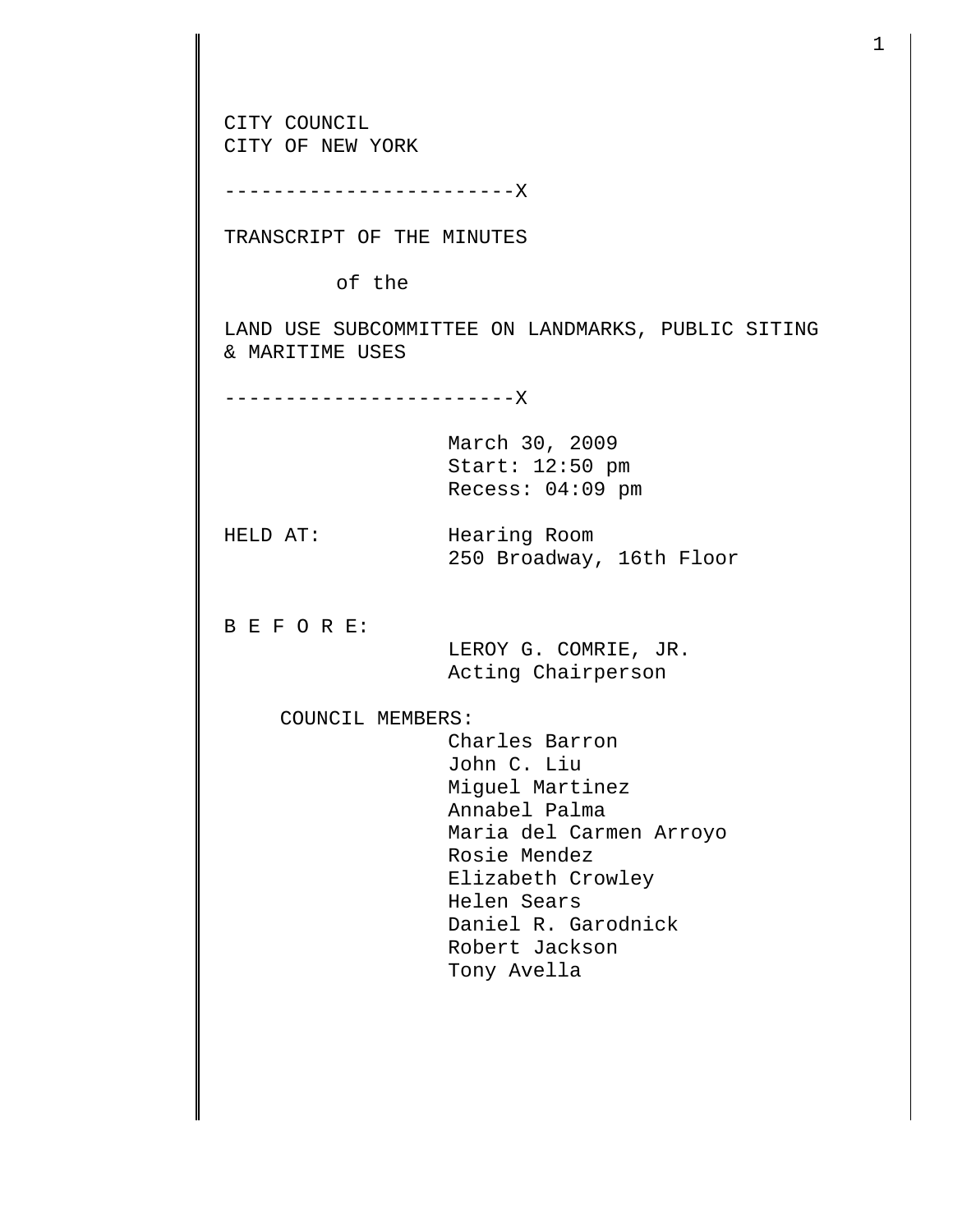CITY COUNCIL
CITY OF NEW YORK

------------------------X

TRANSCRIPT OF THE MINUTES

of the

LAND USE SUBCOMMITTEE ON LANDMARKS, PUBLIC SITING & MARITIME USES

------------------------X

March 30, 2009
Start: 12:50 pm
Recess: 04:09 pm

HELD AT: Hearing Room
250 Broadway, 16th Floor

B E F O R E:
LEROY G. COMRIE, JR.
Acting Chairperson

COUNCIL MEMBERS:
Charles Barron
John C. Liu
Miguel Martinez
Annabel Palma
Maria del Carmen Arroyo
Rosie Mendez
Elizabeth Crowley
Helen Sears
Daniel R. Garodnick
Robert Jackson
Tony Avella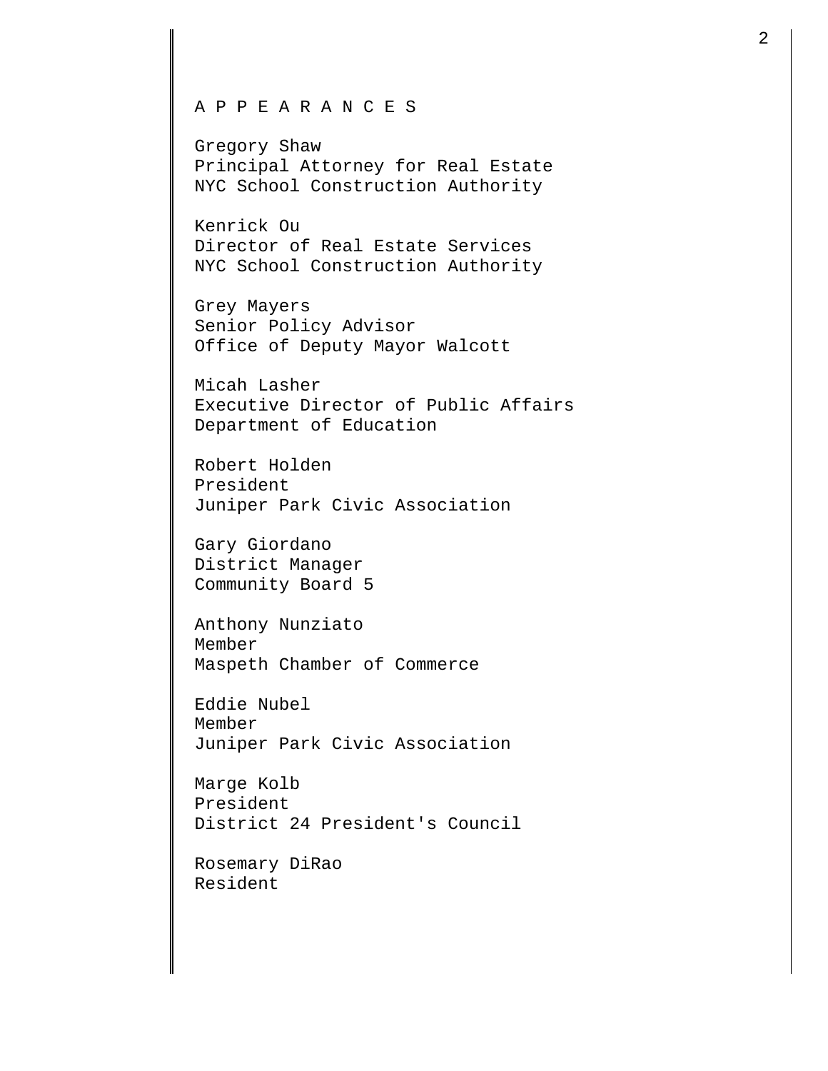A P P E A R A N C E S

Gregory Shaw
Principal Attorney for Real Estate
NYC School Construction Authority

Kenrick Ou
Director of Real Estate Services
NYC School Construction Authority

Grey Mayers
Senior Policy Advisor
Office of Deputy Mayor Walcott

Micah Lasher
Executive Director of Public Affairs
Department of Education

Robert Holden
President
Juniper Park Civic Association

Gary Giordano
District Manager
Community Board 5

Anthony Nunziato
Member
Maspeth Chamber of Commerce

Eddie Nubel
Member
Juniper Park Civic Association

Marge Kolb
President
District 24 President's Council

Rosemary DiRao
Resident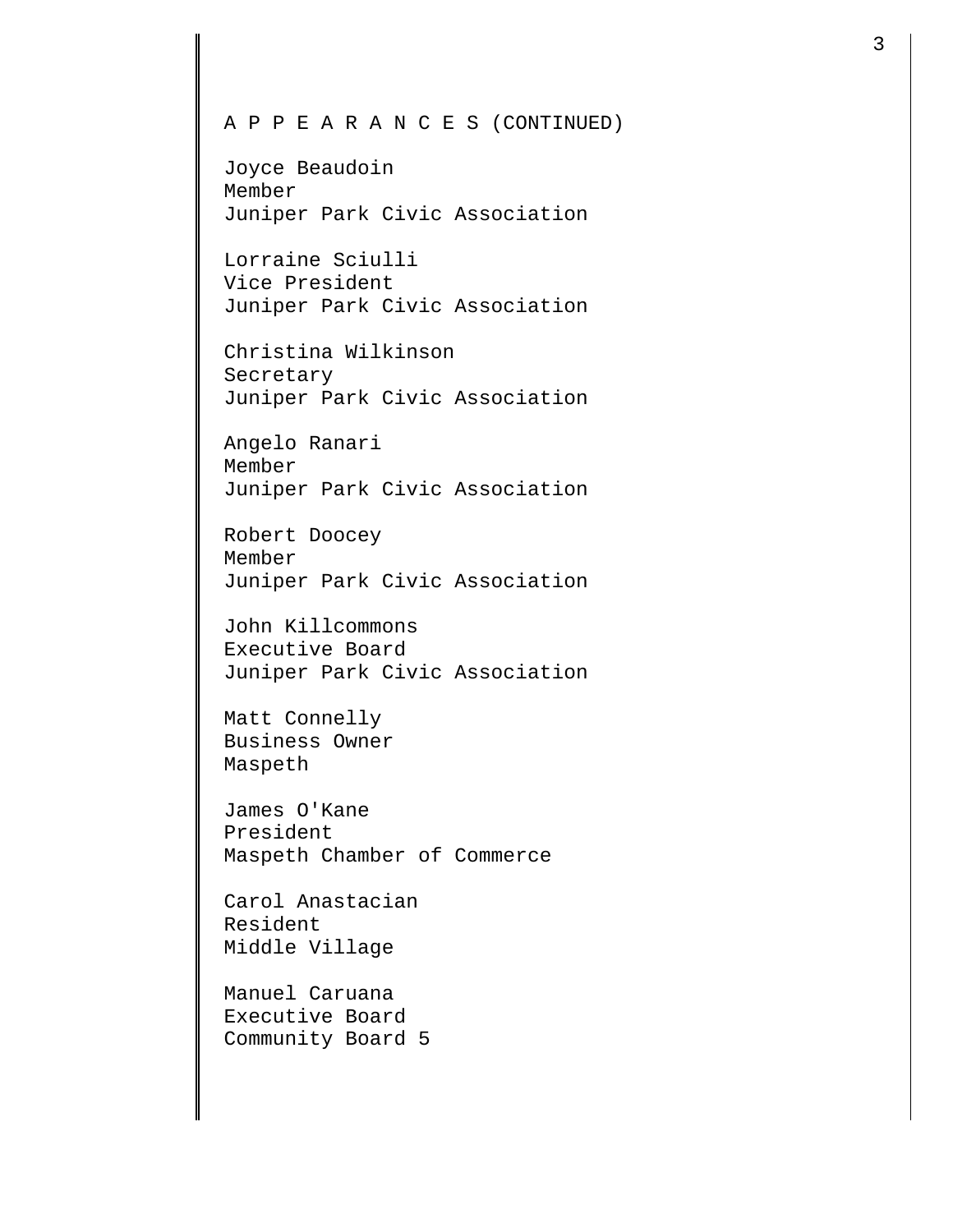A P P E A R A N C E S (CONTINUED)

Joyce Beaudoin
Member
Juniper Park Civic Association

Lorraine Sciulli
Vice President
Juniper Park Civic Association

Christina Wilkinson
Secretary
Juniper Park Civic Association

Angelo Ranari
Member
Juniper Park Civic Association

Robert Doocey
Member
Juniper Park Civic Association

John Killcommons
Executive Board
Juniper Park Civic Association

Matt Connelly
Business Owner
Maspeth

James O'Kane
President
Maspeth Chamber of Commerce

Carol Anastacian
Resident
Middle Village

Manuel Caruana
Executive Board
Community Board 5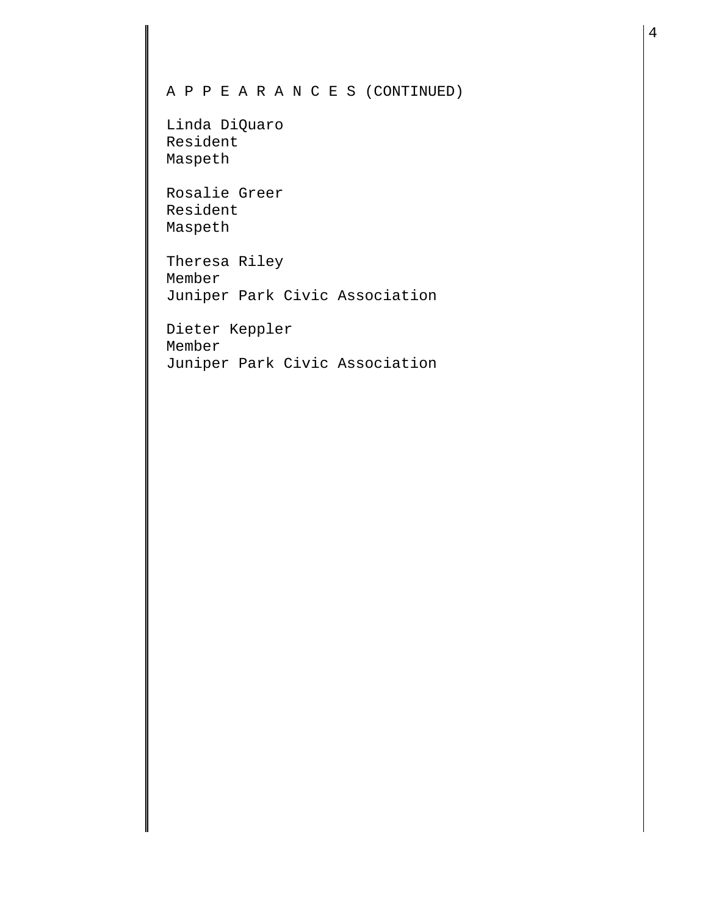A P P E A R A N C E S (CONTINUED)

Linda DiQuaro
Resident
Maspeth

Rosalie Greer
Resident
Maspeth

Theresa Riley
Member
Juniper Park Civic Association

Dieter Keppler
Member
Juniper Park Civic Association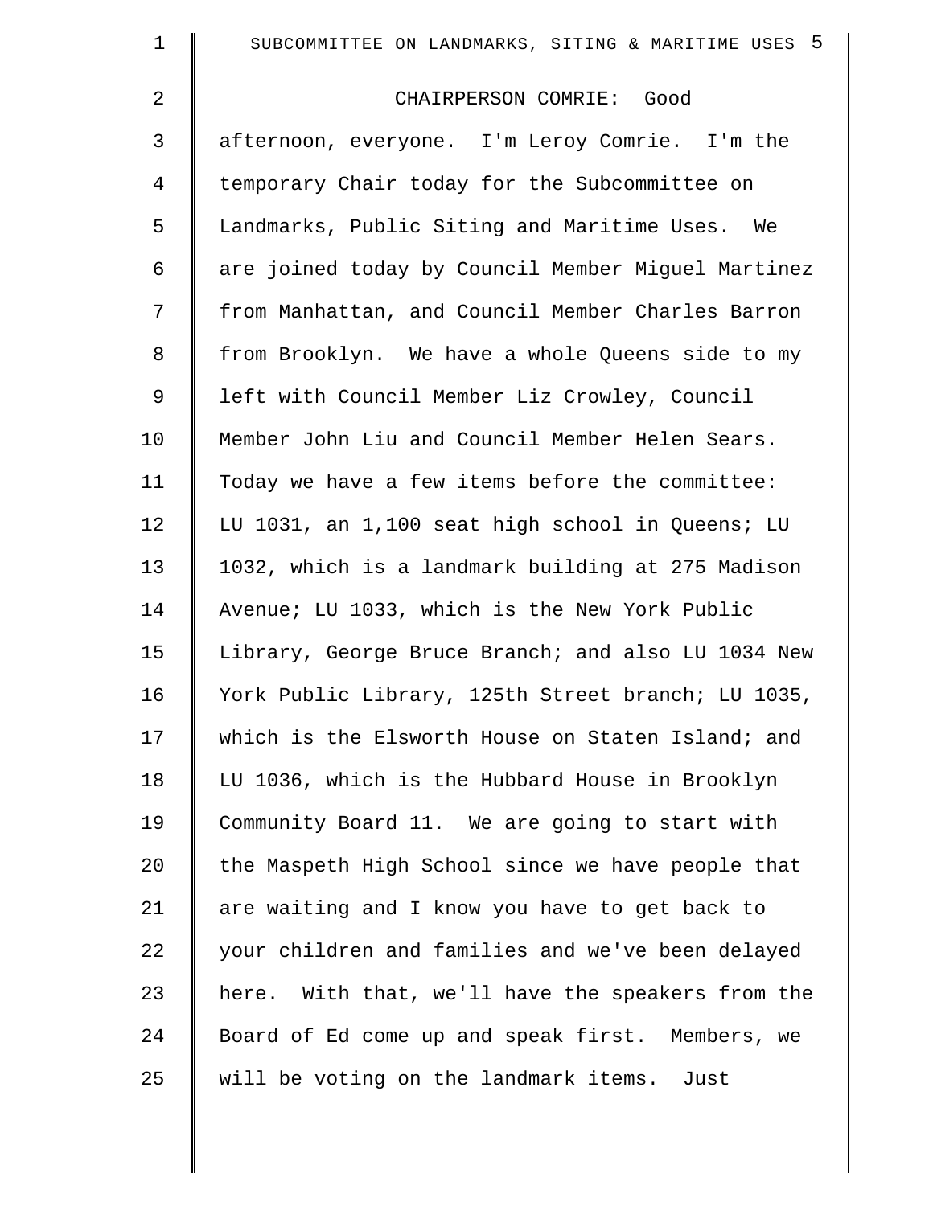CHAIRPERSON COMRIE: Good afternoon, everyone. I'm Leroy Comrie. I'm the temporary Chair today for the Subcommittee on Landmarks, Public Siting and Maritime Uses. We are joined today by Council Member Miguel Martinez from Manhattan, and Council Member Charles Barron from Brooklyn. We have a whole Queens side to my left with Council Member Liz Crowley, Council Member John Liu and Council Member Helen Sears. Today we have a few items before the committee: LU 1031, an 1,100 seat high school in Queens; LU 1032, which is a landmark building at 275 Madison Avenue; LU 1033, which is the New York Public Library, George Bruce Branch; and also LU 1034 New York Public Library, 125th Street branch; LU 1035, which is the Elsworth House on Staten Island; and LU 1036, which is the Hubbard House in Brooklyn Community Board 11. We are going to start with the Maspeth High School since we have people that are waiting and I know you have to get back to your children and families and we've been delayed here. With that, we'll have the speakers from the Board of Ed come up and speak first. Members, we will be voting on the landmark items. Just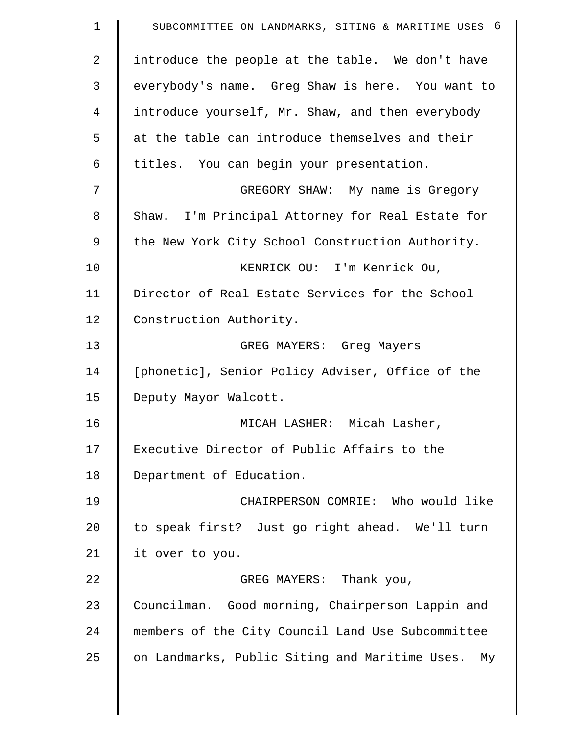introduce the people at the table. We don't have everybody's name. Greg Shaw is here. You want to introduce yourself, Mr. Shaw, and then everybody at the table can introduce themselves and their titles. You can begin your presentation.

GREGORY SHAW: My name is Gregory Shaw. I'm Principal Attorney for Real Estate for the New York City School Construction Authority.

KENRICK OU: I'm Kenrick Ou, Director of Real Estate Services for the School Construction Authority.

GREG MAYERS: Greg Mayers [phonetic], Senior Policy Adviser, Office of the Deputy Mayor Walcott.

MICAH LASHER: Micah Lasher, Executive Director of Public Affairs to the Department of Education.

CHAIRPERSON COMRIE: Who would like to speak first? Just go right ahead. We'll turn it over to you.

GREG MAYERS: Thank you, Councilman. Good morning, Chairperson Lappin and members of the City Council Land Use Subcommittee on Landmarks, Public Siting and Maritime Uses. My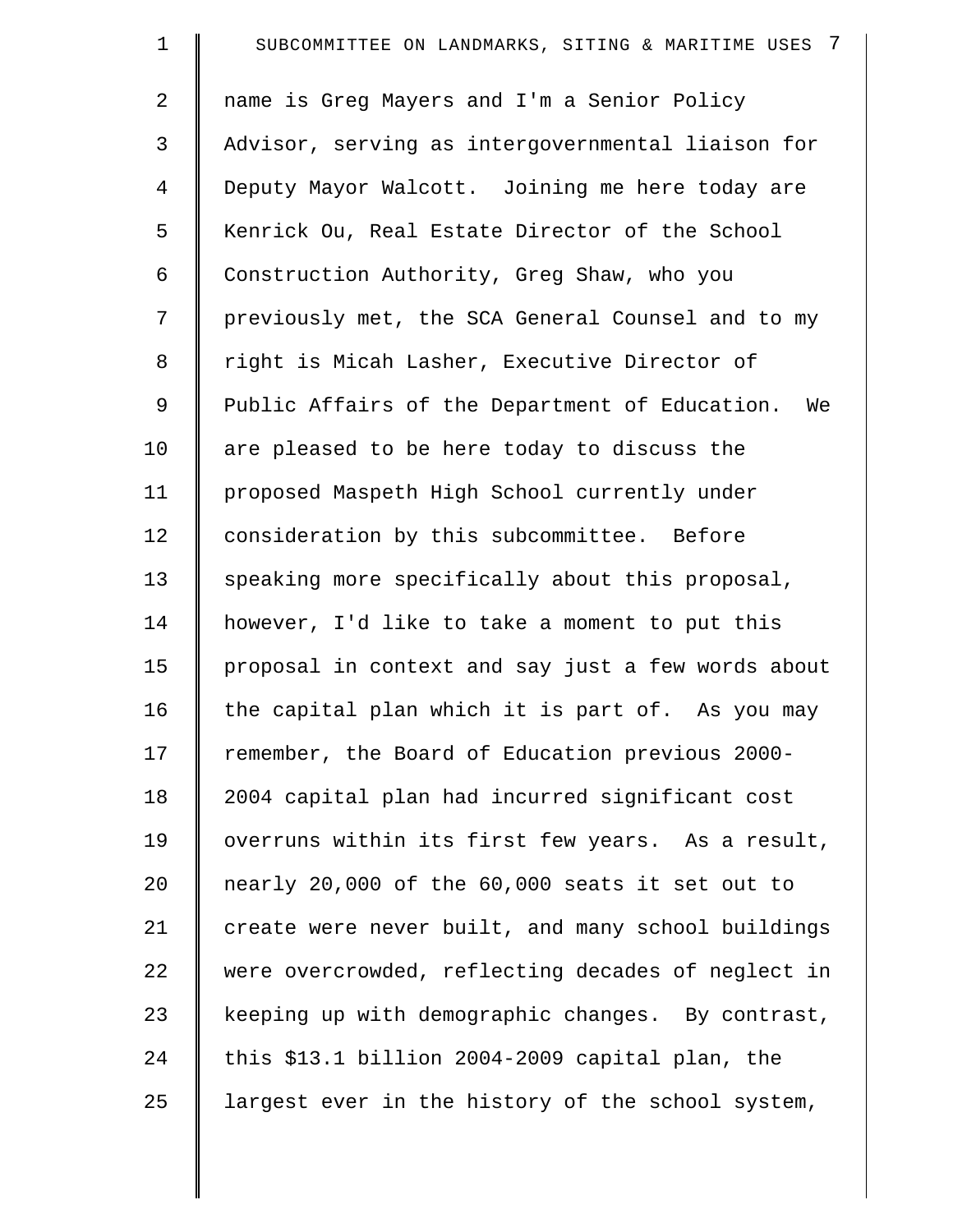name is Greg Mayers and I'm a Senior Policy Advisor, serving as intergovernmental liaison for Deputy Mayor Walcott. Joining me here today are Kenrick Ou, Real Estate Director of the School Construction Authority, Greg Shaw, who you previously met, the SCA General Counsel and to my right is Micah Lasher, Executive Director of Public Affairs of the Department of Education. We are pleased to be here today to discuss the proposed Maspeth High School currently under consideration by this subcommittee. Before speaking more specifically about this proposal, however, I'd like to take a moment to put this proposal in context and say just a few words about the capital plan which it is part of. As you may remember, the Board of Education previous 2000-2004 capital plan had incurred significant cost overruns within its first few years. As a result, nearly 20,000 of the 60,000 seats it set out to create were never built, and many school buildings were overcrowded, reflecting decades of neglect in keeping up with demographic changes. By contrast, this $13.1 billion 2004-2009 capital plan, the largest ever in the history of the school system,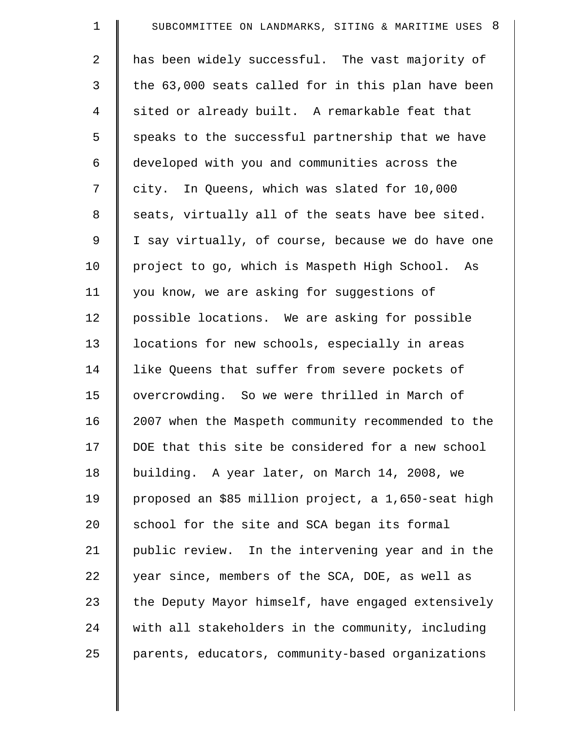has been widely successful. The vast majority of the 63,000 seats called for in this plan have been sited or already built. A remarkable feat that speaks to the successful partnership that we have developed with you and communities across the city. In Queens, which was slated for 10,000 seats, virtually all of the seats have bee sited. I say virtually, of course, because we do have one project to go, which is Maspeth High School. As you know, we are asking for suggestions of possible locations. We are asking for possible locations for new schools, especially in areas like Queens that suffer from severe pockets of overcrowding. So we were thrilled in March of 2007 when the Maspeth community recommended to the DOE that this site be considered for a new school building. A year later, on March 14, 2008, we proposed an $85 million project, a 1,650-seat high school for the site and SCA began its formal public review. In the intervening year and in the year since, members of the SCA, DOE, as well as the Deputy Mayor himself, have engaged extensively with all stakeholders in the community, including parents, educators, community-based organizations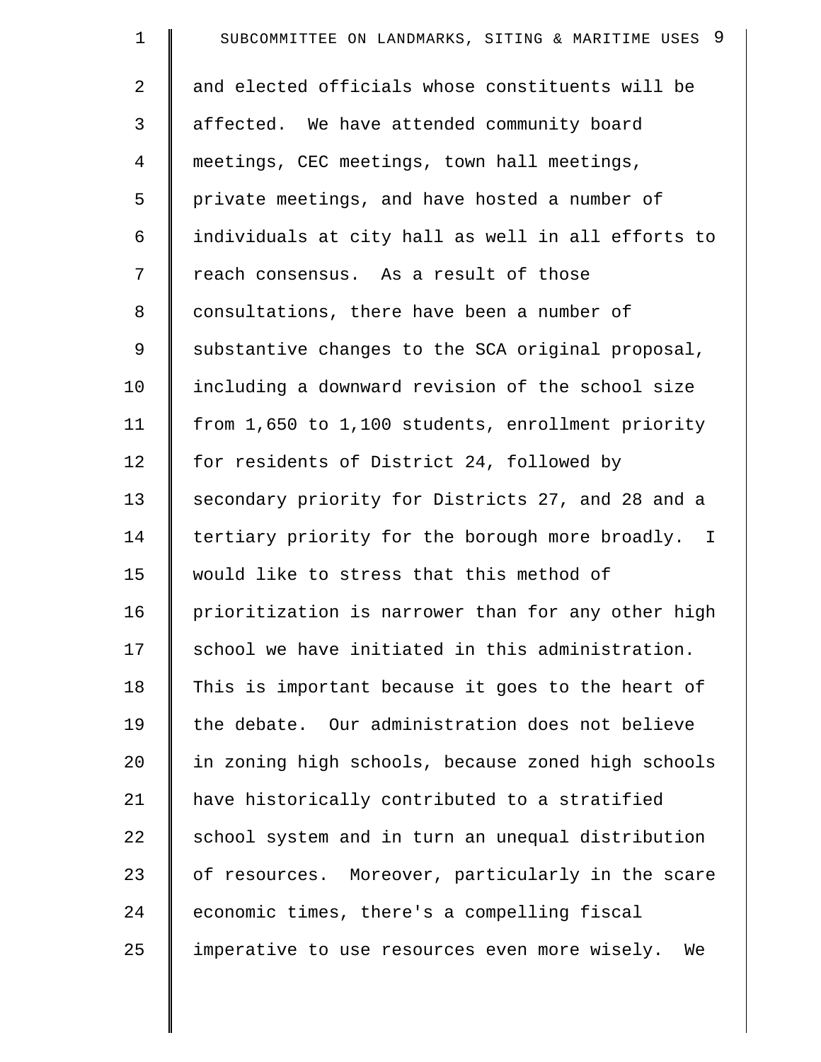and elected officials whose constituents will be affected. We have attended community board meetings, CEC meetings, town hall meetings, private meetings, and have hosted a number of individuals at city hall as well in all efforts to reach consensus. As a result of those consultations, there have been a number of substantive changes to the SCA original proposal, including a downward revision of the school size from 1,650 to 1,100 students, enrollment priority for residents of District 24, followed by secondary priority for Districts 27, and 28 and a tertiary priority for the borough more broadly. I would like to stress that this method of prioritization is narrower than for any other high school we have initiated in this administration. This is important because it goes to the heart of the debate. Our administration does not believe in zoning high schools, because zoned high schools have historically contributed to a stratified school system and in turn an unequal distribution of resources. Moreover, particularly in the scare economic times, there's a compelling fiscal imperative to use resources even more wisely. We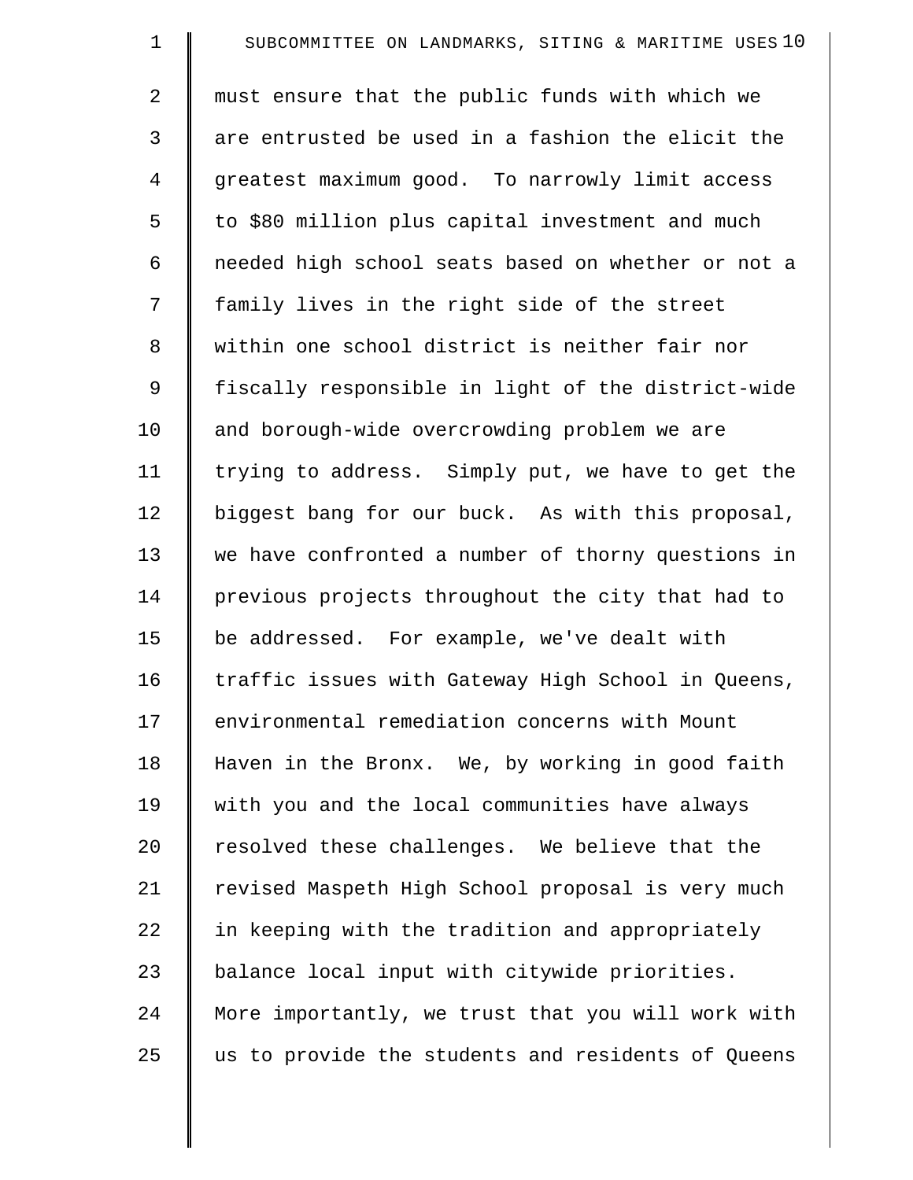must ensure that the public funds with which we are entrusted be used in a fashion the elicit the greatest maximum good. To narrowly limit access to $80 million plus capital investment and much needed high school seats based on whether or not a family lives in the right side of the street within one school district is neither fair nor fiscally responsible in light of the district-wide and borough-wide overcrowding problem we are trying to address. Simply put, we have to get the biggest bang for our buck. As with this proposal, we have confronted a number of thorny questions in previous projects throughout the city that had to be addressed. For example, we've dealt with traffic issues with Gateway High School in Queens, environmental remediation concerns with Mount Haven in the Bronx. We, by working in good faith with you and the local communities have always resolved these challenges. We believe that the revised Maspeth High School proposal is very much in keeping with the tradition and appropriately balance local input with citywide priorities. More importantly, we trust that you will work with us to provide the students and residents of Queens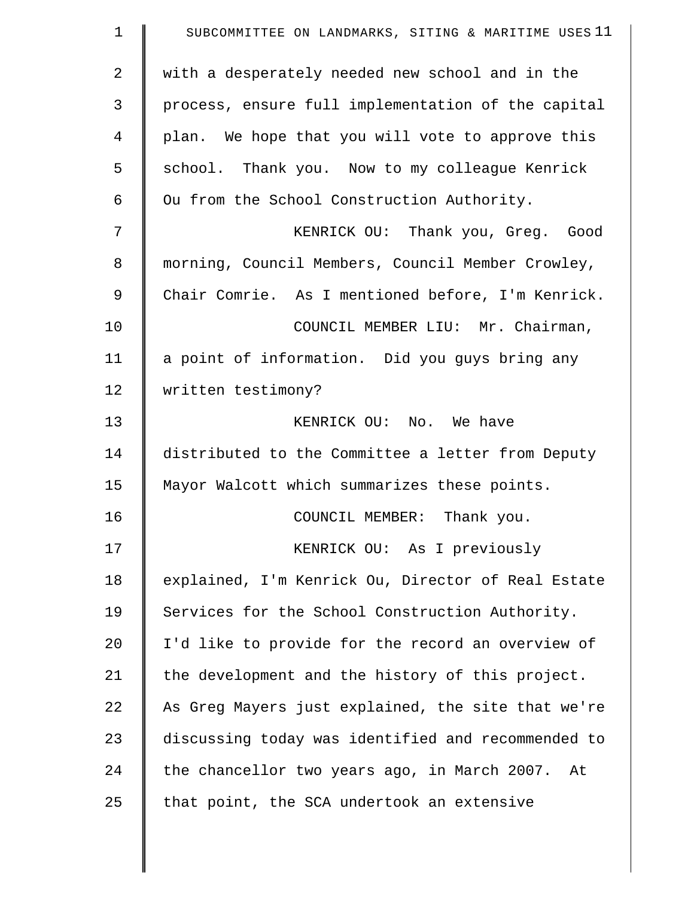with a desperately needed new school and in the process, ensure full implementation of the capital plan. We hope that you will vote to approve this school. Thank you. Now to my colleague Kenrick Ou from the School Construction Authority.

KENRICK OU: Thank you, Greg. Good morning, Council Members, Council Member Crowley, Chair Comrie. As I mentioned before, I'm Kenrick.

COUNCIL MEMBER LIU: Mr. Chairman, a point of information. Did you guys bring any written testimony?

KENRICK OU: No. We have distributed to the Committee a letter from Deputy Mayor Walcott which summarizes these points.

COUNCIL MEMBER: Thank you.

KENRICK OU: As I previously explained, I'm Kenrick Ou, Director of Real Estate Services for the School Construction Authority. I'd like to provide for the record an overview of the development and the history of this project. As Greg Mayers just explained, the site that we're discussing today was identified and recommended to the chancellor two years ago, in March 2007. At that point, the SCA undertook an extensive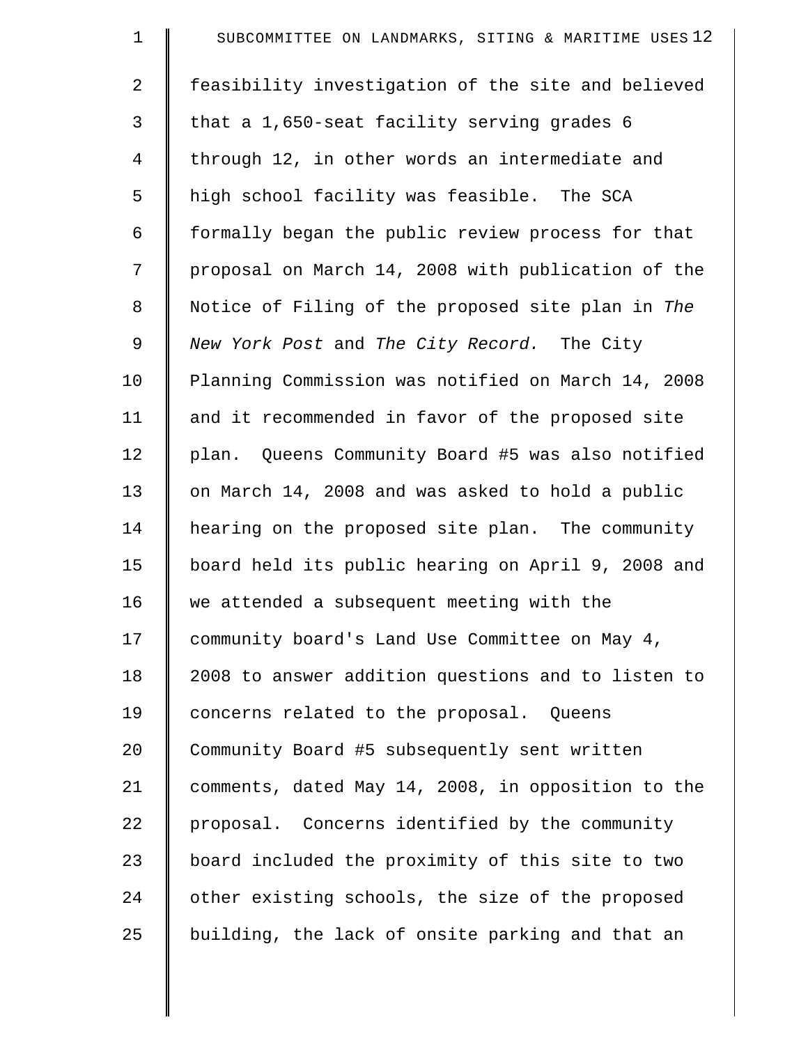feasibility investigation of the site and believed that a 1,650-seat facility serving grades 6 through 12, in other words an intermediate and high school facility was feasible. The SCA formally began the public review process for that proposal on March 14, 2008 with publication of the Notice of Filing of the proposed site plan in *The New York Post* and *The City Record.* The City Planning Commission was notified on March 14, 2008 and it recommended in favor of the proposed site plan. Queens Community Board #5 was also notified on March 14, 2008 and was asked to hold a public hearing on the proposed site plan. The community board held its public hearing on April 9, 2008 and we attended a subsequent meeting with the community board's Land Use Committee on May 4, 2008 to answer addition questions and to listen to concerns related to the proposal. Queens Community Board #5 subsequently sent written comments, dated May 14, 2008, in opposition to the proposal. Concerns identified by the community board included the proximity of this site to two other existing schools, the size of the proposed building, the lack of onsite parking and that an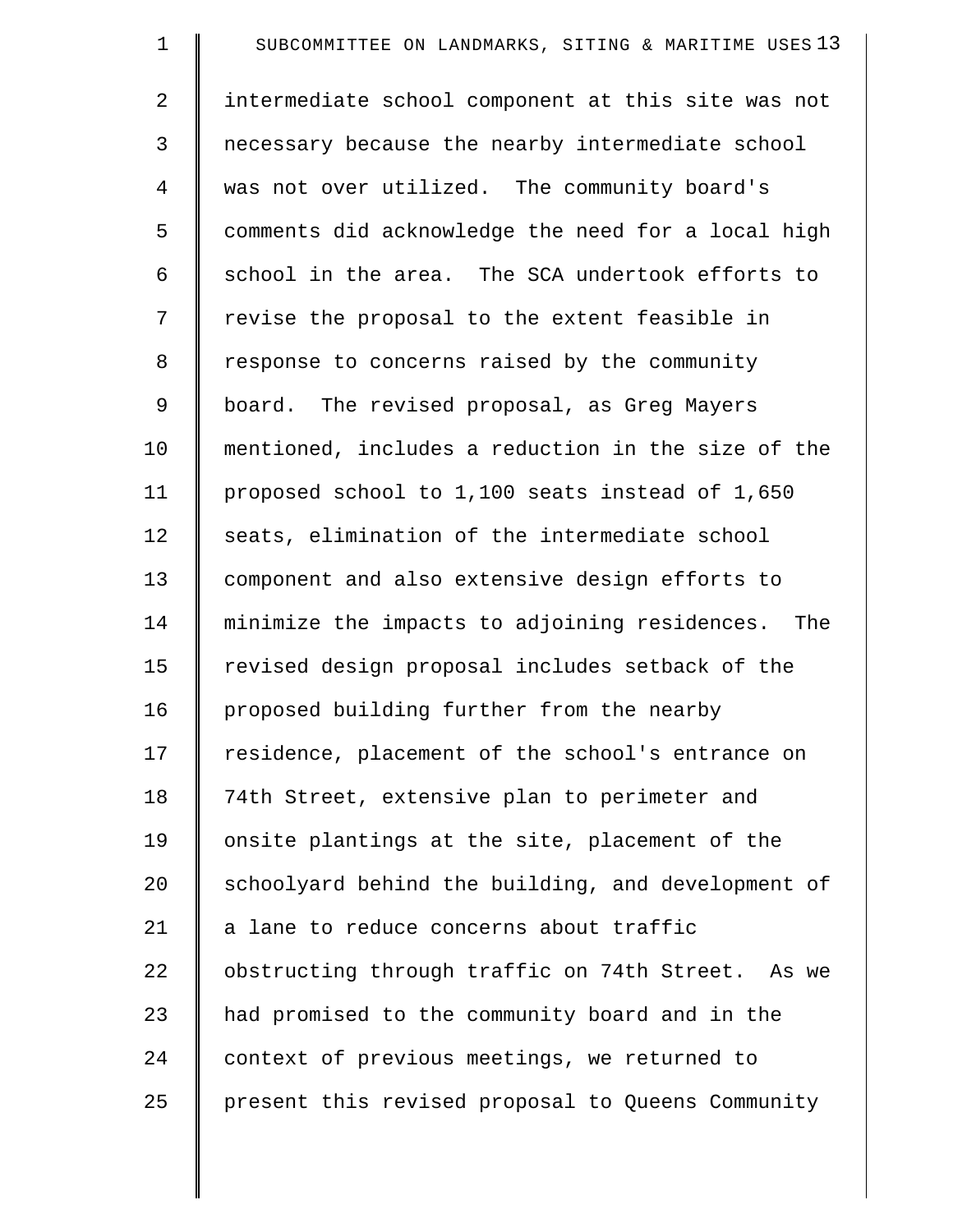intermediate school component at this site was not necessary because the nearby intermediate school was not over utilized. The community board's comments did acknowledge the need for a local high school in the area. The SCA undertook efforts to revise the proposal to the extent feasible in response to concerns raised by the community board. The revised proposal, as Greg Mayers mentioned, includes a reduction in the size of the proposed school to 1,100 seats instead of 1,650 seats, elimination of the intermediate school component and also extensive design efforts to minimize the impacts to adjoining residences. The revised design proposal includes setback of the proposed building further from the nearby residence, placement of the school's entrance on 74th Street, extensive plan to perimeter and onsite plantings at the site, placement of the schoolyard behind the building, and development of a lane to reduce concerns about traffic obstructing through traffic on 74th Street. As we had promised to the community board and in the context of previous meetings, we returned to present this revised proposal to Queens Community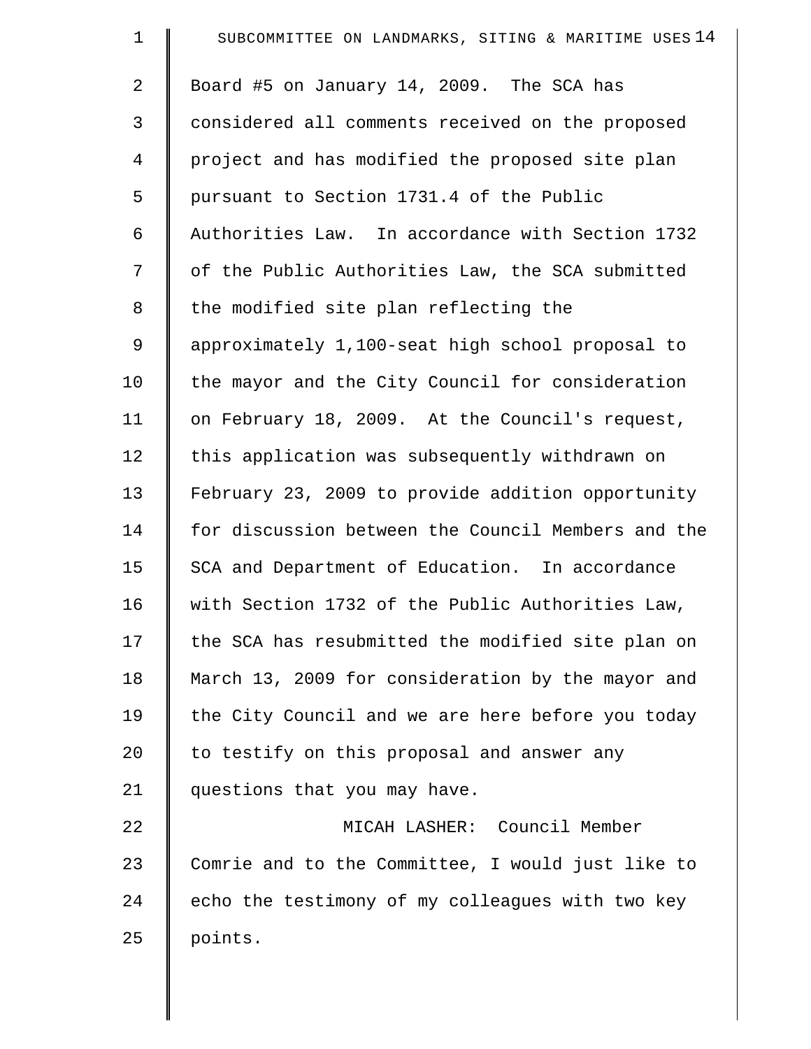Board #5 on January 14, 2009. The SCA has considered all comments received on the proposed project and has modified the proposed site plan pursuant to Section 1731.4 of the Public Authorities Law. In accordance with Section 1732 of the Public Authorities Law, the SCA submitted the modified site plan reflecting the approximately 1,100-seat high school proposal to the mayor and the City Council for consideration on February 18, 2009. At the Council's request, this application was subsequently withdrawn on February 23, 2009 to provide addition opportunity for discussion between the Council Members and the SCA and Department of Education. In accordance with Section 1732 of the Public Authorities Law, the SCA has resubmitted the modified site plan on March 13, 2009 for consideration by the mayor and the City Council and we are here before you today to testify on this proposal and answer any questions that you may have.

MICAH LASHER: Council Member Comrie and to the Committee, I would just like to echo the testimony of my colleagues with two key points.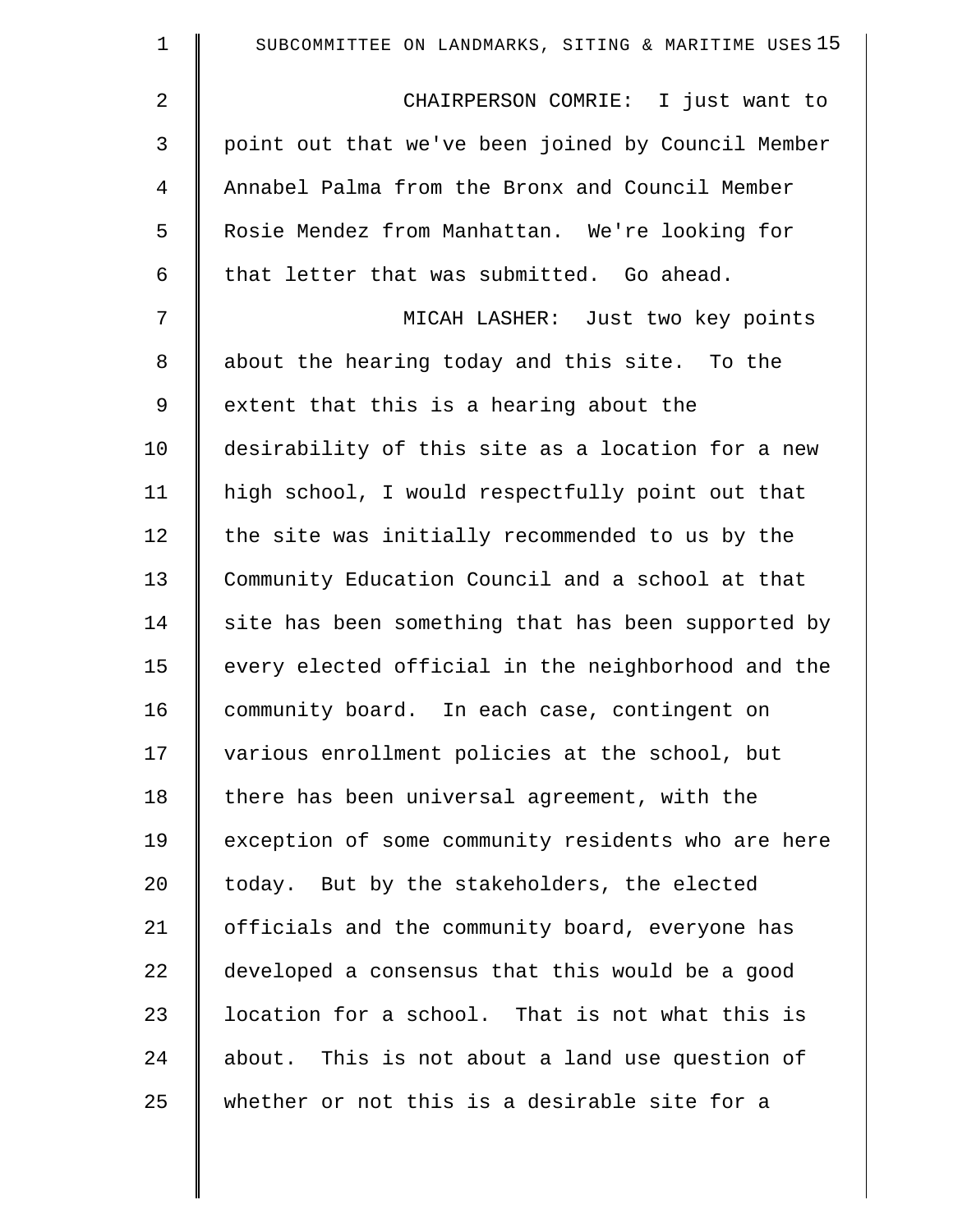CHAIRPERSON COMRIE: I just want to point out that we've been joined by Council Member Annabel Palma from the Bronx and Council Member Rosie Mendez from Manhattan. We're looking for that letter that was submitted. Go ahead.

MICAH LASHER: Just two key points about the hearing today and this site. To the extent that this is a hearing about the desirability of this site as a location for a new high school, I would respectfully point out that the site was initially recommended to us by the Community Education Council and a school at that site has been something that has been supported by every elected official in the neighborhood and the community board. In each case, contingent on various enrollment policies at the school, but there has been universal agreement, with the exception of some community residents who are here today. But by the stakeholders, the elected officials and the community board, everyone has developed a consensus that this would be a good location for a school. That is not what this is about. This is not about a land use question of whether or not this is a desirable site for a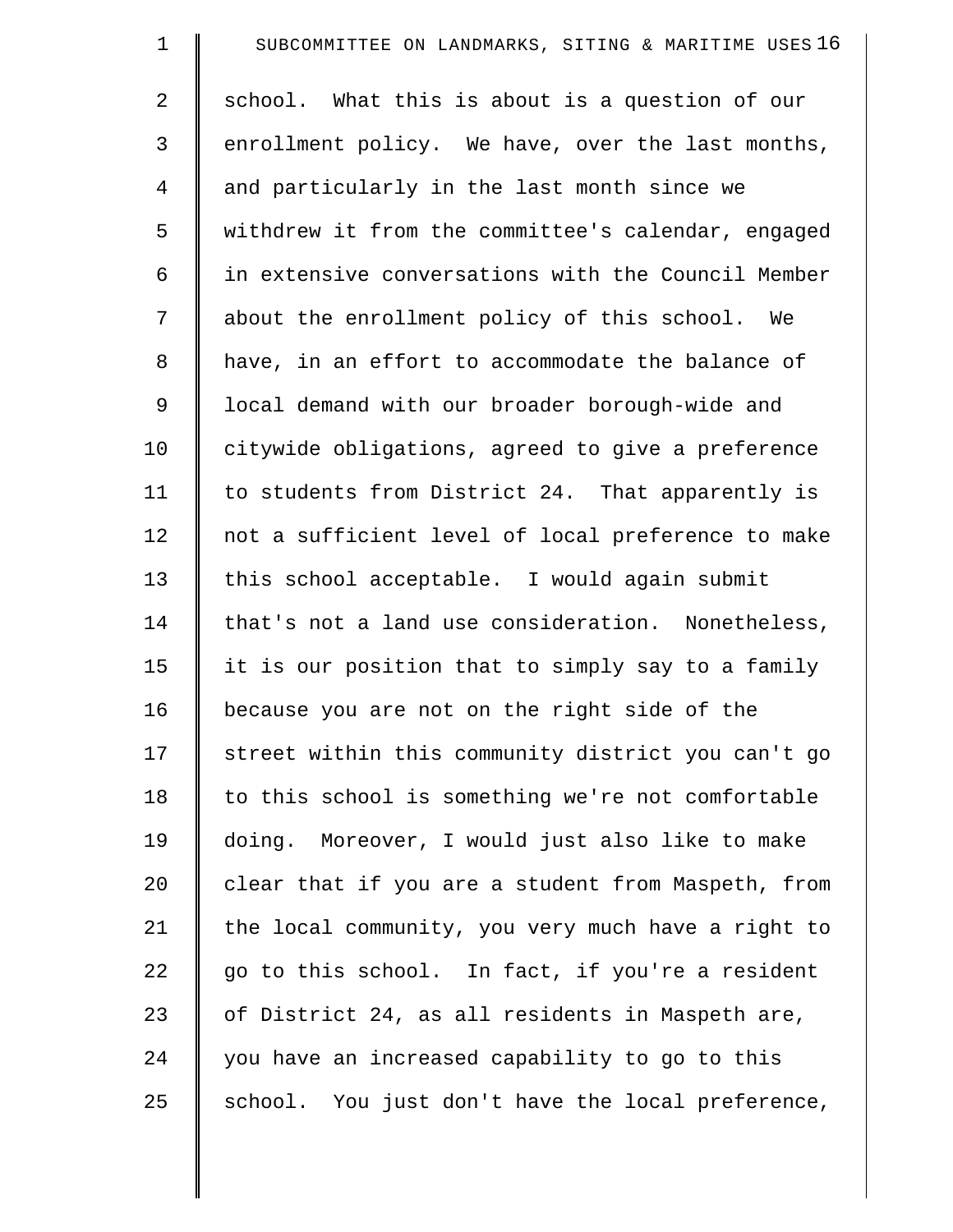school. What this is about is a question of our enrollment policy. We have, over the last months, and particularly in the last month since we withdrew it from the committee's calendar, engaged in extensive conversations with the Council Member about the enrollment policy of this school. We have, in an effort to accommodate the balance of local demand with our broader borough-wide and citywide obligations, agreed to give a preference to students from District 24. That apparently is not a sufficient level of local preference to make this school acceptable. I would again submit that's not a land use consideration. Nonetheless, it is our position that to simply say to a family because you are not on the right side of the street within this community district you can't go to this school is something we're not comfortable doing. Moreover, I would just also like to make clear that if you are a student from Maspeth, from the local community, you very much have a right to go to this school. In fact, if you're a resident of District 24, as all residents in Maspeth are, you have an increased capability to go to this school. You just don't have the local preference,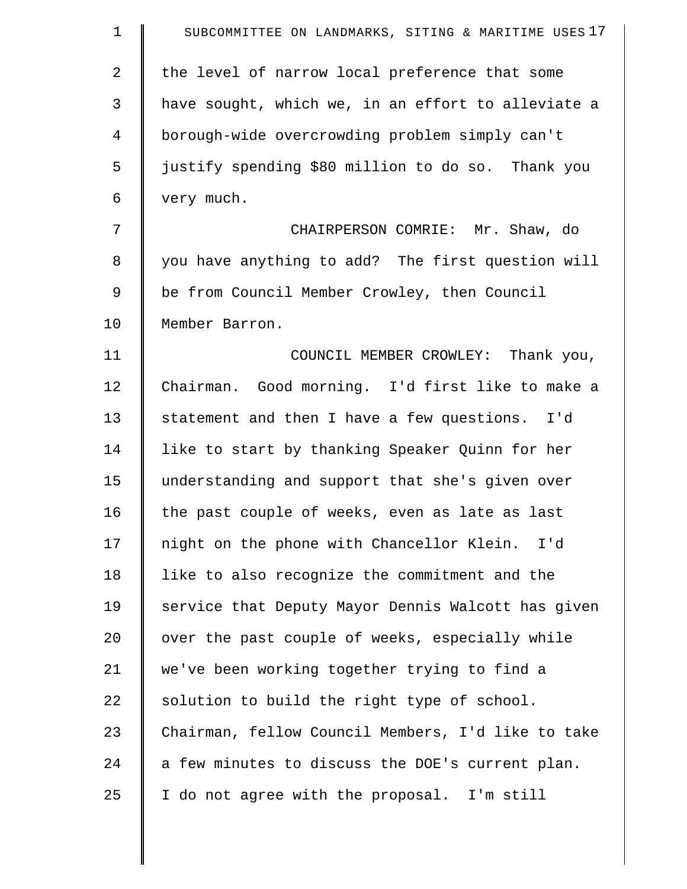the level of narrow local preference that some have sought, which we, in an effort to alleviate a borough-wide overcrowding problem simply can't justify spending $80 million to do so. Thank you very much.

CHAIRPERSON COMRIE: Mr. Shaw, do you have anything to add? The first question will be from Council Member Crowley, then Council Member Barron.

COUNCIL MEMBER CROWLEY: Thank you, Chairman. Good morning. I'd first like to make a statement and then I have a few questions. I'd like to start by thanking Speaker Quinn for her understanding and support that she's given over the past couple of weeks, even as late as last night on the phone with Chancellor Klein. I'd like to also recognize the commitment and the service that Deputy Mayor Dennis Walcott has given over the past couple of weeks, especially while we've been working together trying to find a solution to build the right type of school. Chairman, fellow Council Members, I'd like to take a few minutes to discuss the DOE's current plan. I do not agree with the proposal. I'm still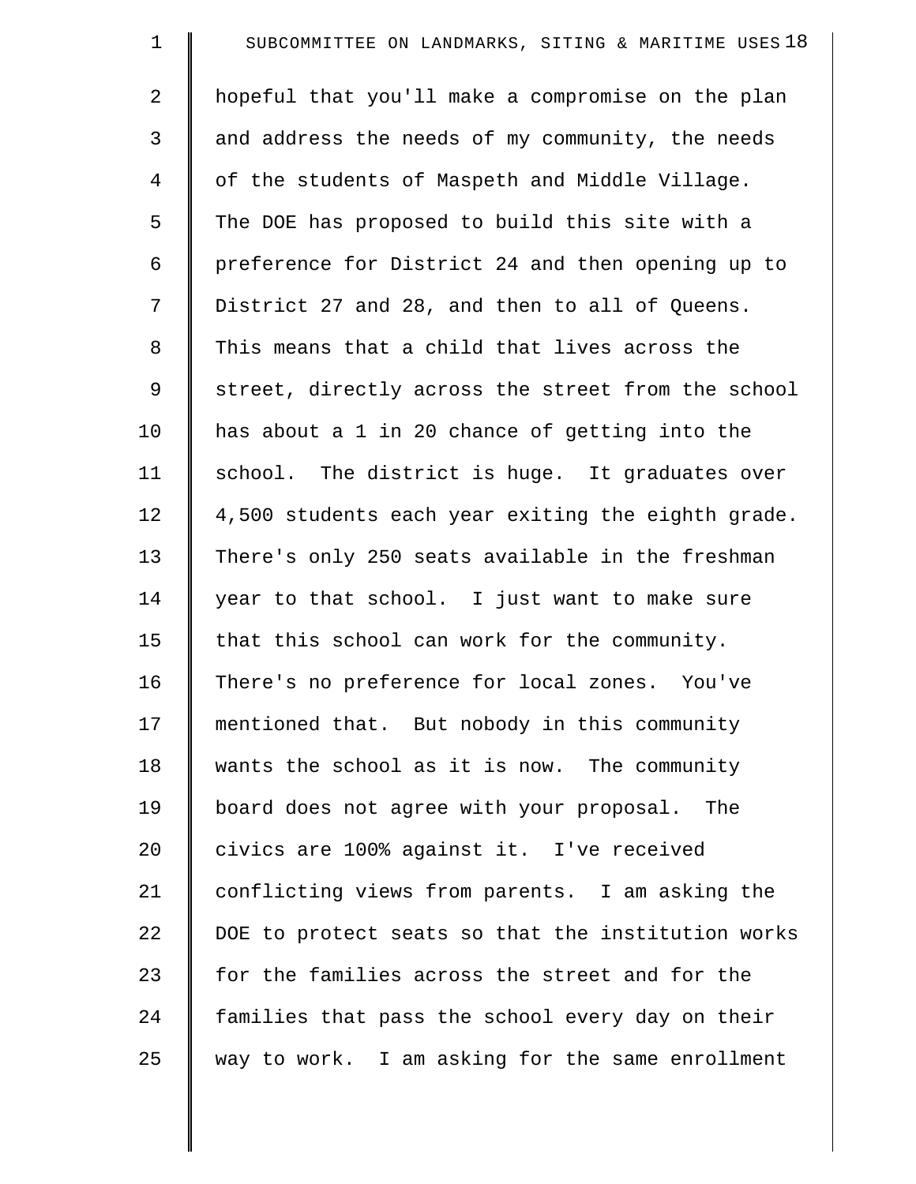hopeful that you'll make a compromise on the plan and address the needs of my community, the needs of the students of Maspeth and Middle Village. The DOE has proposed to build this site with a preference for District 24 and then opening up to District 27 and 28, and then to all of Queens. This means that a child that lives across the street, directly across the street from the school has about a 1 in 20 chance of getting into the school. The district is huge. It graduates over 4,500 students each year exiting the eighth grade. There's only 250 seats available in the freshman year to that school. I just want to make sure that this school can work for the community. There's no preference for local zones. You've mentioned that. But nobody in this community wants the school as it is now. The community board does not agree with your proposal. The civics are 100% against it. I've received conflicting views from parents. I am asking the DOE to protect seats so that the institution works for the families across the street and for the families that pass the school every day on their way to work. I am asking for the same enrollment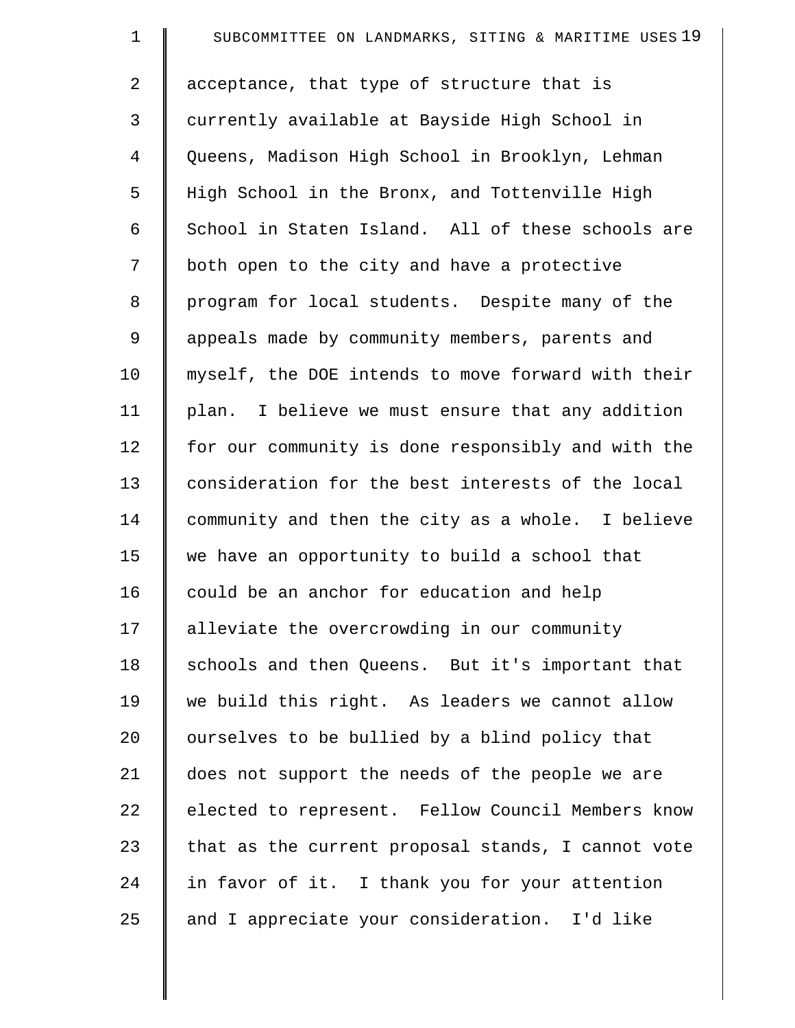acceptance, that type of structure that is currently available at Bayside High School in Queens, Madison High School in Brooklyn, Lehman High School in the Bronx, and Tottenville High School in Staten Island. All of these schools are both open to the city and have a protective program for local students. Despite many of the appeals made by community members, parents and myself, the DOE intends to move forward with their plan. I believe we must ensure that any addition for our community is done responsibly and with the consideration for the best interests of the local community and then the city as a whole. I believe we have an opportunity to build a school that could be an anchor for education and help alleviate the overcrowding in our community schools and then Queens. But it's important that we build this right. As leaders we cannot allow ourselves to be bullied by a blind policy that does not support the needs of the people we are elected to represent. Fellow Council Members know that as the current proposal stands, I cannot vote in favor of it. I thank you for your attention and I appreciate your consideration. I'd like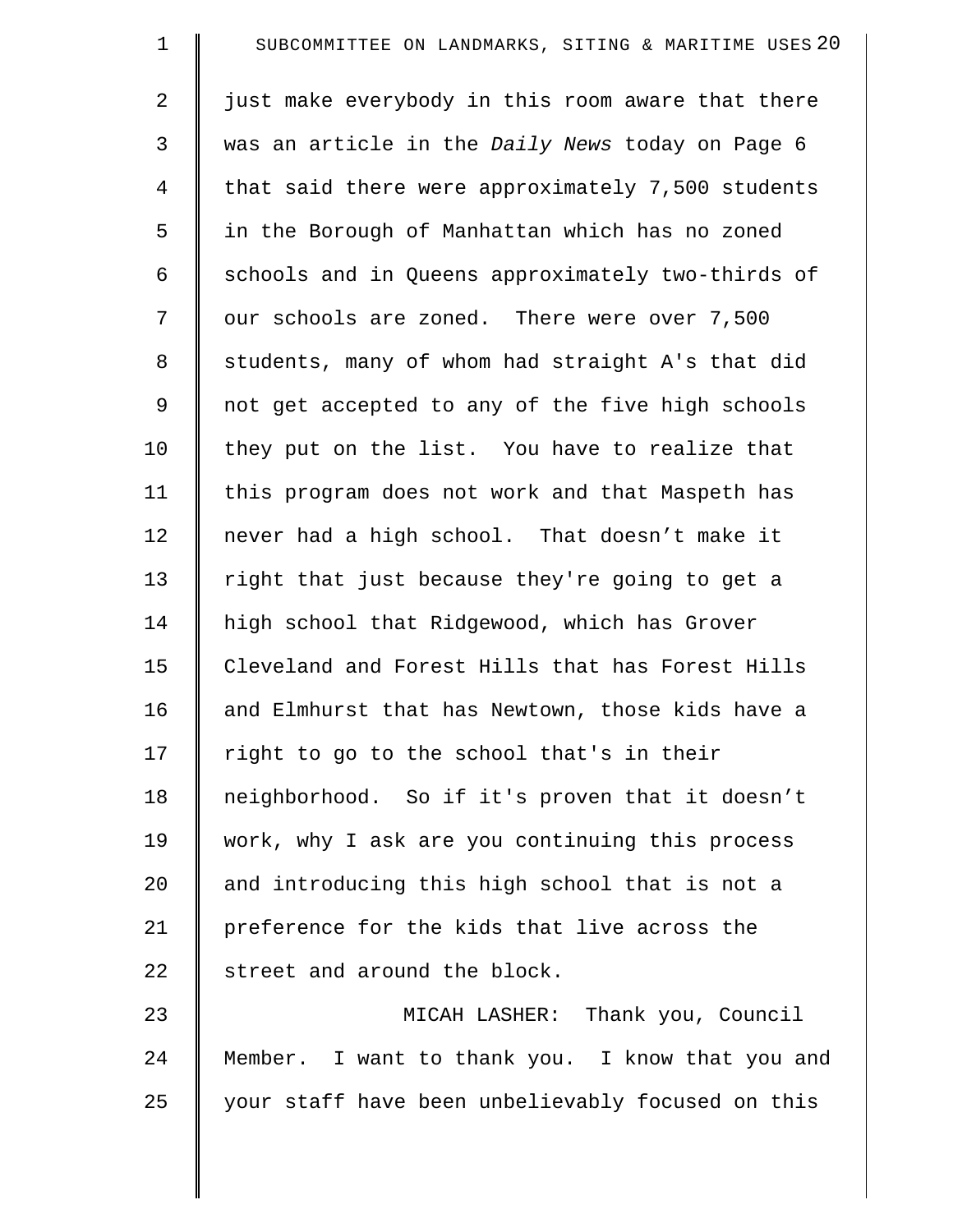just make everybody in this room aware that there was an article in the *Daily News* today on Page 6 that said there were approximately 7,500 students in the Borough of Manhattan which has no zoned schools and in Queens approximately two-thirds of our schools are zoned. There were over 7,500 students, many of whom had straight A's that did not get accepted to any of the five high schools they put on the list. You have to realize that this program does not work and that Maspeth has never had a high school. That doesn't make it right that just because they're going to get a high school that Ridgewood, which has Grover Cleveland and Forest Hills that has Forest Hills and Elmhurst that has Newtown, those kids have a right to go to the school that's in their neighborhood. So if it's proven that it doesn't work, why I ask are you continuing this process and introducing this high school that is not a preference for the kids that live across the street and around the block.

MICAH LASHER: Thank you, Council Member. I want to thank you. I know that you and your staff have been unbelievably focused on this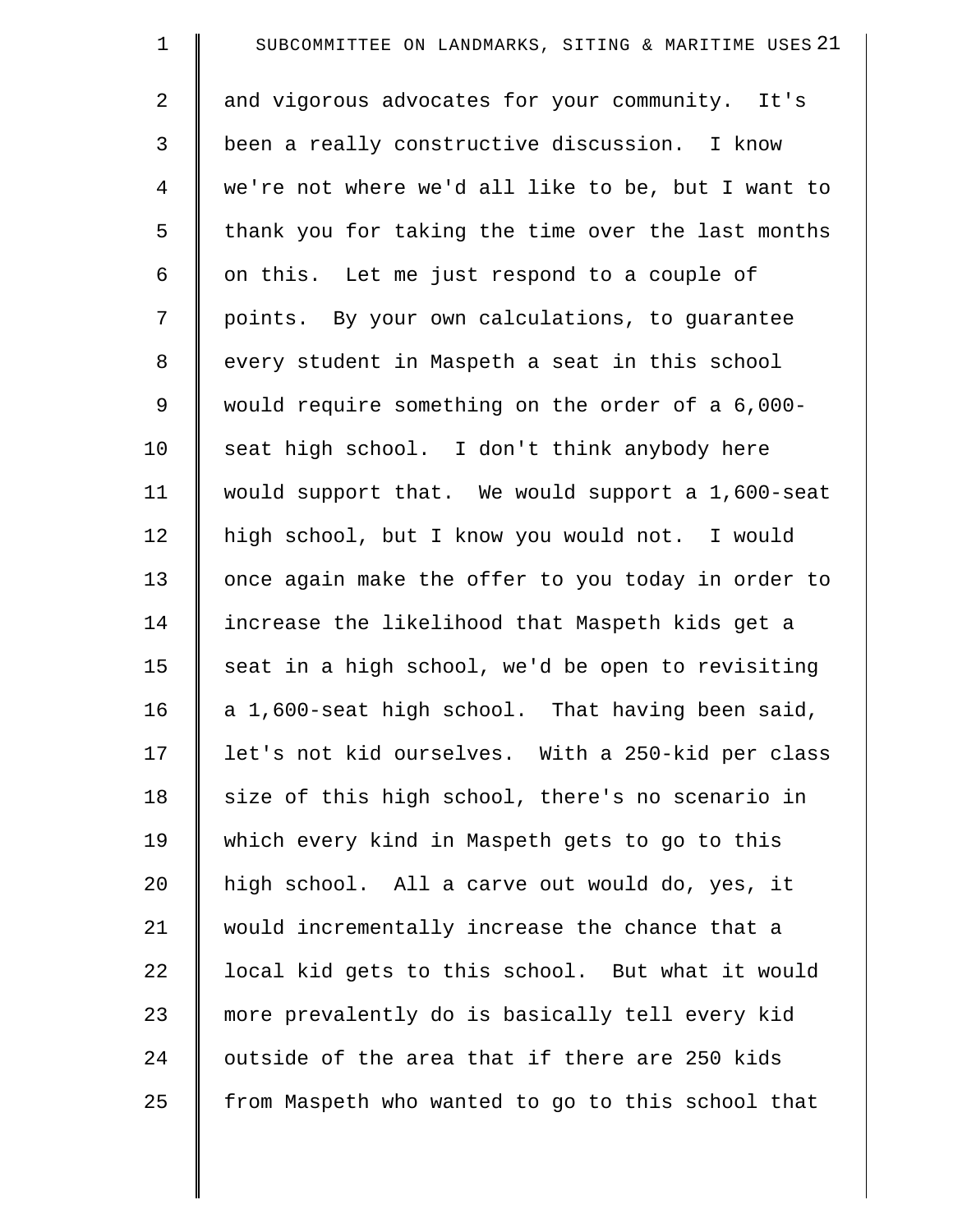and vigorous advocates for your community. It's been a really constructive discussion. I know we're not where we'd all like to be, but I want to thank you for taking the time over the last months on this. Let me just respond to a couple of points. By your own calculations, to guarantee every student in Maspeth a seat in this school would require something on the order of a 6,000-seat high school. I don't think anybody here would support that. We would support a 1,600-seat high school, but I know you would not. I would once again make the offer to you today in order to increase the likelihood that Maspeth kids get a seat in a high school, we'd be open to revisiting a 1,600-seat high school. That having been said, let's not kid ourselves. With a 250-kid per class size of this high school, there's no scenario in which every kind in Maspeth gets to go to this high school. All a carve out would do, yes, it would incrementally increase the chance that a local kid gets to this school. But what it would more prevalently do is basically tell every kid outside of the area that if there are 250 kids from Maspeth who wanted to go to this school that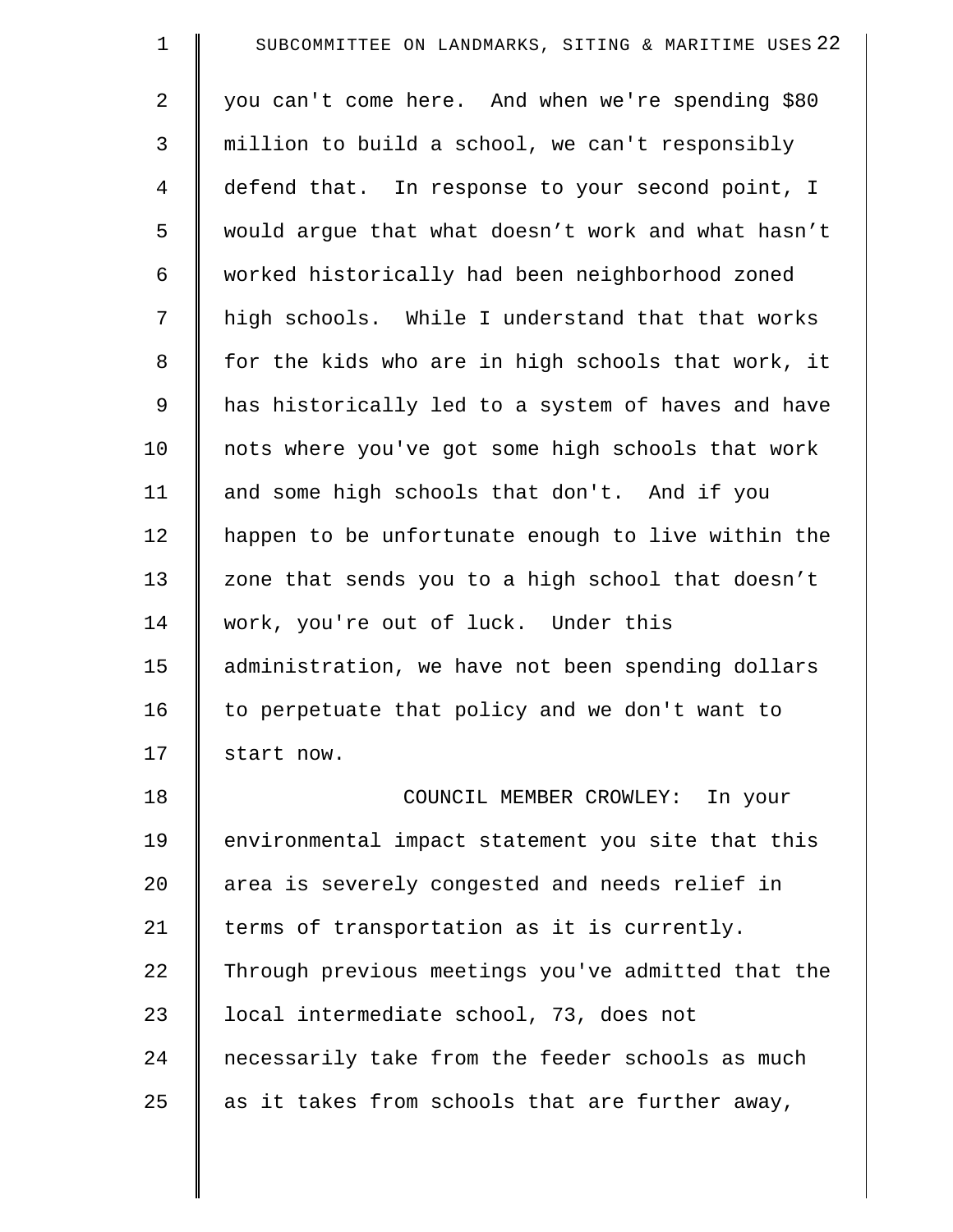you can't come here. And when we're spending $80 million to build a school, we can't responsibly defend that. In response to your second point, I would argue that what doesn’t work and what hasn’t worked historically had been neighborhood zoned high schools. While I understand that that works for the kids who are in high schools that work, it has historically led to a system of haves and have nots where you've got some high schools that work and some high schools that don't. And if you happen to be unfortunate enough to live within the zone that sends you to a high school that doesn’t work, you're out of luck. Under this administration, we have not been spending dollars to perpetuate that policy and we don't want to start now.

COUNCIL MEMBER CROWLEY: In your environmental impact statement you site that this area is severely congested and needs relief in terms of transportation as it is currently. Through previous meetings you've admitted that the local intermediate school, 73, does not necessarily take from the feeder schools as much as it takes from schools that are further away,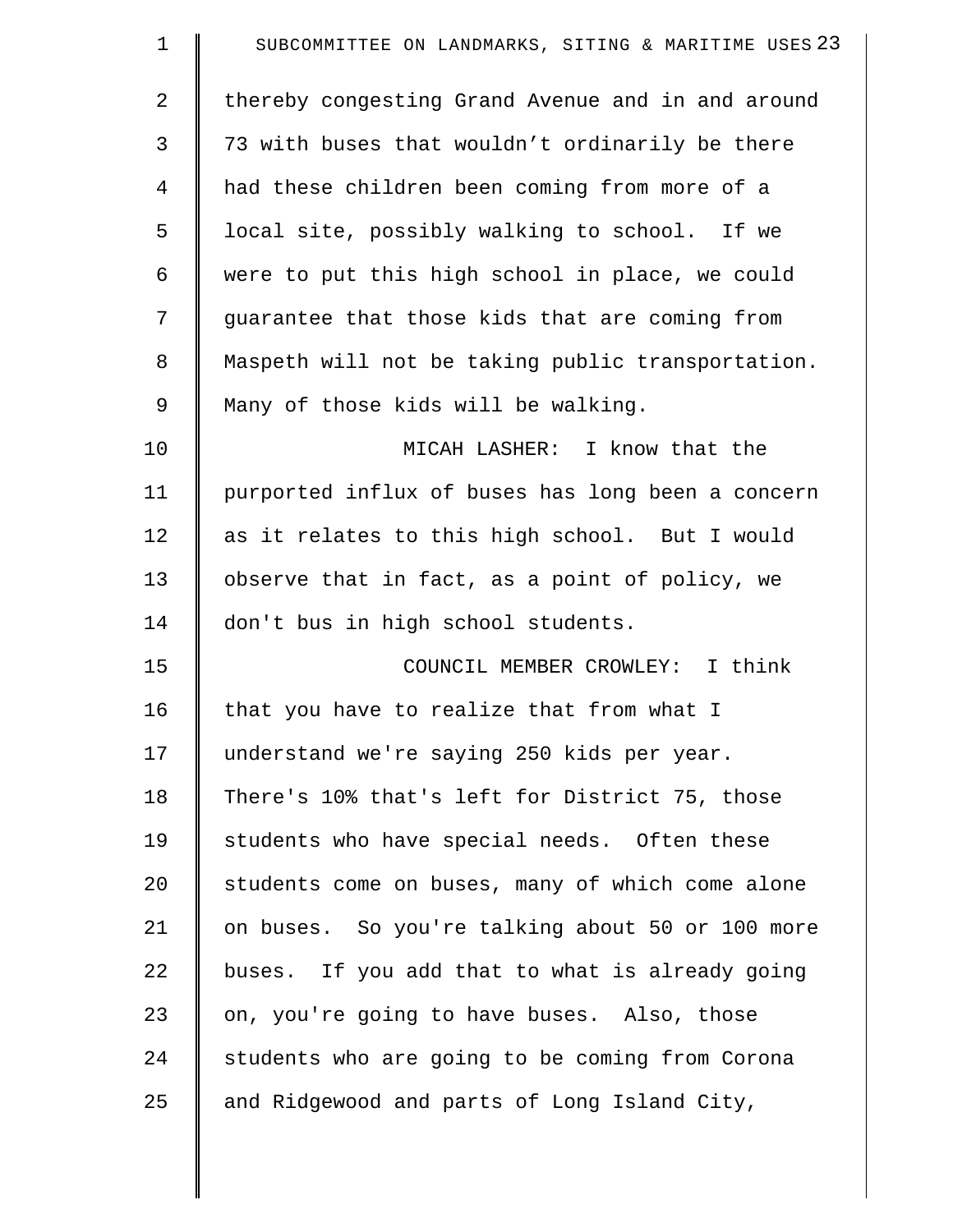thereby congesting Grand Avenue and in and around 73 with buses that wouldn't ordinarily be there had these children been coming from more of a local site, possibly walking to school. If we were to put this high school in place, we could guarantee that those kids that are coming from Maspeth will not be taking public transportation. Many of those kids will be walking.

MICAH LASHER: I know that the purported influx of buses has long been a concern as it relates to this high school. But I would observe that in fact, as a point of policy, we don't bus in high school students.

COUNCIL MEMBER CROWLEY: I think that you have to realize that from what I understand we're saying 250 kids per year. There's 10% that's left for District 75, those students who have special needs. Often these students come on buses, many of which come alone on buses. So you're talking about 50 or 100 more buses. If you add that to what is already going on, you're going to have buses. Also, those students who are going to be coming from Corona and Ridgewood and parts of Long Island City,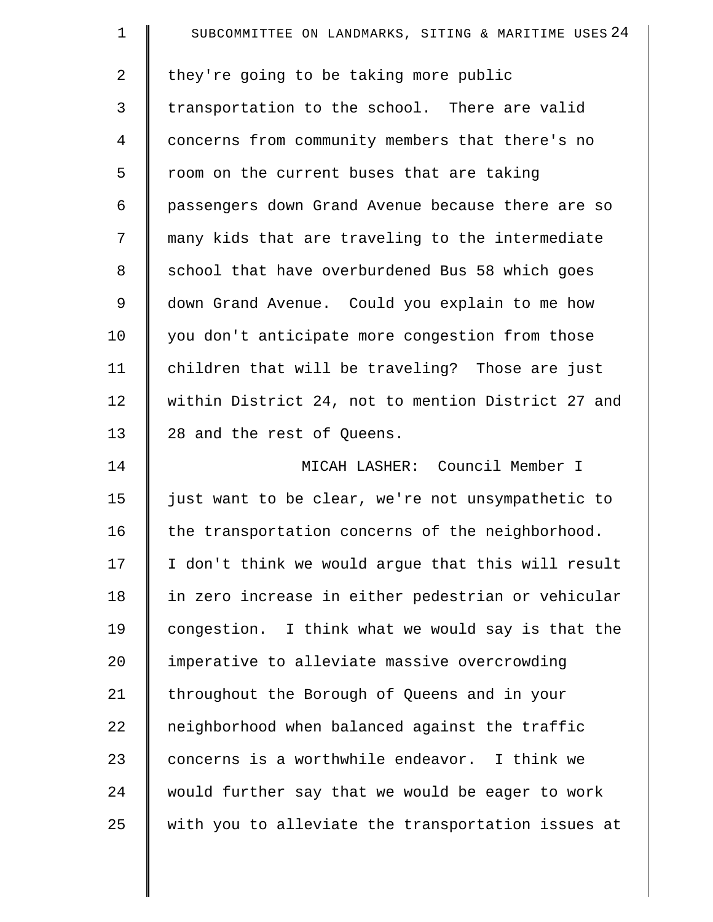they're going to be taking more public transportation to the school. There are valid concerns from community members that there's no room on the current buses that are taking passengers down Grand Avenue because there are so many kids that are traveling to the intermediate school that have overburdened Bus 58 which goes down Grand Avenue. Could you explain to me how you don't anticipate more congestion from those children that will be traveling? Those are just within District 24, not to mention District 27 and 28 and the rest of Queens.

MICAH LASHER: Council Member I just want to be clear, we're not unsympathetic to the transportation concerns of the neighborhood. I don't think we would argue that this will result in zero increase in either pedestrian or vehicular congestion. I think what we would say is that the imperative to alleviate massive overcrowding throughout the Borough of Queens and in your neighborhood when balanced against the traffic concerns is a worthwhile endeavor. I think we would further say that we would be eager to work with you to alleviate the transportation issues at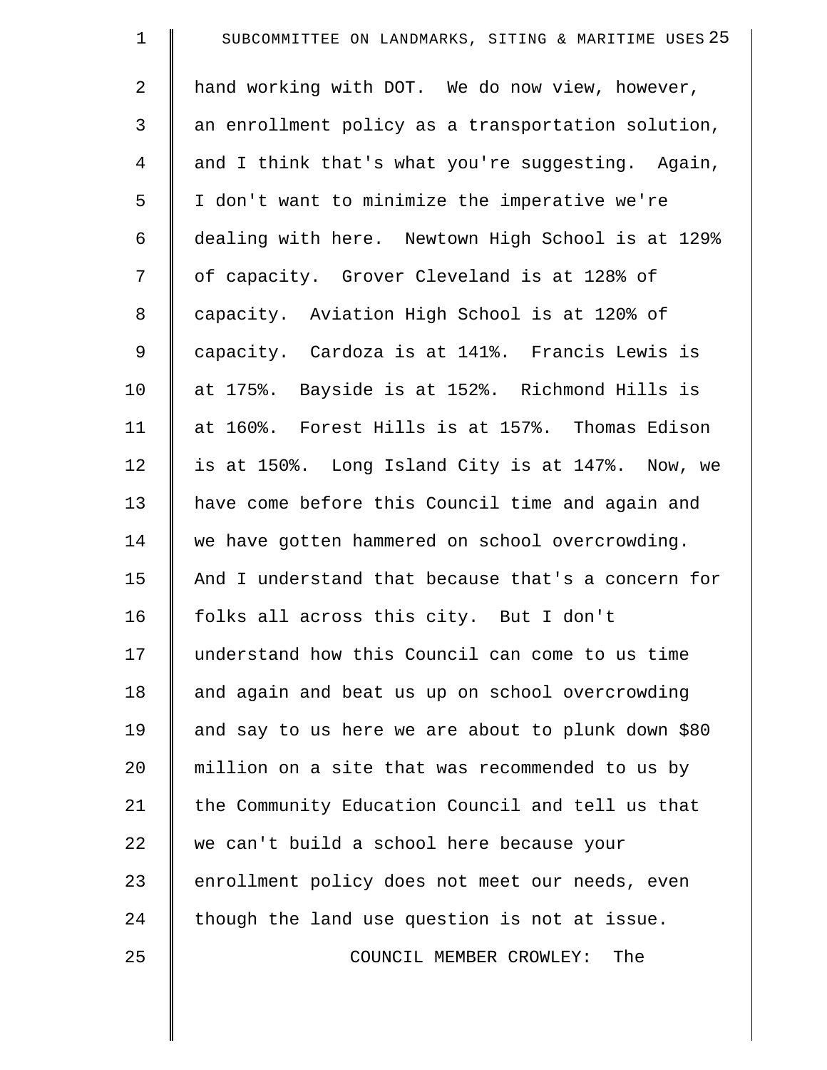hand working with DOT. We do now view, however, an enrollment policy as a transportation solution, and I think that's what you're suggesting. Again, I don't want to minimize the imperative we're dealing with here. Newtown High School is at 129% of capacity. Grover Cleveland is at 128% of capacity. Aviation High School is at 120% of capacity. Cardoza is at 141%. Francis Lewis is at 175%. Bayside is at 152%. Richmond Hills is at 160%. Forest Hills is at 157%. Thomas Edison is at 150%. Long Island City is at 147%. Now, we have come before this Council time and again and we have gotten hammered on school overcrowding. And I understand that because that's a concern for folks all across this city. But I don't understand how this Council can come to us time and again and beat us up on school overcrowding and say to us here we are about to plunk down $80 million on a site that was recommended to us by the Community Education Council and tell us that we can't build a school here because your enrollment policy does not meet our needs, even though the land use question is not at issue.

COUNCIL MEMBER CROWLEY: The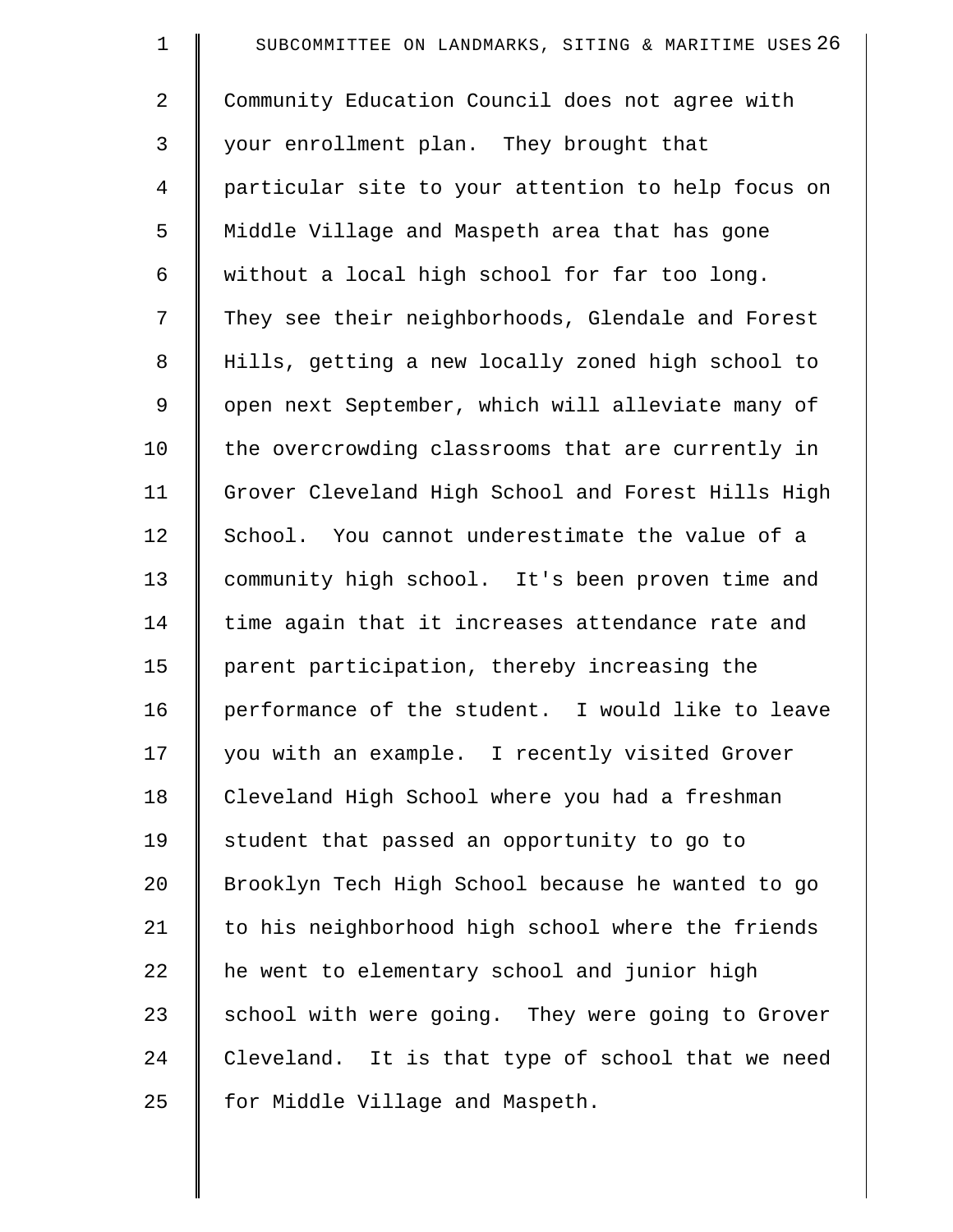Community Education Council does not agree with your enrollment plan. They brought that particular site to your attention to help focus on Middle Village and Maspeth area that has gone without a local high school for far too long. They see their neighborhoods, Glendale and Forest Hills, getting a new locally zoned high school to open next September, which will alleviate many of the overcrowding classrooms that are currently in Grover Cleveland High School and Forest Hills High School. You cannot underestimate the value of a community high school. It's been proven time and time again that it increases attendance rate and parent participation, thereby increasing the performance of the student. I would like to leave you with an example. I recently visited Grover Cleveland High School where you had a freshman student that passed an opportunity to go to Brooklyn Tech High School because he wanted to go to his neighborhood high school where the friends he went to elementary school and junior high school with were going. They were going to Grover Cleveland. It is that type of school that we need for Middle Village and Maspeth.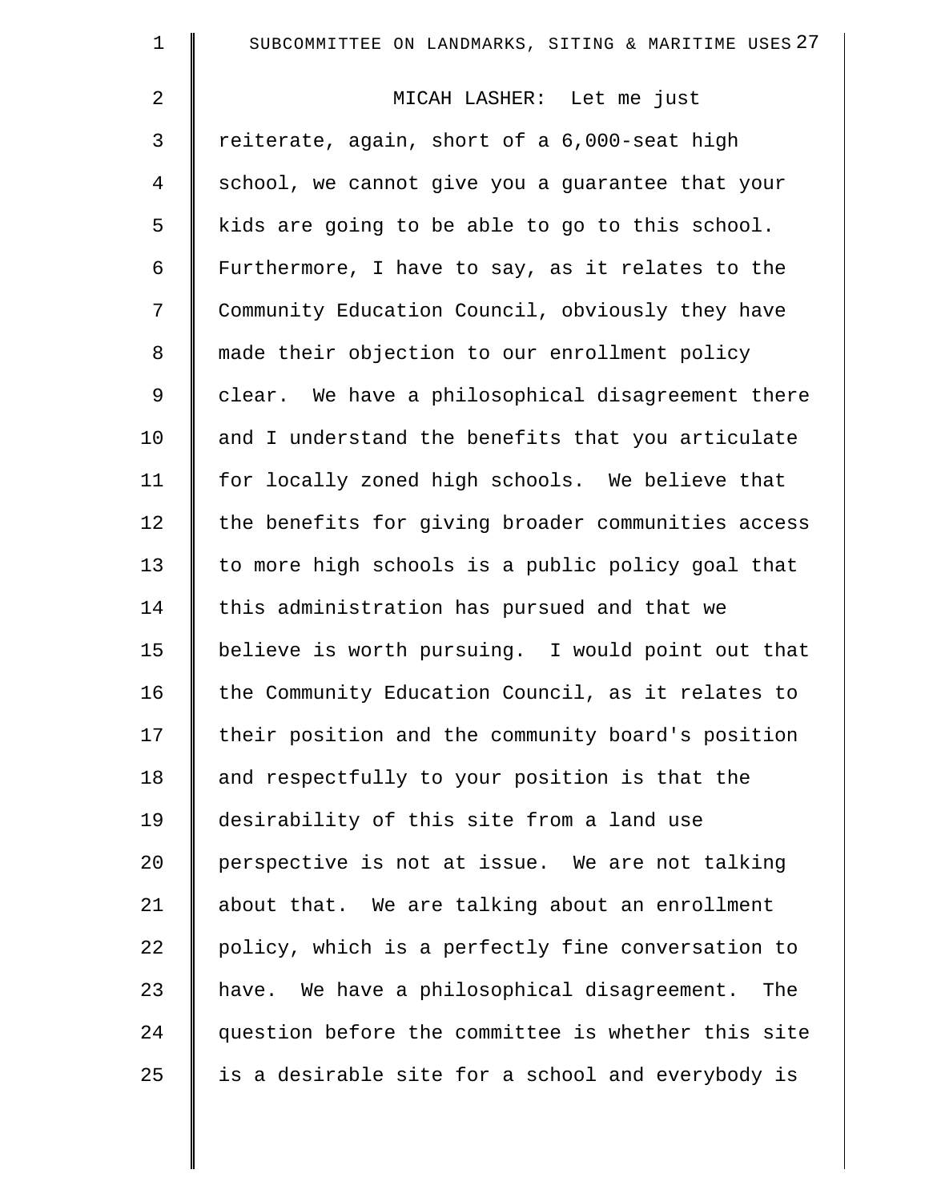MICAH LASHER: Let me just reiterate, again, short of a 6,000-seat high school, we cannot give you a guarantee that your kids are going to be able to go to this school. Furthermore, I have to say, as it relates to the Community Education Council, obviously they have made their objection to our enrollment policy clear. We have a philosophical disagreement there and I understand the benefits that you articulate for locally zoned high schools. We believe that the benefits for giving broader communities access to more high schools is a public policy goal that this administration has pursued and that we believe is worth pursuing. I would point out that the Community Education Council, as it relates to their position and the community board's position and respectfully to your position is that the desirability of this site from a land use perspective is not at issue. We are not talking about that. We are talking about an enrollment policy, which is a perfectly fine conversation to have. We have a philosophical disagreement. The question before the committee is whether this site is a desirable site for a school and everybody is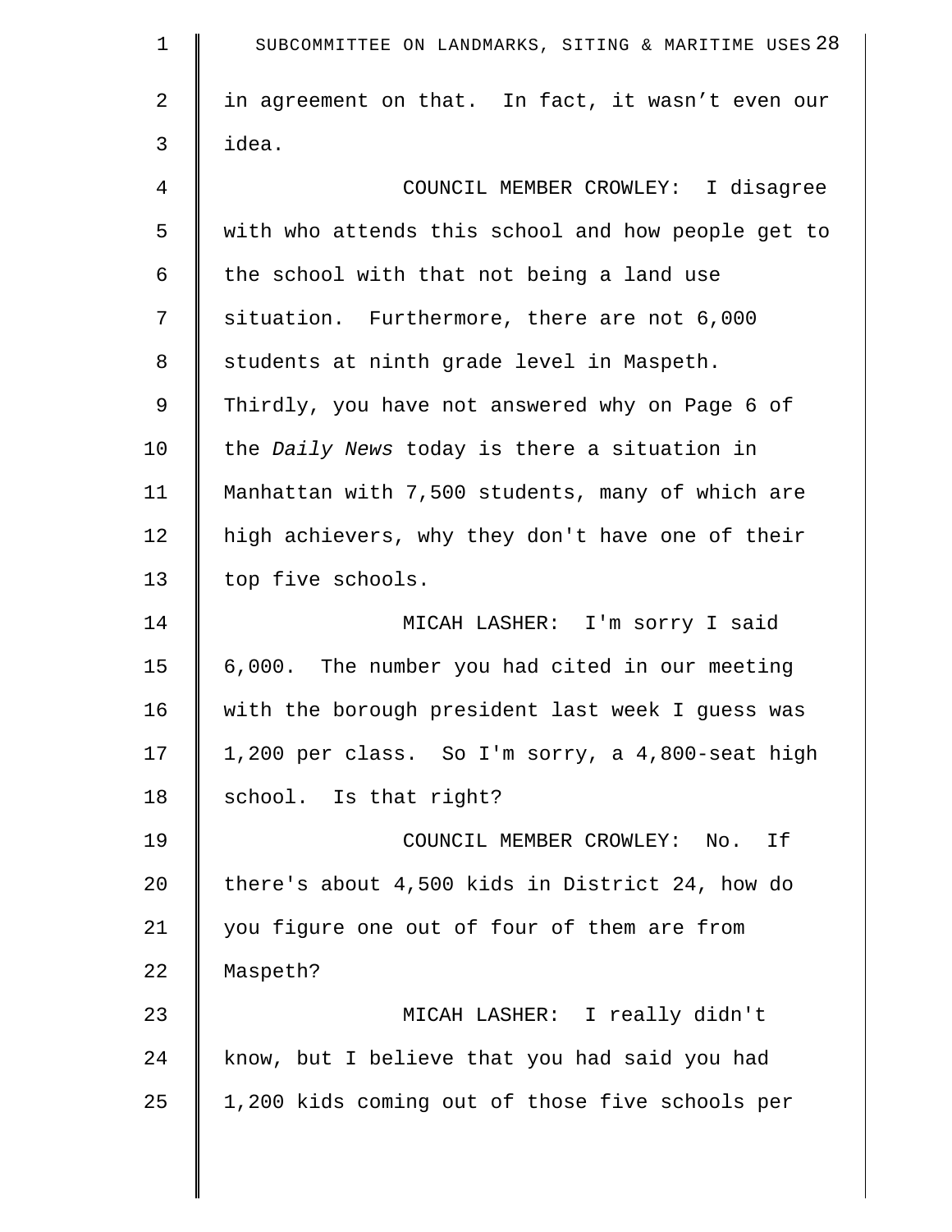in agreement on that. In fact, it wasn't even our idea.

COUNCIL MEMBER CROWLEY: I disagree with who attends this school and how people get to the school with that not being a land use situation. Furthermore, there are not 6,000 students at ninth grade level in Maspeth. Thirdly, you have not answered why on Page 6 of the *Daily News* today is there a situation in Manhattan with 7,500 students, many of which are high achievers, why they don't have one of their top five schools.

MICAH LASHER: I'm sorry I said 6,000. The number you had cited in our meeting with the borough president last week I guess was 1,200 per class. So I'm sorry, a 4,800-seat high school. Is that right?

COUNCIL MEMBER CROWLEY: No. If there's about 4,500 kids in District 24, how do you figure one out of four of them are from Maspeth?

MICAH LASHER: I really didn't know, but I believe that you had said you had 1,200 kids coming out of those five schools per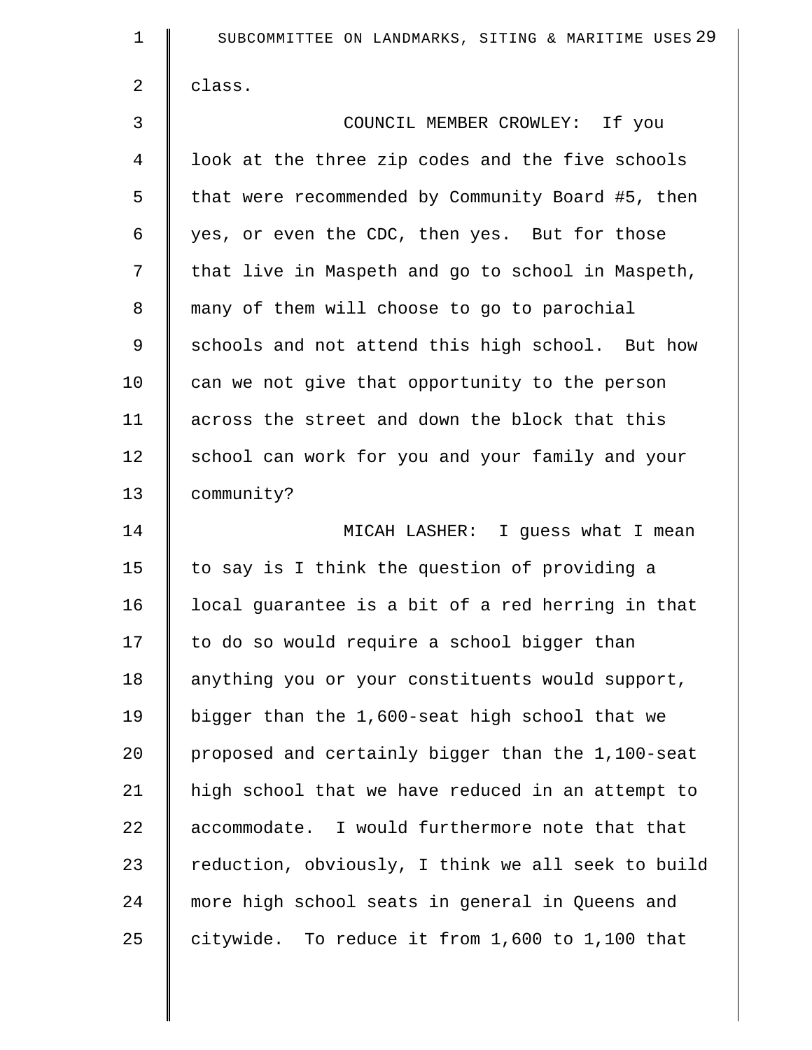class.

COUNCIL MEMBER CROWLEY: If you look at the three zip codes and the five schools that were recommended by Community Board #5, then yes, or even the CDC, then yes. But for those that live in Maspeth and go to school in Maspeth, many of them will choose to go to parochial schools and not attend this high school. But how can we not give that opportunity to the person across the street and down the block that this school can work for you and your family and your community?

MICAH LASHER: I guess what I mean to say is I think the question of providing a local guarantee is a bit of a red herring in that to do so would require a school bigger than anything you or your constituents would support, bigger than the 1,600-seat high school that we proposed and certainly bigger than the 1,100-seat high school that we have reduced in an attempt to accommodate. I would furthermore note that that reduction, obviously, I think we all seek to build more high school seats in general in Queens and citywide. To reduce it from 1,600 to 1,100 that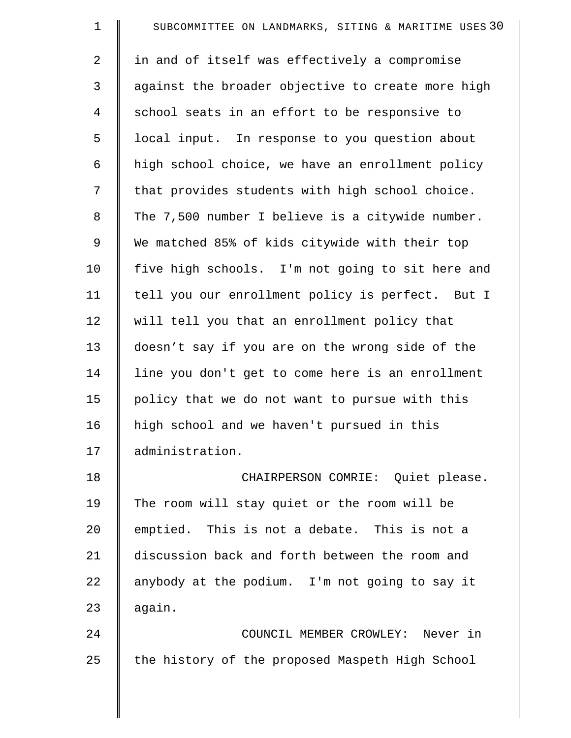in and of itself was effectively a compromise against the broader objective to create more high school seats in an effort to be responsive to local input. In response to you question about high school choice, we have an enrollment policy that provides students with high school choice. The 7,500 number I believe is a citywide number. We matched 85% of kids citywide with their top five high schools. I'm not going to sit here and tell you our enrollment policy is perfect. But I will tell you that an enrollment policy that doesn't say if you are on the wrong side of the line you don't get to come here is an enrollment policy that we do not want to pursue with this high school and we haven't pursued in this administration.

CHAIRPERSON COMRIE: Quiet please. The room will stay quiet or the room will be emptied. This is not a debate. This is not a discussion back and forth between the room and anybody at the podium. I'm not going to say it again.

COUNCIL MEMBER CROWLEY: Never in the history of the proposed Maspeth High School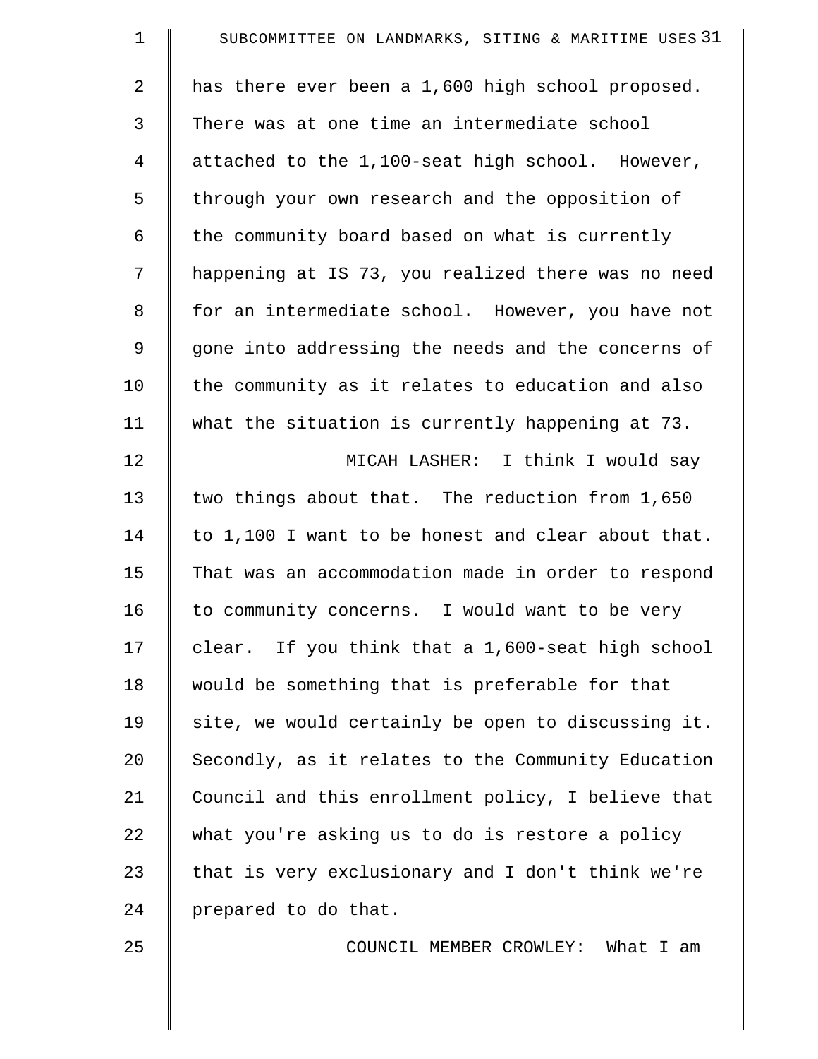has there ever been a 1,600 high school proposed. There was at one time an intermediate school attached to the 1,100-seat high school. However, through your own research and the opposition of the community board based on what is currently happening at IS 73, you realized there was no need for an intermediate school. However, you have not gone into addressing the needs and the concerns of the community as it relates to education and also what the situation is currently happening at 73.

MICAH LASHER: I think I would say two things about that. The reduction from 1,650 to 1,100 I want to be honest and clear about that. That was an accommodation made in order to respond to community concerns. I would want to be very clear. If you think that a 1,600-seat high school would be something that is preferable for that site, we would certainly be open to discussing it. Secondly, as it relates to the Community Education Council and this enrollment policy, I believe that what you're asking us to do is restore a policy that is very exclusionary and I don't think we're prepared to do that.

COUNCIL MEMBER CROWLEY: What I am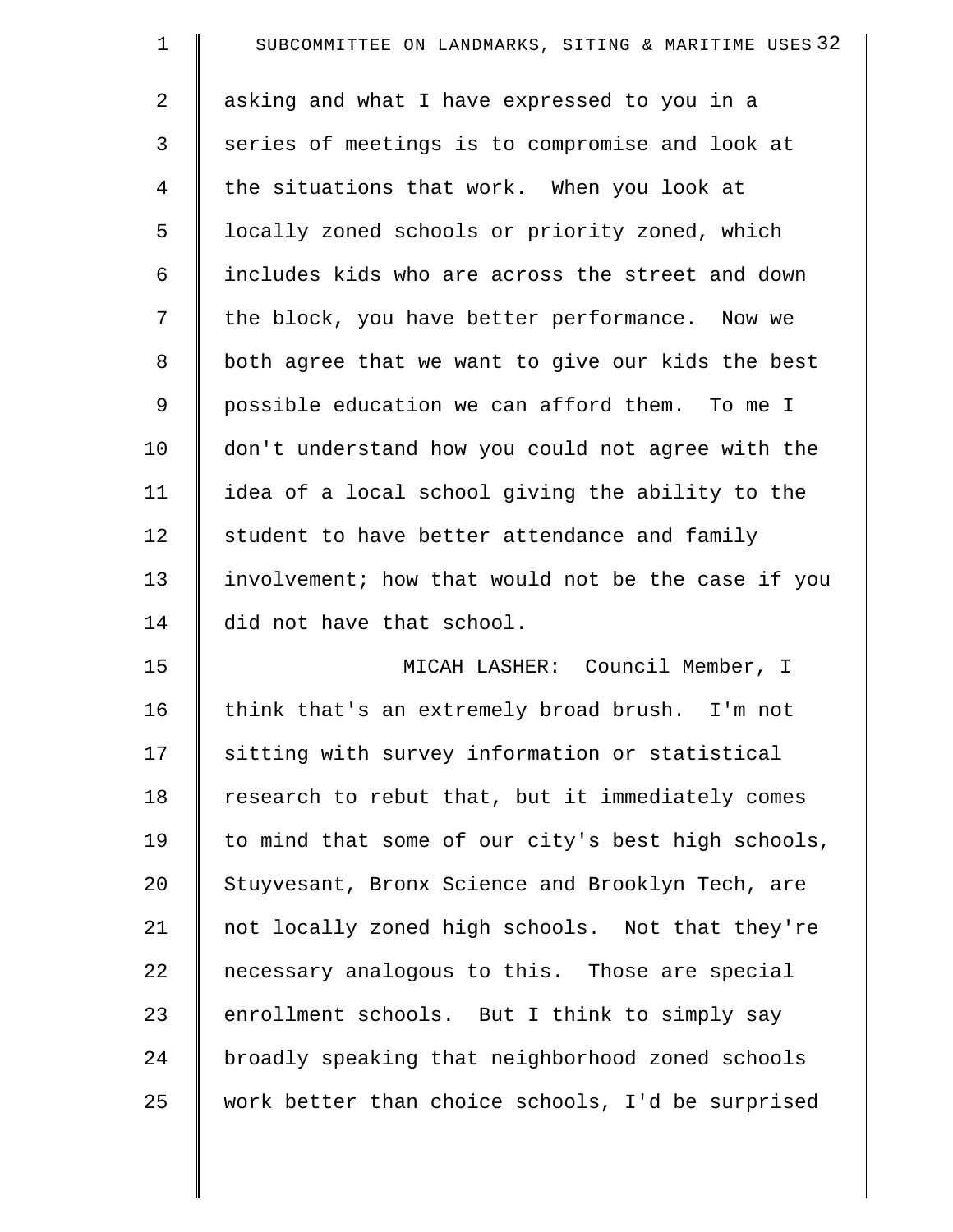asking and what I have expressed to you in a series of meetings is to compromise and look at the situations that work. When you look at locally zoned schools or priority zoned, which includes kids who are across the street and down the block, you have better performance. Now we both agree that we want to give our kids the best possible education we can afford them. To me I don't understand how you could not agree with the idea of a local school giving the ability to the student to have better attendance and family involvement; how that would not be the case if you did not have that school.

MICAH LASHER: Council Member, I think that's an extremely broad brush. I'm not sitting with survey information or statistical research to rebut that, but it immediately comes to mind that some of our city's best high schools, Stuyvesant, Bronx Science and Brooklyn Tech, are not locally zoned high schools. Not that they're necessary analogous to this. Those are special enrollment schools. But I think to simply say broadly speaking that neighborhood zoned schools work better than choice schools, I'd be surprised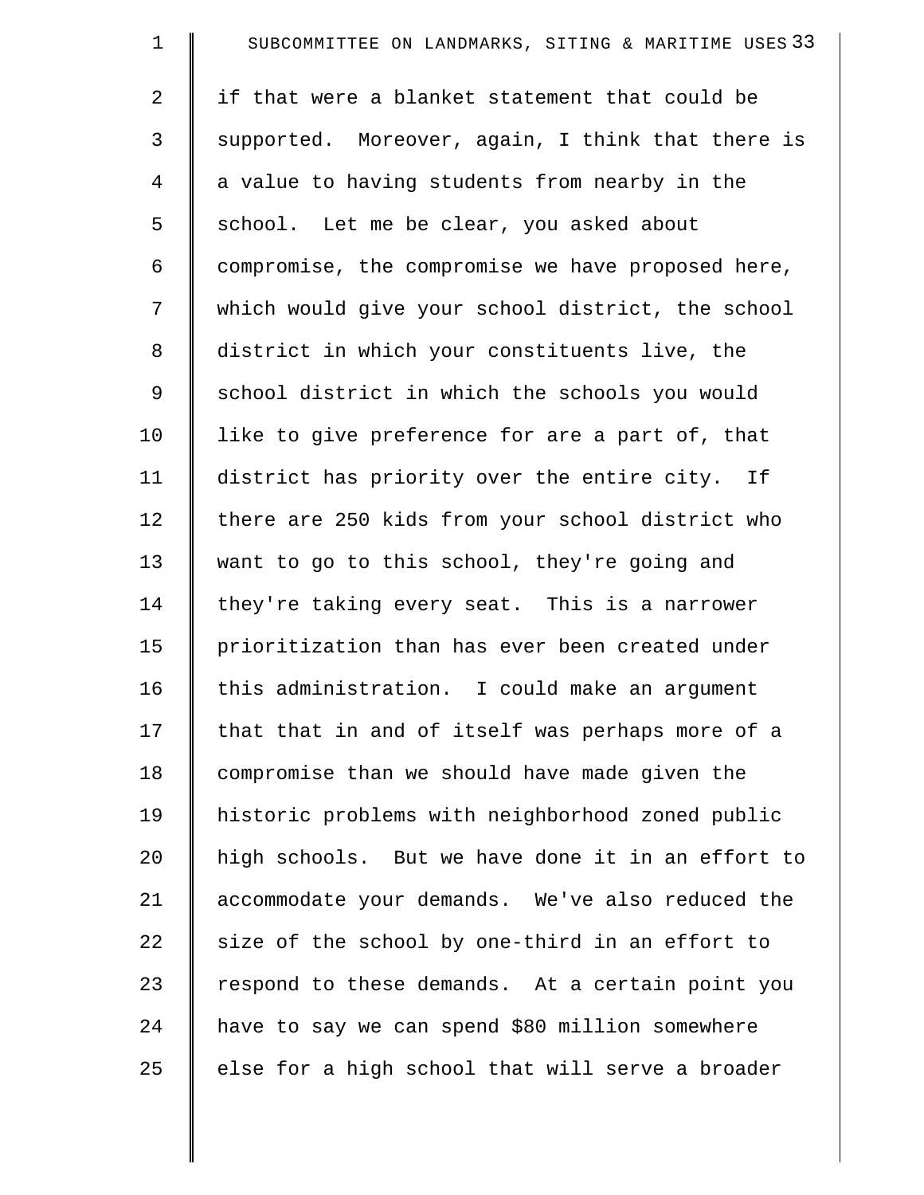if that were a blanket statement that could be supported. Moreover, again, I think that there is a value to having students from nearby in the school. Let me be clear, you asked about compromise, the compromise we have proposed here, which would give your school district, the school district in which your constituents live, the school district in which the schools you would like to give preference for are a part of, that district has priority over the entire city. If there are 250 kids from your school district who want to go to this school, they're going and they're taking every seat. This is a narrower prioritization than has ever been created under this administration. I could make an argument that that in and of itself was perhaps more of a compromise than we should have made given the historic problems with neighborhood zoned public high schools. But we have done it in an effort to accommodate your demands. We've also reduced the size of the school by one-third in an effort to respond to these demands. At a certain point you have to say we can spend $80 million somewhere else for a high school that will serve a broader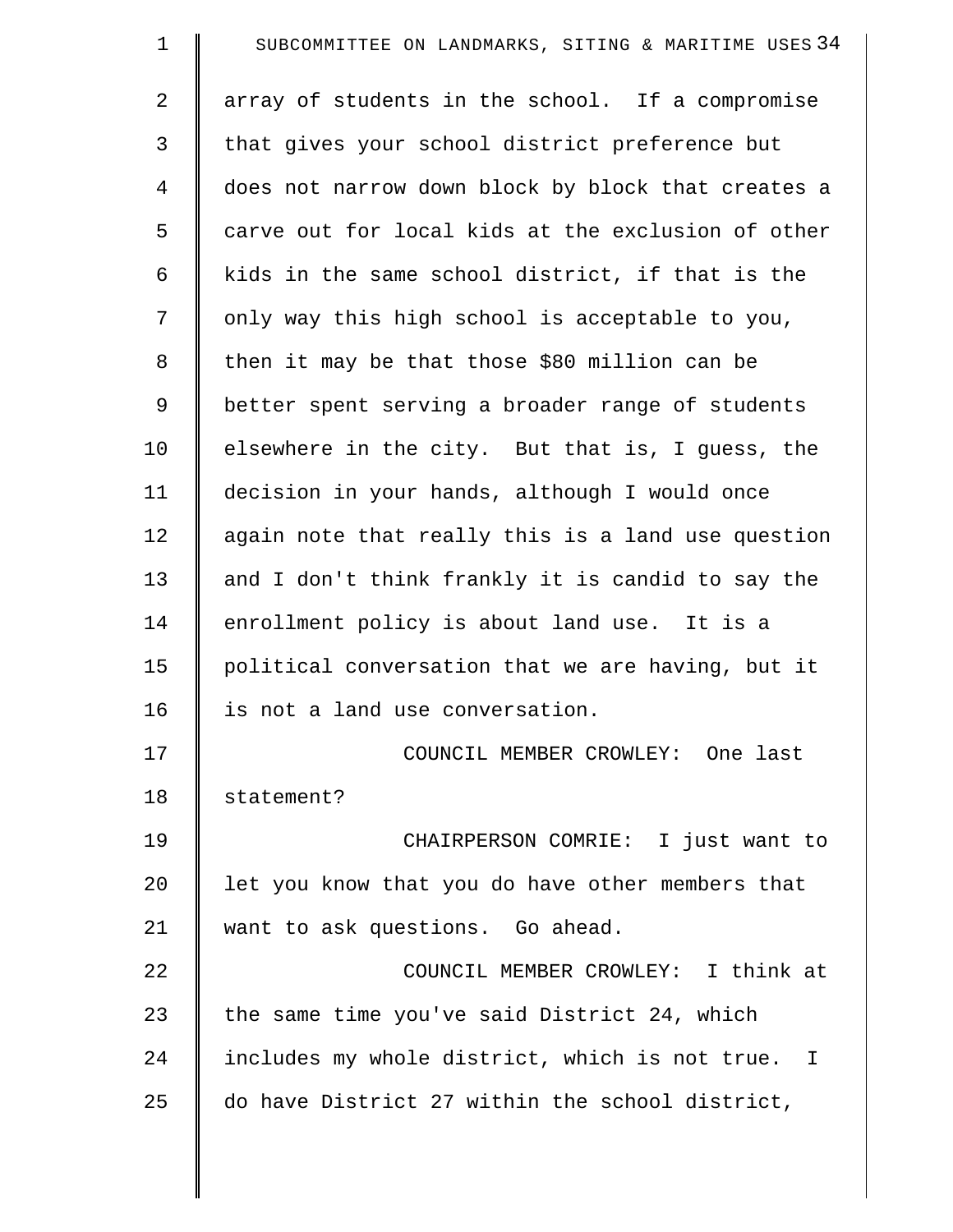array of students in the school. If a compromise that gives your school district preference but does not narrow down block by block that creates a carve out for local kids at the exclusion of other kids in the same school district, if that is the only way this high school is acceptable to you, then it may be that those $80 million can be better spent serving a broader range of students elsewhere in the city. But that is, I guess, the decision in your hands, although I would once again note that really this is a land use question and I don't think frankly it is candid to say the enrollment policy is about land use. It is a political conversation that we are having, but it is not a land use conversation.

COUNCIL MEMBER CROWLEY: One last statement?

CHAIRPERSON COMRIE: I just want to let you know that you do have other members that want to ask questions. Go ahead.

COUNCIL MEMBER CROWLEY: I think at the same time you've said District 24, which includes my whole district, which is not true. I do have District 27 within the school district,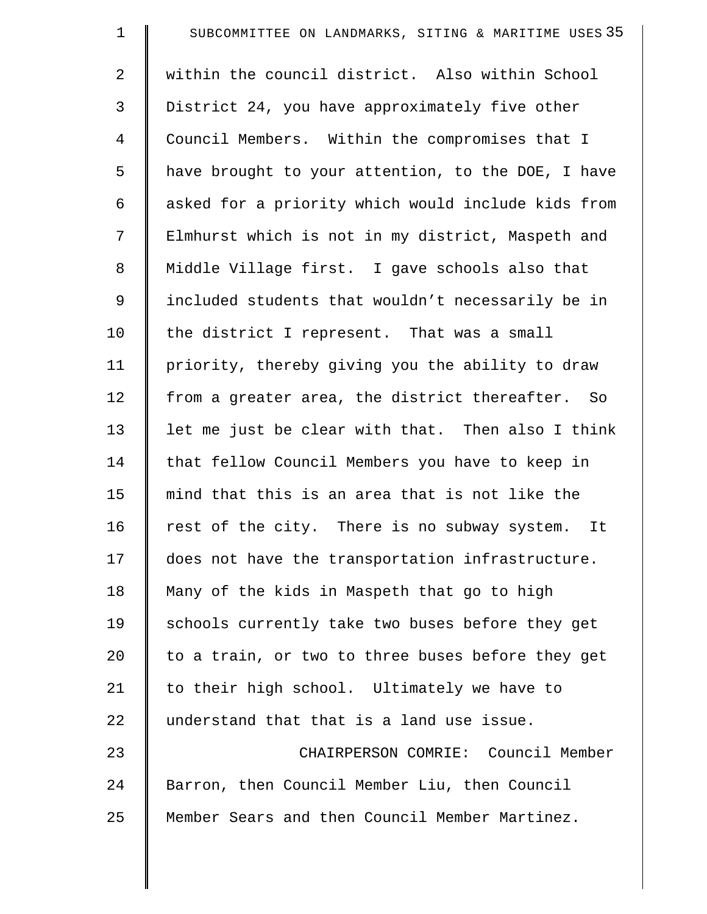within the council district. Also within School District 24, you have approximately five other Council Members. Within the compromises that I have brought to your attention, to the DOE, I have asked for a priority which would include kids from Elmhurst which is not in my district, Maspeth and Middle Village first. I gave schools also that included students that wouldn't necessarily be in the district I represent. That was a small priority, thereby giving you the ability to draw from a greater area, the district thereafter. So let me just be clear with that. Then also I think that fellow Council Members you have to keep in mind that this is an area that is not like the rest of the city. There is no subway system. It does not have the transportation infrastructure. Many of the kids in Maspeth that go to high schools currently take two buses before they get to a train, or two to three buses before they get to their high school. Ultimately we have to understand that that is a land use issue.

CHAIRPERSON COMRIE: Council Member Barron, then Council Member Liu, then Council Member Sears and then Council Member Martinez.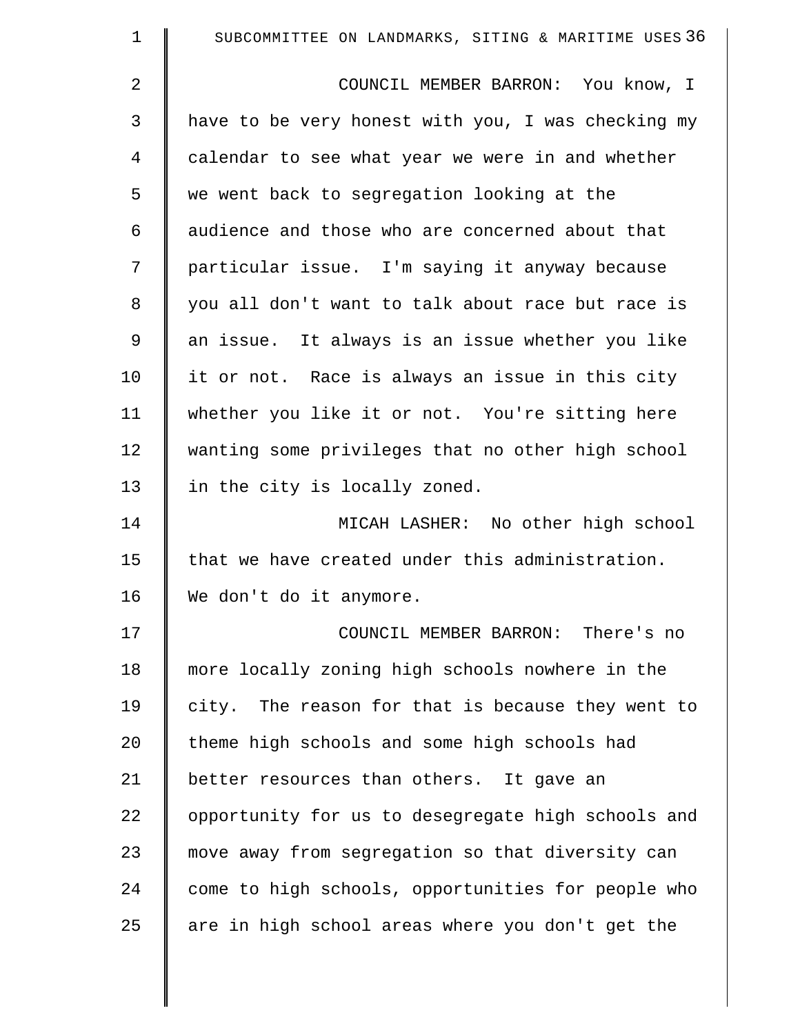COUNCIL MEMBER BARRON: You know, I have to be very honest with you, I was checking my calendar to see what year we were in and whether we went back to segregation looking at the audience and those who are concerned about that particular issue. I'm saying it anyway because you all don't want to talk about race but race is an issue. It always is an issue whether you like it or not. Race is always an issue in this city whether you like it or not. You're sitting here wanting some privileges that no other high school in the city is locally zoned.

MICAH LASHER: No other high school that we have created under this administration. We don't do it anymore.

COUNCIL MEMBER BARRON: There's no more locally zoning high schools nowhere in the city. The reason for that is because they went to theme high schools and some high schools had better resources than others. It gave an opportunity for us to desegregate high schools and move away from segregation so that diversity can come to high schools, opportunities for people who are in high school areas where you don't get the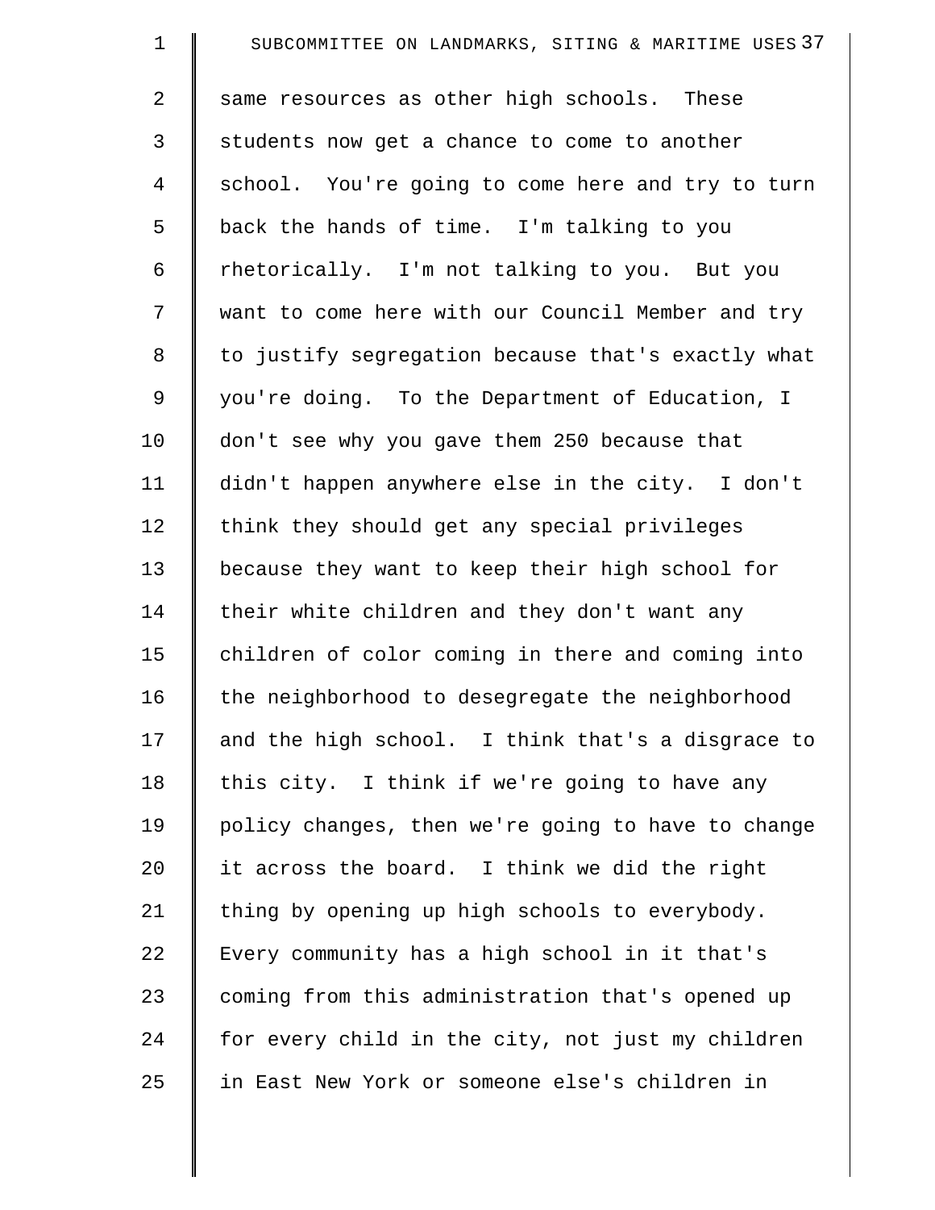same resources as other high schools. These students now get a chance to come to another school. You're going to come here and try to turn back the hands of time. I'm talking to you rhetorically. I'm not talking to you. But you want to come here with our Council Member and try to justify segregation because that's exactly what you're doing. To the Department of Education, I don't see why you gave them 250 because that didn't happen anywhere else in the city. I don't think they should get any special privileges because they want to keep their high school for their white children and they don't want any children of color coming in there and coming into the neighborhood to desegregate the neighborhood and the high school. I think that's a disgrace to this city. I think if we're going to have any policy changes, then we're going to have to change it across the board. I think we did the right thing by opening up high schools to everybody. Every community has a high school in it that's coming from this administration that's opened up for every child in the city, not just my children in East New York or someone else's children in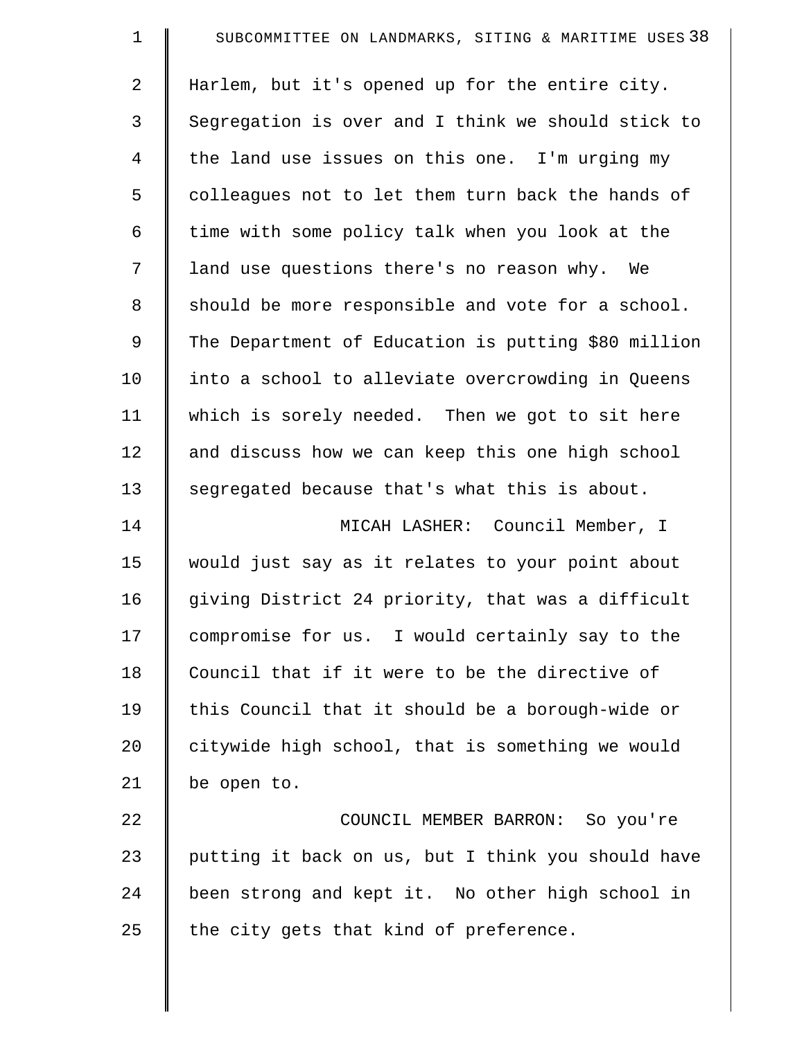Harlem, but it's opened up for the entire city. Segregation is over and I think we should stick to the land use issues on this one. I'm urging my colleagues not to let them turn back the hands of time with some policy talk when you look at the land use questions there's no reason why. We should be more responsible and vote for a school. The Department of Education is putting $80 million into a school to alleviate overcrowding in Queens which is sorely needed. Then we got to sit here and discuss how we can keep this one high school segregated because that's what this is about.

MICAH LASHER: Council Member, I would just say as it relates to your point about giving District 24 priority, that was a difficult compromise for us. I would certainly say to the Council that if it were to be the directive of this Council that it should be a borough-wide or citywide high school, that is something we would be open to.

COUNCIL MEMBER BARRON: So you're putting it back on us, but I think you should have been strong and kept it. No other high school in the city gets that kind of preference.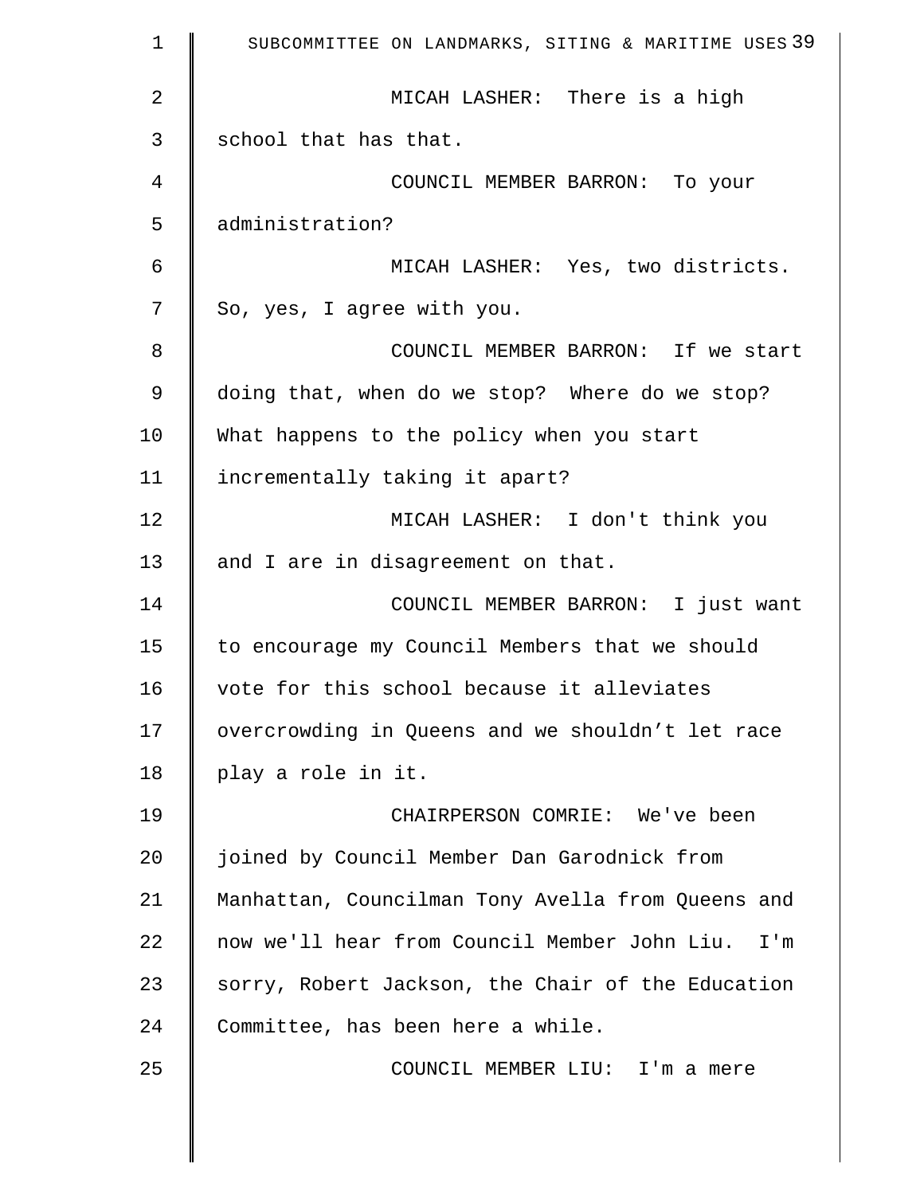MICAH LASHER: There is a high school that has that.

COUNCIL MEMBER BARRON: To your administration?

MICAH LASHER: Yes, two districts. So, yes, I agree with you.

COUNCIL MEMBER BARRON: If we start doing that, when do we stop? Where do we stop? What happens to the policy when you start incrementally taking it apart?

MICAH LASHER: I don't think you and I are in disagreement on that.

COUNCIL MEMBER BARRON: I just want to encourage my Council Members that we should vote for this school because it alleviates overcrowding in Queens and we shouldn’t let race play a role in it.

CHAIRPERSON COMRIE: We've been joined by Council Member Dan Garodnick from Manhattan, Councilman Tony Avella from Queens and now we'll hear from Council Member John Liu. I'm sorry, Robert Jackson, the Chair of the Education Committee, has been here a while.

COUNCIL MEMBER LIU: I'm a mere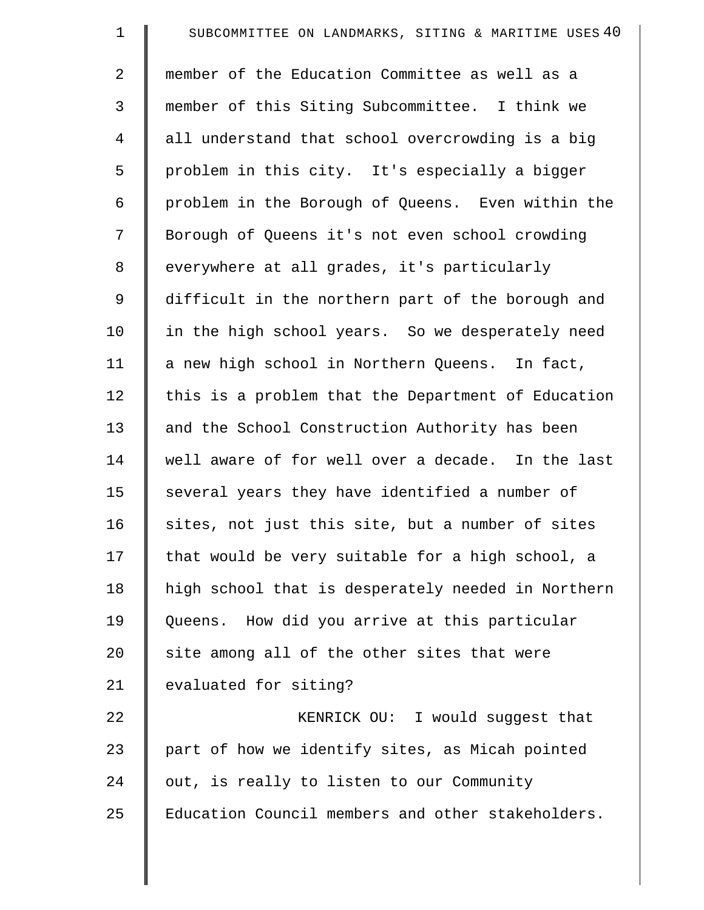member of the Education Committee as well as a member of this Siting Subcommittee. I think we all understand that school overcrowding is a big problem in this city. It's especially a bigger problem in the Borough of Queens. Even within the Borough of Queens it's not even school crowding everywhere at all grades, it's particularly difficult in the northern part of the borough and in the high school years. So we desperately need a new high school in Northern Queens. In fact, this is a problem that the Department of Education and the School Construction Authority has been well aware of for well over a decade. In the last several years they have identified a number of sites, not just this site, but a number of sites that would be very suitable for a high school, a high school that is desperately needed in Northern Queens. How did you arrive at this particular site among all of the other sites that were evaluated for siting?

KENRICK OU: I would suggest that part of how we identify sites, as Micah pointed out, is really to listen to our Community Education Council members and other stakeholders.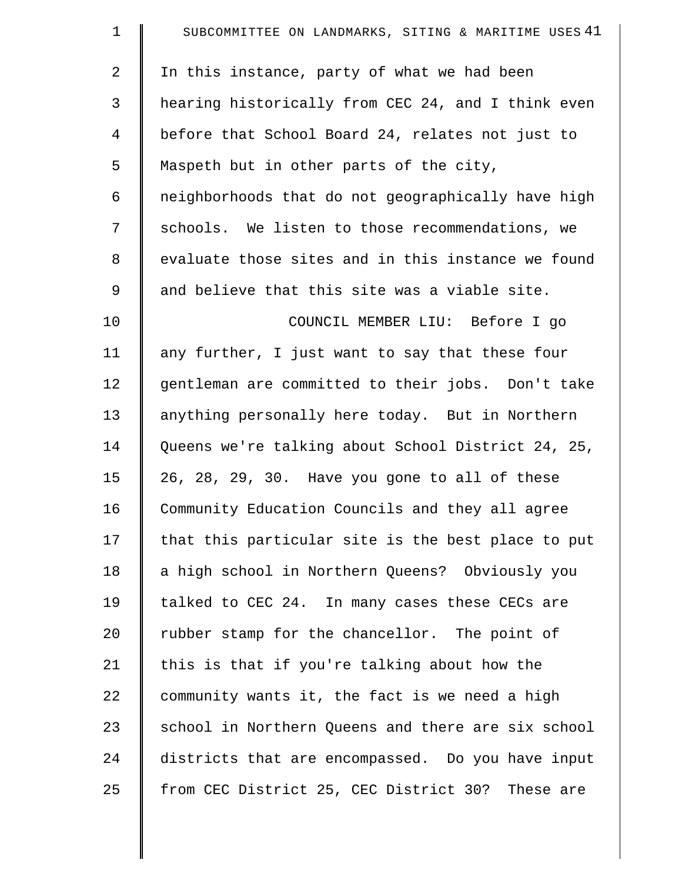In this instance, party of what we had been hearing historically from CEC 24, and I think even before that School Board 24, relates not just to Maspeth but in other parts of the city, neighborhoods that do not geographically have high schools. We listen to those recommendations, we evaluate those sites and in this instance we found and believe that this site was a viable site.

COUNCIL MEMBER LIU: Before I go any further, I just want to say that these four gentleman are committed to their jobs. Don't take anything personally here today. But in Northern Queens we're talking about School District 24, 25, 26, 28, 29, 30. Have you gone to all of these Community Education Councils and they all agree that this particular site is the best place to put a high school in Northern Queens? Obviously you talked to CEC 24. In many cases these CECs are rubber stamp for the chancellor. The point of this is that if you're talking about how the community wants it, the fact is we need a high school in Northern Queens and there are six school districts that are encompassed. Do you have input from CEC District 25, CEC District 30? These are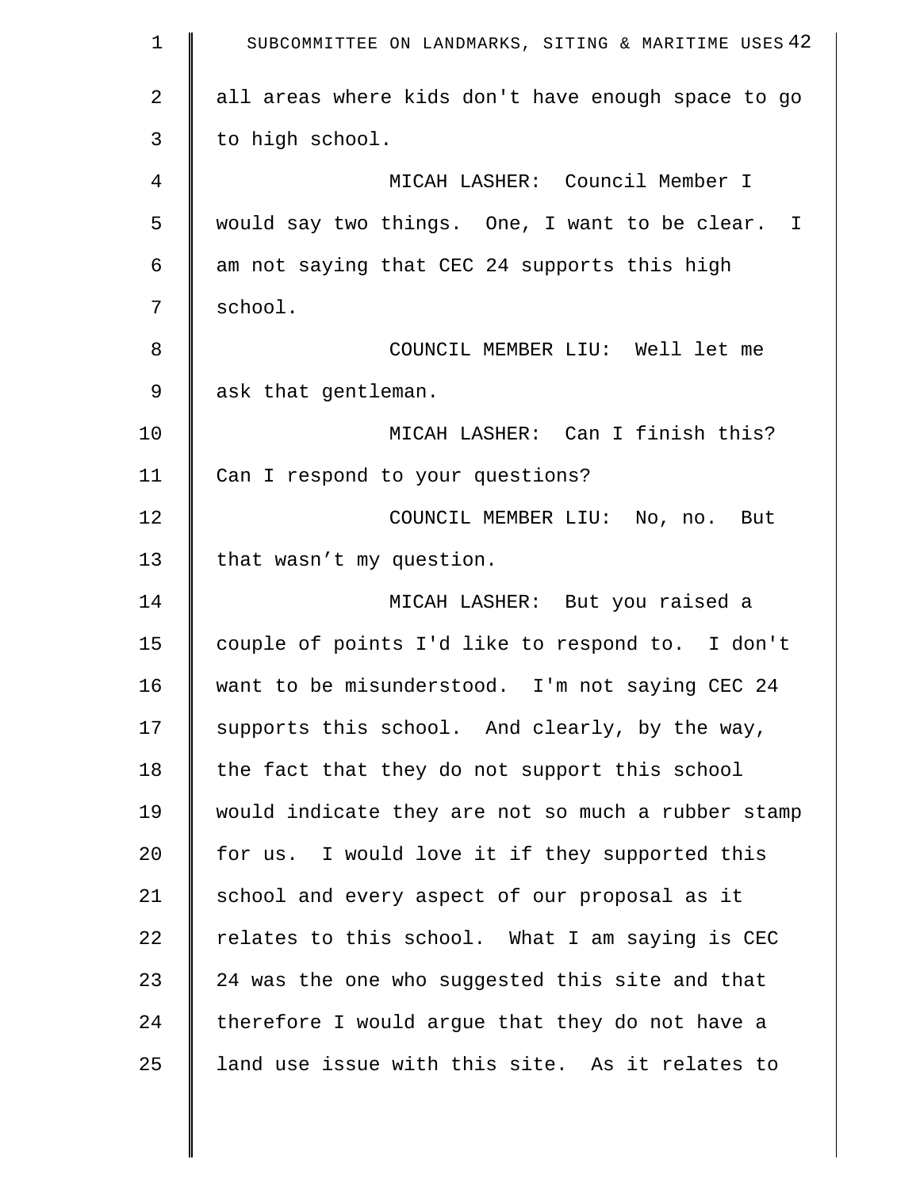all areas where kids don't have enough space to go to high school.

MICAH LASHER: Council Member I would say two things. One, I want to be clear. I am not saying that CEC 24 supports this high school.

COUNCIL MEMBER LIU: Well let me ask that gentleman.

MICAH LASHER: Can I finish this? Can I respond to your questions?

COUNCIL MEMBER LIU: No, no. But that wasn't my question.

MICAH LASHER: But you raised a couple of points I'd like to respond to. I don't want to be misunderstood. I'm not saying CEC 24 supports this school. And clearly, by the way, the fact that they do not support this school would indicate they are not so much a rubber stamp for us. I would love it if they supported this school and every aspect of our proposal as it relates to this school. What I am saying is CEC 24 was the one who suggested this site and that therefore I would argue that they do not have a land use issue with this site. As it relates to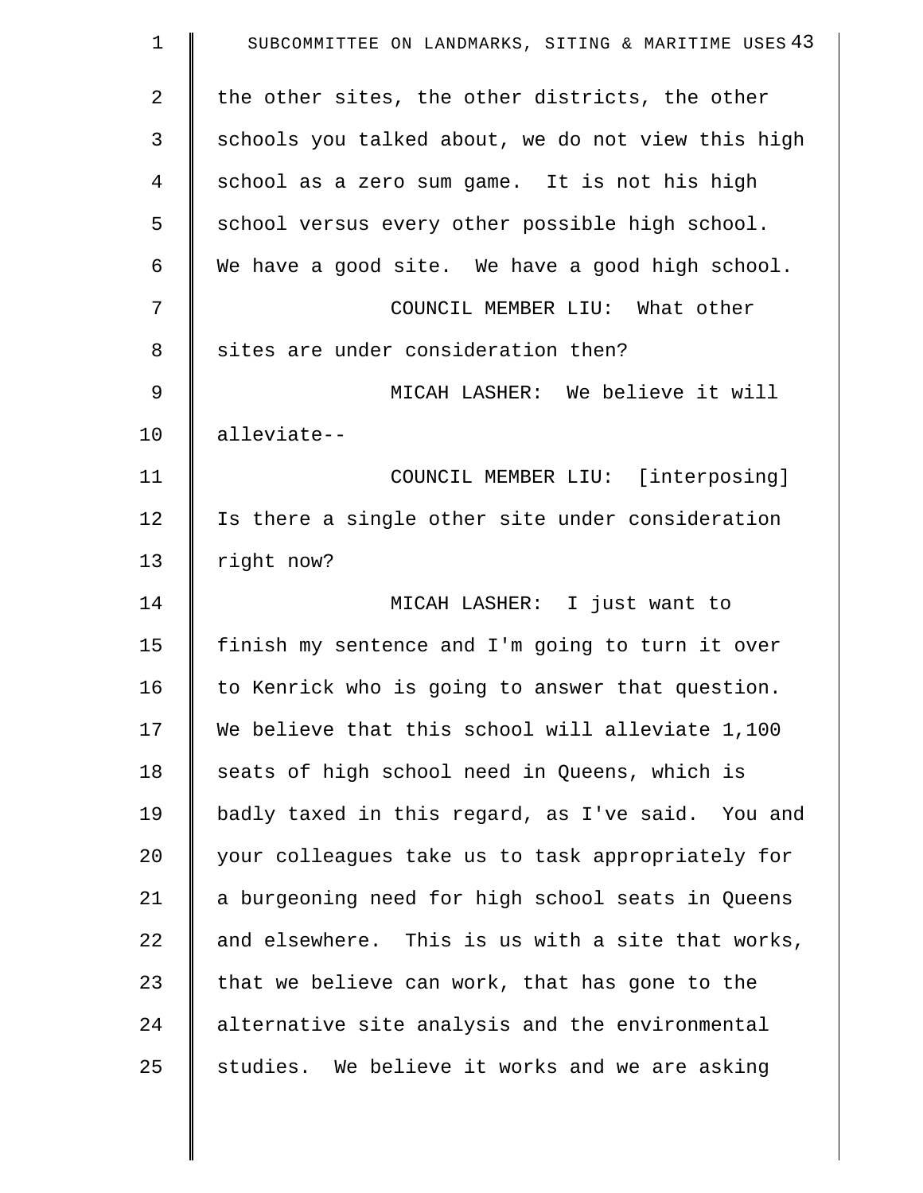the other sites, the other districts, the other schools you talked about, we do not view this high school as a zero sum game. It is not his high school versus every other possible high school. We have a good site. We have a good high school.

COUNCIL MEMBER LIU: What other sites are under consideration then?

MICAH LASHER: We believe it will alleviate--

COUNCIL MEMBER LIU: [interposing] Is there a single other site under consideration right now?

MICAH LASHER: I just want to finish my sentence and I'm going to turn it over to Kenrick who is going to answer that question. We believe that this school will alleviate 1,100 seats of high school need in Queens, which is badly taxed in this regard, as I've said. You and your colleagues take us to task appropriately for a burgeoning need for high school seats in Queens and elsewhere. This is us with a site that works, that we believe can work, that has gone to the alternative site analysis and the environmental studies. We believe it works and we are asking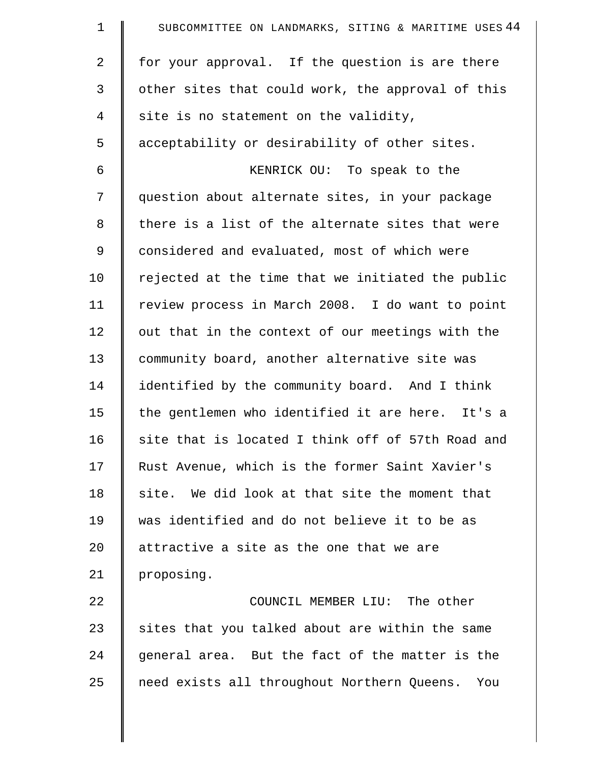for your approval. If the question is are there other sites that could work, the approval of this site is no statement on the validity, acceptability or desirability of other sites.

KENRICK OU: To speak to the question about alternate sites, in your package there is a list of the alternate sites that were considered and evaluated, most of which were rejected at the time that we initiated the public review process in March 2008. I do want to point out that in the context of our meetings with the community board, another alternative site was identified by the community board. And I think the gentlemen who identified it are here. It's a site that is located I think off of 57th Road and Rust Avenue, which is the former Saint Xavier's site. We did look at that site the moment that was identified and do not believe it to be as attractive a site as the one that we are proposing.

COUNCIL MEMBER LIU: The other sites that you talked about are within the same general area. But the fact of the matter is the need exists all throughout Northern Queens. You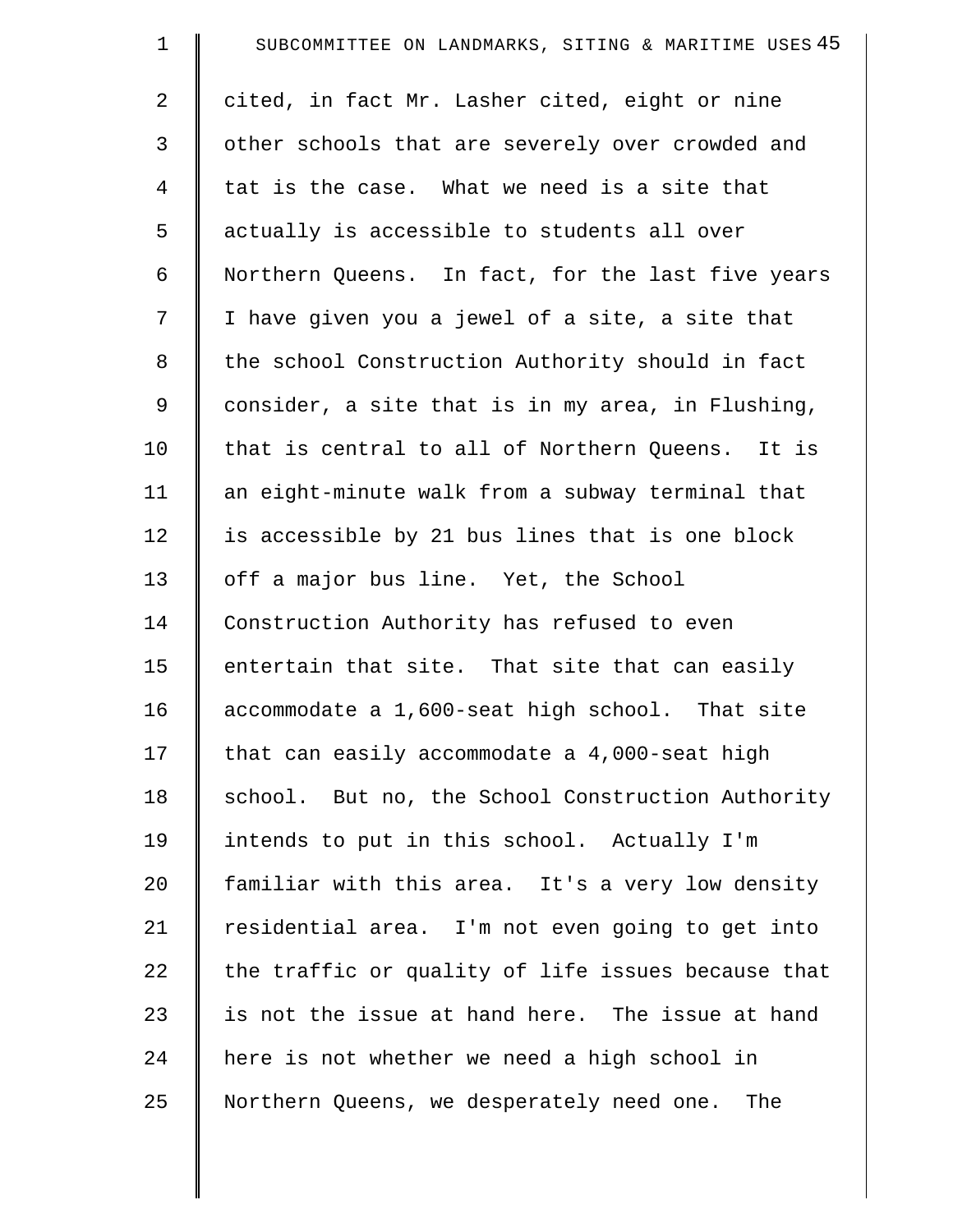cited, in fact Mr. Lasher cited, eight or nine other schools that are severely over crowded and tat is the case. What we need is a site that actually is accessible to students all over Northern Queens. In fact, for the last five years I have given you a jewel of a site, a site that the school Construction Authority should in fact consider, a site that is in my area, in Flushing, that is central to all of Northern Queens. It is an eight-minute walk from a subway terminal that is accessible by 21 bus lines that is one block off a major bus line. Yet, the School Construction Authority has refused to even entertain that site. That site that can easily accommodate a 1,600-seat high school. That site that can easily accommodate a 4,000-seat high school. But no, the School Construction Authority intends to put in this school. Actually I'm familiar with this area. It's a very low density residential area. I'm not even going to get into the traffic or quality of life issues because that is not the issue at hand here. The issue at hand here is not whether we need a high school in Northern Queens, we desperately need one. The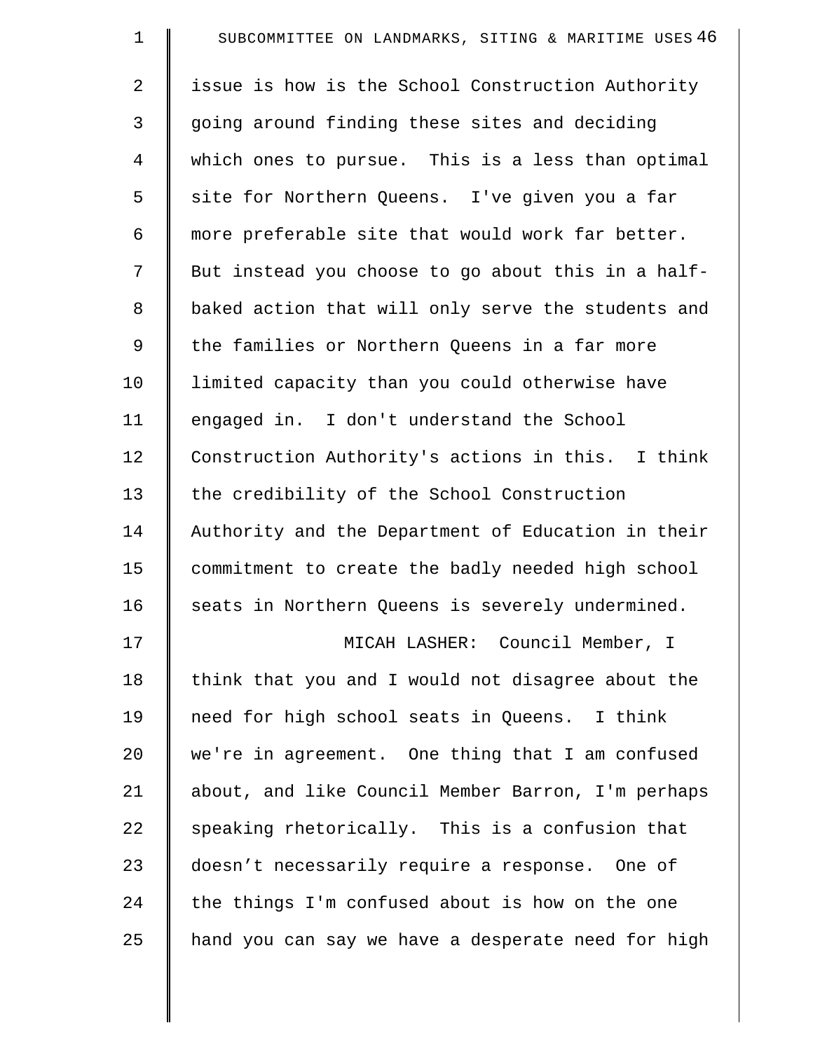issue is how is the School Construction Authority going around finding these sites and deciding which ones to pursue. This is a less than optimal site for Northern Queens. I've given you a far more preferable site that would work far better. But instead you choose to go about this in a half-baked action that will only serve the students and the families or Northern Queens in a far more limited capacity than you could otherwise have engaged in. I don't understand the School Construction Authority's actions in this. I think the credibility of the School Construction Authority and the Department of Education in their commitment to create the badly needed high school seats in Northern Queens is severely undermined.

MICAH LASHER: Council Member, I think that you and I would not disagree about the need for high school seats in Queens. I think we're in agreement. One thing that I am confused about, and like Council Member Barron, I'm perhaps speaking rhetorically. This is a confusion that doesn’t necessarily require a response. One of the things I'm confused about is how on the one hand you can say we have a desperate need for high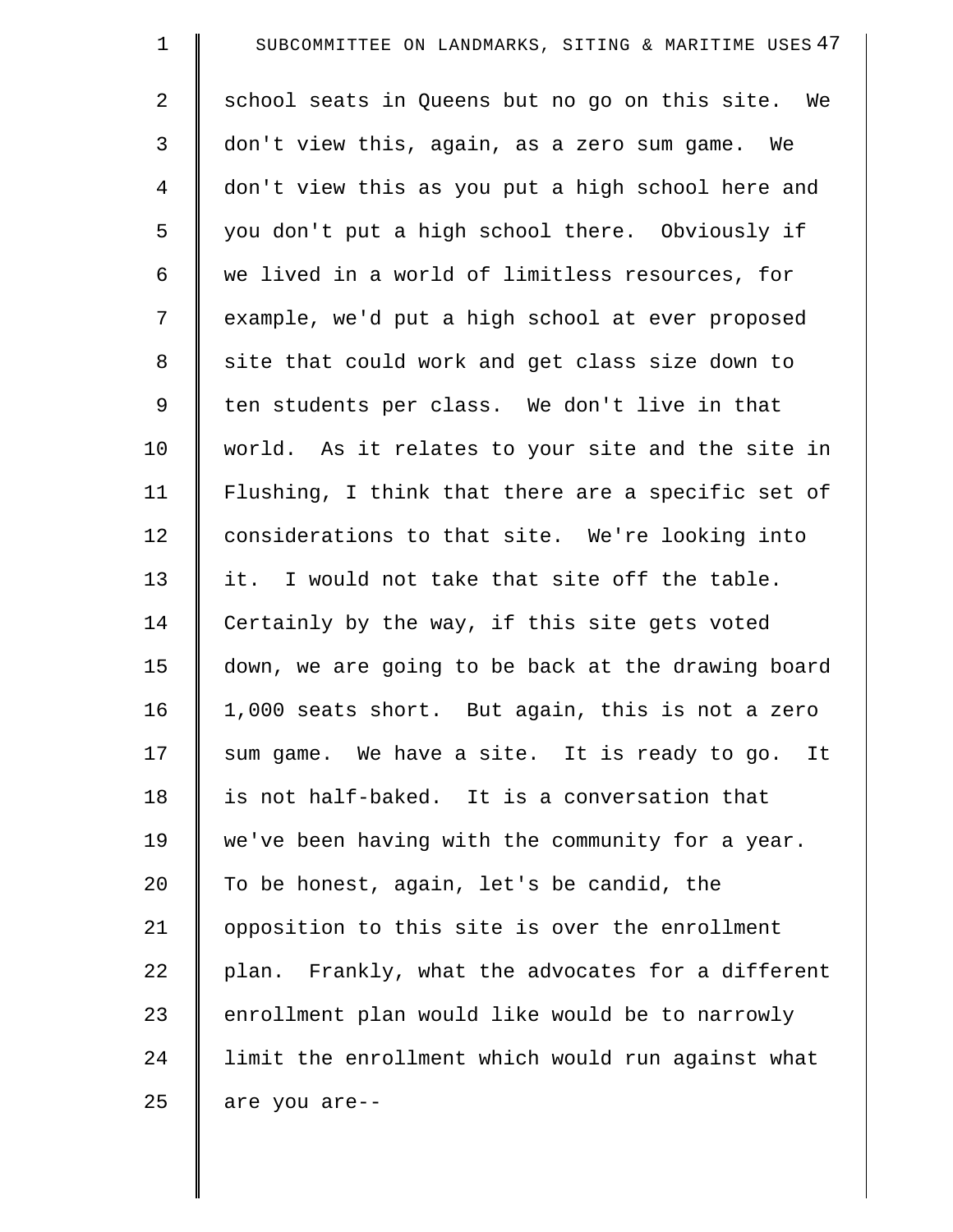school seats in Queens but no go on this site. We don't view this, again, as a zero sum game. We don't view this as you put a high school here and you don't put a high school there. Obviously if we lived in a world of limitless resources, for example, we'd put a high school at ever proposed site that could work and get class size down to ten students per class. We don't live in that world. As it relates to your site and the site in Flushing, I think that there are a specific set of considerations to that site. We're looking into it. I would not take that site off the table. Certainly by the way, if this site gets voted down, we are going to be back at the drawing board 1,000 seats short. But again, this is not a zero sum game. We have a site. It is ready to go. It is not half-baked. It is a conversation that we've been having with the community for a year. To be honest, again, let's be candid, the opposition to this site is over the enrollment plan. Frankly, what the advocates for a different enrollment plan would like would be to narrowly limit the enrollment which would run against what are you are--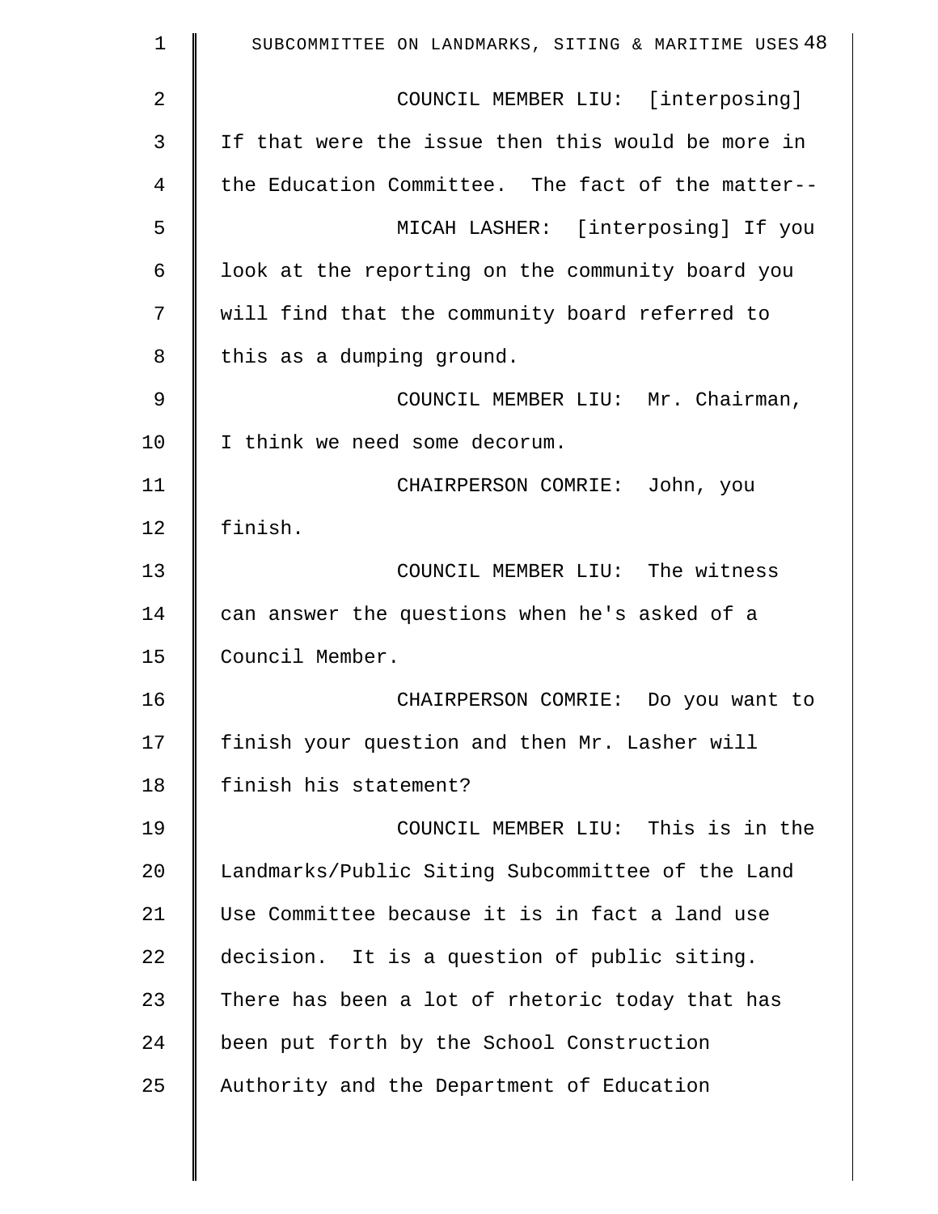COUNCIL MEMBER LIU: [interposing] If that were the issue then this would be more in the Education Committee. The fact of the matter--

MICAH LASHER: [interposing] If you look at the reporting on the community board you will find that the community board referred to this as a dumping ground.

COUNCIL MEMBER LIU: Mr. Chairman, I think we need some decorum.

CHAIRPERSON COMRIE: John, you finish.

COUNCIL MEMBER LIU: The witness can answer the questions when he's asked of a Council Member.

CHAIRPERSON COMRIE: Do you want to finish your question and then Mr. Lasher will finish his statement?

COUNCIL MEMBER LIU: This is in the Landmarks/Public Siting Subcommittee of the Land Use Committee because it is in fact a land use decision. It is a question of public siting. There has been a lot of rhetoric today that has been put forth by the School Construction Authority and the Department of Education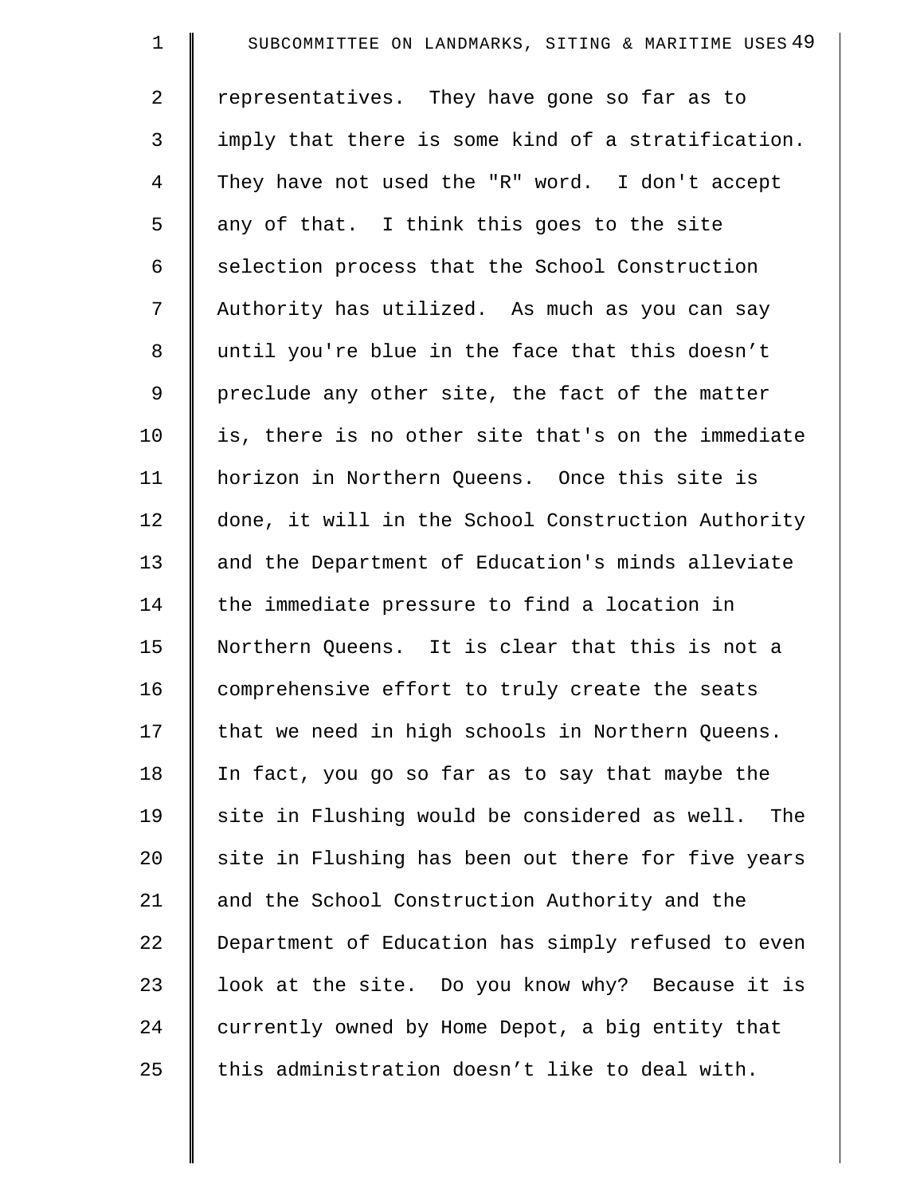representatives. They have gone so far as to imply that there is some kind of a stratification. They have not used the "R" word. I don't accept any of that. I think this goes to the site selection process that the School Construction Authority has utilized. As much as you can say until you're blue in the face that this doesn't preclude any other site, the fact of the matter is, there is no other site that's on the immediate horizon in Northern Queens. Once this site is done, it will in the School Construction Authority and the Department of Education's minds alleviate the immediate pressure to find a location in Northern Queens. It is clear that this is not a comprehensive effort to truly create the seats that we need in high schools in Northern Queens. In fact, you go so far as to say that maybe the site in Flushing would be considered as well. The site in Flushing has been out there for five years and the School Construction Authority and the Department of Education has simply refused to even look at the site. Do you know why? Because it is currently owned by Home Depot, a big entity that this administration doesn't like to deal with.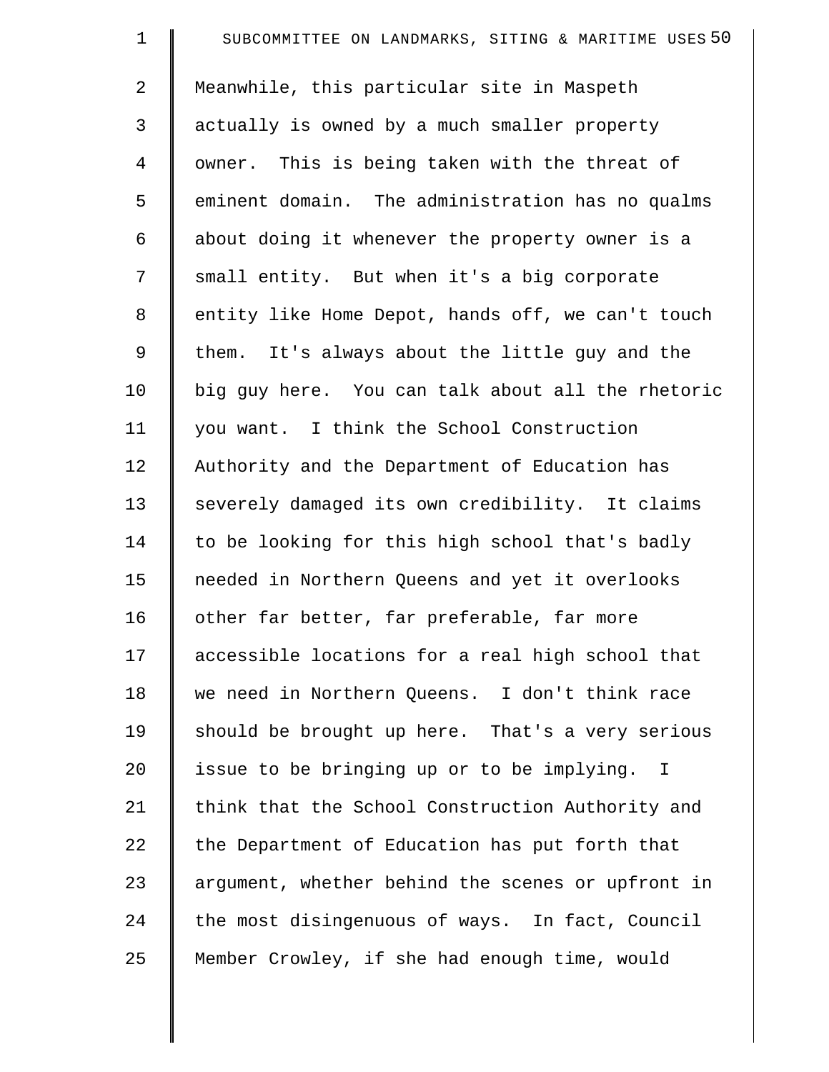Meanwhile, this particular site in Maspeth actually is owned by a much smaller property owner. This is being taken with the threat of eminent domain. The administration has no qualms about doing it whenever the property owner is a small entity. But when it's a big corporate entity like Home Depot, hands off, we can't touch them. It's always about the little guy and the big guy here. You can talk about all the rhetoric you want. I think the School Construction Authority and the Department of Education has severely damaged its own credibility. It claims to be looking for this high school that's badly needed in Northern Queens and yet it overlooks other far better, far preferable, far more accessible locations for a real high school that we need in Northern Queens. I don't think race should be brought up here. That's a very serious issue to be bringing up or to be implying. I think that the School Construction Authority and the Department of Education has put forth that argument, whether behind the scenes or upfront in the most disingenuous of ways. In fact, Council Member Crowley, if she had enough time, would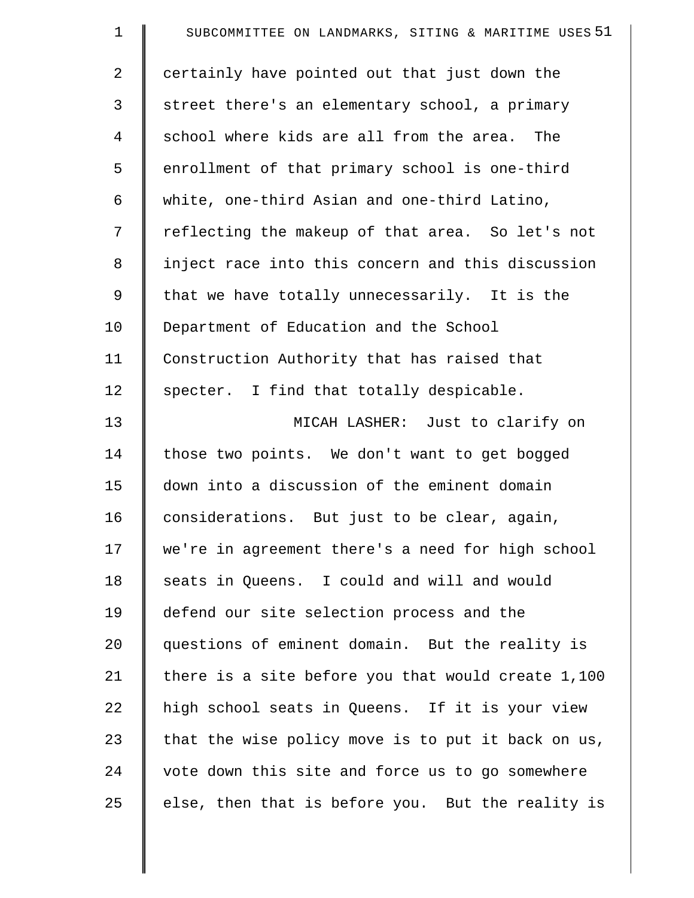certainly have pointed out that just down the street there's an elementary school, a primary school where kids are all from the area. The enrollment of that primary school is one-third white, one-third Asian and one-third Latino, reflecting the makeup of that area. So let's not inject race into this concern and this discussion that we have totally unnecessarily. It is the Department of Education and the School Construction Authority that has raised that specter. I find that totally despicable.

MICAH LASHER: Just to clarify on those two points. We don't want to get bogged down into a discussion of the eminent domain considerations. But just to be clear, again, we're in agreement there's a need for high school seats in Queens. I could and will and would defend our site selection process and the questions of eminent domain. But the reality is there is a site before you that would create 1,100 high school seats in Queens. If it is your view that the wise policy move is to put it back on us, vote down this site and force us to go somewhere else, then that is before you. But the reality is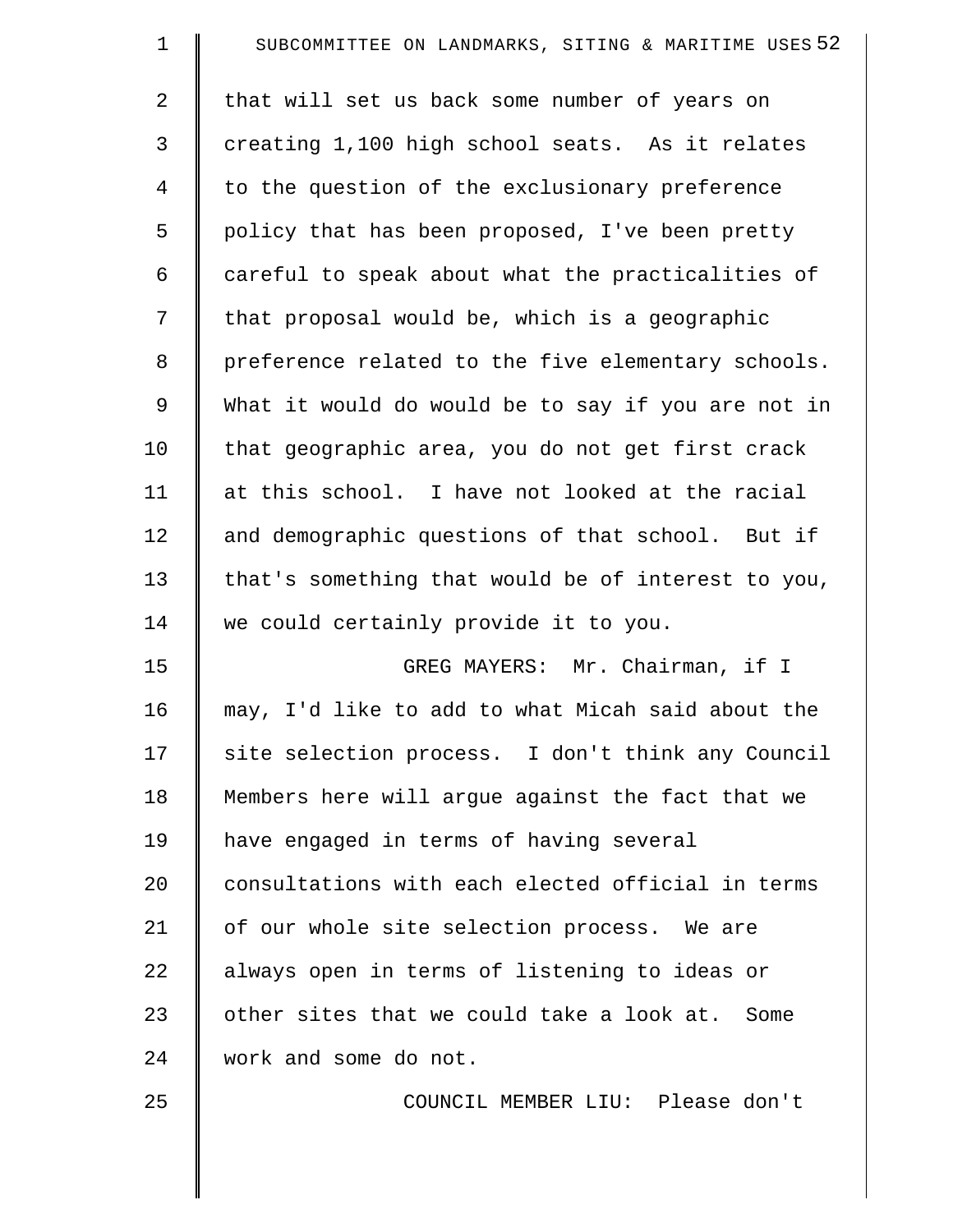that will set us back some number of years on creating 1,100 high school seats. As it relates to the question of the exclusionary preference policy that has been proposed, I've been pretty careful to speak about what the practicalities of that proposal would be, which is a geographic preference related to the five elementary schools. What it would do would be to say if you are not in that geographic area, you do not get first crack at this school. I have not looked at the racial and demographic questions of that school. But if that's something that would be of interest to you, we could certainly provide it to you.

GREG MAYERS: Mr. Chairman, if I may, I'd like to add to what Micah said about the site selection process. I don't think any Council Members here will argue against the fact that we have engaged in terms of having several consultations with each elected official in terms of our whole site selection process. We are always open in terms of listening to ideas or other sites that we could take a look at. Some work and some do not.

COUNCIL MEMBER LIU: Please don't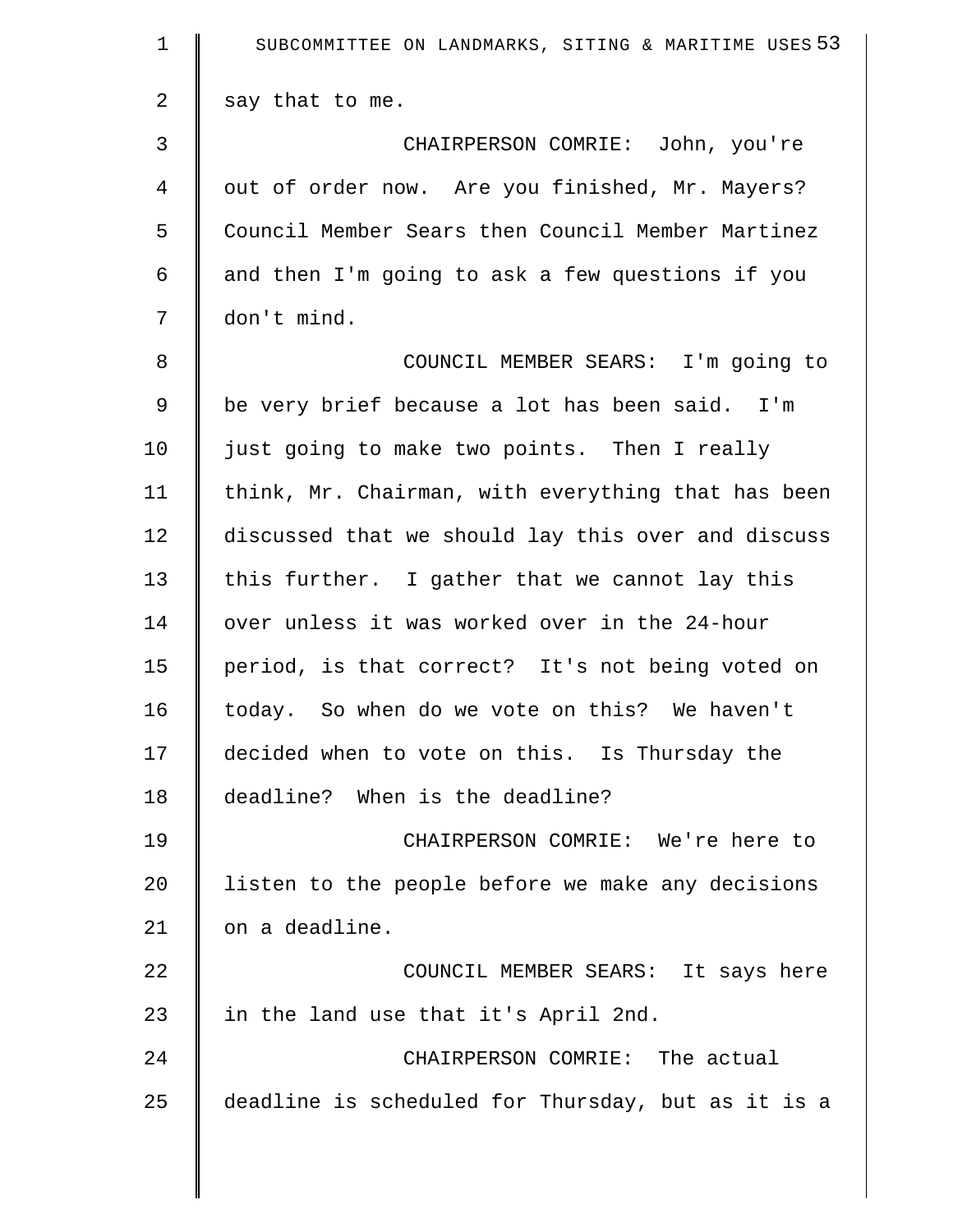say that to me.

CHAIRPERSON COMRIE: John, you're out of order now. Are you finished, Mr. Mayers? Council Member Sears then Council Member Martinez and then I'm going to ask a few questions if you don't mind.

COUNCIL MEMBER SEARS: I'm going to be very brief because a lot has been said. I'm just going to make two points. Then I really think, Mr. Chairman, with everything that has been discussed that we should lay this over and discuss this further. I gather that we cannot lay this over unless it was worked over in the 24-hour period, is that correct? It's not being voted on today. So when do we vote on this? We haven't decided when to vote on this. Is Thursday the deadline? When is the deadline?

CHAIRPERSON COMRIE: We're here to listen to the people before we make any decisions on a deadline.

COUNCIL MEMBER SEARS: It says here in the land use that it's April 2nd.

CHAIRPERSON COMRIE: The actual deadline is scheduled for Thursday, but as it is a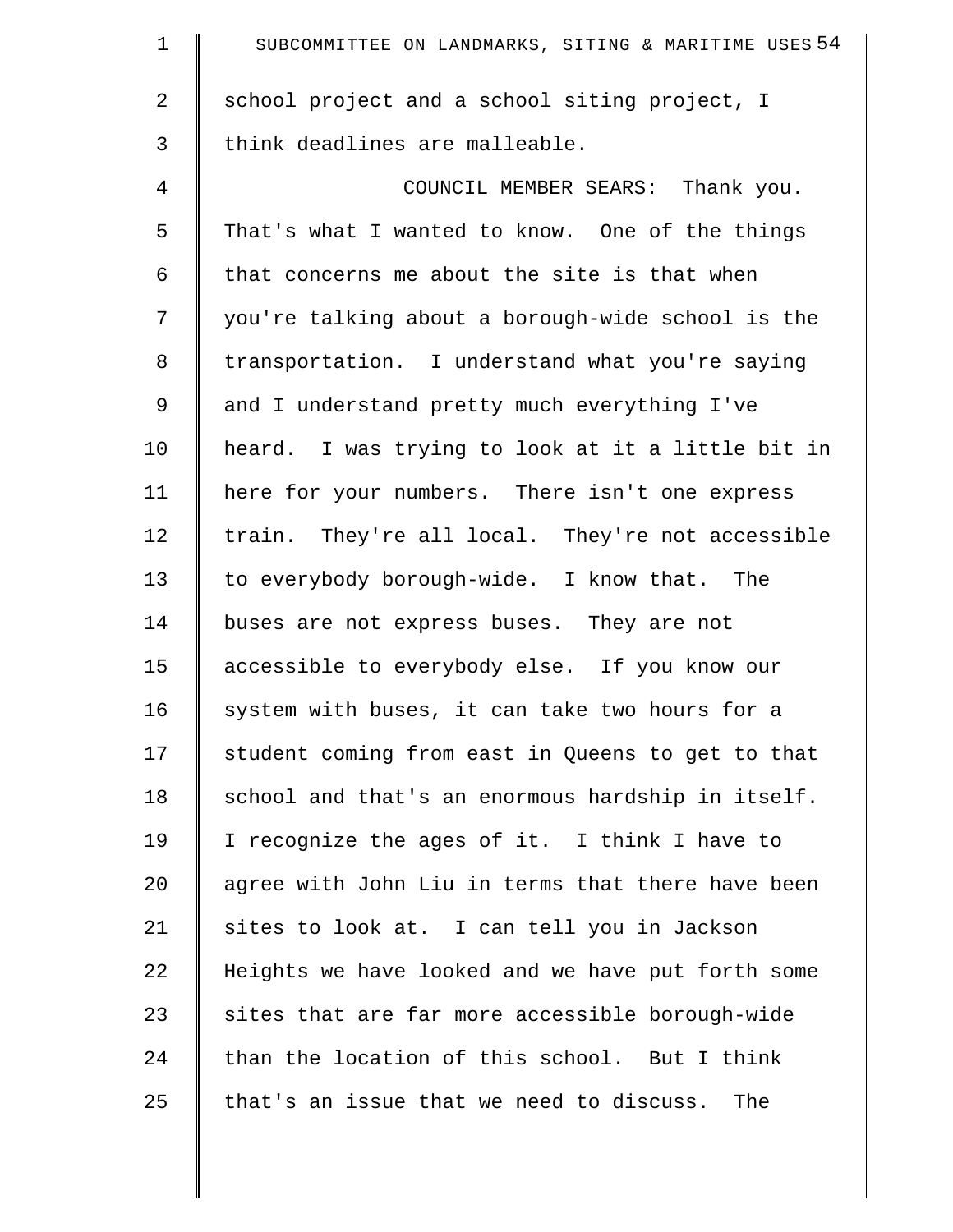school project and a school siting project, I think deadlines are malleable.

COUNCIL MEMBER SEARS: Thank you. That's what I wanted to know. One of the things that concerns me about the site is that when you're talking about a borough-wide school is the transportation. I understand what you're saying and I understand pretty much everything I've heard. I was trying to look at it a little bit in here for your numbers. There isn't one express train. They're all local. They're not accessible to everybody borough-wide. I know that. The buses are not express buses. They are not accessible to everybody else. If you know our system with buses, it can take two hours for a student coming from east in Queens to get to that school and that's an enormous hardship in itself. I recognize the ages of it. I think I have to agree with John Liu in terms that there have been sites to look at. I can tell you in Jackson Heights we have looked and we have put forth some sites that are far more accessible borough-wide than the location of this school. But I think that's an issue that we need to discuss. The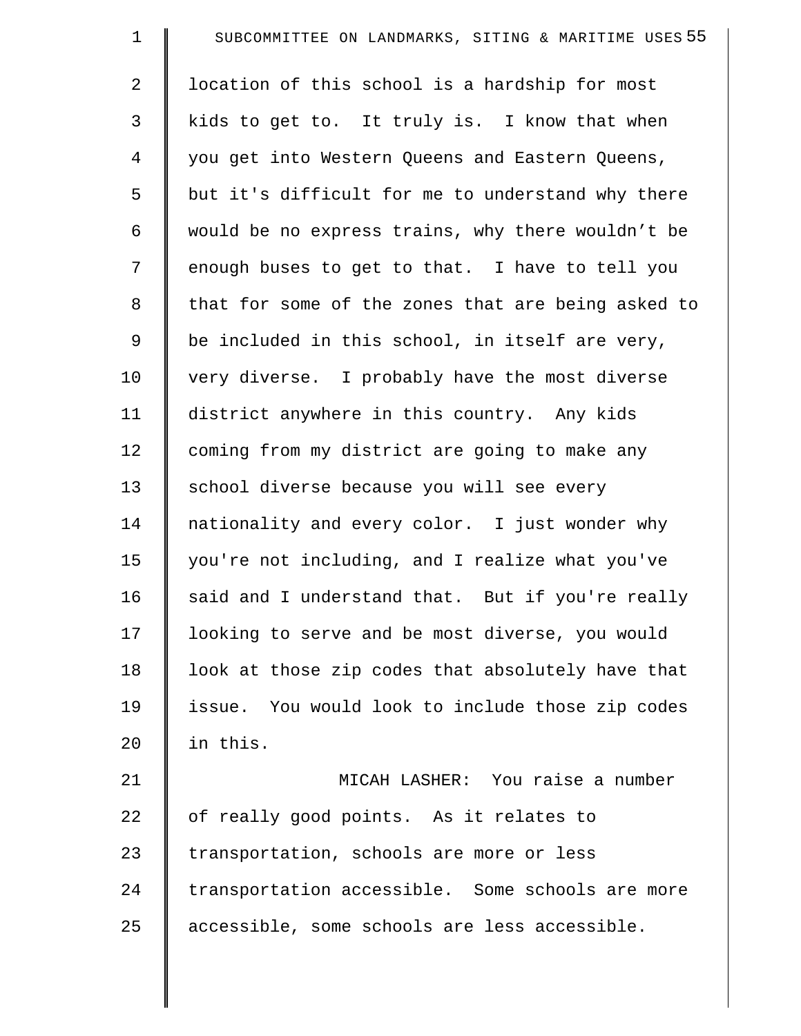location of this school is a hardship for most kids to get to. It truly is. I know that when you get into Western Queens and Eastern Queens, but it's difficult for me to understand why there would be no express trains, why there wouldn't be enough buses to get to that. I have to tell you that for some of the zones that are being asked to be included in this school, in itself are very, very diverse. I probably have the most diverse district anywhere in this country. Any kids coming from my district are going to make any school diverse because you will see every nationality and every color. I just wonder why you're not including, and I realize what you've said and I understand that. But if you're really looking to serve and be most diverse, you would look at those zip codes that absolutely have that issue. You would look to include those zip codes in this.

MICAH LASHER: You raise a number of really good points. As it relates to transportation, schools are more or less transportation accessible. Some schools are more accessible, some schools are less accessible.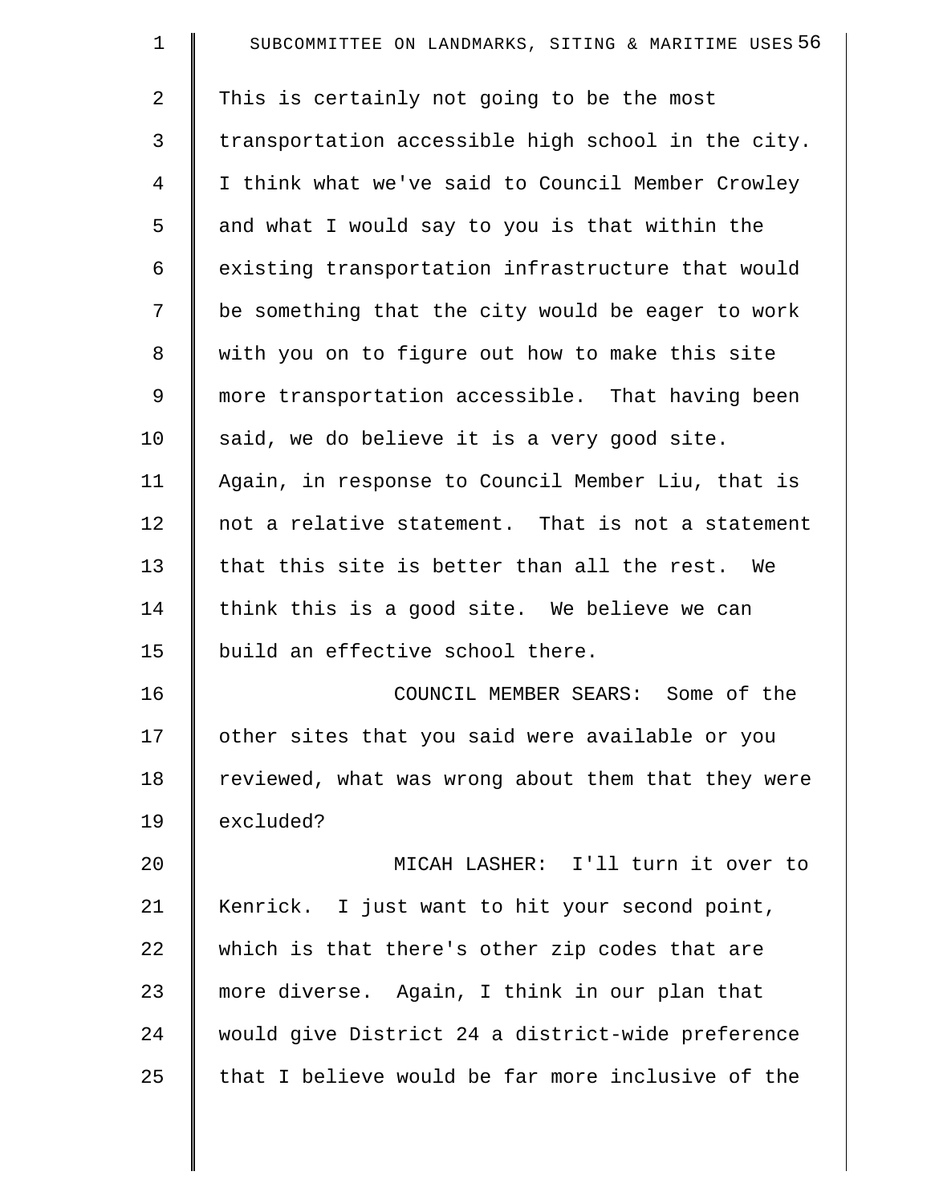This is certainly not going to be the most transportation accessible high school in the city. I think what we've said to Council Member Crowley and what I would say to you is that within the existing transportation infrastructure that would be something that the city would be eager to work with you on to figure out how to make this site more transportation accessible. That having been said, we do believe it is a very good site. Again, in response to Council Member Liu, that is not a relative statement. That is not a statement that this site is better than all the rest. We think this is a good site. We believe we can build an effective school there.

COUNCIL MEMBER SEARS: Some of the other sites that you said were available or you reviewed, what was wrong about them that they were excluded?

MICAH LASHER: I'll turn it over to Kenrick. I just want to hit your second point, which is that there's other zip codes that are more diverse. Again, I think in our plan that would give District 24 a district-wide preference that I believe would be far more inclusive of the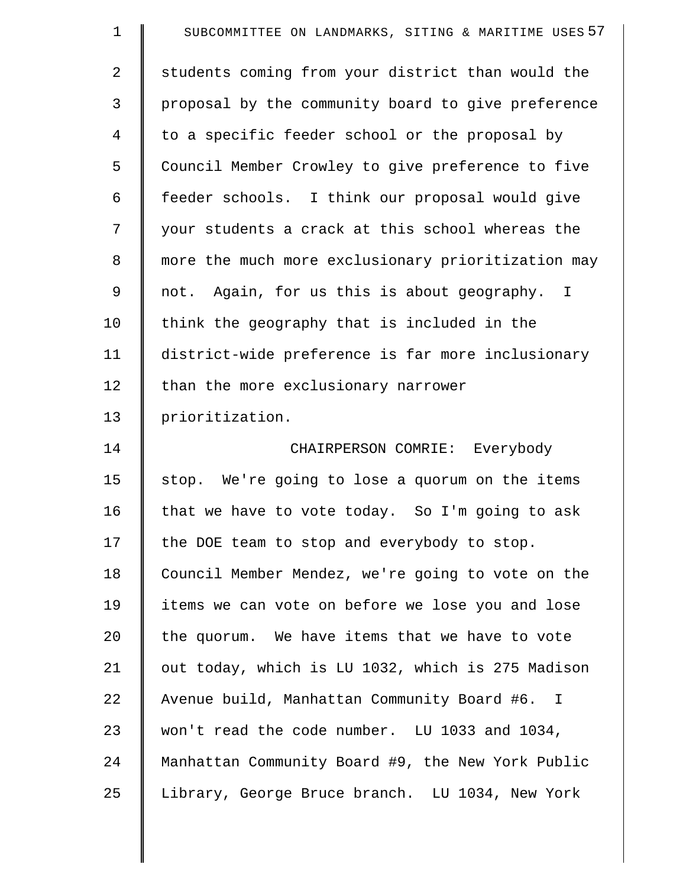students coming from your district than would the proposal by the community board to give preference to a specific feeder school or the proposal by Council Member Crowley to give preference to five feeder schools. I think our proposal would give your students a crack at this school whereas the more the much more exclusionary prioritization may not. Again, for us this is about geography. I think the geography that is included in the district-wide preference is far more inclusionary than the more exclusionary narrower prioritization.

CHAIRPERSON COMRIE: Everybody stop. We're going to lose a quorum on the items that we have to vote today. So I'm going to ask the DOE team to stop and everybody to stop. Council Member Mendez, we're going to vote on the items we can vote on before we lose you and lose the quorum. We have items that we have to vote out today, which is LU 1032, which is 275 Madison Avenue build, Manhattan Community Board #6. I won't read the code number. LU 1033 and 1034, Manhattan Community Board #9, the New York Public Library, George Bruce branch. LU 1034, New York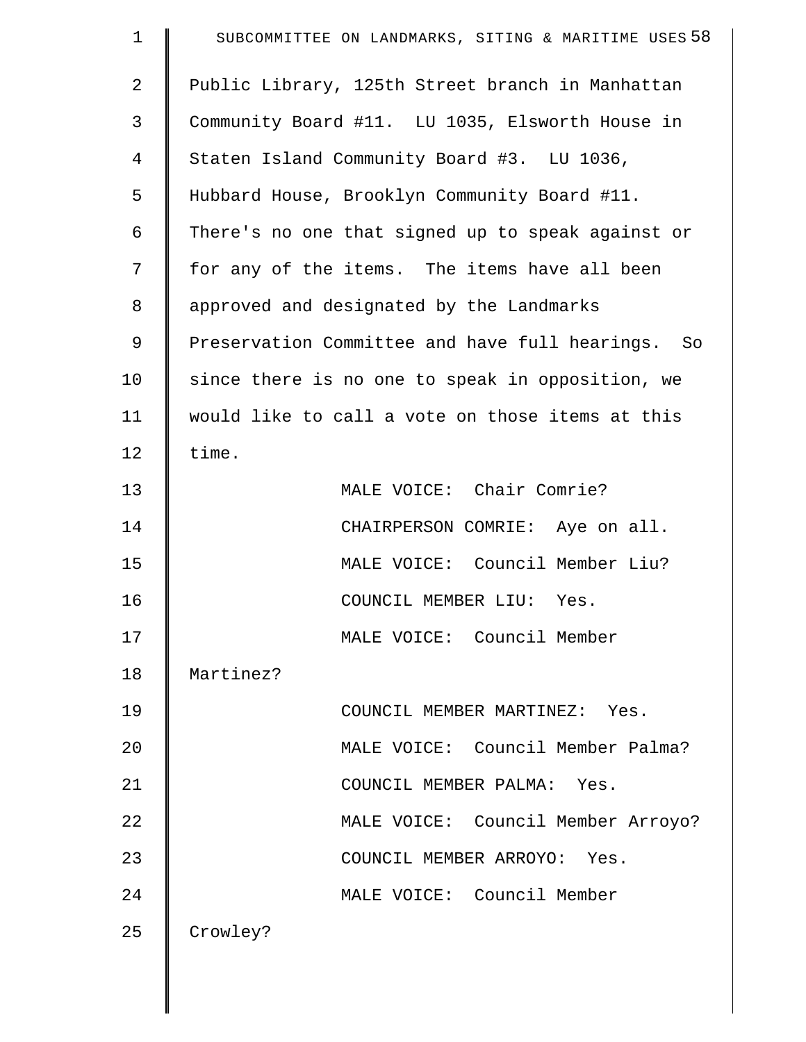Public Library, 125th Street branch in Manhattan Community Board #11. LU 1035, Elsworth House in Staten Island Community Board #3. LU 1036, Hubbard House, Brooklyn Community Board #11. There's no one that signed up to speak against or for any of the items. The items have all been approved and designated by the Landmarks Preservation Committee and have full hearings. So since there is no one to speak in opposition, we would like to call a vote on those items at this time.

MALE VOICE: Chair Comrie?

CHAIRPERSON COMRIE: Aye on all.

MALE VOICE: Council Member Liu?

COUNCIL MEMBER LIU: Yes.

MALE VOICE: Council Member Martinez?

COUNCIL MEMBER MARTINEZ: Yes.

MALE VOICE: Council Member Palma?

COUNCIL MEMBER PALMA: Yes.

MALE VOICE: Council Member Arroyo?

COUNCIL MEMBER ARROYO: Yes.

MALE VOICE: Council Member Crowley?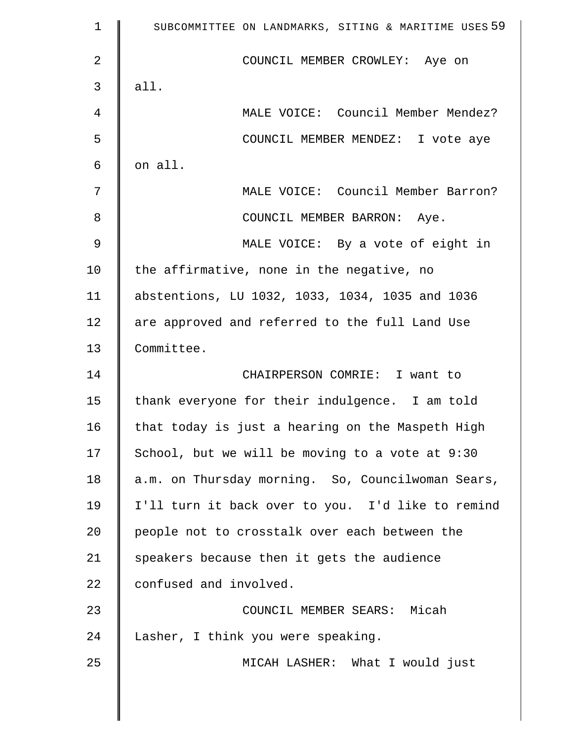COUNCIL MEMBER CROWLEY: Aye on all.

MALE VOICE: Council Member Mendez?

COUNCIL MEMBER MENDEZ: I vote aye on all.

MALE VOICE: Council Member Barron?

COUNCIL MEMBER BARRON: Aye.

MALE VOICE: By a vote of eight in the affirmative, none in the negative, no abstentions, LU 1032, 1033, 1034, 1035 and 1036 are approved and referred to the full Land Use Committee.

CHAIRPERSON COMRIE: I want to thank everyone for their indulgence. I am told that today is just a hearing on the Maspeth High School, but we will be moving to a vote at 9:30 a.m. on Thursday morning. So, Councilwoman Sears, I'll turn it back over to you. I'd like to remind people not to crosstalk over each between the speakers because then it gets the audience confused and involved.

COUNCIL MEMBER SEARS: Micah Lasher, I think you were speaking.

MICAH LASHER: What I would just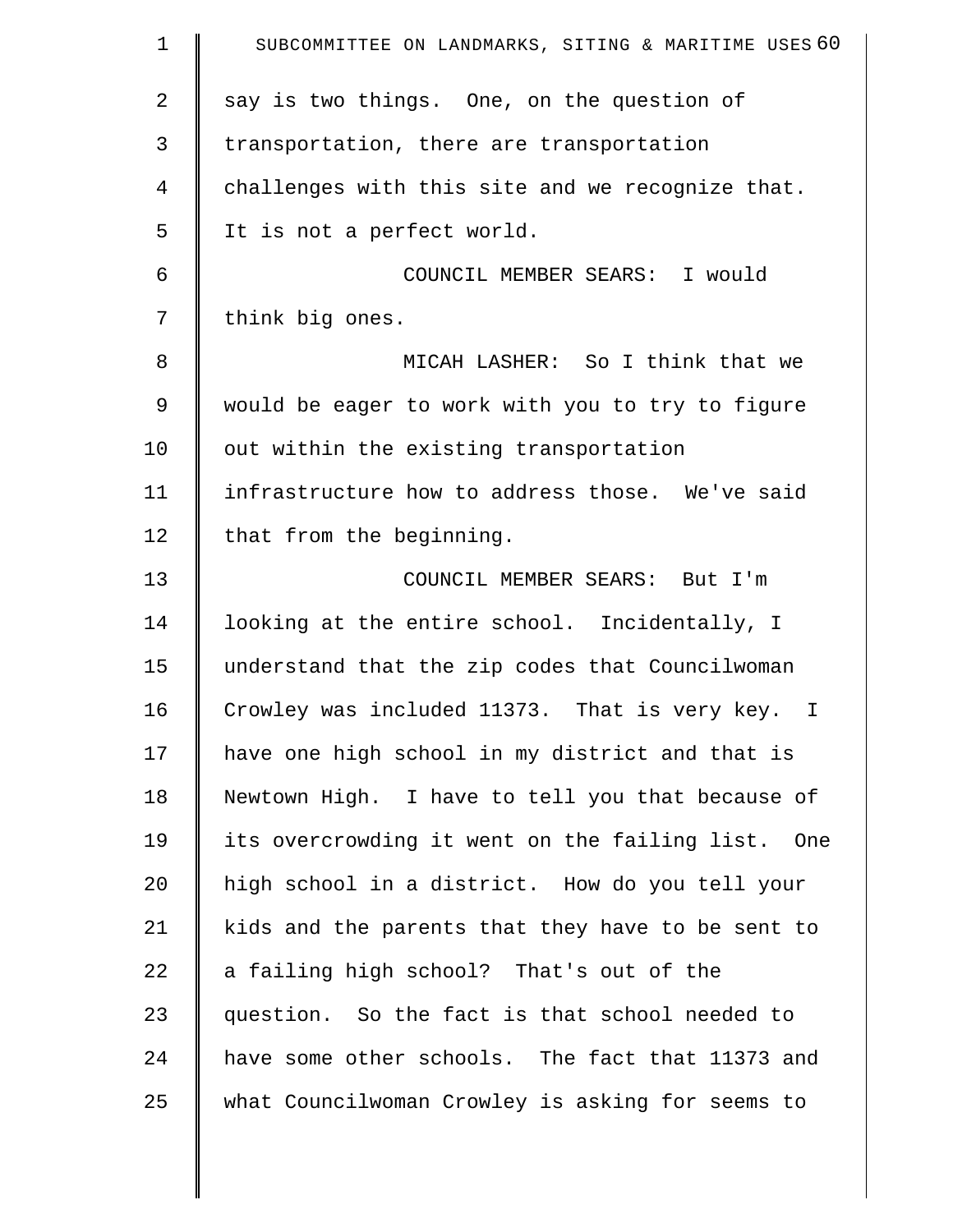say is two things. One, on the question of transportation, there are transportation challenges with this site and we recognize that. It is not a perfect world.

COUNCIL MEMBER SEARS: I would think big ones.

MICAH LASHER: So I think that we would be eager to work with you to try to figure out within the existing transportation infrastructure how to address those. We've said that from the beginning.

COUNCIL MEMBER SEARS: But I'm looking at the entire school. Incidentally, I understand that the zip codes that Councilwoman Crowley was included 11373. That is very key. I have one high school in my district and that is Newtown High. I have to tell you that because of its overcrowding it went on the failing list. One high school in a district. How do you tell your kids and the parents that they have to be sent to a failing high school? That's out of the question. So the fact is that school needed to have some other schools. The fact that 11373 and what Councilwoman Crowley is asking for seems to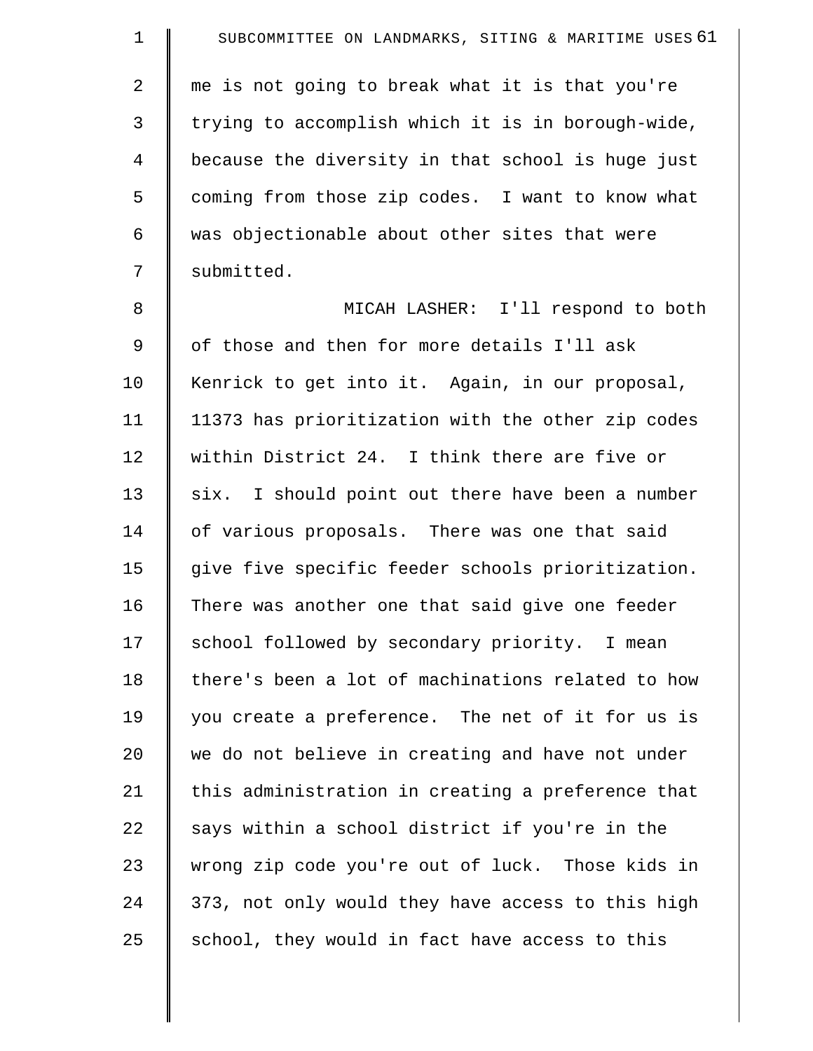me is not going to break what it is that you're trying to accomplish which it is in borough-wide, because the diversity in that school is huge just coming from those zip codes. I want to know what was objectionable about other sites that were submitted.

MICAH LASHER: I'll respond to both of those and then for more details I'll ask Kenrick to get into it. Again, in our proposal, 11373 has prioritization with the other zip codes within District 24. I think there are five or six. I should point out there have been a number of various proposals. There was one that said give five specific feeder schools prioritization. There was another one that said give one feeder school followed by secondary priority. I mean there's been a lot of machinations related to how you create a preference. The net of it for us is we do not believe in creating and have not under this administration in creating a preference that says within a school district if you're in the wrong zip code you're out of luck. Those kids in 373, not only would they have access to this high school, they would in fact have access to this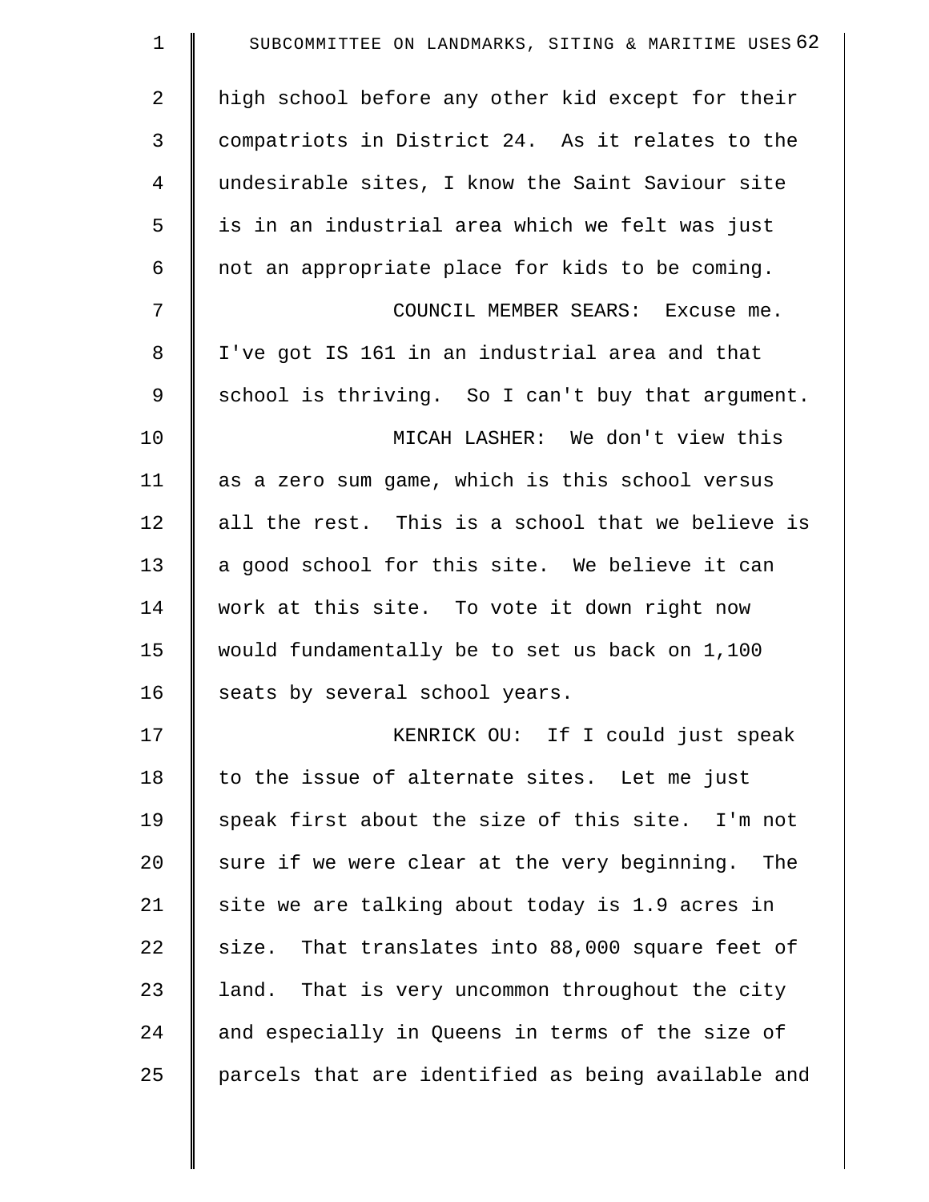high school before any other kid except for their compatriots in District 24. As it relates to the undesirable sites, I know the Saint Saviour site is in an industrial area which we felt was just not an appropriate place for kids to be coming.

COUNCIL MEMBER SEARS: Excuse me. I've got IS 161 in an industrial area and that school is thriving. So I can't buy that argument.

MICAH LASHER: We don't view this as a zero sum game, which is this school versus all the rest. This is a school that we believe is a good school for this site. We believe it can work at this site. To vote it down right now would fundamentally be to set us back on 1,100 seats by several school years.

KENRICK OU: If I could just speak to the issue of alternate sites. Let me just speak first about the size of this site. I'm not sure if we were clear at the very beginning. The site we are talking about today is 1.9 acres in size. That translates into 88,000 square feet of land. That is very uncommon throughout the city and especially in Queens in terms of the size of parcels that are identified as being available and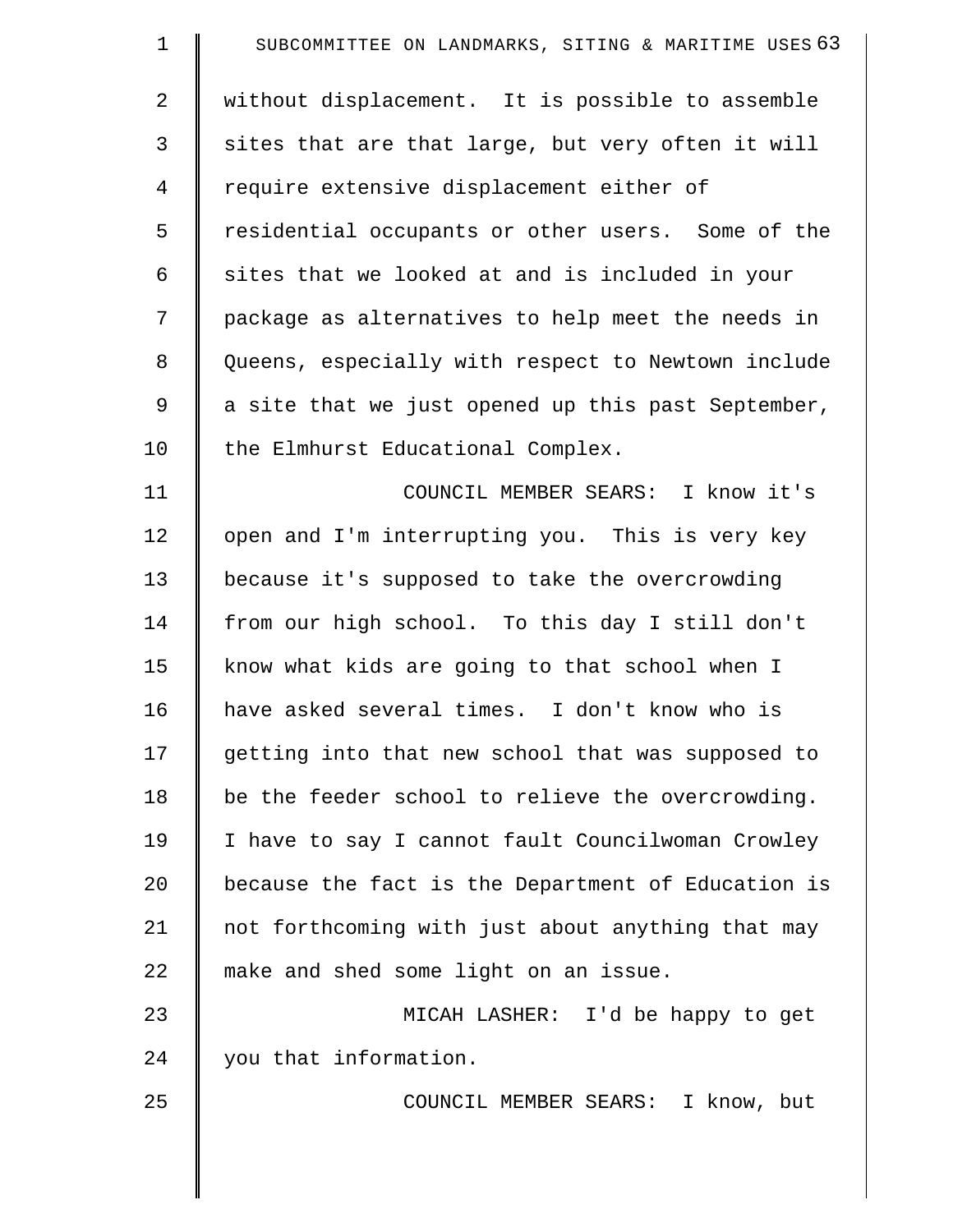without displacement. It is possible to assemble sites that are that large, but very often it will require extensive displacement either of residential occupants or other users. Some of the sites that we looked at and is included in your package as alternatives to help meet the needs in Queens, especially with respect to Newtown include a site that we just opened up this past September, the Elmhurst Educational Complex.

COUNCIL MEMBER SEARS: I know it's open and I'm interrupting you. This is very key because it's supposed to take the overcrowding from our high school. To this day I still don't know what kids are going to that school when I have asked several times. I don't know who is getting into that new school that was supposed to be the feeder school to relieve the overcrowding. I have to say I cannot fault Councilwoman Crowley because the fact is the Department of Education is not forthcoming with just about anything that may make and shed some light on an issue.

MICAH LASHER: I'd be happy to get you that information.

COUNCIL MEMBER SEARS: I know, but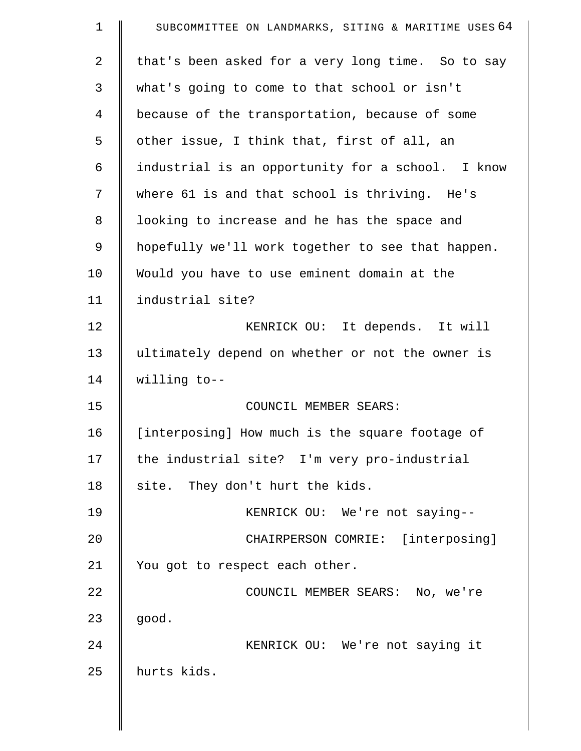that's been asked for a very long time. So to say what's going to come to that school or isn't because of the transportation, because of some other issue, I think that, first of all, an industrial is an opportunity for a school. I know where 61 is and that school is thriving. He's looking to increase and he has the space and hopefully we'll work together to see that happen. Would you have to use eminent domain at the industrial site?

KENRICK OU: It depends. It will ultimately depend on whether or not the owner is willing to--

COUNCIL MEMBER SEARS: [interposing] How much is the square footage of the industrial site? I'm very pro-industrial site. They don't hurt the kids.

KENRICK OU: We're not saying--

CHAIRPERSON COMRIE: [interposing] You got to respect each other.

COUNCIL MEMBER SEARS: No, we're good.

KENRICK OU: We're not saying it hurts kids.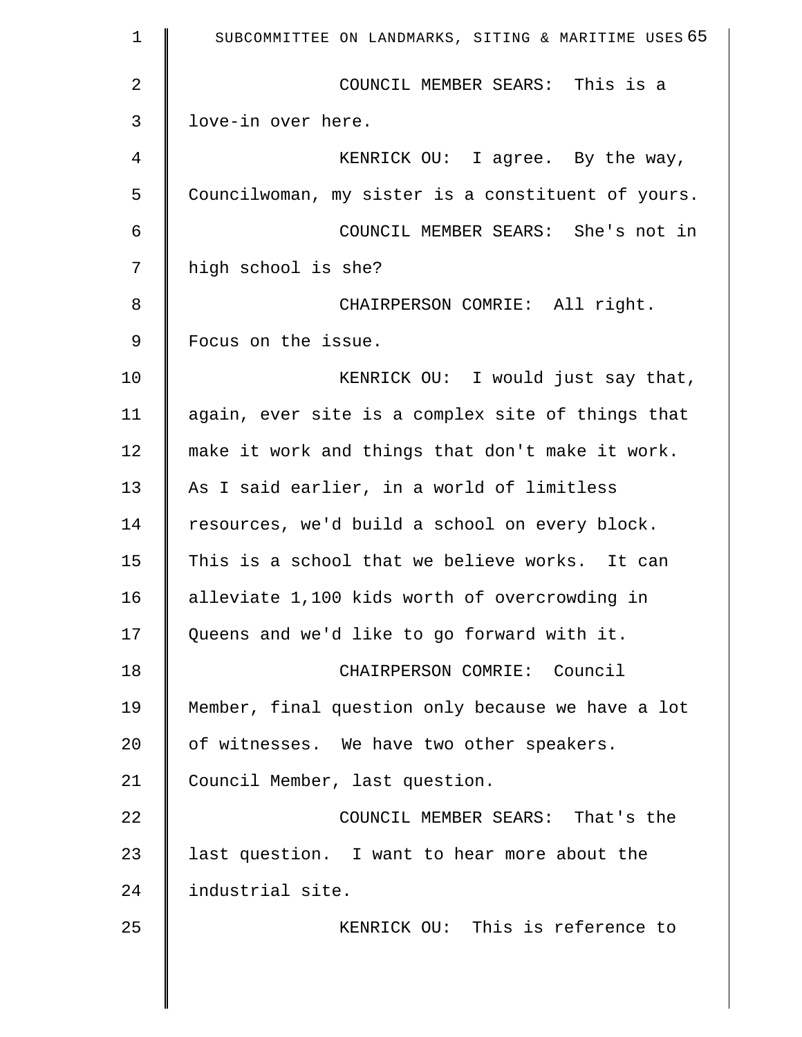COUNCIL MEMBER SEARS: This is a love-in over here.

KENRICK OU: I agree. By the way, Councilwoman, my sister is a constituent of yours.

COUNCIL MEMBER SEARS: She's not in high school is she?

CHAIRPERSON COMRIE: All right. Focus on the issue.

KENRICK OU: I would just say that, again, ever site is a complex site of things that make it work and things that don't make it work. As I said earlier, in a world of limitless resources, we'd build a school on every block. This is a school that we believe works. It can alleviate 1,100 kids worth of overcrowding in Queens and we'd like to go forward with it.

CHAIRPERSON COMRIE: Council Member, final question only because we have a lot of witnesses. We have two other speakers. Council Member, last question.

COUNCIL MEMBER SEARS: That's the last question. I want to hear more about the industrial site.

KENRICK OU: This is reference to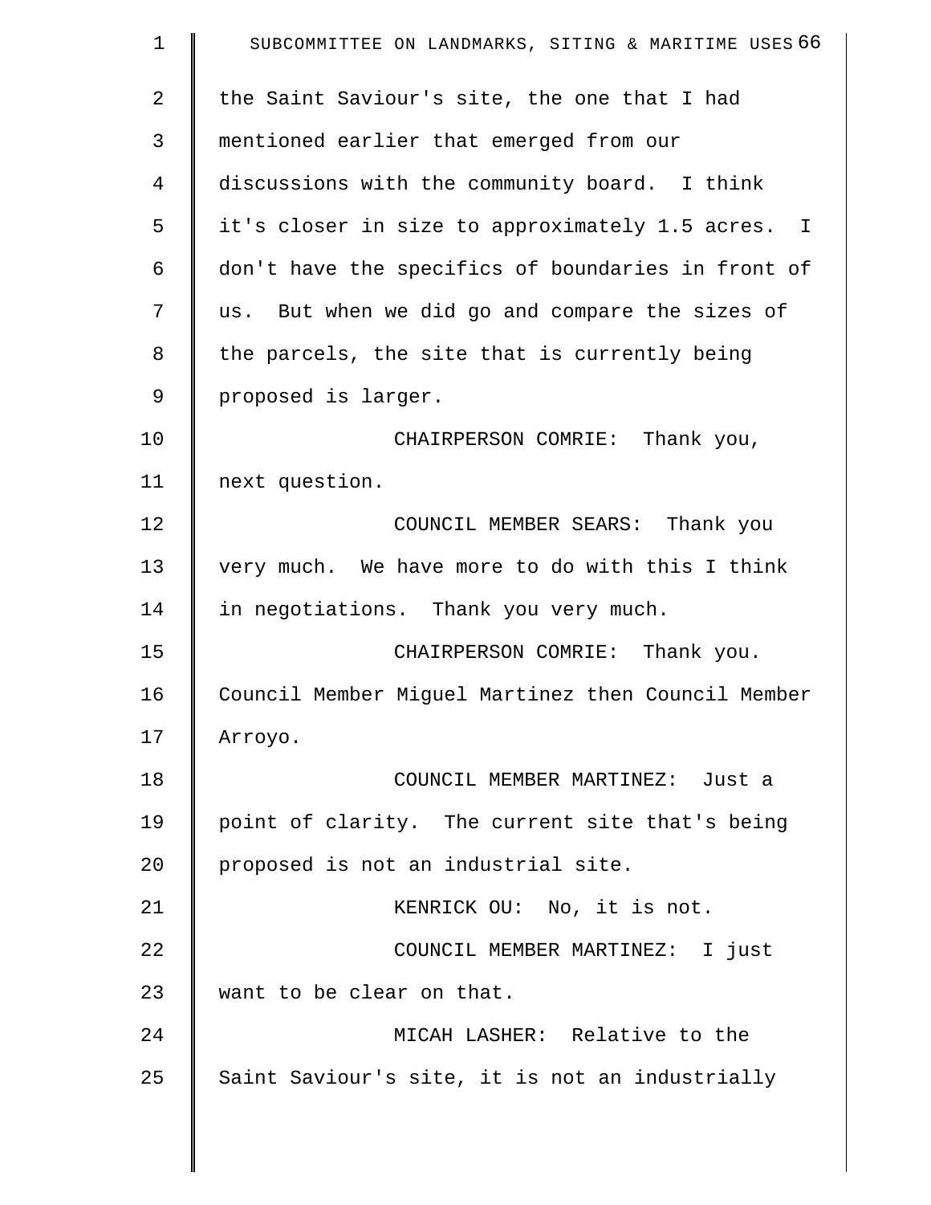the Saint Saviour's site, the one that I had mentioned earlier that emerged from our discussions with the community board. I think it's closer in size to approximately 1.5 acres. I don't have the specifics of boundaries in front of us. But when we did go and compare the sizes of the parcels, the site that is currently being proposed is larger.

CHAIRPERSON COMRIE: Thank you, next question.

COUNCIL MEMBER SEARS: Thank you very much. We have more to do with this I think in negotiations. Thank you very much.

CHAIRPERSON COMRIE: Thank you. Council Member Miguel Martinez then Council Member Arroyo.

COUNCIL MEMBER MARTINEZ: Just a point of clarity. The current site that's being proposed is not an industrial site.

KENRICK OU: No, it is not.

COUNCIL MEMBER MARTINEZ: I just want to be clear on that.

MICAH LASHER: Relative to the Saint Saviour's site, it is not an industrially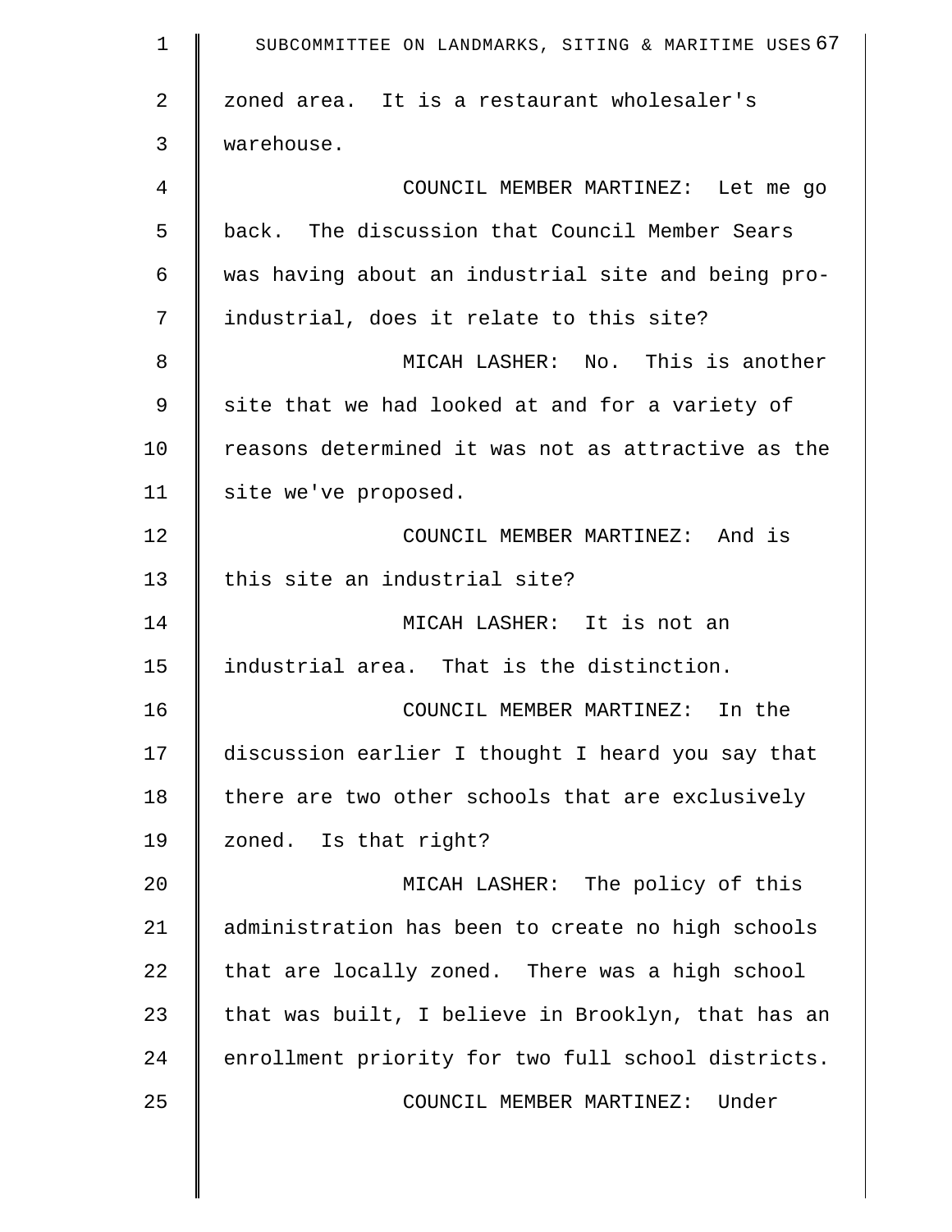zoned area. It is a restaurant wholesaler's warehouse.

COUNCIL MEMBER MARTINEZ: Let me go back. The discussion that Council Member Sears was having about an industrial site and being pro-industrial, does it relate to this site?

MICAH LASHER: No. This is another site that we had looked at and for a variety of reasons determined it was not as attractive as the site we've proposed.

COUNCIL MEMBER MARTINEZ: And is this site an industrial site?

MICAH LASHER: It is not an industrial area. That is the distinction.

COUNCIL MEMBER MARTINEZ: In the discussion earlier I thought I heard you say that there are two other schools that are exclusively zoned. Is that right?

MICAH LASHER: The policy of this administration has been to create no high schools that are locally zoned. There was a high school that was built, I believe in Brooklyn, that has an enrollment priority for two full school districts.

COUNCIL MEMBER MARTINEZ: Under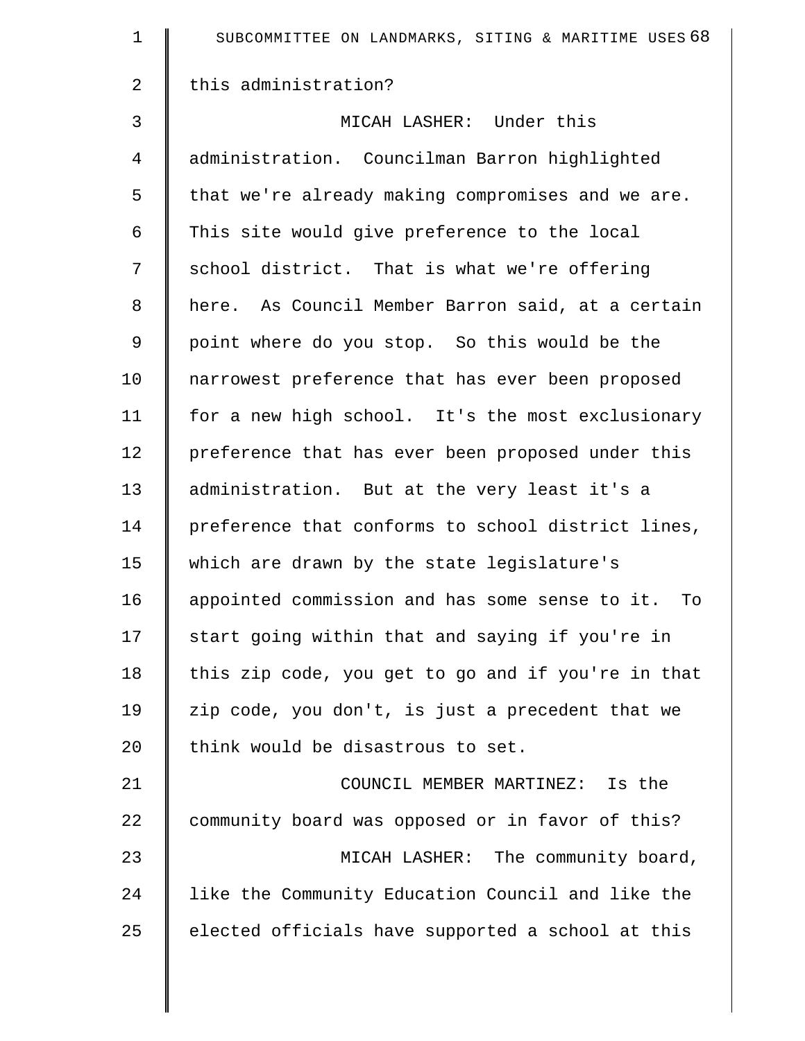this administration?

MICAH LASHER: Under this administration. Councilman Barron highlighted that we're already making compromises and we are. This site would give preference to the local school district. That is what we're offering here. As Council Member Barron said, at a certain point where do you stop. So this would be the narrowest preference that has ever been proposed for a new high school. It's the most exclusionary preference that has ever been proposed under this administration. But at the very least it's a preference that conforms to school district lines, which are drawn by the state legislature's appointed commission and has some sense to it. To start going within that and saying if you're in this zip code, you get to go and if you're in that zip code, you don't, is just a precedent that we think would be disastrous to set.

COUNCIL MEMBER MARTINEZ: Is the community board was opposed or in favor of this?

MICAH LASHER: The community board, like the Community Education Council and like the elected officials have supported a school at this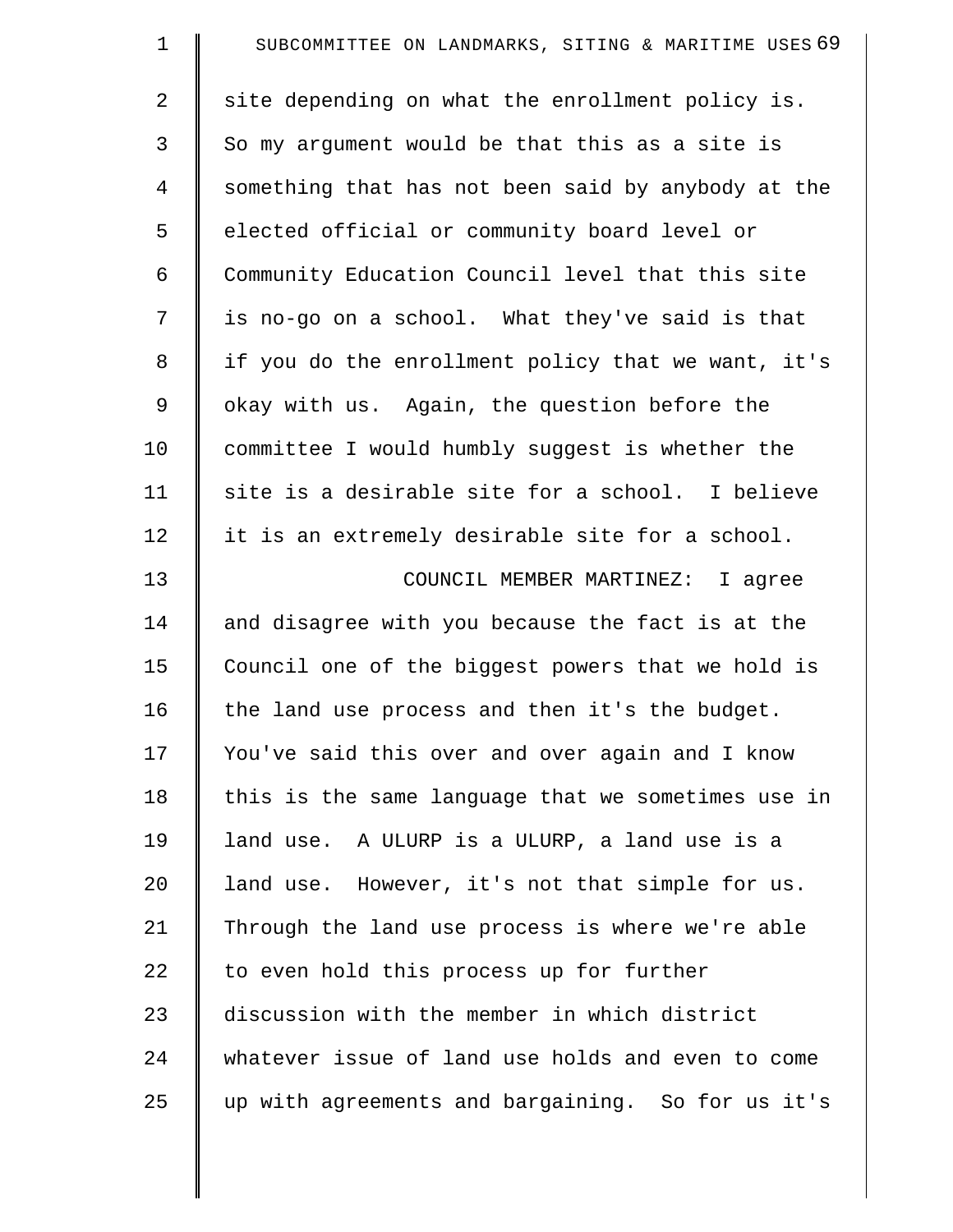site depending on what the enrollment policy is. So my argument would be that this as a site is something that has not been said by anybody at the elected official or community board level or Community Education Council level that this site is no-go on a school. What they've said is that if you do the enrollment policy that we want, it's okay with us. Again, the question before the committee I would humbly suggest is whether the site is a desirable site for a school. I believe it is an extremely desirable site for a school.

COUNCIL MEMBER MARTINEZ: I agree and disagree with you because the fact is at the Council one of the biggest powers that we hold is the land use process and then it's the budget. You've said this over and over again and I know this is the same language that we sometimes use in land use. A ULURP is a ULURP, a land use is a land use. However, it's not that simple for us. Through the land use process is where we're able to even hold this process up for further discussion with the member in which district whatever issue of land use holds and even to come up with agreements and bargaining. So for us it's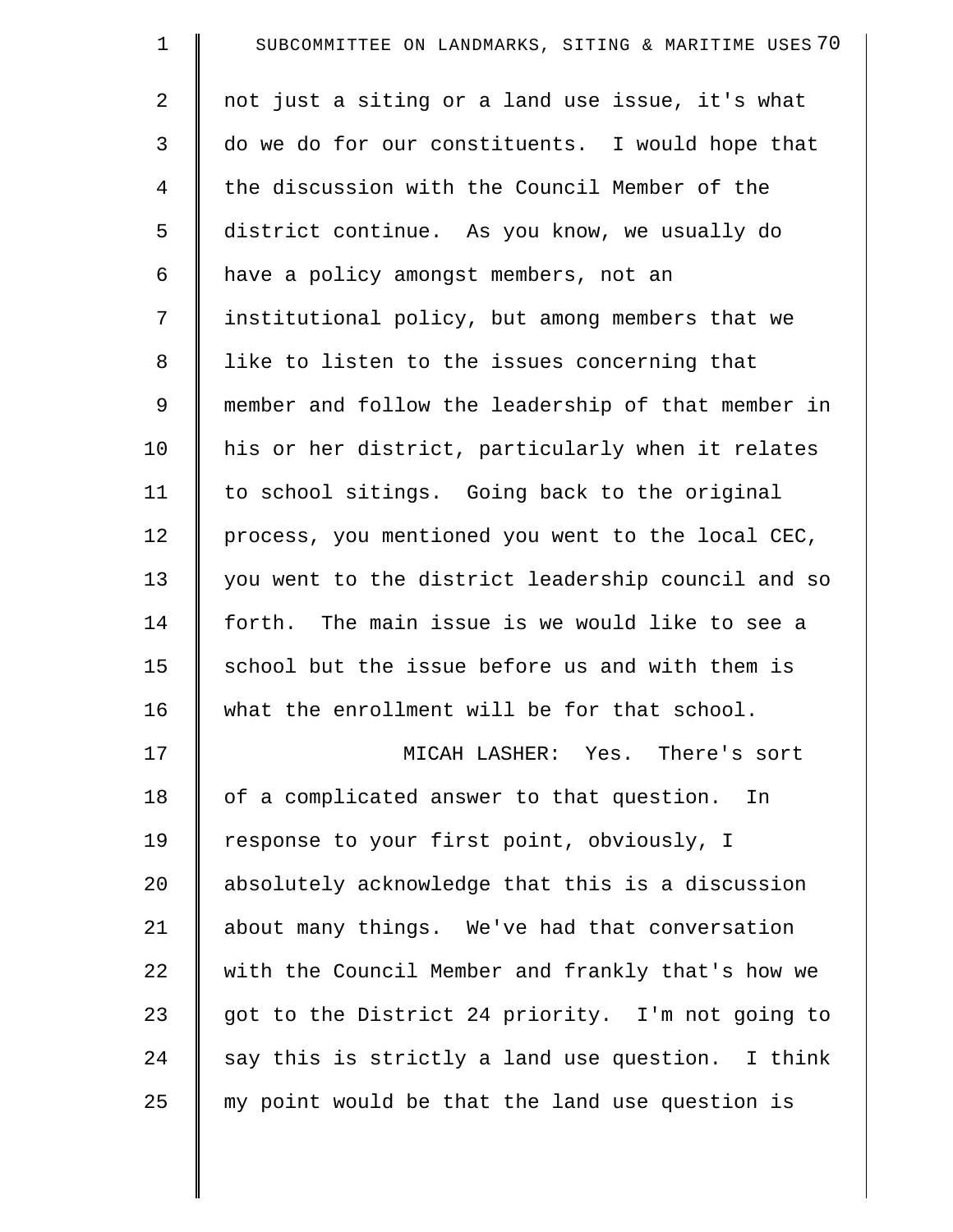not just a siting or a land use issue, it's what do we do for our constituents. I would hope that the discussion with the Council Member of the district continue. As you know, we usually do have a policy amongst members, not an institutional policy, but among members that we like to listen to the issues concerning that member and follow the leadership of that member in his or her district, particularly when it relates to school sitings. Going back to the original process, you mentioned you went to the local CEC, you went to the district leadership council and so forth. The main issue is we would like to see a school but the issue before us and with them is what the enrollment will be for that school.

MICAH LASHER: Yes. There's sort of a complicated answer to that question. In response to your first point, obviously, I absolutely acknowledge that this is a discussion about many things. We've had that conversation with the Council Member and frankly that's how we got to the District 24 priority. I'm not going to say this is strictly a land use question. I think my point would be that the land use question is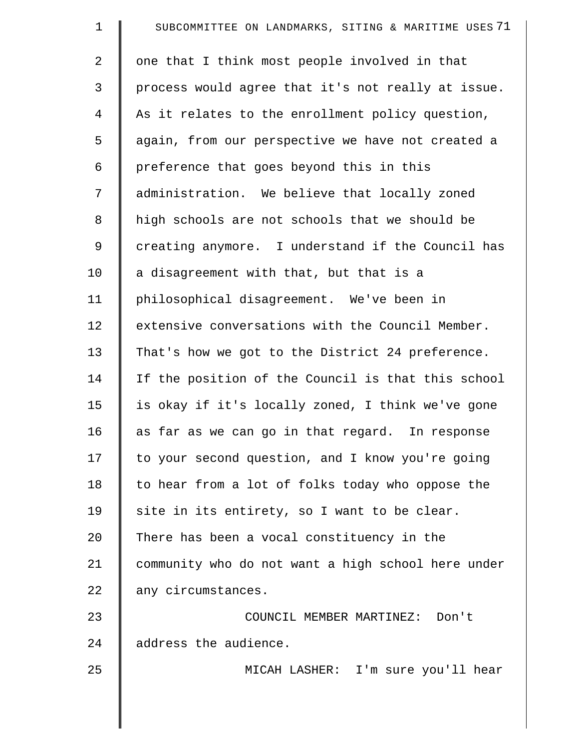one that I think most people involved in that process would agree that it's not really at issue. As it relates to the enrollment policy question, again, from our perspective we have not created a preference that goes beyond this in this administration. We believe that locally zoned high schools are not schools that we should be creating anymore. I understand if the Council has a disagreement with that, but that is a philosophical disagreement. We've been in extensive conversations with the Council Member. That's how we got to the District 24 preference. If the position of the Council is that this school is okay if it's locally zoned, I think we've gone as far as we can go in that regard. In response to your second question, and I know you're going to hear from a lot of folks today who oppose the site in its entirety, so I want to be clear. There has been a vocal constituency in the community who do not want a high school here under any circumstances.

COUNCIL MEMBER MARTINEZ: Don't address the audience.

MICAH LASHER: I'm sure you'll hear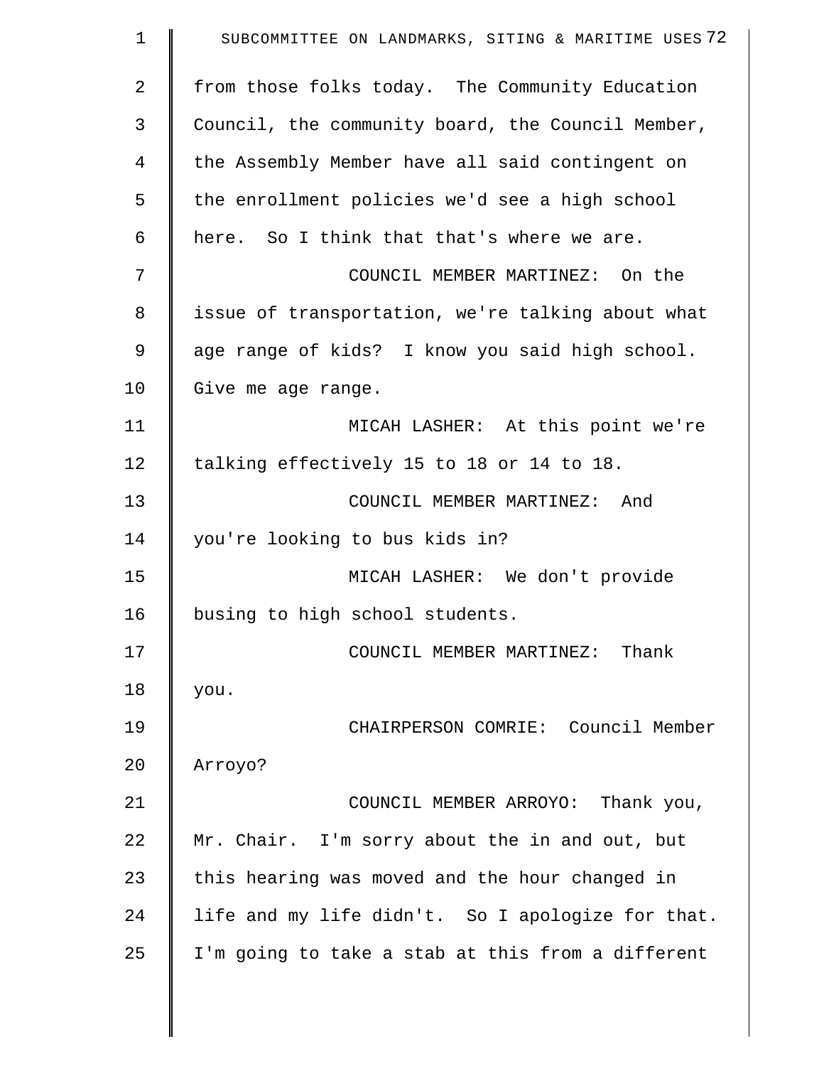from those folks today. The Community Education Council, the community board, the Council Member, the Assembly Member have all said contingent on the enrollment policies we'd see a high school here. So I think that that's where we are.

COUNCIL MEMBER MARTINEZ: On the issue of transportation, we're talking about what age range of kids? I know you said high school. Give me age range.

MICAH LASHER: At this point we're talking effectively 15 to 18 or 14 to 18.

COUNCIL MEMBER MARTINEZ: And you're looking to bus kids in?

MICAH LASHER: We don't provide busing to high school students.

COUNCIL MEMBER MARTINEZ: Thank you.

CHAIRPERSON COMRIE: Council Member Arroyo?

COUNCIL MEMBER ARROYO: Thank you, Mr. Chair. I'm sorry about the in and out, but this hearing was moved and the hour changed in life and my life didn't. So I apologize for that. I'm going to take a stab at this from a different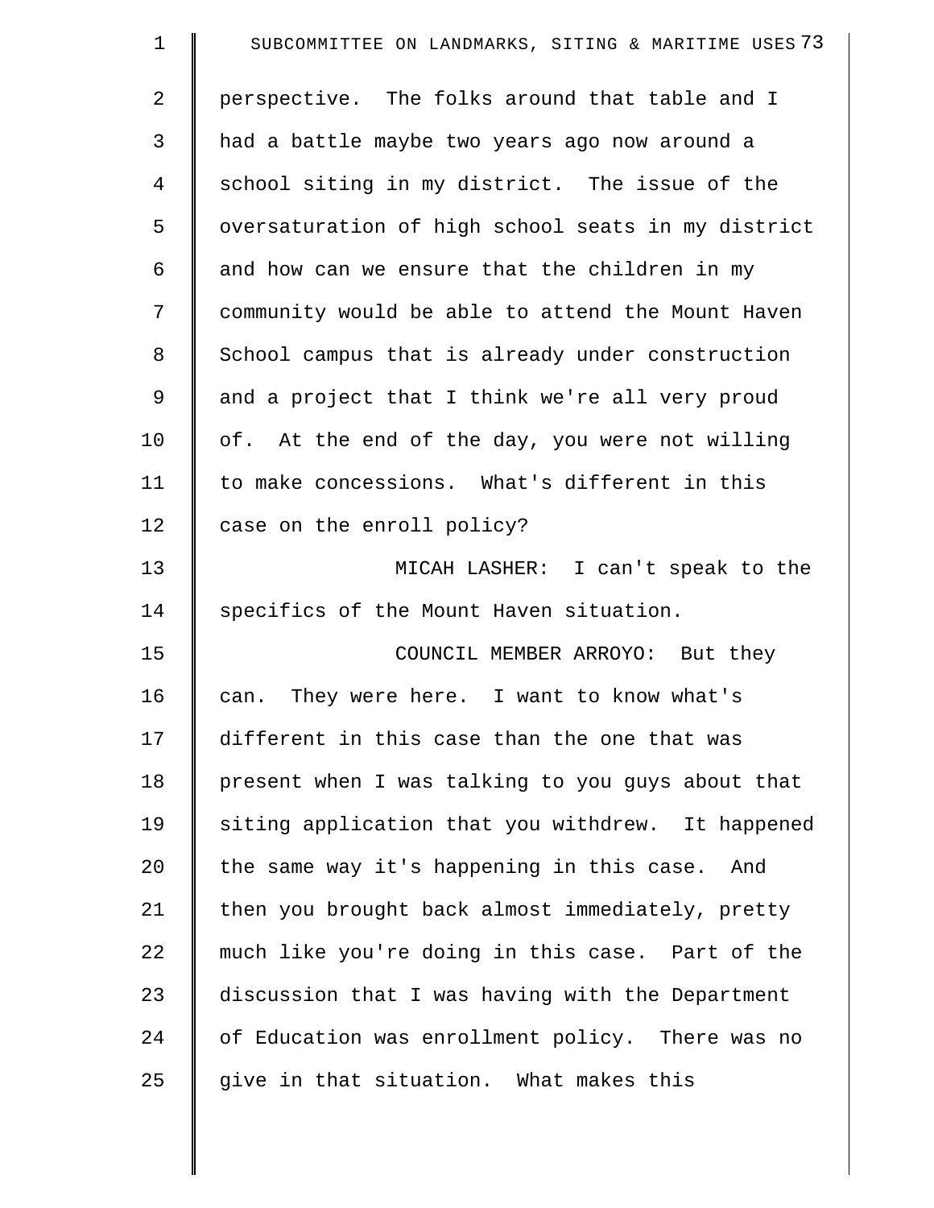perspective. The folks around that table and I had a battle maybe two years ago now around a school siting in my district. The issue of the oversaturation of high school seats in my district and how can we ensure that the children in my community would be able to attend the Mount Haven School campus that is already under construction and a project that I think we're all very proud of. At the end of the day, you were not willing to make concessions. What's different in this case on the enroll policy?

MICAH LASHER: I can't speak to the specifics of the Mount Haven situation.

COUNCIL MEMBER ARROYO: But they can. They were here. I want to know what's different in this case than the one that was present when I was talking to you guys about that siting application that you withdrew. It happened the same way it's happening in this case. And then you brought back almost immediately, pretty much like you're doing in this case. Part of the discussion that I was having with the Department of Education was enrollment policy. There was no give in that situation. What makes this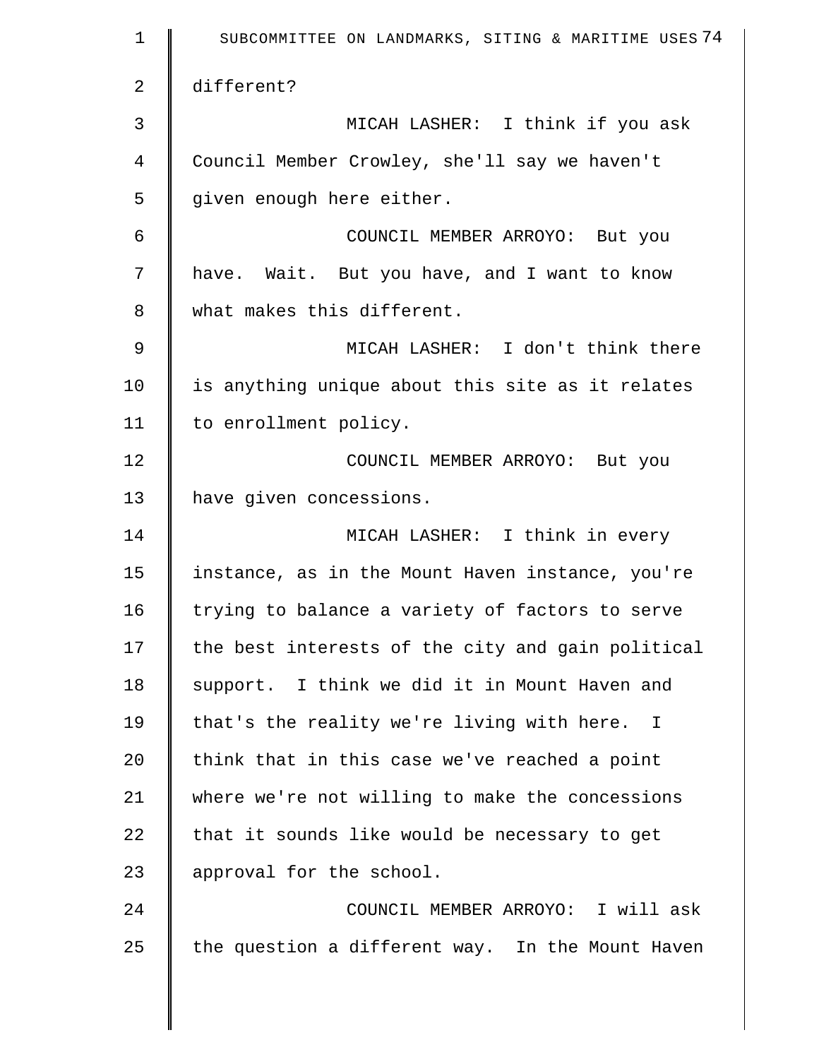different?

MICAH LASHER: I think if you ask Council Member Crowley, she'll say we haven't given enough here either.

COUNCIL MEMBER ARROYO: But you have. Wait. But you have, and I want to know what makes this different.

MICAH LASHER: I don't think there is anything unique about this site as it relates to enrollment policy.

COUNCIL MEMBER ARROYO: But you have given concessions.

MICAH LASHER: I think in every instance, as in the Mount Haven instance, you're trying to balance a variety of factors to serve the best interests of the city and gain political support. I think we did it in Mount Haven and that's the reality we're living with here. I think that in this case we've reached a point where we're not willing to make the concessions that it sounds like would be necessary to get approval for the school.

COUNCIL MEMBER ARROYO: I will ask the question a different way. In the Mount Haven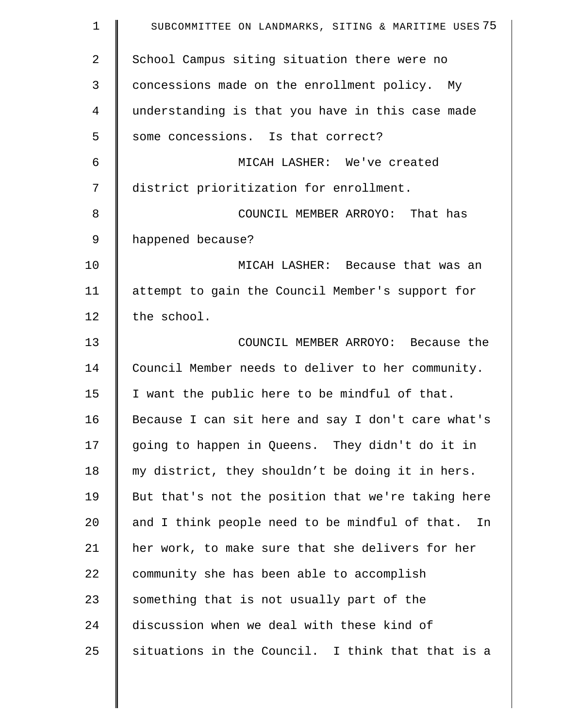School Campus siting situation there were no concessions made on the enrollment policy. My understanding is that you have in this case made some concessions. Is that correct?

MICAH LASHER: We've created district prioritization for enrollment.

COUNCIL MEMBER ARROYO: That has happened because?

MICAH LASHER: Because that was an attempt to gain the Council Member's support for the school.

COUNCIL MEMBER ARROYO: Because the Council Member needs to deliver to her community. I want the public here to be mindful of that. Because I can sit here and say I don't care what's going to happen in Queens. They didn't do it in my district, they shouldn’t be doing it in hers. But that's not the position that we're taking here and I think people need to be mindful of that. In her work, to make sure that she delivers for her community she has been able to accomplish something that is not usually part of the discussion when we deal with these kind of situations in the Council. I think that that is a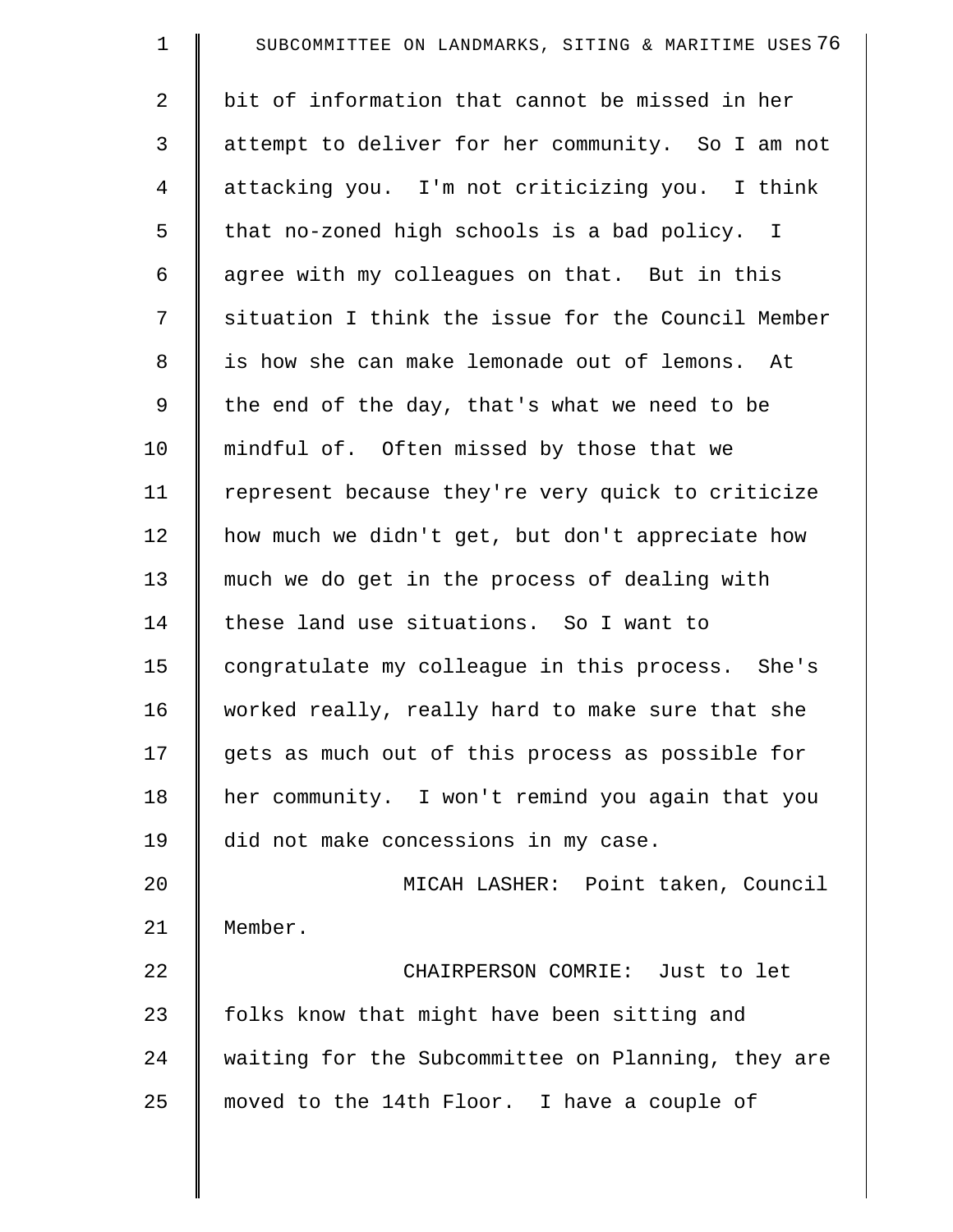bit of information that cannot be missed in her attempt to deliver for her community. So I am not attacking you. I'm not criticizing you. I think that no-zoned high schools is a bad policy. I agree with my colleagues on that. But in this situation I think the issue for the Council Member is how she can make lemonade out of lemons. At the end of the day, that's what we need to be mindful of. Often missed by those that we represent because they're very quick to criticize how much we didn't get, but don't appreciate how much we do get in the process of dealing with these land use situations. So I want to congratulate my colleague in this process. She's worked really, really hard to make sure that she gets as much out of this process as possible for her community. I won't remind you again that you did not make concessions in my case.

MICAH LASHER: Point taken, Council Member.

CHAIRPERSON COMRIE: Just to let folks know that might have been sitting and waiting for the Subcommittee on Planning, they are moved to the 14th Floor. I have a couple of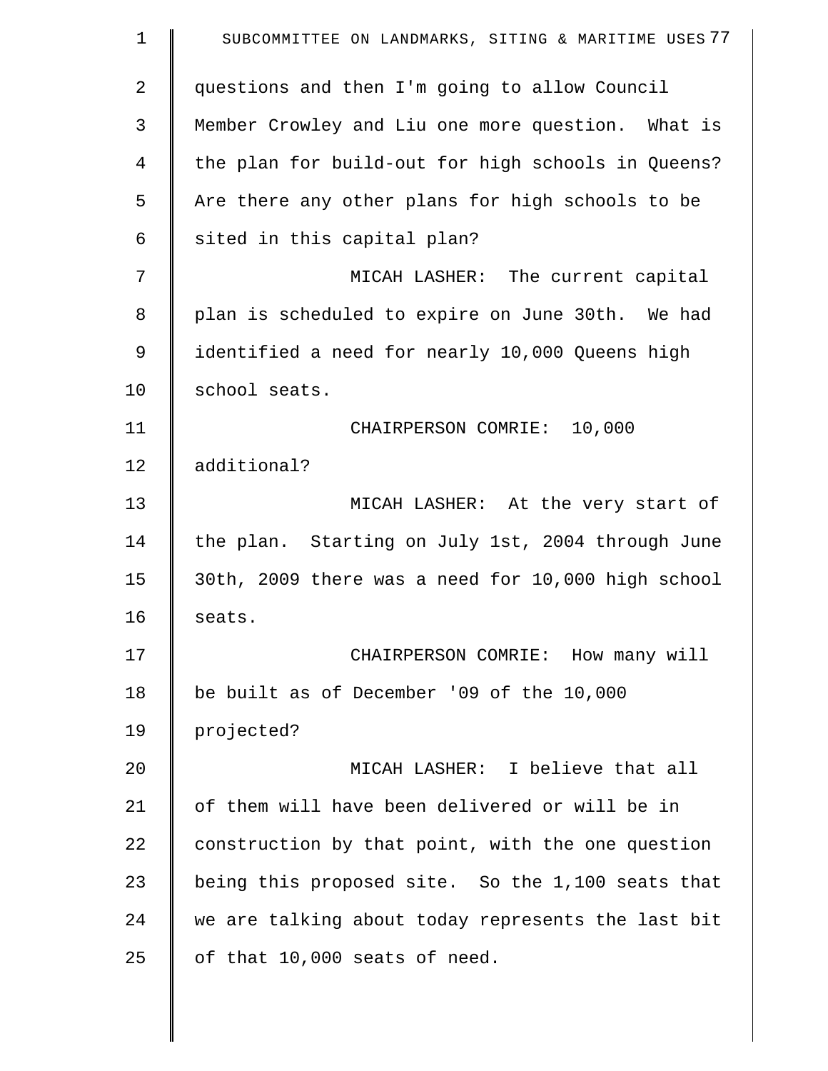questions and then I'm going to allow Council Member Crowley and Liu one more question. What is the plan for build-out for high schools in Queens? Are there any other plans for high schools to be sited in this capital plan?

MICAH LASHER: The current capital plan is scheduled to expire on June 30th. We had identified a need for nearly 10,000 Queens high school seats.

CHAIRPERSON COMRIE: 10,000 additional?

MICAH LASHER: At the very start of the plan. Starting on July 1st, 2004 through June 30th, 2009 there was a need for 10,000 high school seats.

CHAIRPERSON COMRIE: How many will be built as of December '09 of the 10,000 projected?

MICAH LASHER: I believe that all of them will have been delivered or will be in construction by that point, with the one question being this proposed site. So the 1,100 seats that we are talking about today represents the last bit of that 10,000 seats of need.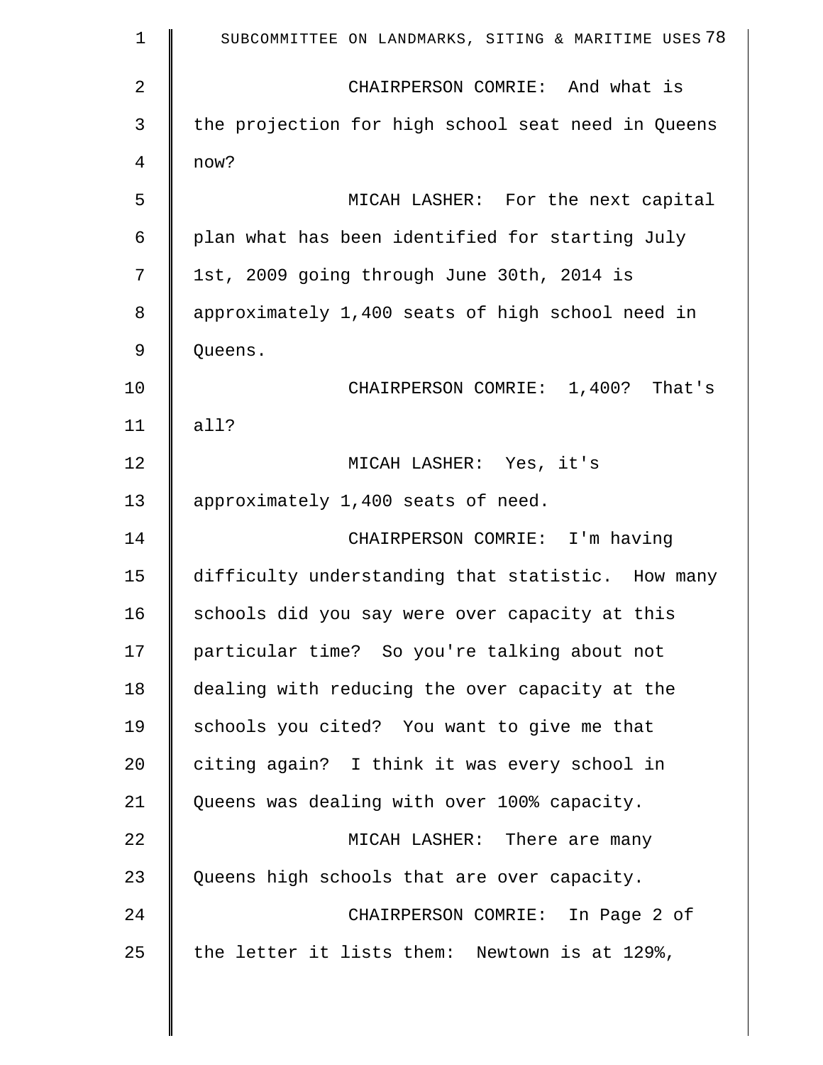CHAIRPERSON COMRIE: And what is the projection for high school seat need in Queens now?

MICAH LASHER: For the next capital plan what has been identified for starting July 1st, 2009 going through June 30th, 2014 is approximately 1,400 seats of high school need in Queens.

CHAIRPERSON COMRIE: 1,400? That's all?

MICAH LASHER: Yes, it's approximately 1,400 seats of need.

CHAIRPERSON COMRIE: I'm having difficulty understanding that statistic. How many schools did you say were over capacity at this particular time? So you're talking about not dealing with reducing the over capacity at the schools you cited? You want to give me that citing again? I think it was every school in Queens was dealing with over 100% capacity.

MICAH LASHER: There are many Queens high schools that are over capacity.

CHAIRPERSON COMRIE: In Page 2 of the letter it lists them: Newtown is at 129%,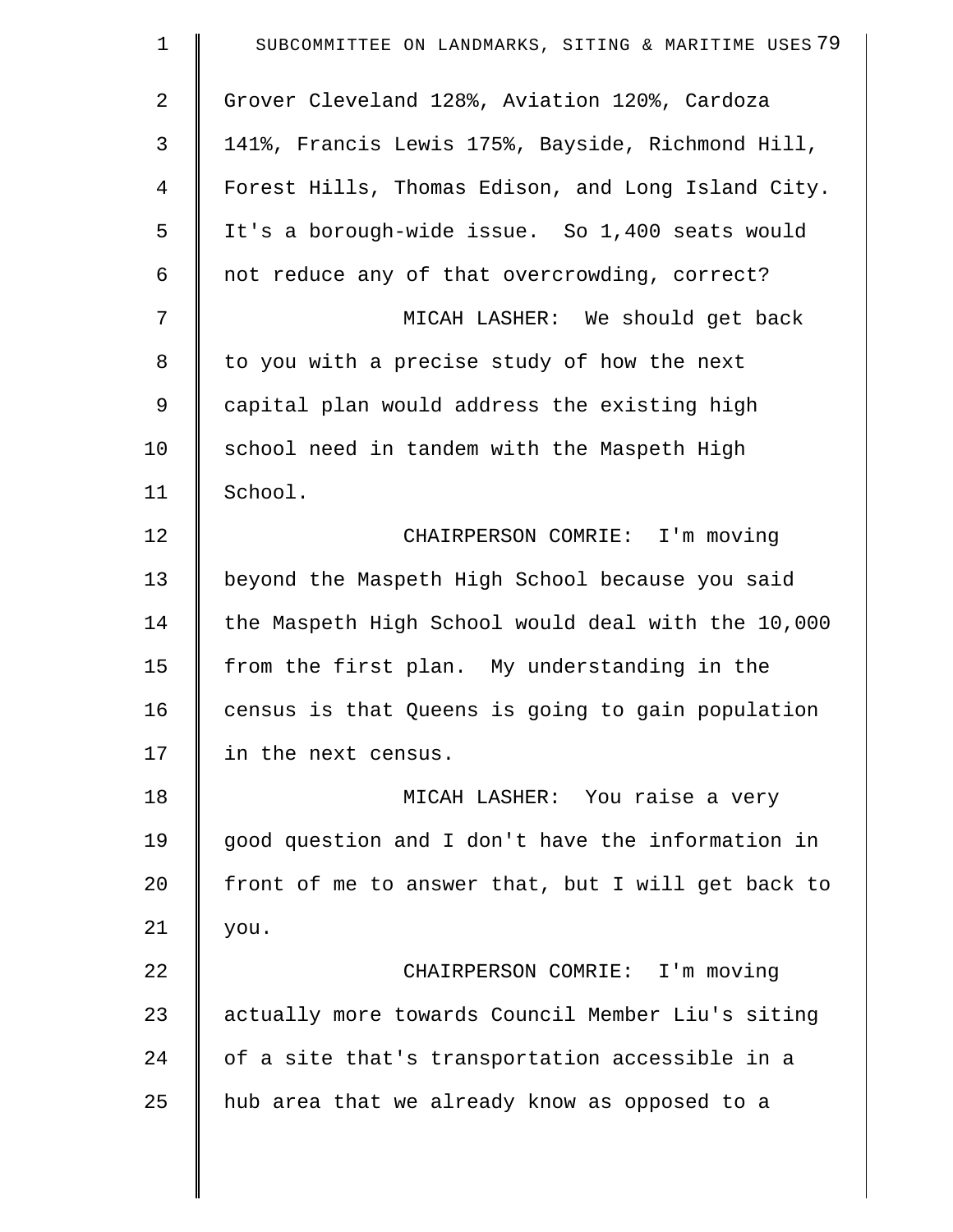Grover Cleveland 128%, Aviation 120%, Cardoza 141%, Francis Lewis 175%, Bayside, Richmond Hill, Forest Hills, Thomas Edison, and Long Island City. It's a borough-wide issue. So 1,400 seats would not reduce any of that overcrowding, correct?

MICAH LASHER: We should get back to you with a precise study of how the next capital plan would address the existing high school need in tandem with the Maspeth High School.

CHAIRPERSON COMRIE: I'm moving beyond the Maspeth High School because you said the Maspeth High School would deal with the 10,000 from the first plan. My understanding in the census is that Queens is going to gain population in the next census.

MICAH LASHER: You raise a very good question and I don't have the information in front of me to answer that, but I will get back to you.

CHAIRPERSON COMRIE: I'm moving actually more towards Council Member Liu's siting of a site that's transportation accessible in a hub area that we already know as opposed to a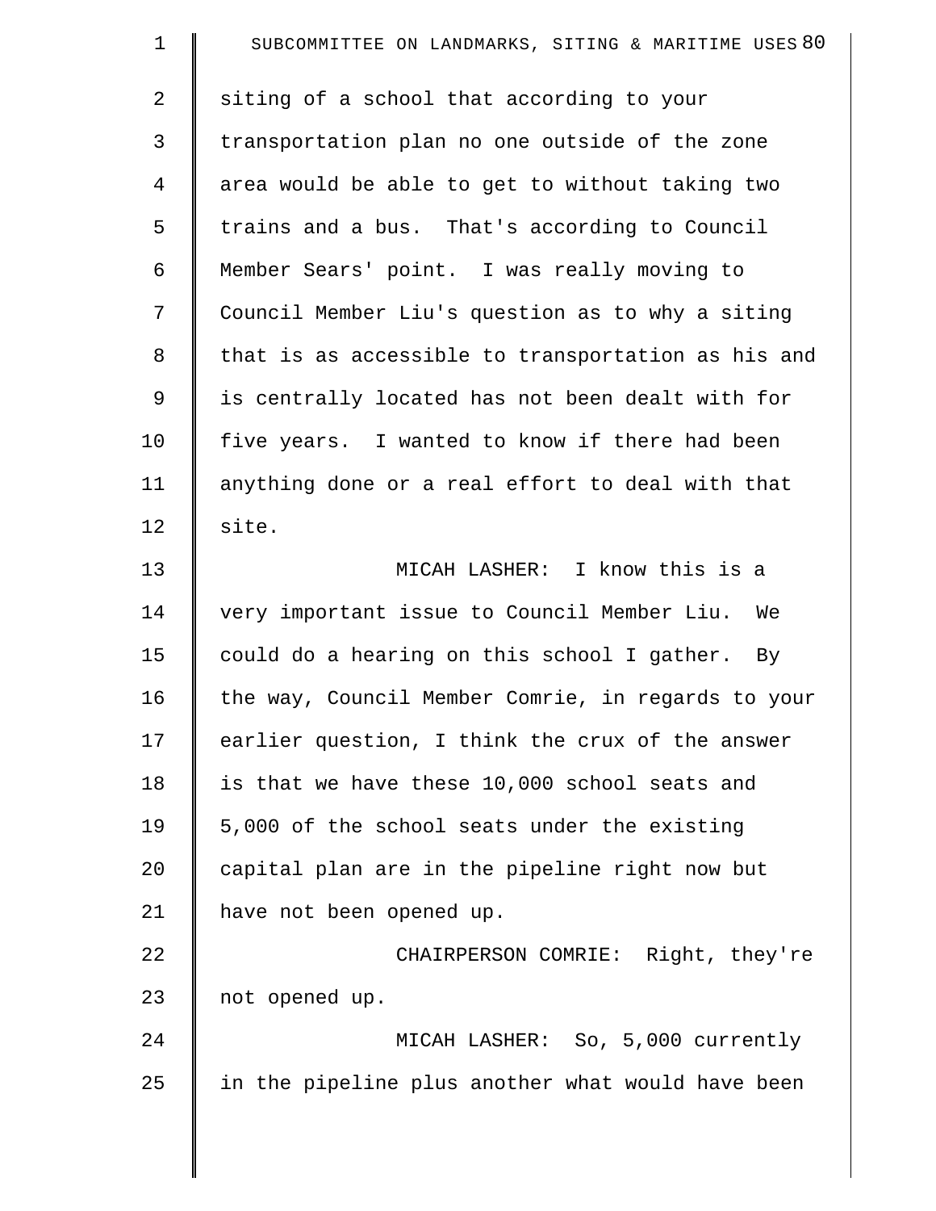siting of a school that according to your transportation plan no one outside of the zone area would be able to get to without taking two trains and a bus. That's according to Council Member Sears' point. I was really moving to Council Member Liu's question as to why a siting that is as accessible to transportation as his and is centrally located has not been dealt with for five years. I wanted to know if there had been anything done or a real effort to deal with that site.

MICAH LASHER: I know this is a very important issue to Council Member Liu. We could do a hearing on this school I gather. By the way, Council Member Comrie, in regards to your earlier question, I think the crux of the answer is that we have these 10,000 school seats and 5,000 of the school seats under the existing capital plan are in the pipeline right now but have not been opened up.

CHAIRPERSON COMRIE: Right, they're not opened up.

MICAH LASHER: So, 5,000 currently in the pipeline plus another what would have been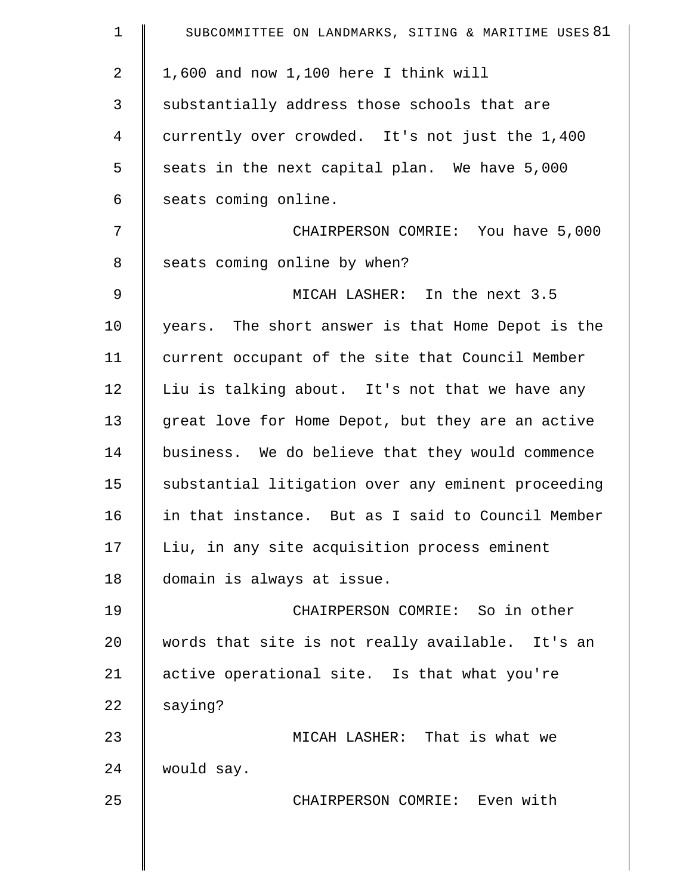1,600 and now 1,100 here I think will substantially address those schools that are currently over crowded. It's not just the 1,400 seats in the next capital plan. We have 5,000 seats coming online.

CHAIRPERSON COMRIE: You have 5,000 seats coming online by when?

MICAH LASHER: In the next 3.5 years. The short answer is that Home Depot is the current occupant of the site that Council Member Liu is talking about. It's not that we have any great love for Home Depot, but they are an active business. We do believe that they would commence substantial litigation over any eminent proceeding in that instance. But as I said to Council Member Liu, in any site acquisition process eminent domain is always at issue.

CHAIRPERSON COMRIE: So in other words that site is not really available. It's an active operational site. Is that what you're saying?

MICAH LASHER: That is what we would say.

CHAIRPERSON COMRIE: Even with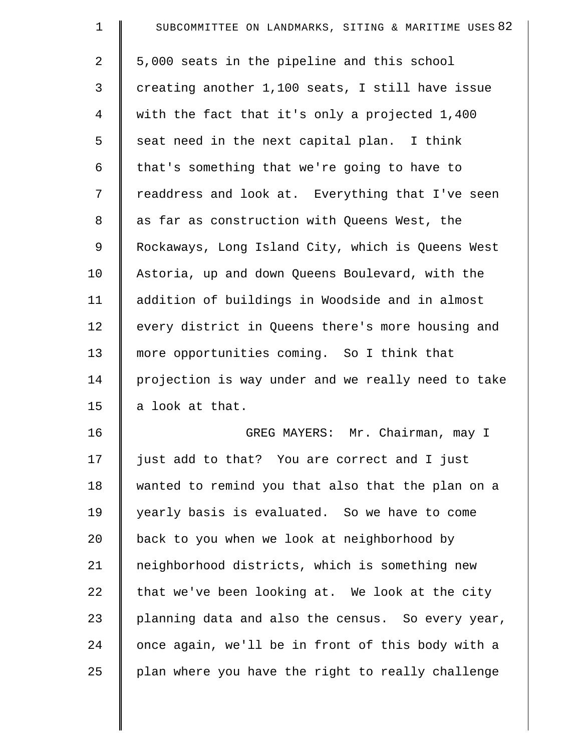5,000 seats in the pipeline and this school creating another 1,100 seats, I still have issue with the fact that it's only a projected 1,400 seat need in the next capital plan. I think that's something that we're going to have to readdress and look at. Everything that I've seen as far as construction with Queens West, the Rockaways, Long Island City, which is Queens West Astoria, up and down Queens Boulevard, with the addition of buildings in Woodside and in almost every district in Queens there's more housing and more opportunities coming. So I think that projection is way under and we really need to take a look at that.

GREG MAYERS: Mr. Chairman, may I just add to that? You are correct and I just wanted to remind you that also that the plan on a yearly basis is evaluated. So we have to come back to you when we look at neighborhood by neighborhood districts, which is something new that we've been looking at. We look at the city planning data and also the census. So every year, once again, we'll be in front of this body with a plan where you have the right to really challenge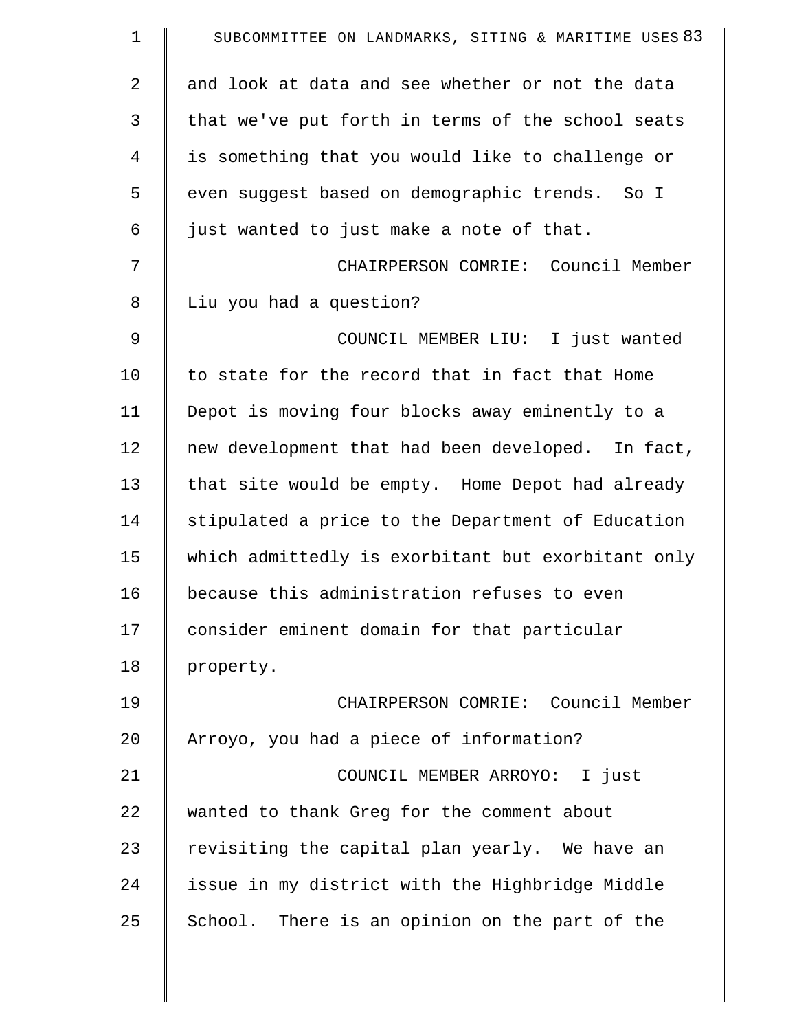and look at data and see whether or not the data that we've put forth in terms of the school seats is something that you would like to challenge or even suggest based on demographic trends. So I just wanted to just make a note of that.

CHAIRPERSON COMRIE: Council Member Liu you had a question?

COUNCIL MEMBER LIU: I just wanted to state for the record that in fact that Home Depot is moving four blocks away eminently to a new development that had been developed. In fact, that site would be empty. Home Depot had already stipulated a price to the Department of Education which admittedly is exorbitant but exorbitant only because this administration refuses to even consider eminent domain for that particular property.

CHAIRPERSON COMRIE: Council Member Arroyo, you had a piece of information?

COUNCIL MEMBER ARROYO: I just wanted to thank Greg for the comment about revisiting the capital plan yearly. We have an issue in my district with the Highbridge Middle School. There is an opinion on the part of the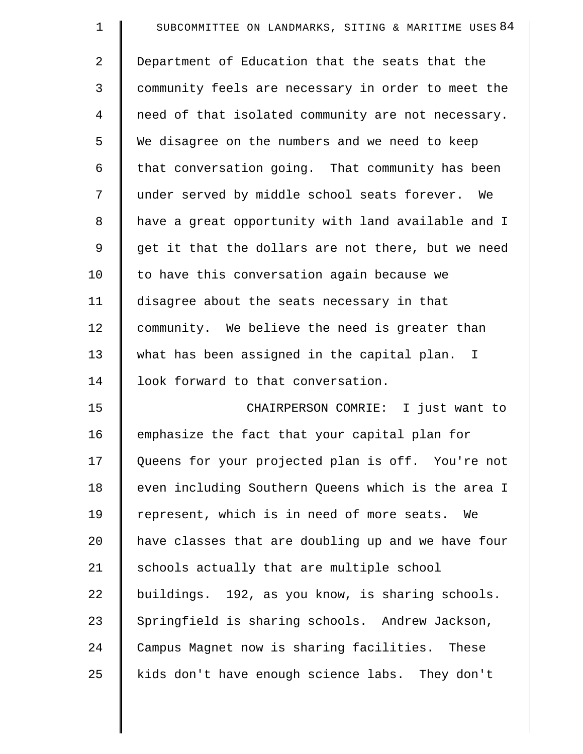Department of Education that the seats that the community feels are necessary in order to meet the need of that isolated community are not necessary. We disagree on the numbers and we need to keep that conversation going. That community has been under served by middle school seats forever. We have a great opportunity with land available and I get it that the dollars are not there, but we need to have this conversation again because we disagree about the seats necessary in that community. We believe the need is greater than what has been assigned in the capital plan. I look forward to that conversation.

CHAIRPERSON COMRIE: I just want to emphasize the fact that your capital plan for Queens for your projected plan is off. You're not even including Southern Queens which is the area I represent, which is in need of more seats. We have classes that are doubling up and we have four schools actually that are multiple school buildings. 192, as you know, is sharing schools. Springfield is sharing schools. Andrew Jackson, Campus Magnet now is sharing facilities. These kids don't have enough science labs. They don't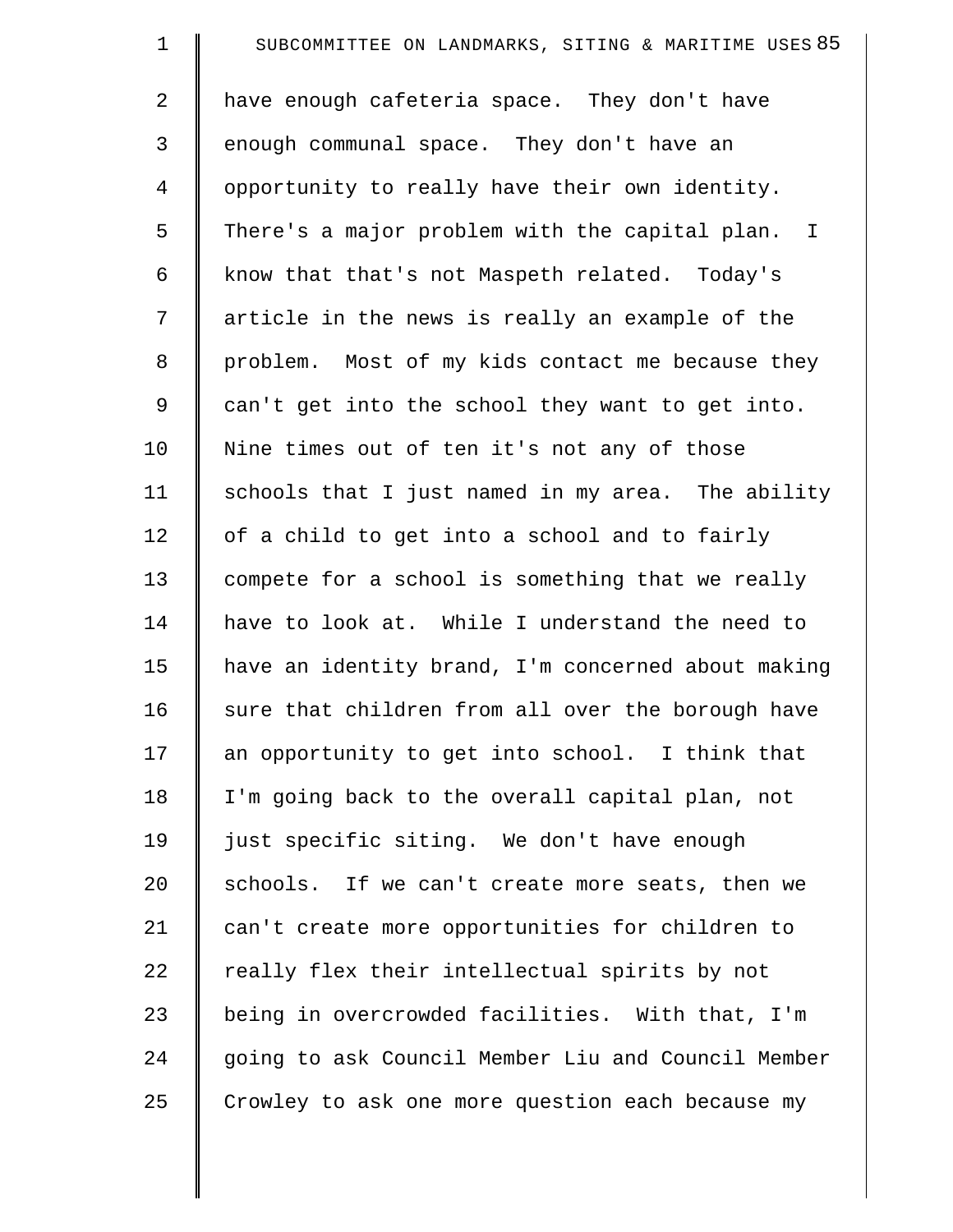have enough cafeteria space. They don't have enough communal space. They don't have an opportunity to really have their own identity. There's a major problem with the capital plan. I know that that's not Maspeth related. Today's article in the news is really an example of the problem. Most of my kids contact me because they can't get into the school they want to get into. Nine times out of ten it's not any of those schools that I just named in my area. The ability of a child to get into a school and to fairly compete for a school is something that we really have to look at. While I understand the need to have an identity brand, I'm concerned about making sure that children from all over the borough have an opportunity to get into school. I think that I'm going back to the overall capital plan, not just specific siting. We don't have enough schools. If we can't create more seats, then we can't create more opportunities for children to really flex their intellectual spirits by not being in overcrowded facilities. With that, I'm going to ask Council Member Liu and Council Member Crowley to ask one more question each because my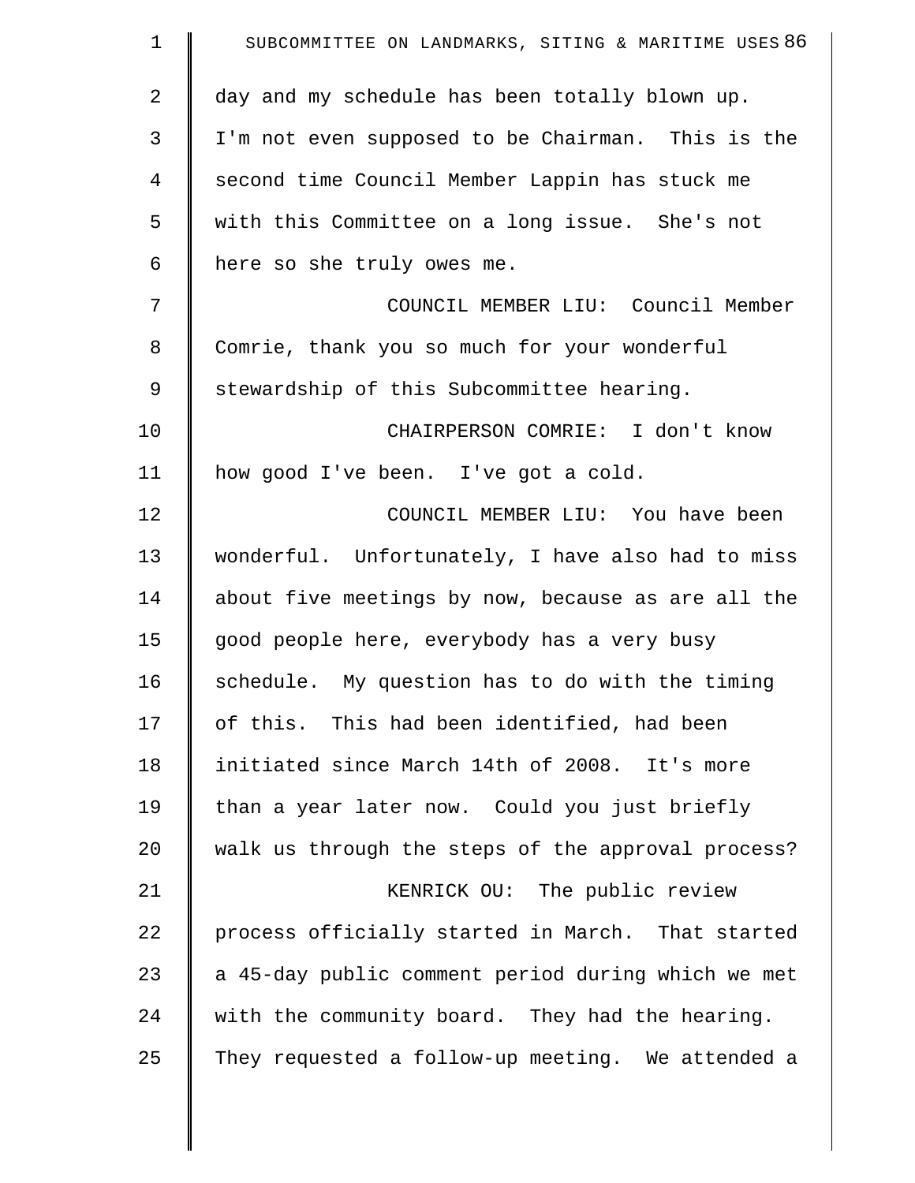day and my schedule has been totally blown up. I'm not even supposed to be Chairman. This is the second time Council Member Lappin has stuck me with this Committee on a long issue. She's not here so she truly owes me.

COUNCIL MEMBER LIU: Council Member Comrie, thank you so much for your wonderful stewardship of this Subcommittee hearing.

CHAIRPERSON COMRIE: I don't know how good I've been. I've got a cold.

COUNCIL MEMBER LIU: You have been wonderful. Unfortunately, I have also had to miss about five meetings by now, because as are all the good people here, everybody has a very busy schedule. My question has to do with the timing of this. This had been identified, had been initiated since March 14th of 2008. It's more than a year later now. Could you just briefly walk us through the steps of the approval process?

KENRICK OU: The public review process officially started in March. That started a 45-day public comment period during which we met with the community board. They had the hearing. They requested a follow-up meeting. We attended a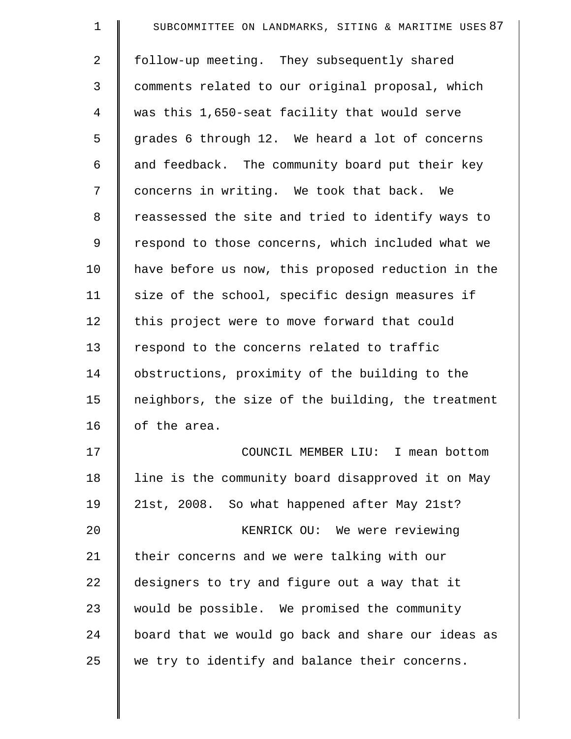follow-up meeting. They subsequently shared comments related to our original proposal, which was this 1,650-seat facility that would serve grades 6 through 12. We heard a lot of concerns and feedback. The community board put their key concerns in writing. We took that back. We reassessed the site and tried to identify ways to respond to those concerns, which included what we have before us now, this proposed reduction in the size of the school, specific design measures if this project were to move forward that could respond to the concerns related to traffic obstructions, proximity of the building to the neighbors, the size of the building, the treatment of the area.

COUNCIL MEMBER LIU: I mean bottom line is the community board disapproved it on May 21st, 2008. So what happened after May 21st?

KENRICK OU: We were reviewing their concerns and we were talking with our designers to try and figure out a way that it would be possible. We promised the community board that we would go back and share our ideas as we try to identify and balance their concerns.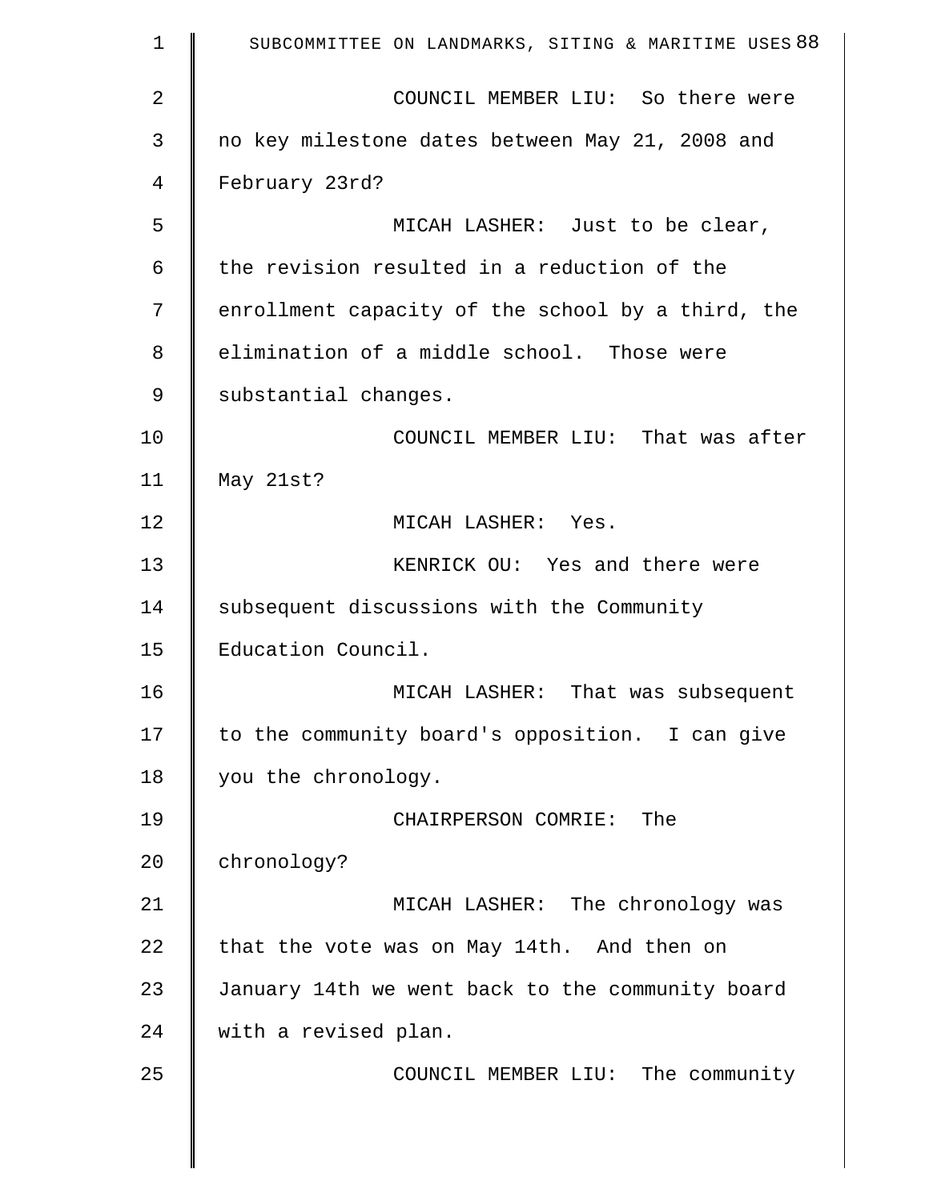COUNCIL MEMBER LIU: So there were no key milestone dates between May 21, 2008 and February 23rd?

MICAH LASHER: Just to be clear, the revision resulted in a reduction of the enrollment capacity of the school by a third, the elimination of a middle school. Those were substantial changes.

COUNCIL MEMBER LIU: That was after May 21st?

MICAH LASHER: Yes.

KENRICK OU: Yes and there were subsequent discussions with the Community Education Council.

MICAH LASHER: That was subsequent to the community board's opposition. I can give you the chronology.

CHAIRPERSON COMRIE: The chronology?

MICAH LASHER: The chronology was that the vote was on May 14th. And then on January 14th we went back to the community board with a revised plan.

COUNCIL MEMBER LIU: The community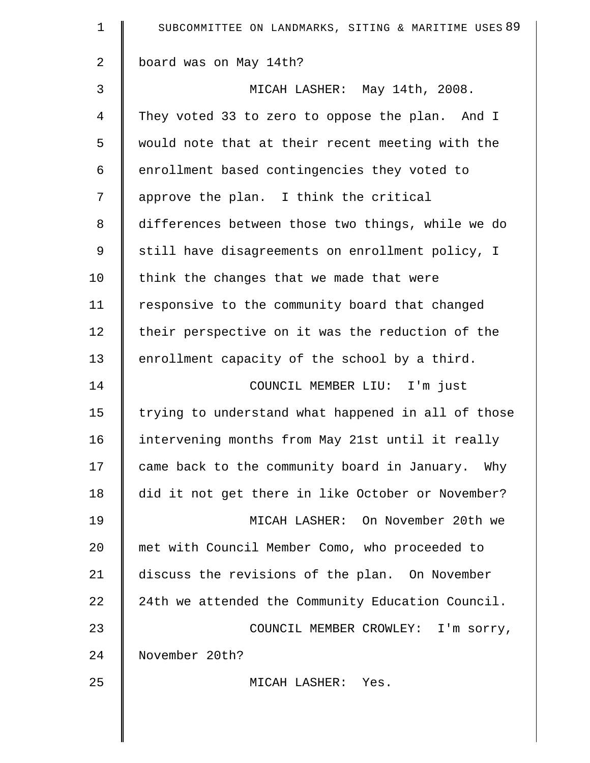board was on May 14th?

MICAH LASHER: May 14th, 2008. They voted 33 to zero to oppose the plan. And I would note that at their recent meeting with the enrollment based contingencies they voted to approve the plan. I think the critical differences between those two things, while we do still have disagreements on enrollment policy, I think the changes that we made that were responsive to the community board that changed their perspective on it was the reduction of the enrollment capacity of the school by a third.

COUNCIL MEMBER LIU: I'm just trying to understand what happened in all of those intervening months from May 21st until it really came back to the community board in January. Why did it not get there in like October or November?

MICAH LASHER: On November 20th we met with Council Member Como, who proceeded to discuss the revisions of the plan. On November 24th we attended the Community Education Council.

COUNCIL MEMBER CROWLEY: I'm sorry, November 20th?

MICAH LASHER: Yes.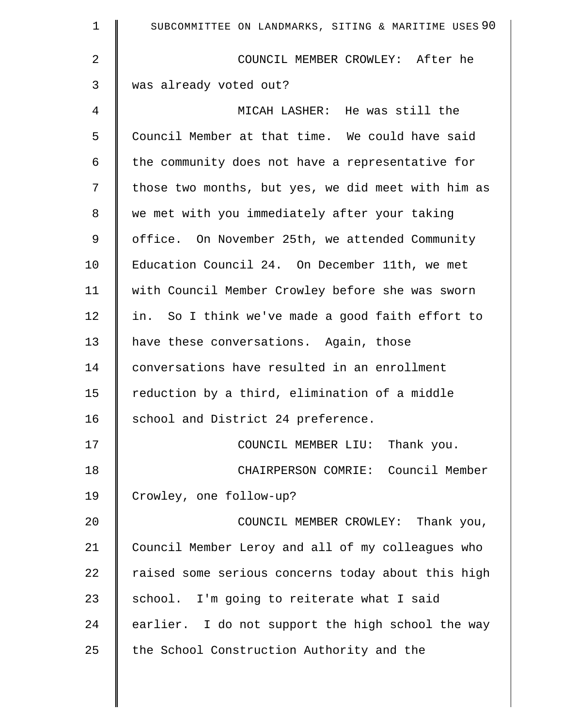COUNCIL MEMBER CROWLEY: After he was already voted out?

MICAH LASHER: He was still the Council Member at that time. We could have said the community does not have a representative for those two months, but yes, we did meet with him as we met with you immediately after your taking office. On November 25th, we attended Community Education Council 24. On December 11th, we met with Council Member Crowley before she was sworn in. So I think we've made a good faith effort to have these conversations. Again, those conversations have resulted in an enrollment reduction by a third, elimination of a middle school and District 24 preference.

COUNCIL MEMBER LIU: Thank you.

CHAIRPERSON COMRIE: Council Member Crowley, one follow-up?

COUNCIL MEMBER CROWLEY: Thank you, Council Member Leroy and all of my colleagues who raised some serious concerns today about this high school. I'm going to reiterate what I said earlier. I do not support the high school the way the School Construction Authority and the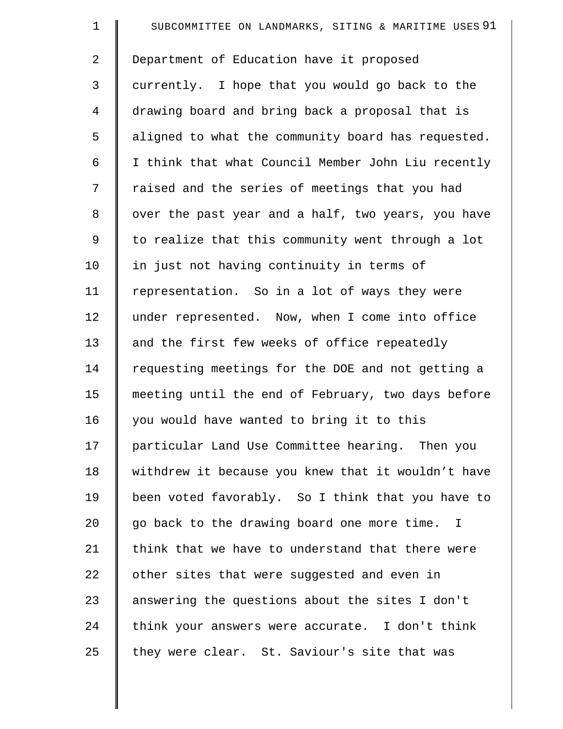Department of Education have it proposed currently. I hope that you would go back to the drawing board and bring back a proposal that is aligned to what the community board has requested. I think that what Council Member John Liu recently raised and the series of meetings that you had over the past year and a half, two years, you have to realize that this community went through a lot in just not having continuity in terms of representation. So in a lot of ways they were under represented. Now, when I come into office and the first few weeks of office repeatedly requesting meetings for the DOE and not getting a meeting until the end of February, two days before you would have wanted to bring it to this particular Land Use Committee hearing. Then you withdrew it because you knew that it wouldn't have been voted favorably. So I think that you have to go back to the drawing board one more time. I think that we have to understand that there were other sites that were suggested and even in answering the questions about the sites I don't think your answers were accurate. I don't think they were clear. St. Saviour's site that was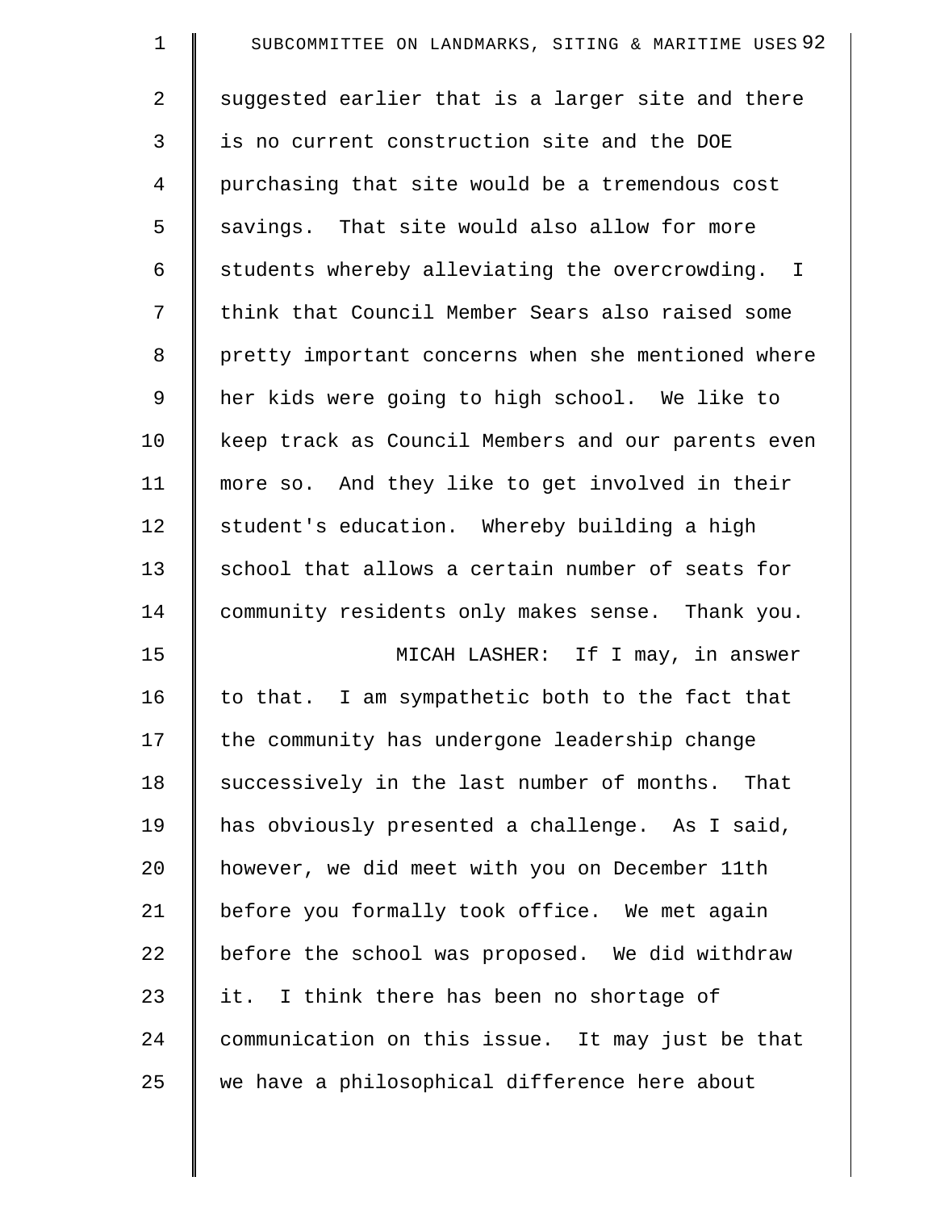suggested earlier that is a larger site and there is no current construction site and the DOE purchasing that site would be a tremendous cost savings. That site would also allow for more students whereby alleviating the overcrowding. I think that Council Member Sears also raised some pretty important concerns when she mentioned where her kids were going to high school. We like to keep track as Council Members and our parents even more so. And they like to get involved in their student's education. Whereby building a high school that allows a certain number of seats for community residents only makes sense. Thank you.

MICAH LASHER: If I may, in answer to that. I am sympathetic both to the fact that the community has undergone leadership change successively in the last number of months. That has obviously presented a challenge. As I said, however, we did meet with you on December 11th before you formally took office. We met again before the school was proposed. We did withdraw it. I think there has been no shortage of communication on this issue. It may just be that we have a philosophical difference here about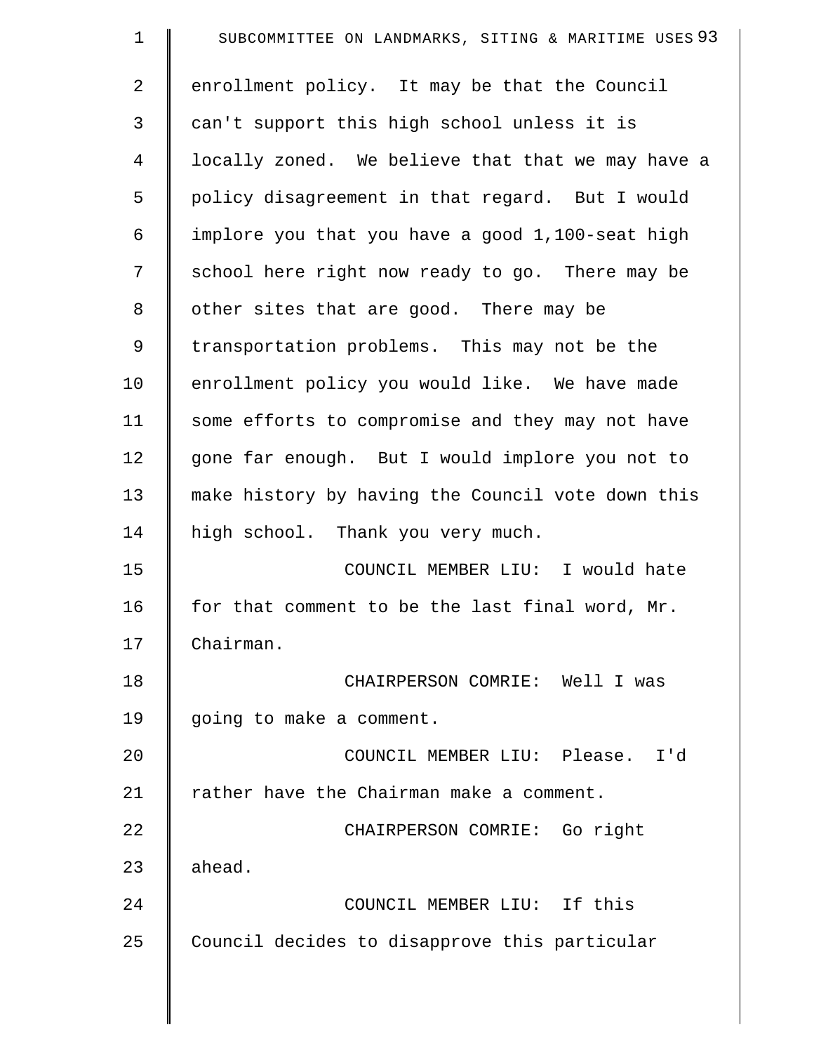enrollment policy. It may be that the Council can't support this high school unless it is locally zoned. We believe that that we may have a policy disagreement in that regard. But I would implore you that you have a good 1,100-seat high school here right now ready to go. There may be other sites that are good. There may be transportation problems. This may not be the enrollment policy you would like. We have made some efforts to compromise and they may not have gone far enough. But I would implore you not to make history by having the Council vote down this high school. Thank you very much.

COUNCIL MEMBER LIU: I would hate for that comment to be the last final word, Mr. Chairman.

CHAIRPERSON COMRIE: Well I was going to make a comment.

COUNCIL MEMBER LIU: Please. I'd rather have the Chairman make a comment.

CHAIRPERSON COMRIE: Go right ahead.

COUNCIL MEMBER LIU: If this Council decides to disapprove this particular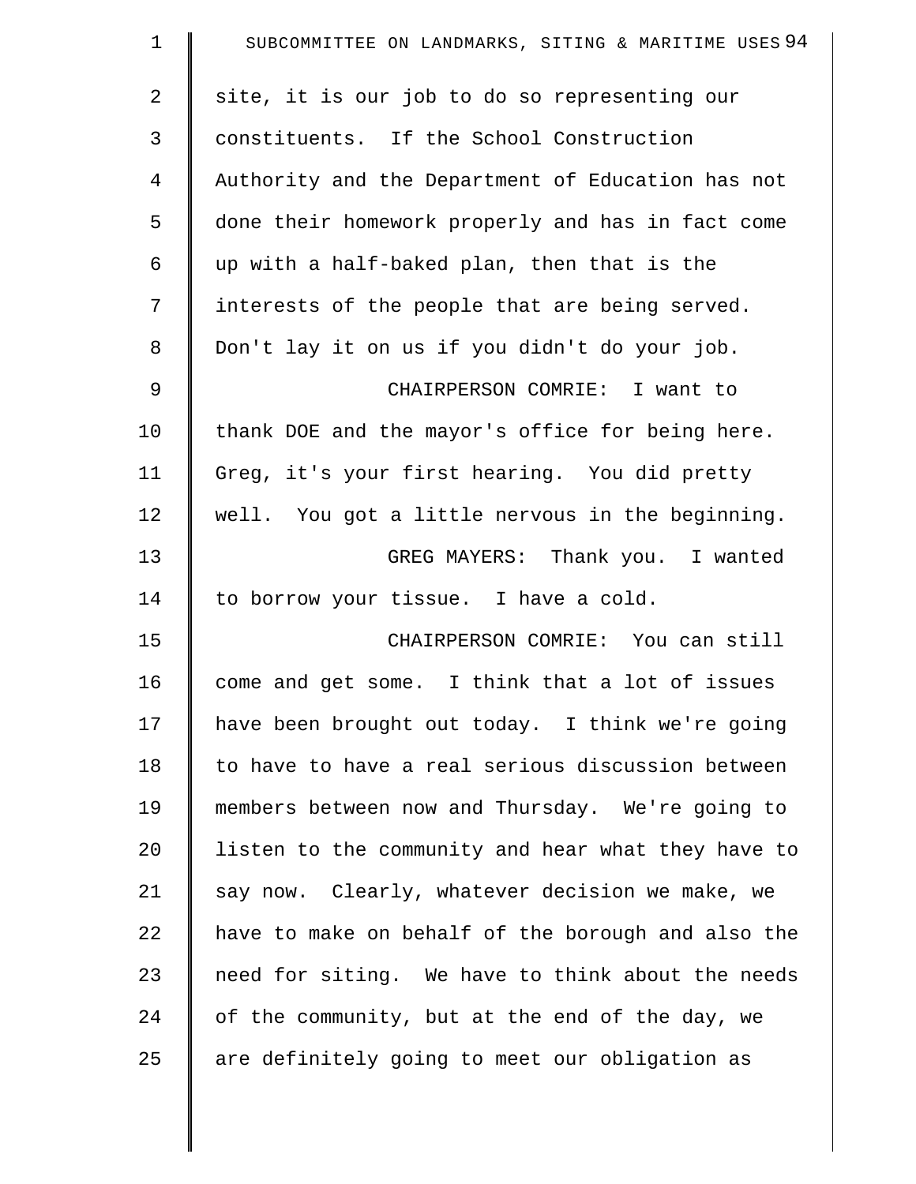site, it is our job to do so representing our constituents. If the School Construction Authority and the Department of Education has not done their homework properly and has in fact come up with a half-baked plan, then that is the interests of the people that are being served. Don't lay it on us if you didn't do your job.

CHAIRPERSON COMRIE: I want to thank DOE and the mayor's office for being here. Greg, it's your first hearing. You did pretty well. You got a little nervous in the beginning.

GREG MAYERS: Thank you. I wanted to borrow your tissue. I have a cold.

CHAIRPERSON COMRIE: You can still come and get some. I think that a lot of issues have been brought out today. I think we're going to have to have a real serious discussion between members between now and Thursday. We're going to listen to the community and hear what they have to say now. Clearly, whatever decision we make, we have to make on behalf of the borough and also the need for siting. We have to think about the needs of the community, but at the end of the day, we are definitely going to meet our obligation as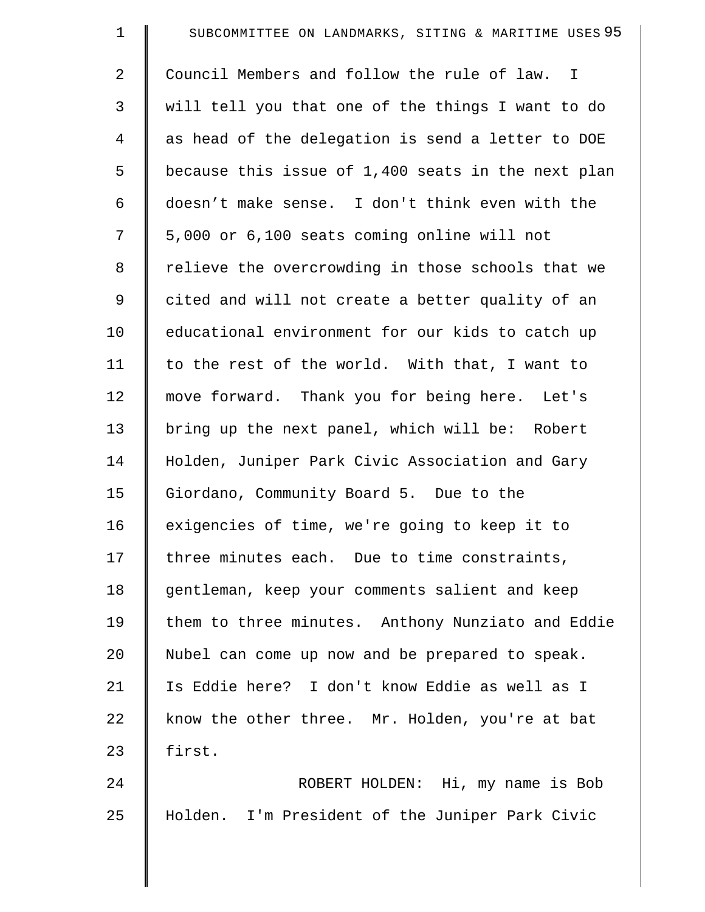Council Members and follow the rule of law. I will tell you that one of the things I want to do as head of the delegation is send a letter to DOE because this issue of 1,400 seats in the next plan doesn’t make sense. I don't think even with the 5,000 or 6,100 seats coming online will not relieve the overcrowding in those schools that we cited and will not create a better quality of an educational environment for our kids to catch up to the rest of the world. With that, I want to move forward. Thank you for being here. Let's bring up the next panel, which will be: Robert Holden, Juniper Park Civic Association and Gary Giordano, Community Board 5. Due to the exigencies of time, we're going to keep it to three minutes each. Due to time constraints, gentleman, keep your comments salient and keep them to three minutes. Anthony Nunziato and Eddie Nubel can come up now and be prepared to speak. Is Eddie here? I don't know Eddie as well as I know the other three. Mr. Holden, you're at bat first.

ROBERT HOLDEN: Hi, my name is Bob Holden. I'm President of the Juniper Park Civic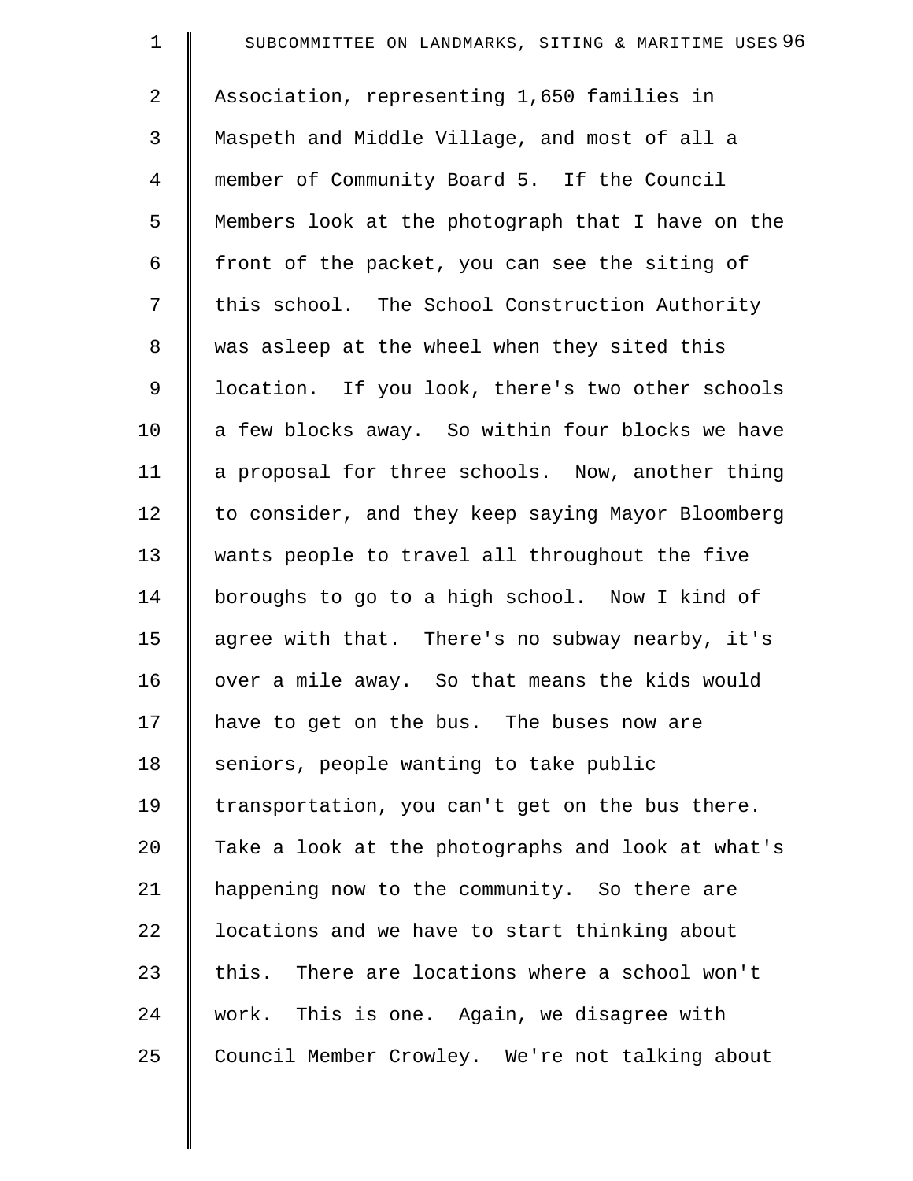Association, representing 1,650 families in Maspeth and Middle Village, and most of all a member of Community Board 5. If the Council Members look at the photograph that I have on the front of the packet, you can see the siting of this school. The School Construction Authority was asleep at the wheel when they sited this location. If you look, there's two other schools a few blocks away. So within four blocks we have a proposal for three schools. Now, another thing to consider, and they keep saying Mayor Bloomberg wants people to travel all throughout the five boroughs to go to a high school. Now I kind of agree with that. There's no subway nearby, it's over a mile away. So that means the kids would have to get on the bus. The buses now are seniors, people wanting to take public transportation, you can't get on the bus there. Take a look at the photographs and look at what's happening now to the community. So there are locations and we have to start thinking about this. There are locations where a school won't work. This is one. Again, we disagree with Council Member Crowley. We're not talking about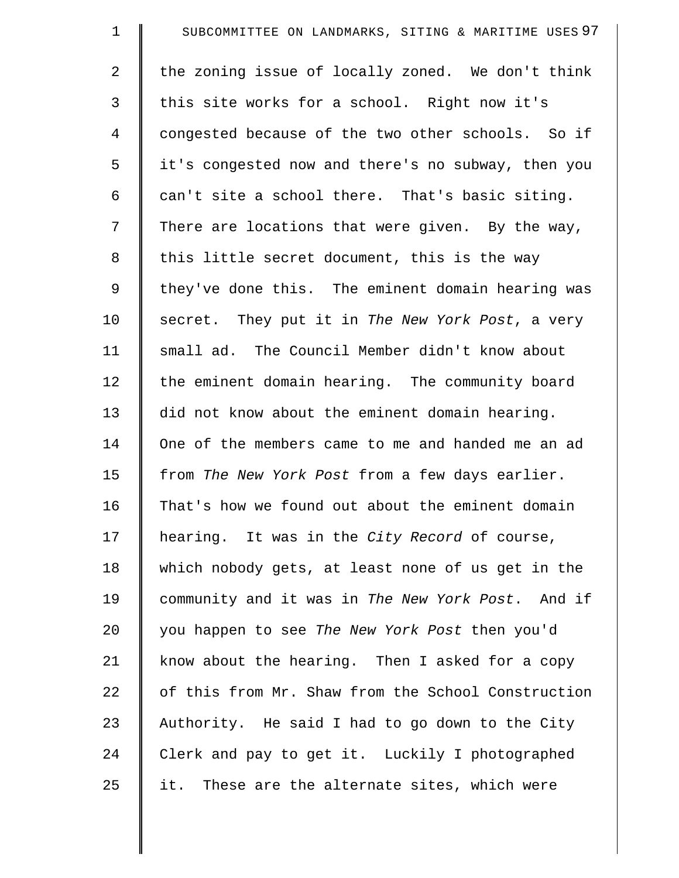the zoning issue of locally zoned. We don't think this site works for a school. Right now it's congested because of the two other schools. So if it's congested now and there's no subway, then you can't site a school there. That's basic siting. There are locations that were given. By the way, this little secret document, this is the way they've done this. The eminent domain hearing was secret. They put it in *The New York Post*, a very small ad. The Council Member didn't know about the eminent domain hearing. The community board did not know about the eminent domain hearing. One of the members came to me and handed me an ad from *The New York Post* from a few days earlier. That's how we found out about the eminent domain hearing. It was in the *City Record* of course, which nobody gets, at least none of us get in the community and it was in *The New York Post*. And if you happen to see *The New York Post* then you'd know about the hearing. Then I asked for a copy of this from Mr. Shaw from the School Construction Authority. He said I had to go down to the City Clerk and pay to get it. Luckily I photographed it. These are the alternate sites, which were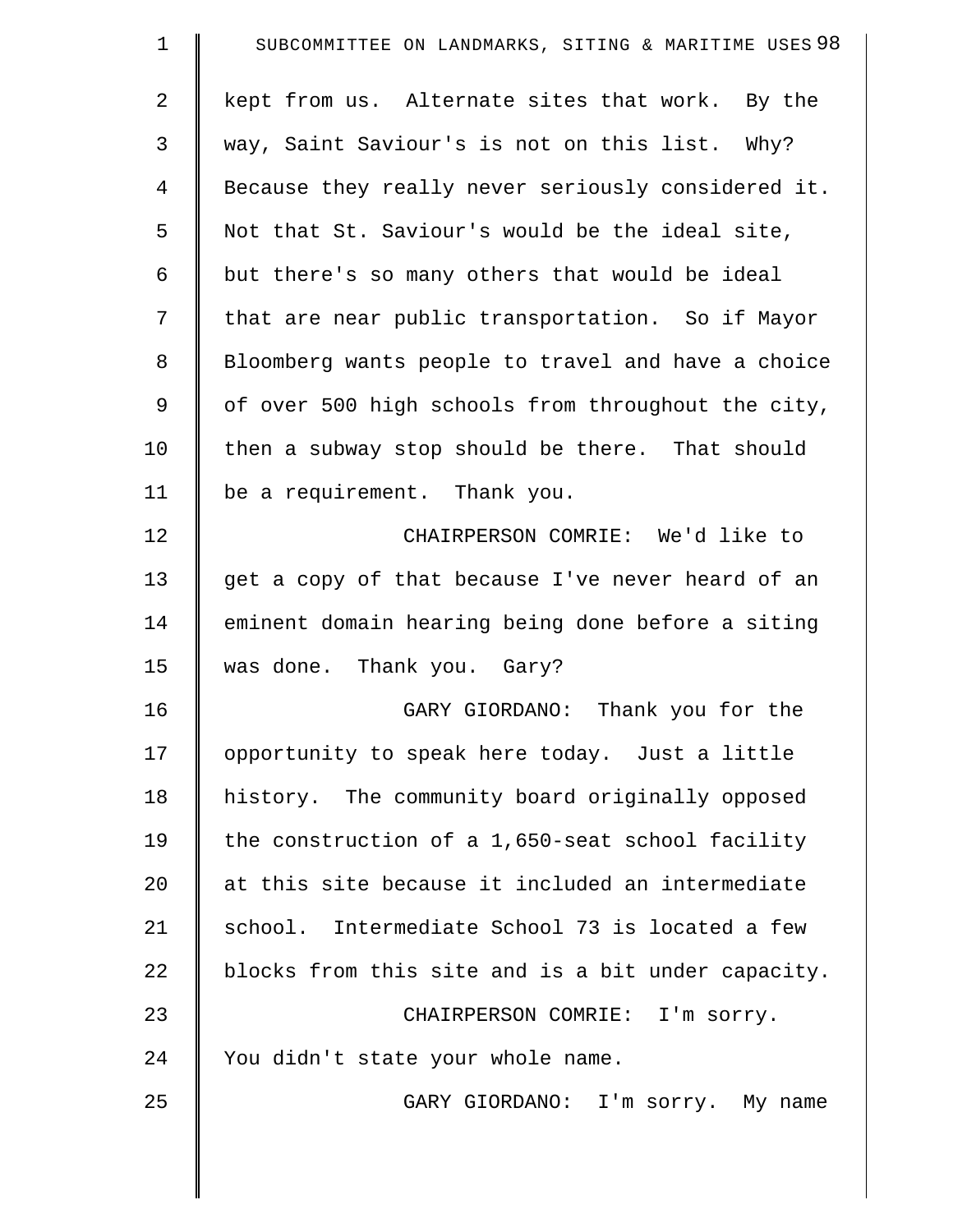kept from us. Alternate sites that work. By the way, Saint Saviour's is not on this list. Why? Because they really never seriously considered it. Not that St. Saviour's would be the ideal site, but there's so many others that would be ideal that are near public transportation. So if Mayor Bloomberg wants people to travel and have a choice of over 500 high schools from throughout the city, then a subway stop should be there. That should be a requirement. Thank you.

CHAIRPERSON COMRIE: We'd like to get a copy of that because I've never heard of an eminent domain hearing being done before a siting was done. Thank you. Gary?

GARY GIORDANO: Thank you for the opportunity to speak here today. Just a little history. The community board originally opposed the construction of a 1,650-seat school facility at this site because it included an intermediate school. Intermediate School 73 is located a few blocks from this site and is a bit under capacity.

CHAIRPERSON COMRIE: I'm sorry. You didn't state your whole name.

GARY GIORDANO: I'm sorry. My name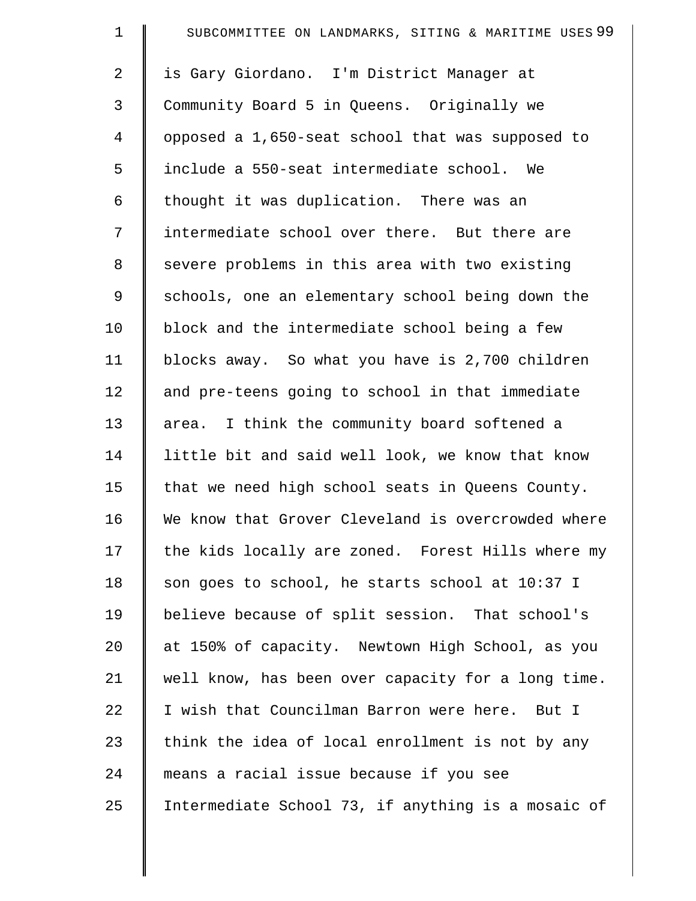is Gary Giordano. I'm District Manager at Community Board 5 in Queens. Originally we opposed a 1,650-seat school that was supposed to include a 550-seat intermediate school. We thought it was duplication. There was an intermediate school over there. But there are severe problems in this area with two existing schools, one an elementary school being down the block and the intermediate school being a few blocks away. So what you have is 2,700 children and pre-teens going to school in that immediate area. I think the community board softened a little bit and said well look, we know that know that we need high school seats in Queens County. We know that Grover Cleveland is overcrowded where the kids locally are zoned. Forest Hills where my son goes to school, he starts school at 10:37 I believe because of split session. That school's at 150% of capacity. Newtown High School, as you well know, has been over capacity for a long time. I wish that Councilman Barron were here. But I think the idea of local enrollment is not by any means a racial issue because if you see Intermediate School 73, if anything is a mosaic of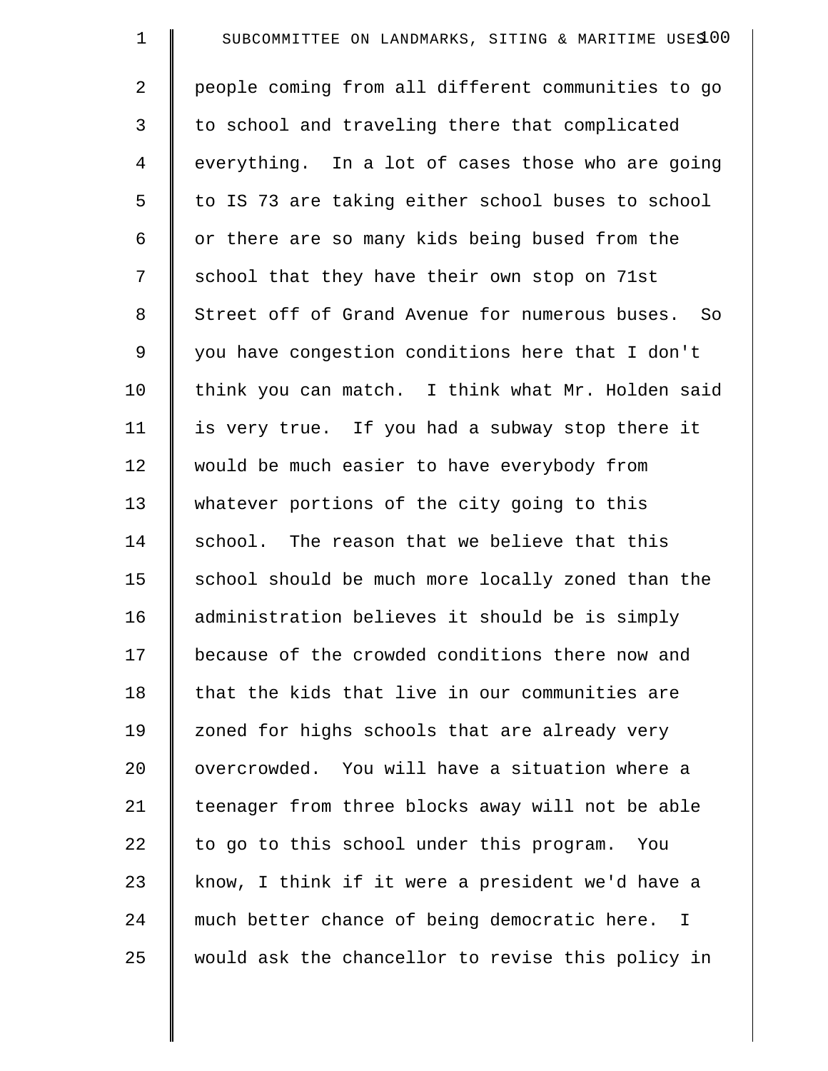people coming from all different communities to go to school and traveling there that complicated everything. In a lot of cases those who are going to IS 73 are taking either school buses to school or there are so many kids being bused from the school that they have their own stop on 71st Street off of Grand Avenue for numerous buses. So you have congestion conditions here that I don't think you can match. I think what Mr. Holden said is very true. If you had a subway stop there it would be much easier to have everybody from whatever portions of the city going to this school. The reason that we believe that this school should be much more locally zoned than the administration believes it should be is simply because of the crowded conditions there now and that the kids that live in our communities are zoned for highs schools that are already very overcrowded. You will have a situation where a teenager from three blocks away will not be able to go to this school under this program. You know, I think if it were a president we'd have a much better chance of being democratic here. I would ask the chancellor to revise this policy in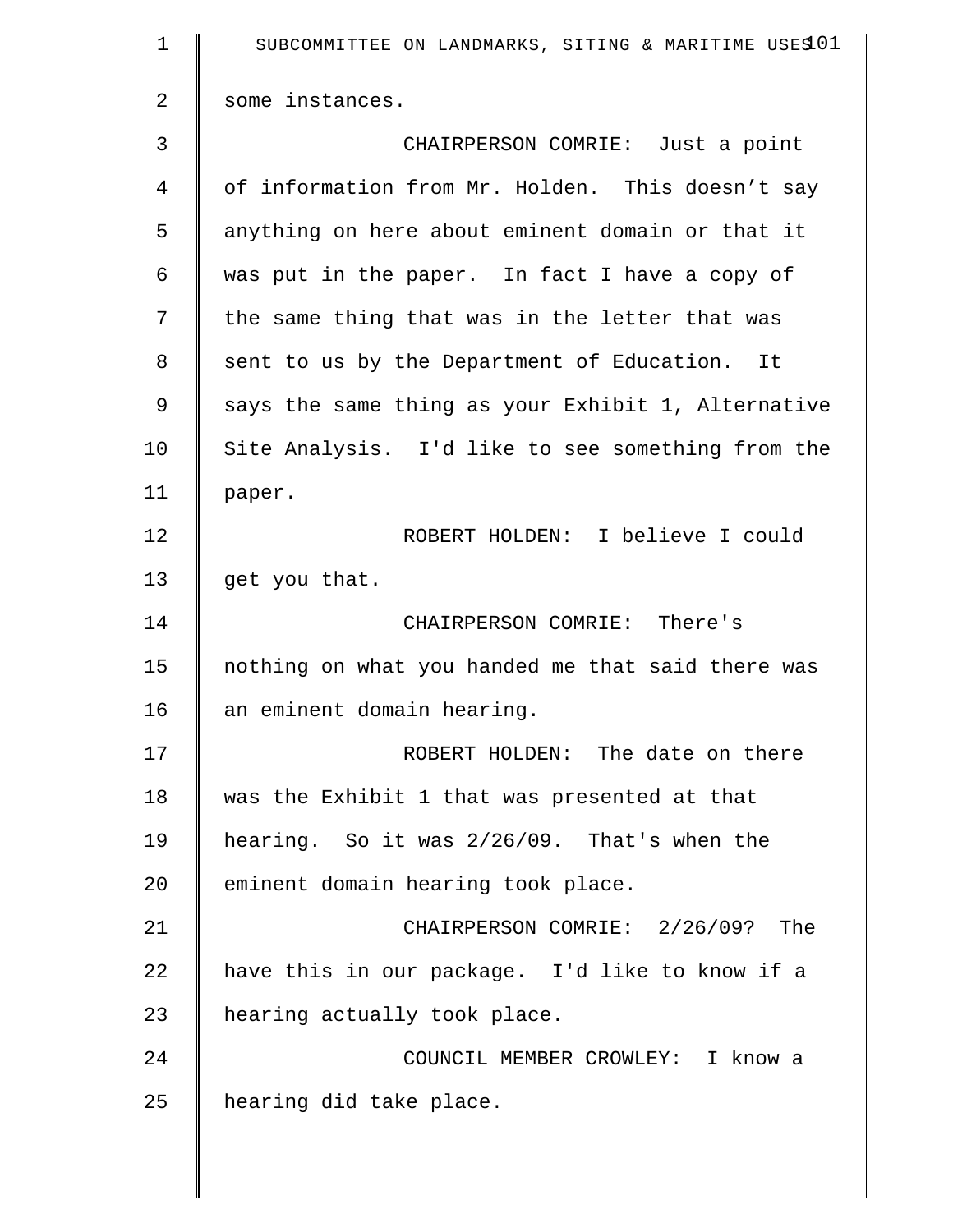some instances.

CHAIRPERSON COMRIE: Just a point of information from Mr. Holden. This doesn’t say anything on here about eminent domain or that it was put in the paper. In fact I have a copy of the same thing that was in the letter that was sent to us by the Department of Education. It says the same thing as your Exhibit 1, Alternative Site Analysis. I'd like to see something from the paper.

ROBERT HOLDEN: I believe I could get you that.

CHAIRPERSON COMRIE: There's nothing on what you handed me that said there was an eminent domain hearing.

ROBERT HOLDEN: The date on there was the Exhibit 1 that was presented at that hearing. So it was 2/26/09. That's when the eminent domain hearing took place.

CHAIRPERSON COMRIE: 2/26/09? The have this in our package. I'd like to know if a hearing actually took place.

COUNCIL MEMBER CROWLEY: I know a hearing did take place.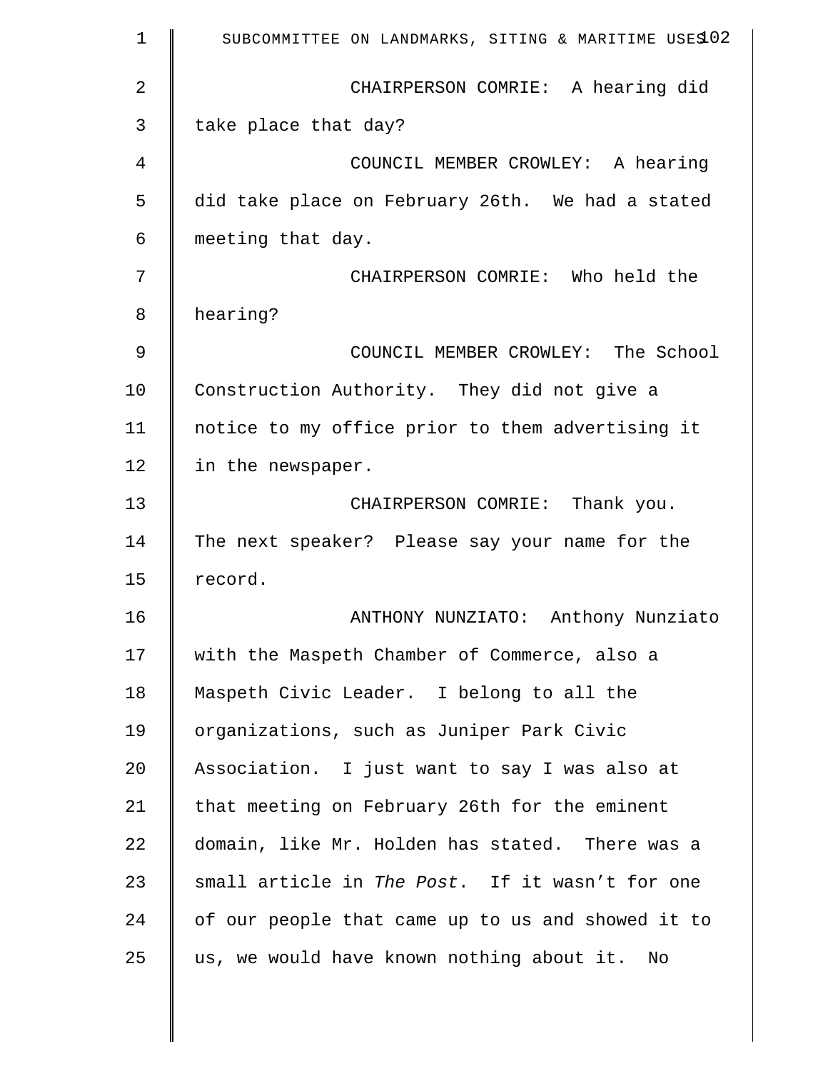CHAIRPERSON COMRIE: A hearing did take place that day?

COUNCIL MEMBER CROWLEY: A hearing did take place on February 26th. We had a stated meeting that day.

CHAIRPERSON COMRIE: Who held the hearing?

COUNCIL MEMBER CROWLEY: The School Construction Authority. They did not give a notice to my office prior to them advertising it in the newspaper.

CHAIRPERSON COMRIE: Thank you. The next speaker? Please say your name for the record.

ANTHONY NUNZIATO: Anthony Nunziato with the Maspeth Chamber of Commerce, also a Maspeth Civic Leader. I belong to all the organizations, such as Juniper Park Civic Association. I just want to say I was also at that meeting on February 26th for the eminent domain, like Mr. Holden has stated. There was a small article in *The Post*. If it wasn't for one of our people that came up to us and showed it to us, we would have known nothing about it. No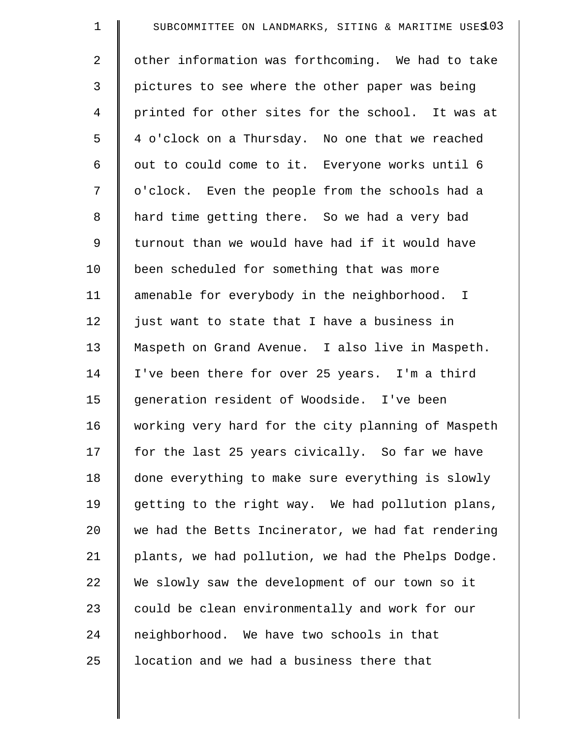other information was forthcoming. We had to take pictures to see where the other paper was being printed for other sites for the school. It was at 4 o'clock on a Thursday. No one that we reached out to could come to it. Everyone works until 6 o'clock. Even the people from the schools had a hard time getting there. So we had a very bad turnout than we would have had if it would have been scheduled for something that was more amenable for everybody in the neighborhood. I just want to state that I have a business in Maspeth on Grand Avenue. I also live in Maspeth. I've been there for over 25 years. I'm a third generation resident of Woodside. I've been working very hard for the city planning of Maspeth for the last 25 years civically. So far we have done everything to make sure everything is slowly getting to the right way. We had pollution plans, we had the Betts Incinerator, we had fat rendering plants, we had pollution, we had the Phelps Dodge. We slowly saw the development of our town so it could be clean environmentally and work for our neighborhood. We have two schools in that location and we had a business there that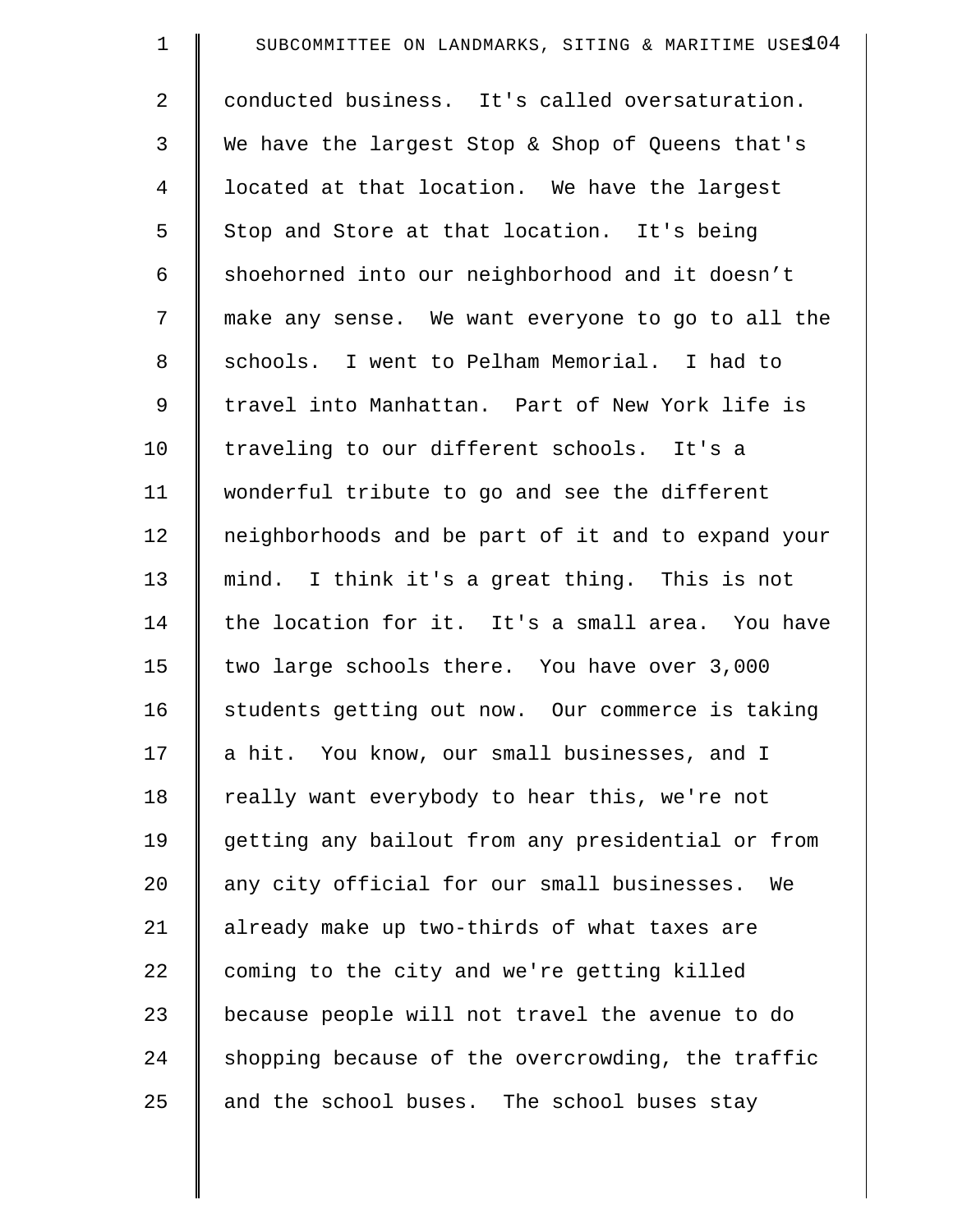conducted business. It's called oversaturation. We have the largest Stop & Shop of Queens that's located at that location. We have the largest Stop and Store at that location. It's being shoehorned into our neighborhood and it doesn't make any sense. We want everyone to go to all the schools. I went to Pelham Memorial. I had to travel into Manhattan. Part of New York life is traveling to our different schools. It's a wonderful tribute to go and see the different neighborhoods and be part of it and to expand your mind. I think it's a great thing. This is not the location for it. It's a small area. You have two large schools there. You have over 3,000 students getting out now. Our commerce is taking a hit. You know, our small businesses, and I really want everybody to hear this, we're not getting any bailout from any presidential or from any city official for our small businesses. We already make up two-thirds of what taxes are coming to the city and we're getting killed because people will not travel the avenue to do shopping because of the overcrowding, the traffic and the school buses. The school buses stay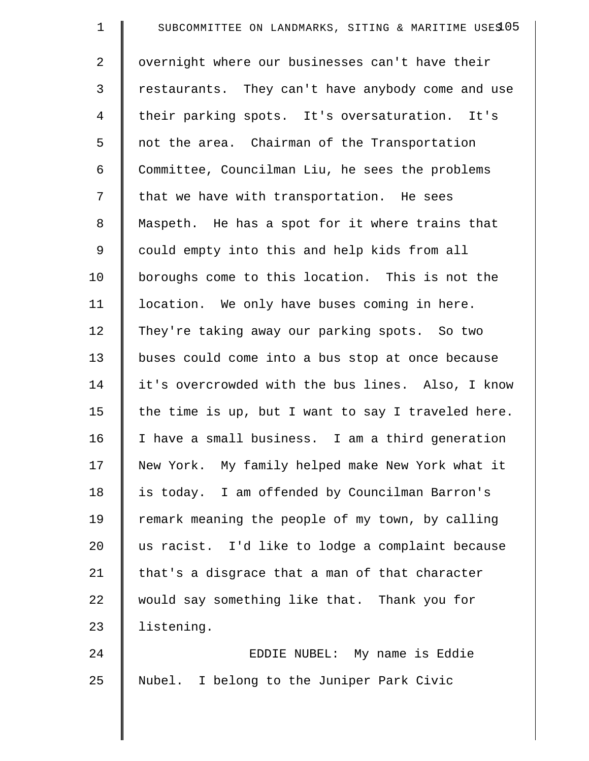overnight where our businesses can't have their restaurants. They can't have anybody come and use their parking spots. It's oversaturation. It's not the area. Chairman of the Transportation Committee, Councilman Liu, he sees the problems that we have with transportation. He sees Maspeth. He has a spot for it where trains that could empty into this and help kids from all boroughs come to this location. This is not the location. We only have buses coming in here. They're taking away our parking spots. So two buses could come into a bus stop at once because it's overcrowded with the bus lines. Also, I know the time is up, but I want to say I traveled here. I have a small business. I am a third generation New York. My family helped make New York what it is today. I am offended by Councilman Barron's remark meaning the people of my town, by calling us racist. I'd like to lodge a complaint because that's a disgrace that a man of that character would say something like that. Thank you for listening.

EDDIE NUBEL: My name is Eddie Nubel. I belong to the Juniper Park Civic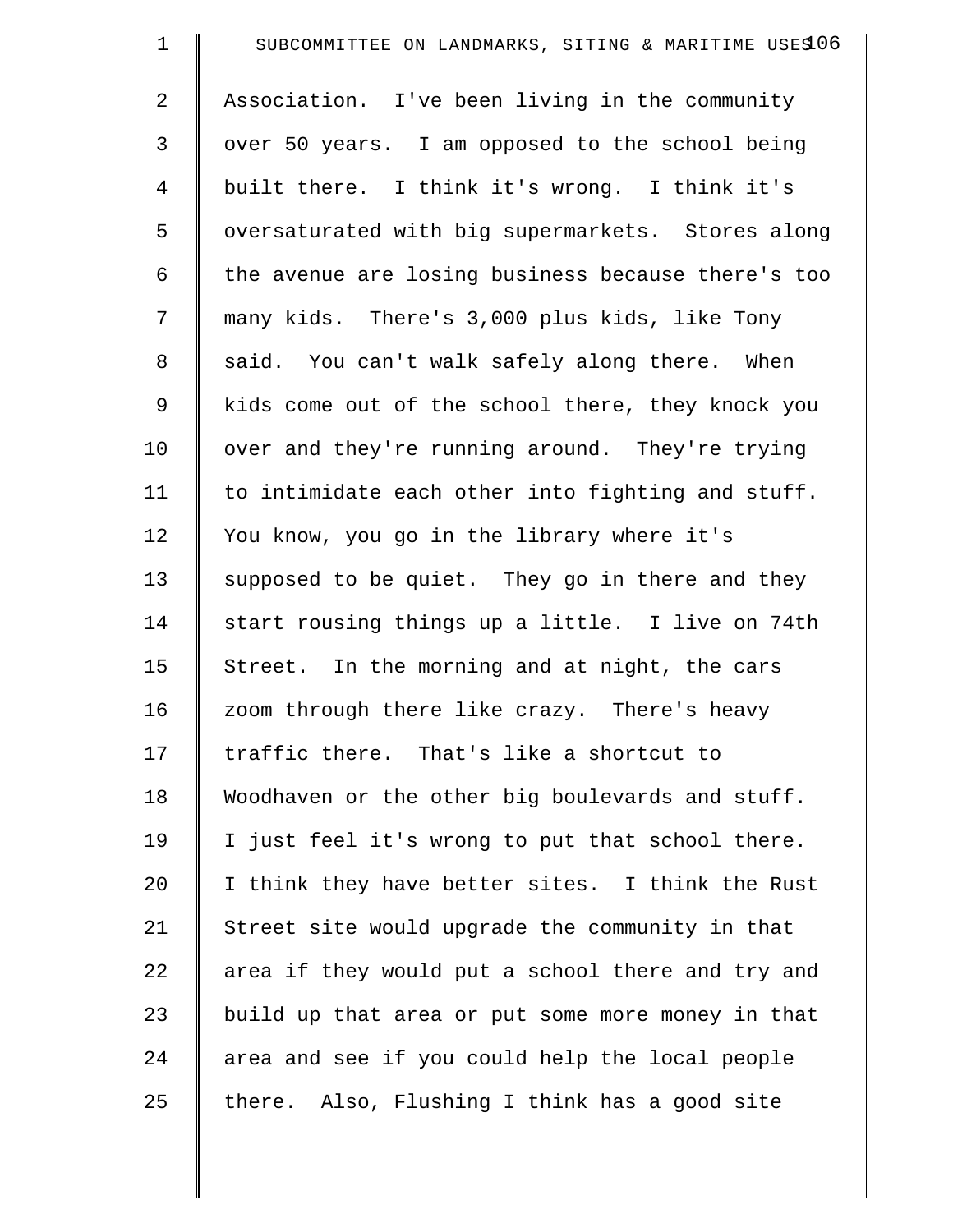Association. I've been living in the community over 50 years. I am opposed to the school being built there. I think it's wrong. I think it's oversaturated with big supermarkets. Stores along the avenue are losing business because there's too many kids. There's 3,000 plus kids, like Tony said. You can't walk safely along there. When kids come out of the school there, they knock you over and they're running around. They're trying to intimidate each other into fighting and stuff. You know, you go in the library where it's supposed to be quiet. They go in there and they start rousing things up a little. I live on 74th Street. In the morning and at night, the cars zoom through there like crazy. There's heavy traffic there. That's like a shortcut to Woodhaven or the other big boulevards and stuff. I just feel it's wrong to put that school there. I think they have better sites. I think the Rust Street site would upgrade the community in that area if they would put a school there and try and build up that area or put some more money in that area and see if you could help the local people there. Also, Flushing I think has a good site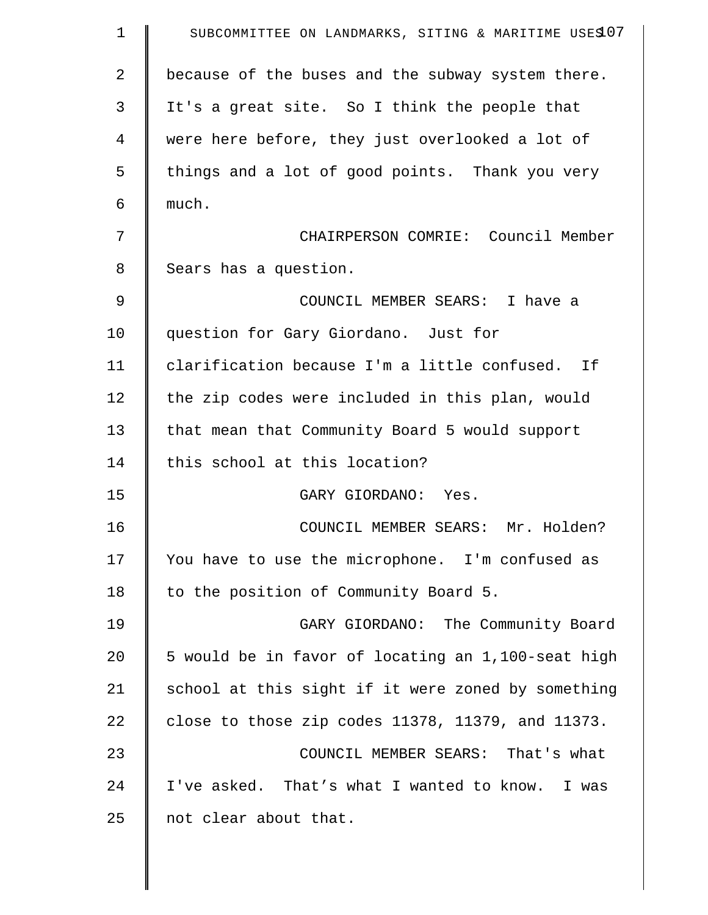because of the buses and the subway system there. It's a great site. So I think the people that were here before, they just overlooked a lot of things and a lot of good points. Thank you very much.

CHAIRPERSON COMRIE: Council Member Sears has a question.

COUNCIL MEMBER SEARS: I have a question for Gary Giordano. Just for clarification because I'm a little confused. If the zip codes were included in this plan, would that mean that Community Board 5 would support this school at this location?

GARY GIORDANO: Yes.

COUNCIL MEMBER SEARS: Mr. Holden? You have to use the microphone. I'm confused as to the position of Community Board 5.

GARY GIORDANO: The Community Board 5 would be in favor of locating an 1,100-seat high school at this sight if it were zoned by something close to those zip codes 11378, 11379, and 11373.

COUNCIL MEMBER SEARS: That's what I've asked. That's what I wanted to know. I was not clear about that.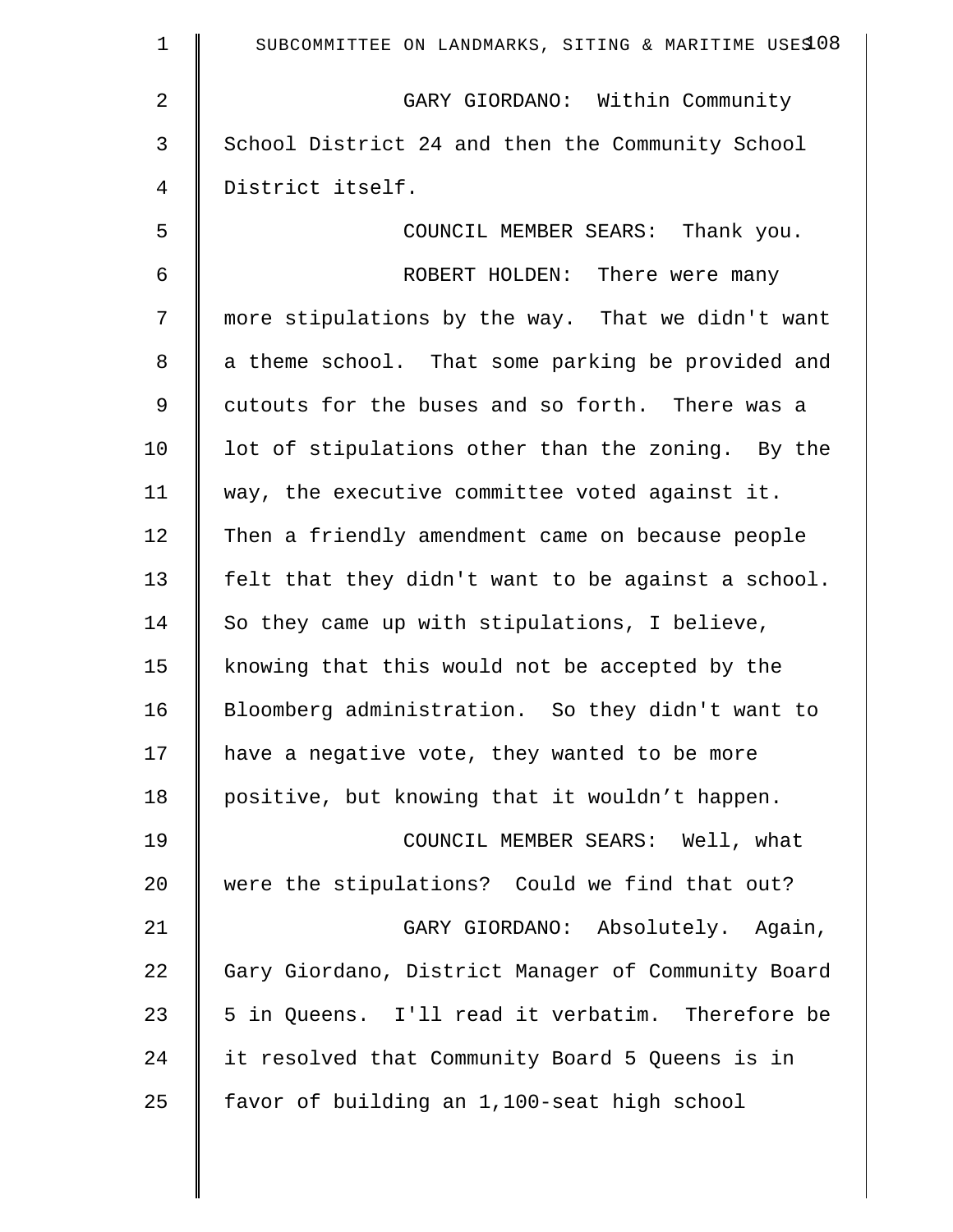GARY GIORDANO: Within Community School District 24 and then the Community School District itself.

COUNCIL MEMBER SEARS: Thank you.

ROBERT HOLDEN: There were many more stipulations by the way. That we didn't want a theme school. That some parking be provided and cutouts for the buses and so forth. There was a lot of stipulations other than the zoning. By the way, the executive committee voted against it. Then a friendly amendment came on because people felt that they didn't want to be against a school. So they came up with stipulations, I believe, knowing that this would not be accepted by the Bloomberg administration. So they didn't want to have a negative vote, they wanted to be more positive, but knowing that it wouldn't happen.

COUNCIL MEMBER SEARS: Well, what were the stipulations? Could we find that out?

GARY GIORDANO: Absolutely. Again, Gary Giordano, District Manager of Community Board 5 in Queens. I'll read it verbatim. Therefore be it resolved that Community Board 5 Queens is in favor of building an 1,100-seat high school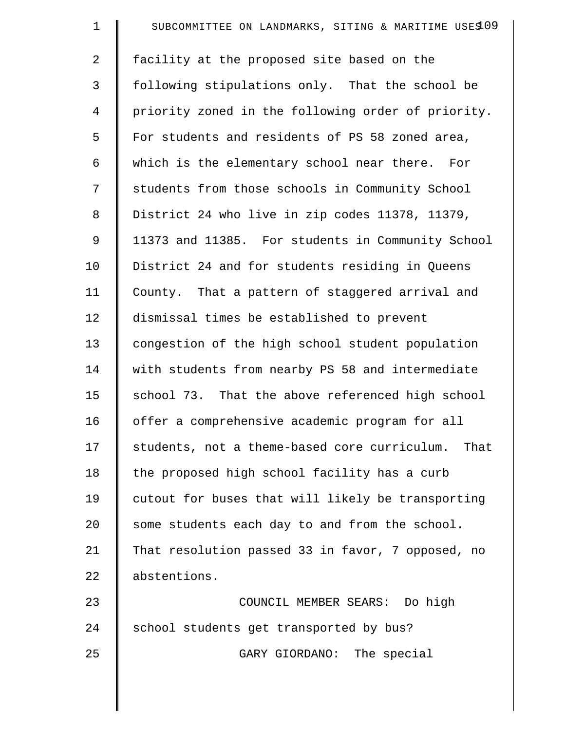facility at the proposed site based on the following stipulations only. That the school be priority zoned in the following order of priority. For students and residents of PS 58 zoned area, which is the elementary school near there. For students from those schools in Community School District 24 who live in zip codes 11378, 11379, 11373 and 11385. For students in Community School District 24 and for students residing in Queens County. That a pattern of staggered arrival and dismissal times be established to prevent congestion of the high school student population with students from nearby PS 58 and intermediate school 73. That the above referenced high school offer a comprehensive academic program for all students, not a theme-based core curriculum. That the proposed high school facility has a curb cutout for buses that will likely be transporting some students each day to and from the school. That resolution passed 33 in favor, 7 opposed, no abstentions.

COUNCIL MEMBER SEARS: Do high school students get transported by bus?

GARY GIORDANO: The special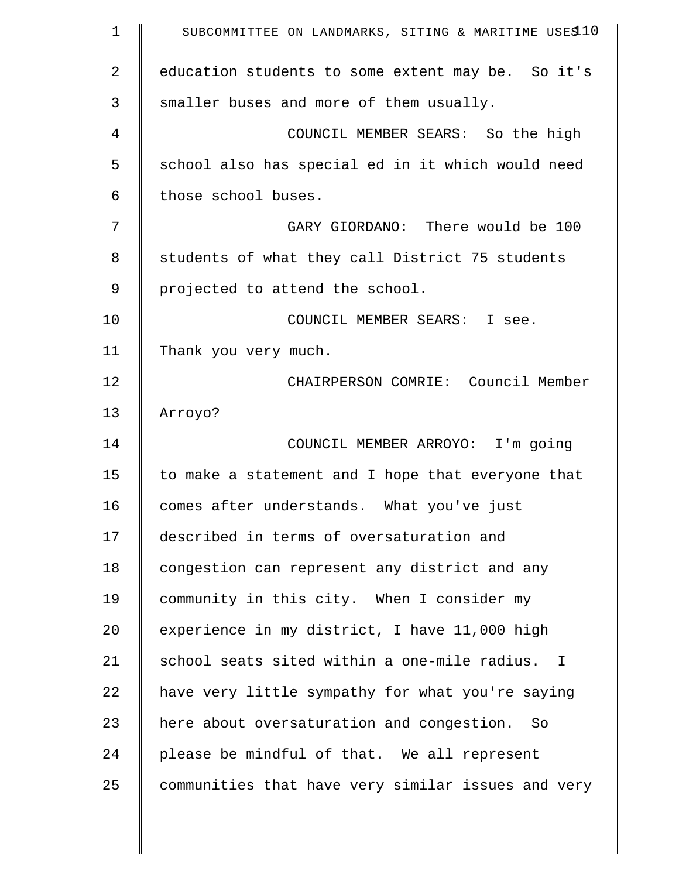education students to some extent may be. So it's smaller buses and more of them usually.

COUNCIL MEMBER SEARS: So the high school also has special ed in it which would need those school buses.

GARY GIORDANO: There would be 100 students of what they call District 75 students projected to attend the school.

COUNCIL MEMBER SEARS: I see. Thank you very much.

CHAIRPERSON COMRIE: Council Member Arroyo?

COUNCIL MEMBER ARROYO: I'm going to make a statement and I hope that everyone that comes after understands. What you've just described in terms of oversaturation and congestion can represent any district and any community in this city. When I consider my experience in my district, I have 11,000 high school seats sited within a one-mile radius. I have very little sympathy for what you're saying here about oversaturation and congestion. So please be mindful of that. We all represent communities that have very similar issues and very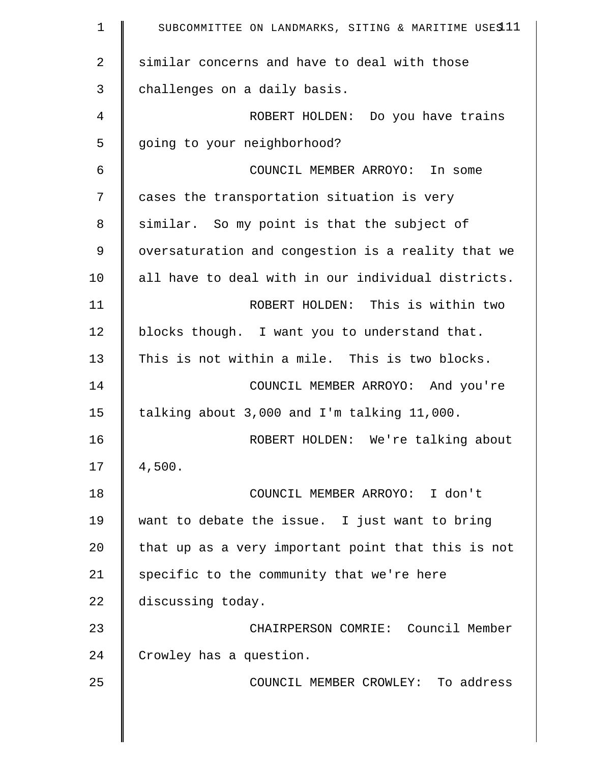similar concerns and have to deal with those challenges on a daily basis.

ROBERT HOLDEN: Do you have trains going to your neighborhood?

COUNCIL MEMBER ARROYO: In some cases the transportation situation is very similar. So my point is that the subject of oversaturation and congestion is a reality that we all have to deal with in our individual districts.

ROBERT HOLDEN: This is within two blocks though. I want you to understand that. This is not within a mile. This is two blocks.

COUNCIL MEMBER ARROYO: And you're talking about 3,000 and I'm talking 11,000.

ROBERT HOLDEN: We're talking about 4,500.

COUNCIL MEMBER ARROYO: I don't want to debate the issue. I just want to bring that up as a very important point that this is not specific to the community that we're here discussing today.

CHAIRPERSON COMRIE: Council Member Crowley has a question.

COUNCIL MEMBER CROWLEY: To address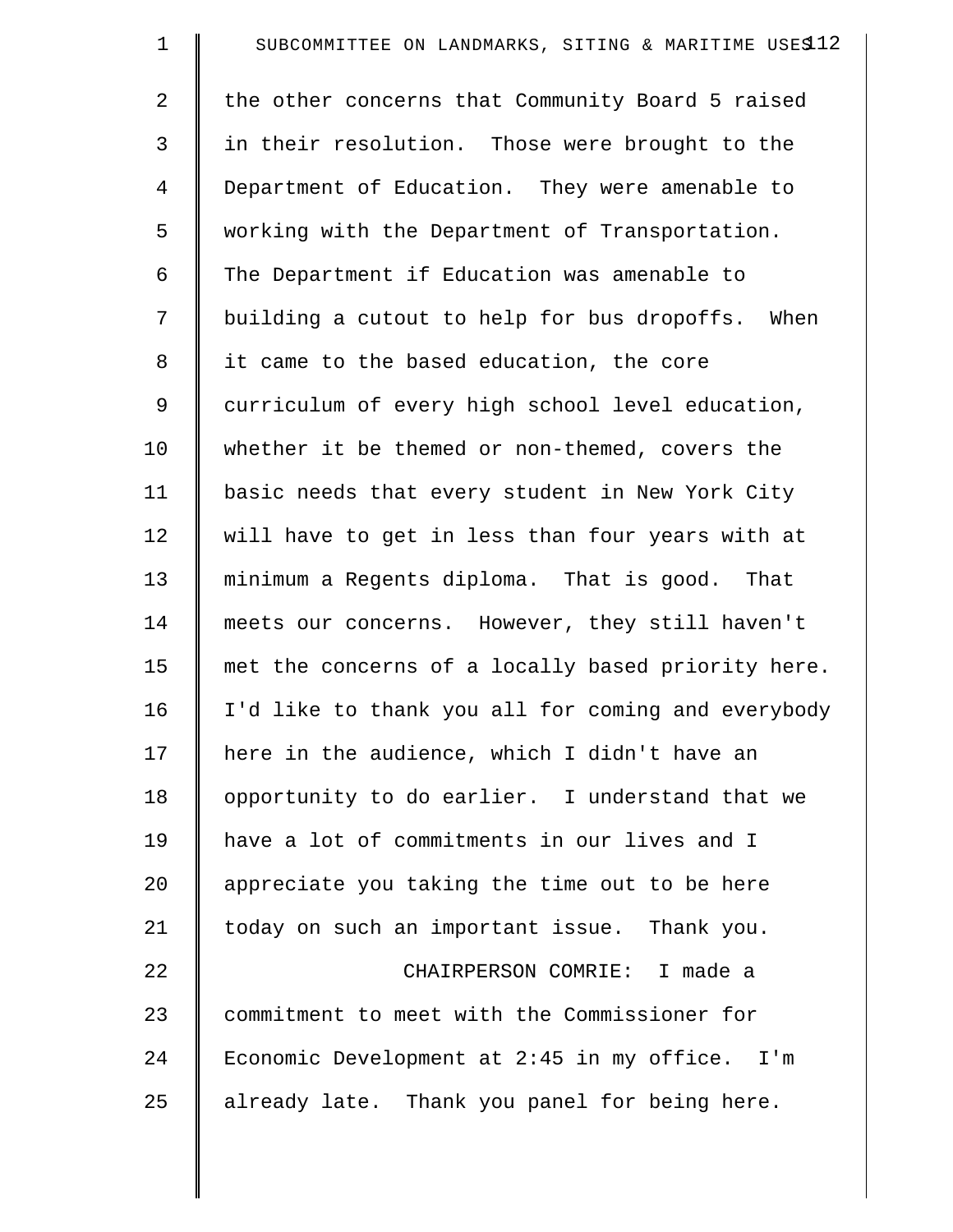the other concerns that Community Board 5 raised in their resolution. Those were brought to the Department of Education. They were amenable to working with the Department of Transportation. The Department if Education was amenable to building a cutout to help for bus dropoffs. When it came to the based education, the core curriculum of every high school level education, whether it be themed or non-themed, covers the basic needs that every student in New York City will have to get in less than four years with at minimum a Regents diploma. That is good. That meets our concerns. However, they still haven't met the concerns of a locally based priority here. I'd like to thank you all for coming and everybody here in the audience, which I didn't have an opportunity to do earlier. I understand that we have a lot of commitments in our lives and I appreciate you taking the time out to be here today on such an important issue. Thank you.

CHAIRPERSON COMRIE: I made a commitment to meet with the Commissioner for Economic Development at 2:45 in my office. I'm already late. Thank you panel for being here.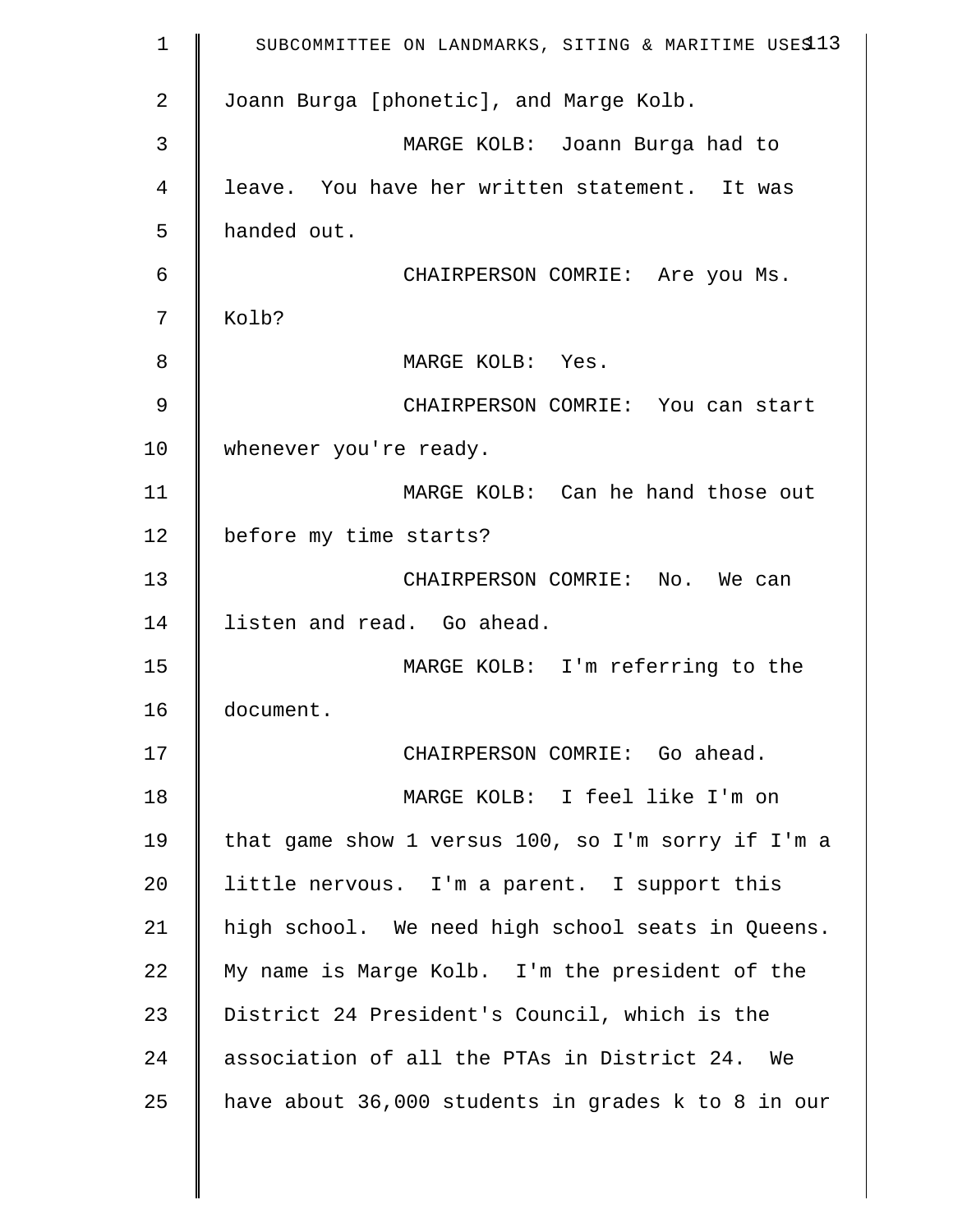Joann Burga [phonetic], and Marge Kolb.

MARGE KOLB: Joann Burga had to leave. You have her written statement. It was handed out.

CHAIRPERSON COMRIE: Are you Ms. Kolb?

MARGE KOLB: Yes.

CHAIRPERSON COMRIE: You can start whenever you're ready.

MARGE KOLB: Can he hand those out before my time starts?

CHAIRPERSON COMRIE: No. We can listen and read. Go ahead.

MARGE KOLB: I'm referring to the document.

CHAIRPERSON COMRIE: Go ahead.

MARGE KOLB: I feel like I'm on that game show 1 versus 100, so I'm sorry if I'm a little nervous. I'm a parent. I support this high school. We need high school seats in Queens. My name is Marge Kolb. I'm the president of the District 24 President's Council, which is the association of all the PTAs in District 24. We have about 36,000 students in grades k to 8 in our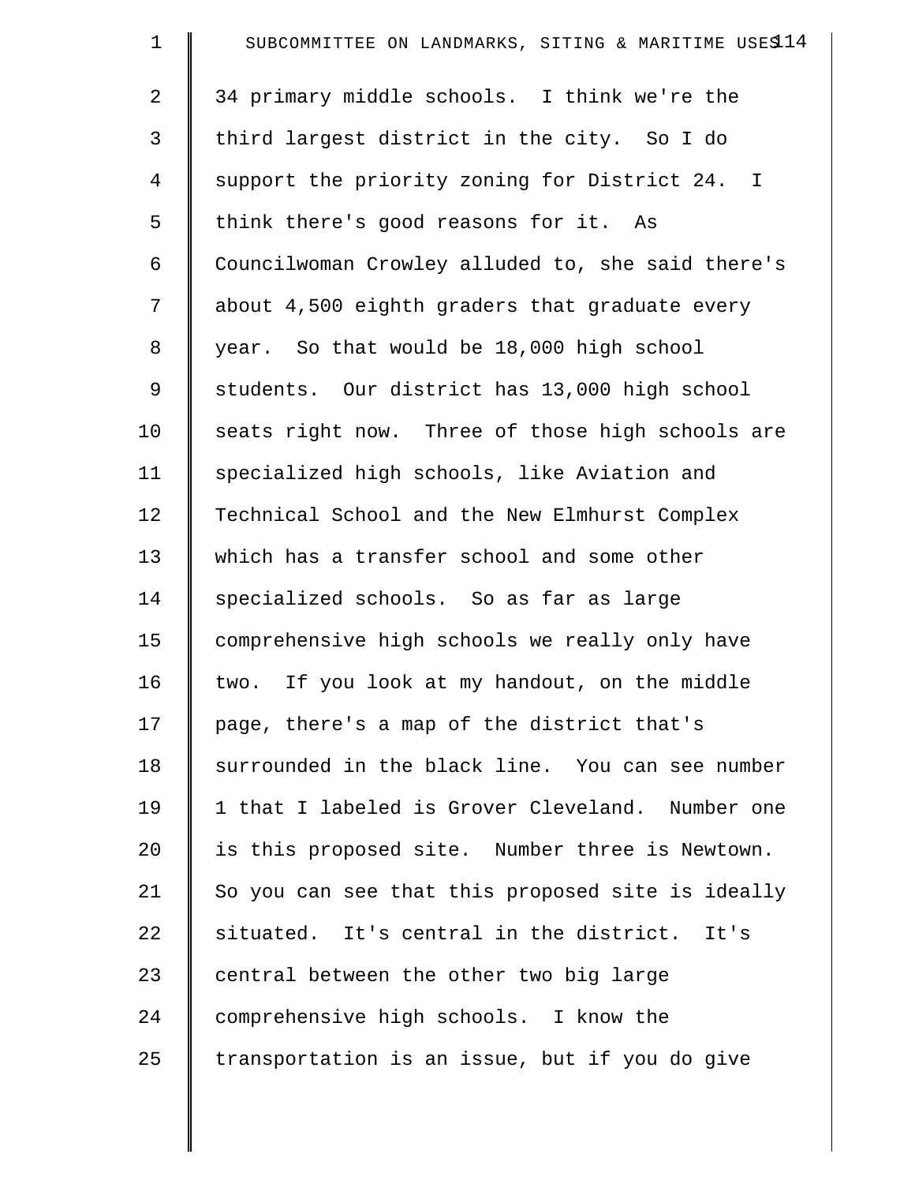34 primary middle schools. I think we're the third largest district in the city. So I do support the priority zoning for District 24. I think there's good reasons for it. As Councilwoman Crowley alluded to, she said there's about 4,500 eighth graders that graduate every year. So that would be 18,000 high school students. Our district has 13,000 high school seats right now. Three of those high schools are specialized high schools, like Aviation and Technical School and the New Elmhurst Complex which has a transfer school and some other specialized schools. So as far as large comprehensive high schools we really only have two. If you look at my handout, on the middle page, there's a map of the district that's surrounded in the black line. You can see number 1 that I labeled is Grover Cleveland. Number one is this proposed site. Number three is Newtown. So you can see that this proposed site is ideally situated. It's central in the district. It's central between the other two big large comprehensive high schools. I know the transportation is an issue, but if you do give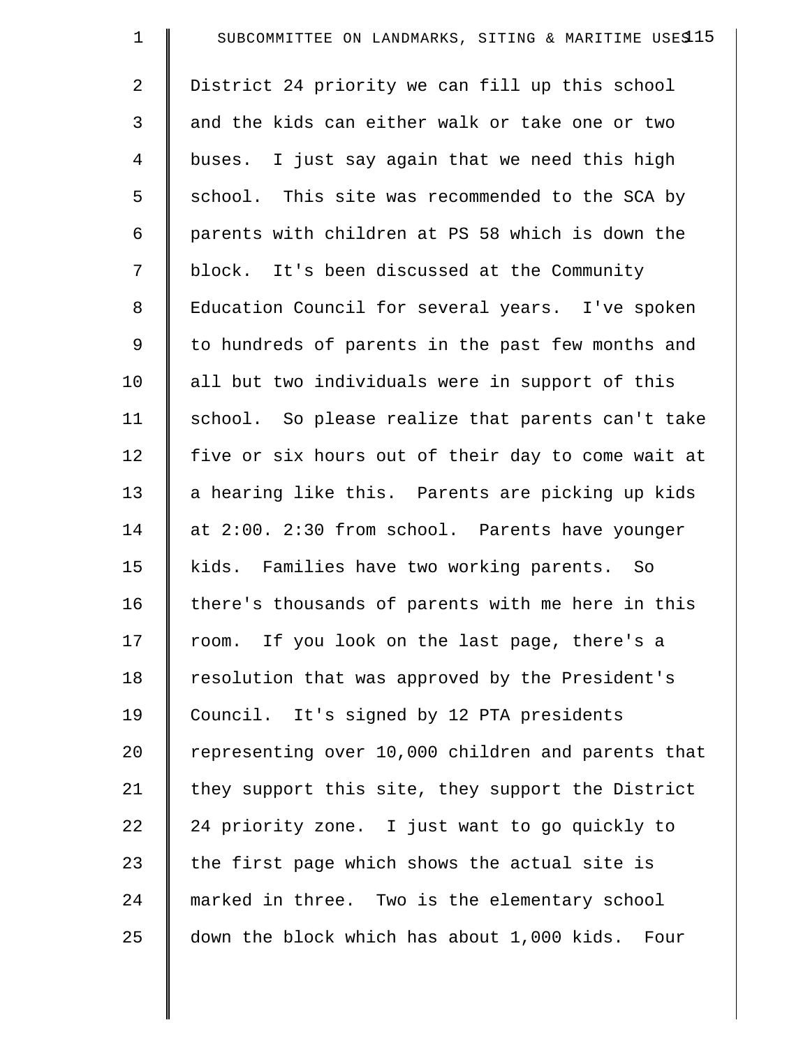District 24 priority we can fill up this school and the kids can either walk or take one or two buses. I just say again that we need this high school. This site was recommended to the SCA by parents with children at PS 58 which is down the block. It's been discussed at the Community Education Council for several years. I've spoken to hundreds of parents in the past few months and all but two individuals were in support of this school. So please realize that parents can't take five or six hours out of their day to come wait at a hearing like this. Parents are picking up kids at 2:00. 2:30 from school. Parents have younger kids. Families have two working parents. So there's thousands of parents with me here in this room. If you look on the last page, there's a resolution that was approved by the President's Council. It's signed by 12 PTA presidents representing over 10,000 children and parents that they support this site, they support the District 24 priority zone. I just want to go quickly to the first page which shows the actual site is marked in three. Two is the elementary school down the block which has about 1,000 kids. Four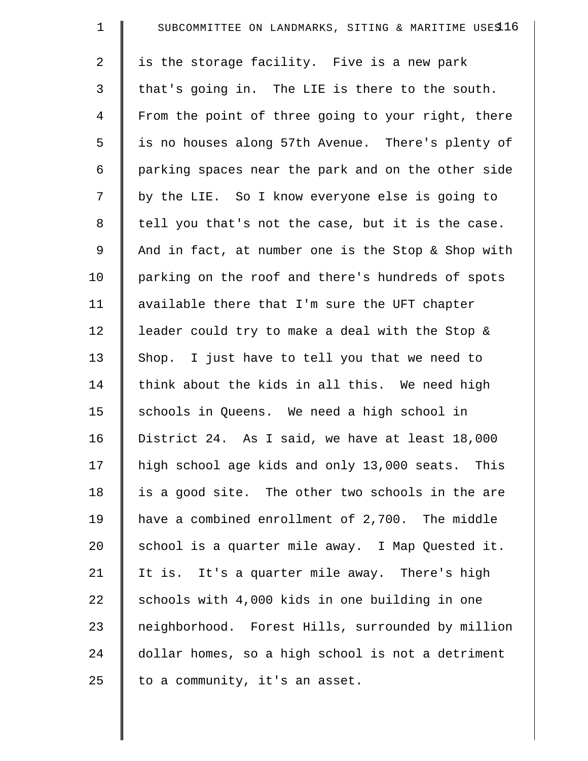is the storage facility. Five is a new park that's going in. The LIE is there to the south. From the point of three going to your right, there is no houses along 57th Avenue. There's plenty of parking spaces near the park and on the other side by the LIE. So I know everyone else is going to tell you that's not the case, but it is the case. And in fact, at number one is the Stop & Shop with parking on the roof and there's hundreds of spots available there that I'm sure the UFT chapter leader could try to make a deal with the Stop & Shop. I just have to tell you that we need to think about the kids in all this. We need high schools in Queens. We need a high school in District 24. As I said, we have at least 18,000 high school age kids and only 13,000 seats. This is a good site. The other two schools in the are have a combined enrollment of 2,700. The middle school is a quarter mile away. I Map Quested it. It is. It's a quarter mile away. There's high schools with 4,000 kids in one building in one neighborhood. Forest Hills, surrounded by million dollar homes, so a high school is not a detriment to a community, it's an asset.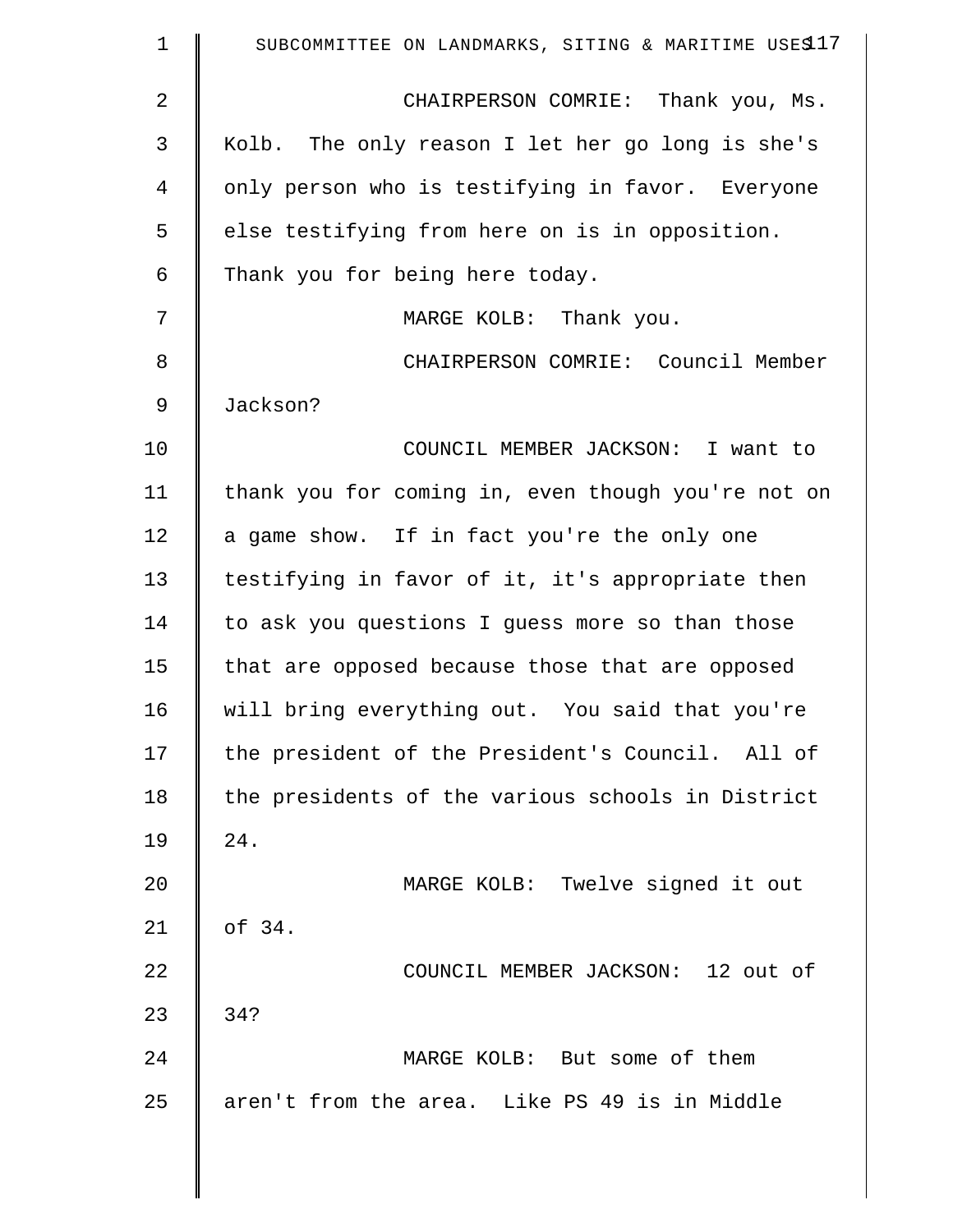CHAIRPERSON COMRIE: Thank you, Ms. Kolb. The only reason I let her go long is she's only person who is testifying in favor. Everyone else testifying from here on is in opposition. Thank you for being here today.

MARGE KOLB: Thank you.

CHAIRPERSON COMRIE: Council Member Jackson?

COUNCIL MEMBER JACKSON: I want to thank you for coming in, even though you're not on a game show. If in fact you're the only one testifying in favor of it, it's appropriate then to ask you questions I guess more so than those that are opposed because those that are opposed will bring everything out. You said that you're the president of the President's Council. All of the presidents of the various schools in District 24.

MARGE KOLB: Twelve signed it out of 34.

COUNCIL MEMBER JACKSON: 12 out of 34?

MARGE KOLB: But some of them aren't from the area. Like PS 49 is in Middle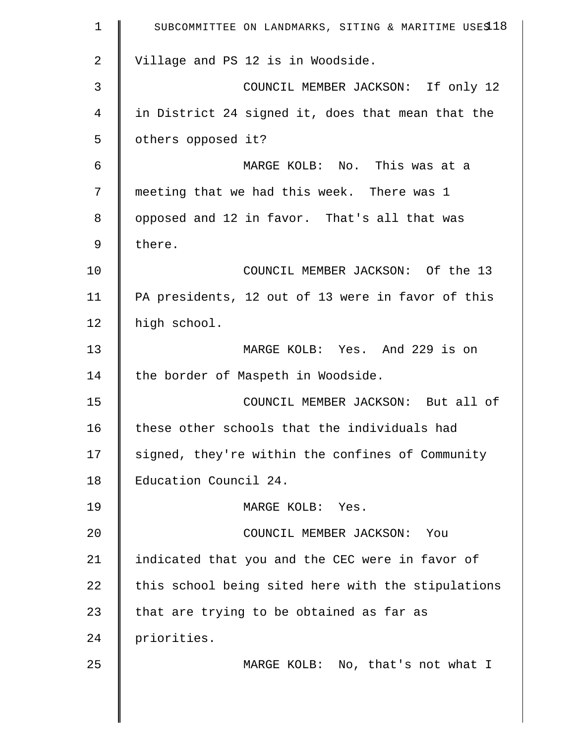Village and PS 12 is in Woodside.

COUNCIL MEMBER JACKSON: If only 12 in District 24 signed it, does that mean that the others opposed it?

MARGE KOLB: No. This was at a meeting that we had this week. There was 1 opposed and 12 in favor. That's all that was there.

COUNCIL MEMBER JACKSON: Of the 13 PA presidents, 12 out of 13 were in favor of this high school.

MARGE KOLB: Yes. And 229 is on the border of Maspeth in Woodside.

COUNCIL MEMBER JACKSON: But all of these other schools that the individuals had signed, they're within the confines of Community Education Council 24.

MARGE KOLB: Yes.

COUNCIL MEMBER JACKSON: You indicated that you and the CEC were in favor of this school being sited here with the stipulations that are trying to be obtained as far as priorities.

MARGE KOLB: No, that's not what I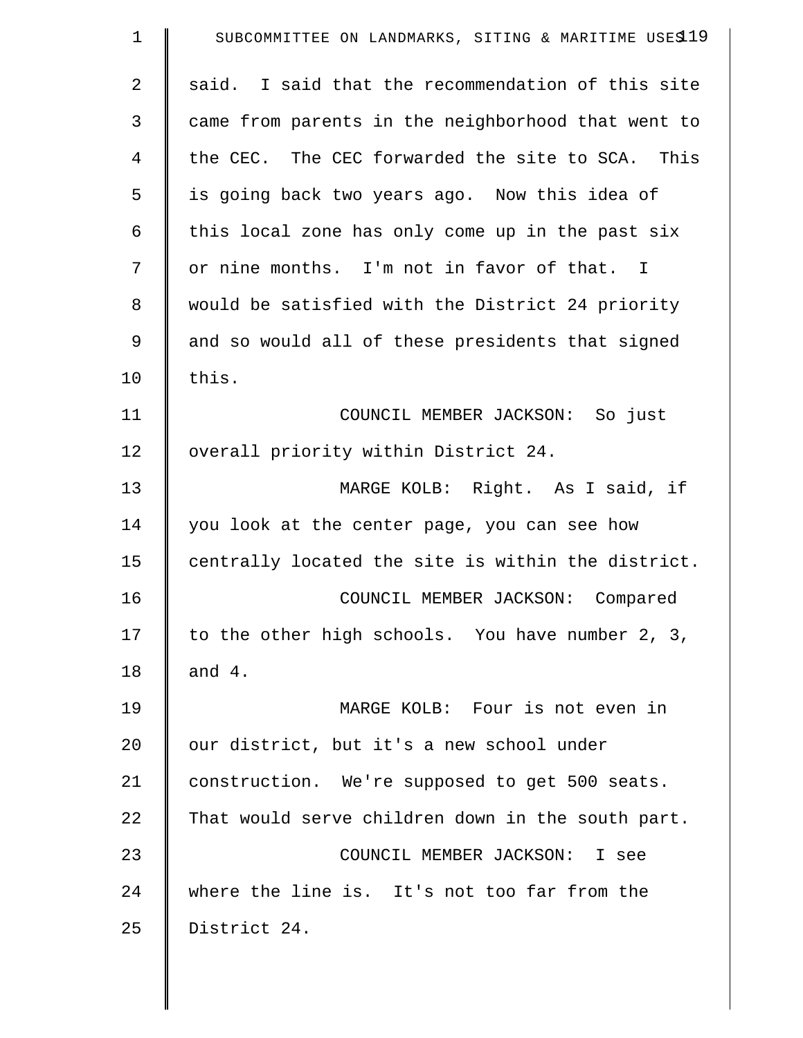said. I said that the recommendation of this site came from parents in the neighborhood that went to the CEC. The CEC forwarded the site to SCA. This is going back two years ago. Now this idea of this local zone has only come up in the past six or nine months. I'm not in favor of that. I would be satisfied with the District 24 priority and so would all of these presidents that signed this.

COUNCIL MEMBER JACKSON: So just overall priority within District 24.

MARGE KOLB: Right. As I said, if you look at the center page, you can see how centrally located the site is within the district.

COUNCIL MEMBER JACKSON: Compared to the other high schools. You have number 2, 3, and 4.

MARGE KOLB: Four is not even in our district, but it's a new school under construction. We're supposed to get 500 seats. That would serve children down in the south part.

COUNCIL MEMBER JACKSON: I see where the line is. It's not too far from the District 24.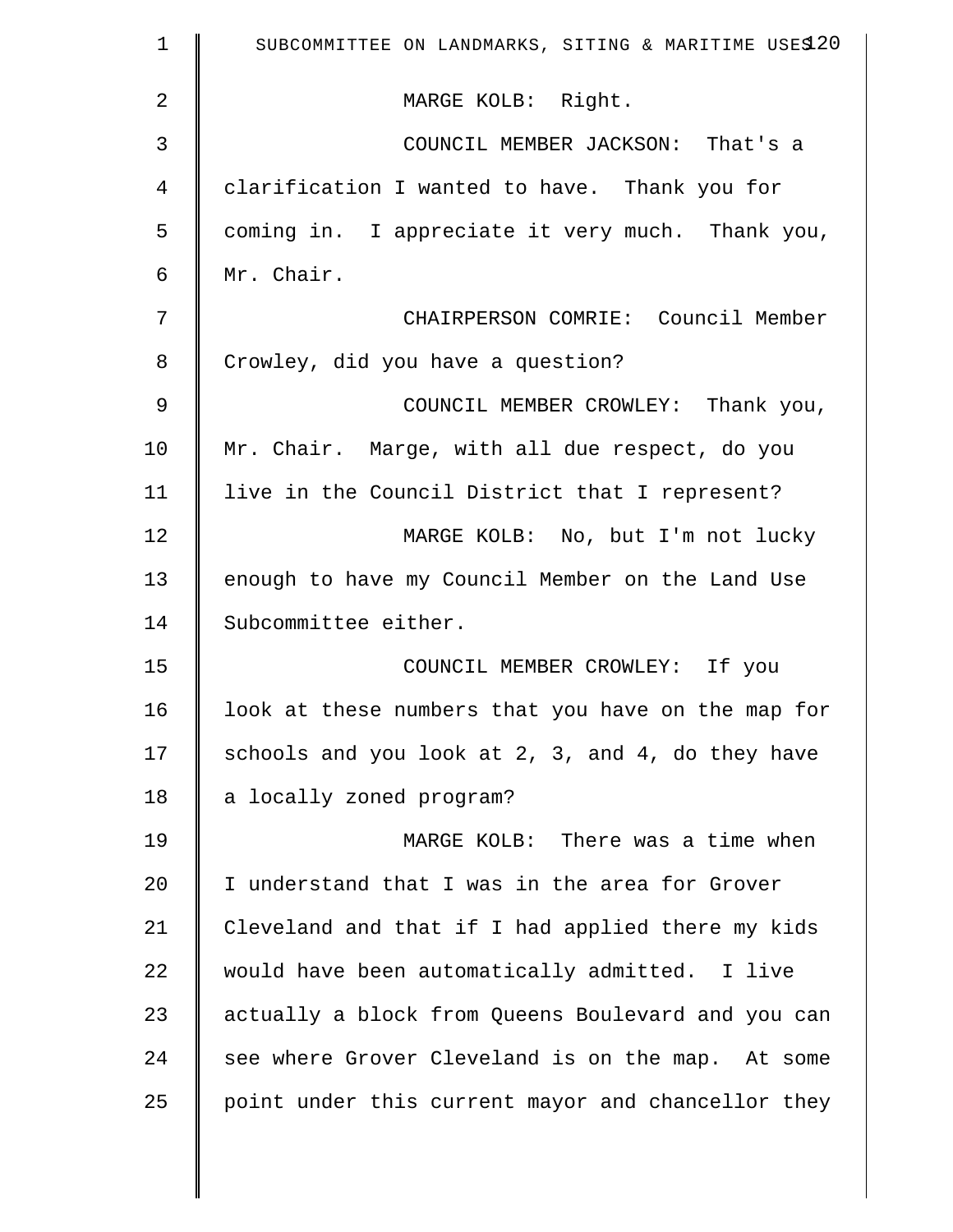MARGE KOLB: Right.

COUNCIL MEMBER JACKSON: That's a clarification I wanted to have. Thank you for coming in. I appreciate it very much. Thank you, Mr. Chair.

CHAIRPERSON COMRIE: Council Member Crowley, did you have a question?

COUNCIL MEMBER CROWLEY: Thank you, Mr. Chair. Marge, with all due respect, do you live in the Council District that I represent?

MARGE KOLB: No, but I'm not lucky enough to have my Council Member on the Land Use Subcommittee either.

COUNCIL MEMBER CROWLEY: If you look at these numbers that you have on the map for schools and you look at 2, 3, and 4, do they have a locally zoned program?

MARGE KOLB: There was a time when I understand that I was in the area for Grover Cleveland and that if I had applied there my kids would have been automatically admitted. I live actually a block from Queens Boulevard and you can see where Grover Cleveland is on the map. At some point under this current mayor and chancellor they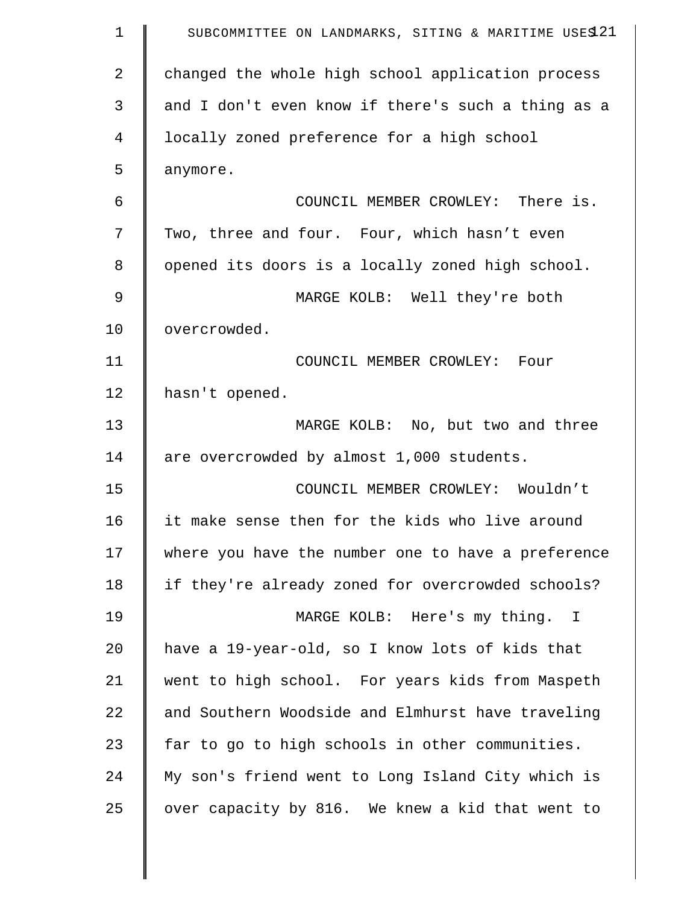changed the whole high school application process and I don't even know if there's such a thing as a locally zoned preference for a high school anymore.

COUNCIL MEMBER CROWLEY: There is. Two, three and four. Four, which hasn’t even opened its doors is a locally zoned high school.

MARGE KOLB: Well they're both overcrowded.

COUNCIL MEMBER CROWLEY: Four hasn't opened.

MARGE KOLB: No, but two and three are overcrowded by almost 1,000 students.

COUNCIL MEMBER CROWLEY: Wouldn’t it make sense then for the kids who live around where you have the number one to have a preference if they're already zoned for overcrowded schools?

MARGE KOLB: Here's my thing. I have a 19-year-old, so I know lots of kids that went to high school. For years kids from Maspeth and Southern Woodside and Elmhurst have traveling far to go to high schools in other communities. My son's friend went to Long Island City which is over capacity by 816. We knew a kid that went to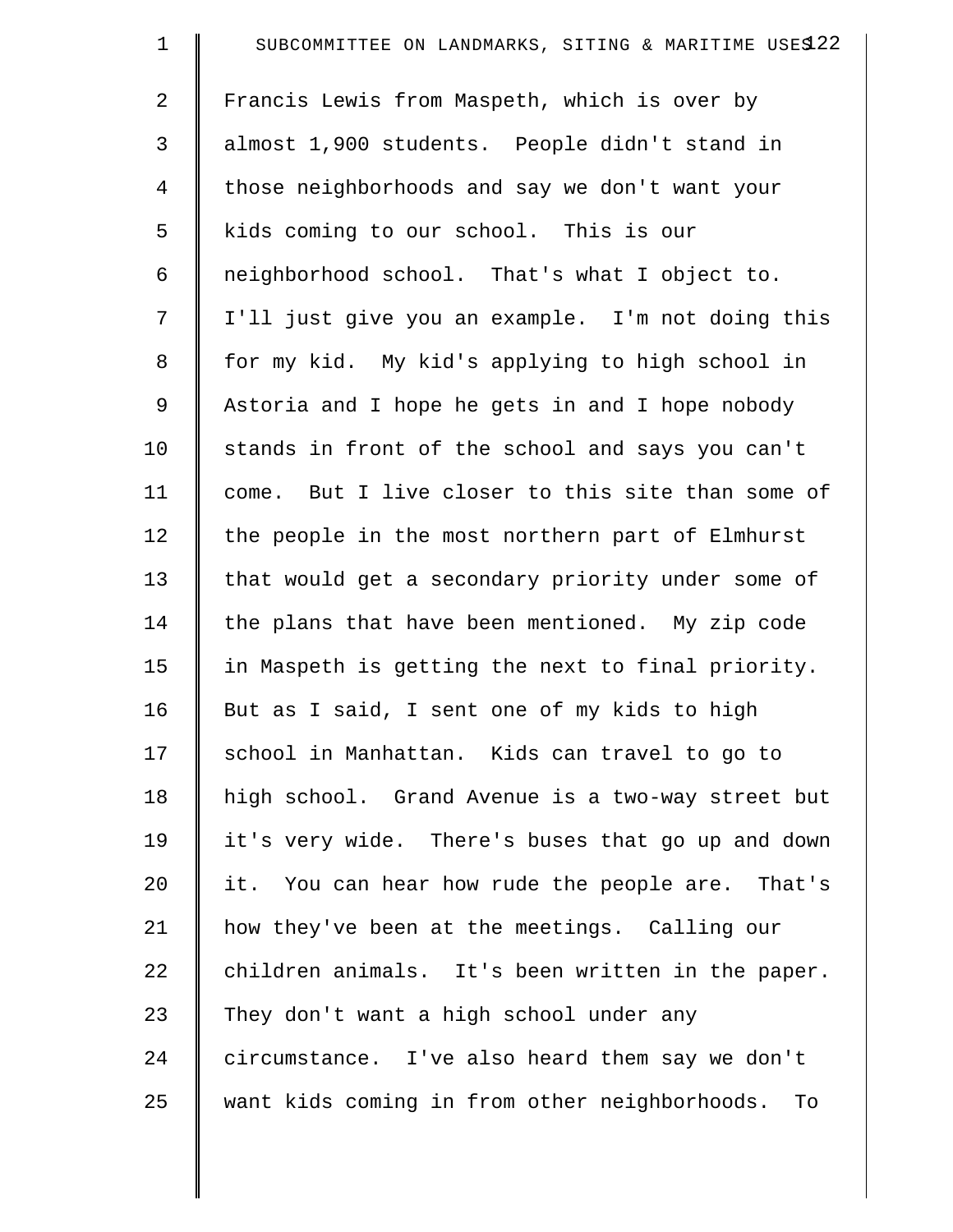Francis Lewis from Maspeth, which is over by almost 1,900 students. People didn't stand in those neighborhoods and say we don't want your kids coming to our school. This is our neighborhood school. That's what I object to. I'll just give you an example. I'm not doing this for my kid. My kid's applying to high school in Astoria and I hope he gets in and I hope nobody stands in front of the school and says you can't come. But I live closer to this site than some of the people in the most northern part of Elmhurst that would get a secondary priority under some of the plans that have been mentioned. My zip code in Maspeth is getting the next to final priority. But as I said, I sent one of my kids to high school in Manhattan. Kids can travel to go to high school. Grand Avenue is a two-way street but it's very wide. There's buses that go up and down it. You can hear how rude the people are. That's how they've been at the meetings. Calling our children animals. It's been written in the paper. They don't want a high school under any circumstance. I've also heard them say we don't want kids coming in from other neighborhoods. To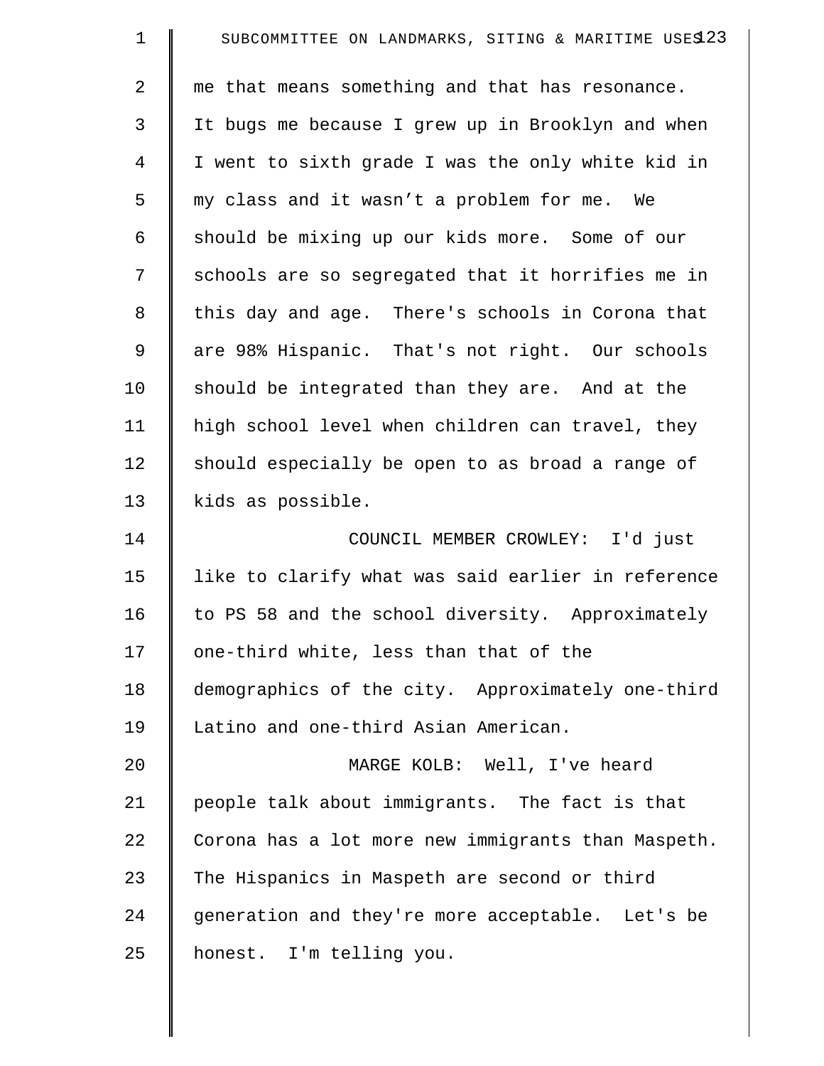me that means something and that has resonance. It bugs me because I grew up in Brooklyn and when I went to sixth grade I was the only white kid in my class and it wasn't a problem for me. We should be mixing up our kids more. Some of our schools are so segregated that it horrifies me in this day and age. There's schools in Corona that are 98% Hispanic. That's not right. Our schools should be integrated than they are. And at the high school level when children can travel, they should especially be open to as broad a range of kids as possible.

COUNCIL MEMBER CROWLEY: I'd just like to clarify what was said earlier in reference to PS 58 and the school diversity. Approximately one-third white, less than that of the demographics of the city. Approximately one-third Latino and one-third Asian American.

MARGE KOLB: Well, I've heard people talk about immigrants. The fact is that Corona has a lot more new immigrants than Maspeth. The Hispanics in Maspeth are second or third generation and they're more acceptable. Let's be honest. I'm telling you.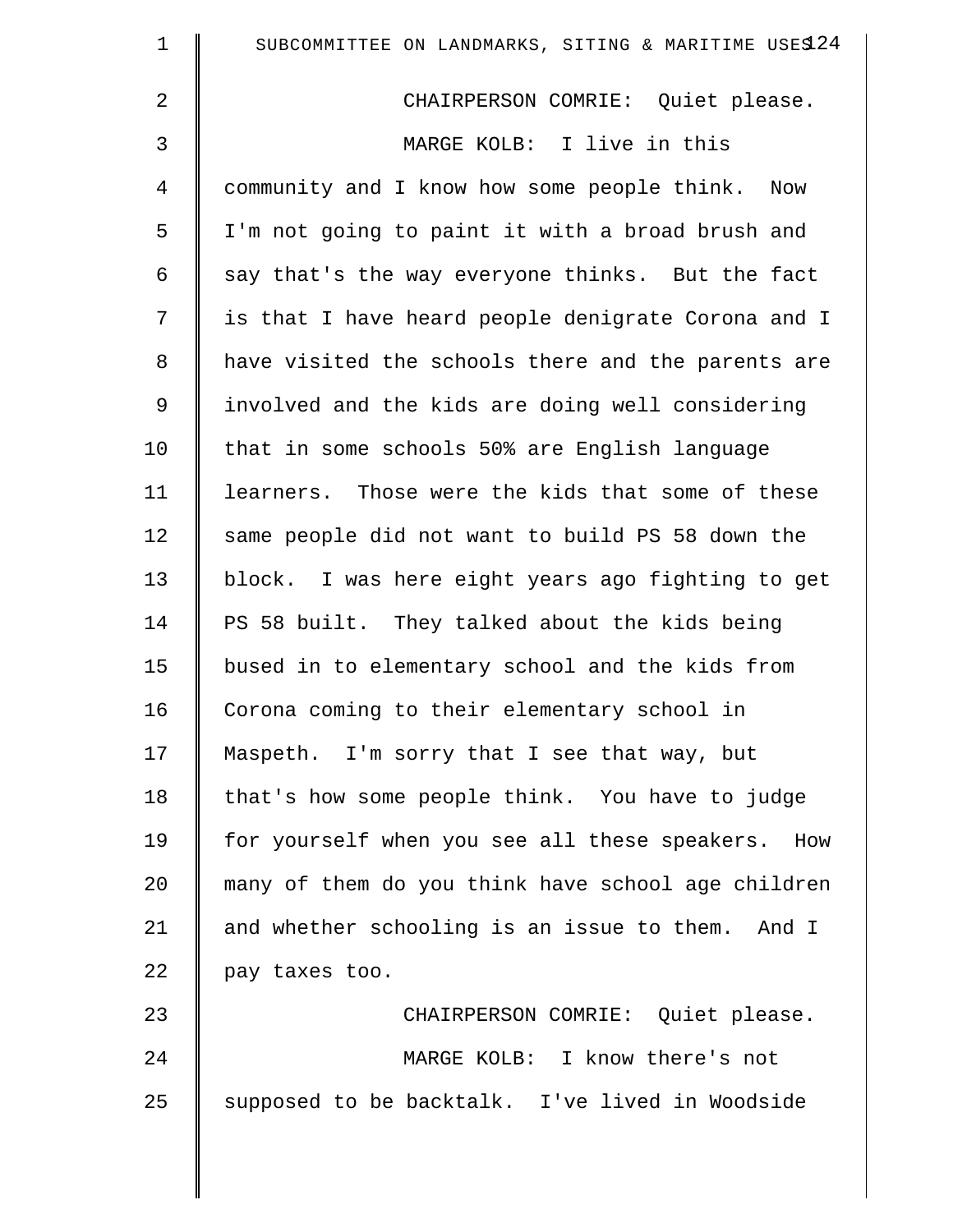CHAIRPERSON COMRIE: Quiet please.

MARGE KOLB: I live in this community and I know how some people think. Now I'm not going to paint it with a broad brush and say that's the way everyone thinks. But the fact is that I have heard people denigrate Corona and I have visited the schools there and the parents are involved and the kids are doing well considering that in some schools 50% are English language learners. Those were the kids that some of these same people did not want to build PS 58 down the block. I was here eight years ago fighting to get PS 58 built. They talked about the kids being bused in to elementary school and the kids from Corona coming to their elementary school in Maspeth. I'm sorry that I see that way, but that's how some people think. You have to judge for yourself when you see all these speakers. How many of them do you think have school age children and whether schooling is an issue to them. And I pay taxes too.

CHAIRPERSON COMRIE: Quiet please.

MARGE KOLB: I know there's not supposed to be backtalk. I've lived in Woodside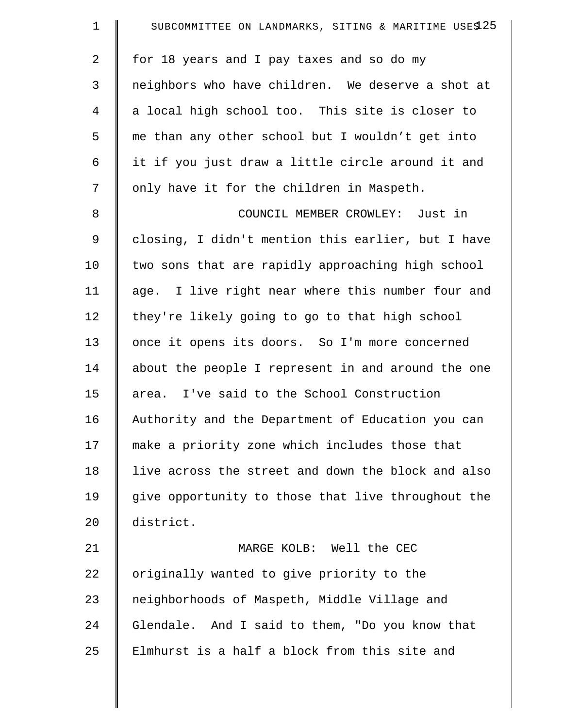for 18 years and I pay taxes and so do my neighbors who have children. We deserve a shot at a local high school too. This site is closer to me than any other school but I wouldn't get into it if you just draw a little circle around it and only have it for the children in Maspeth.

COUNCIL MEMBER CROWLEY: Just in closing, I didn't mention this earlier, but I have two sons that are rapidly approaching high school age. I live right near where this number four and they're likely going to go to that high school once it opens its doors. So I'm more concerned about the people I represent in and around the one area. I've said to the School Construction Authority and the Department of Education you can make a priority zone which includes those that live across the street and down the block and also give opportunity to those that live throughout the district.

MARGE KOLB: Well the CEC originally wanted to give priority to the neighborhoods of Maspeth, Middle Village and Glendale. And I said to them, "Do you know that Elmhurst is a half a block from this site and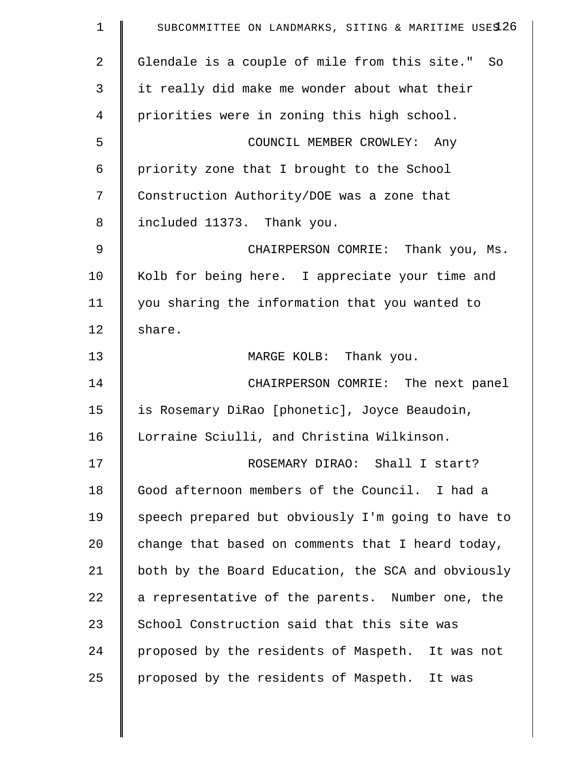Glendale is a couple of mile from this site." So it really did make me wonder about what their priorities were in zoning this high school.

COUNCIL MEMBER CROWLEY: Any priority zone that I brought to the School Construction Authority/DOE was a zone that included 11373. Thank you.

CHAIRPERSON COMRIE: Thank you, Ms. Kolb for being here. I appreciate your time and you sharing the information that you wanted to share.

MARGE KOLB: Thank you.

CHAIRPERSON COMRIE: The next panel is Rosemary DiRao [phonetic], Joyce Beaudoin, Lorraine Sciulli, and Christina Wilkinson.

ROSEMARY DIRAO: Shall I start? Good afternoon members of the Council. I had a speech prepared but obviously I'm going to have to change that based on comments that I heard today, both by the Board Education, the SCA and obviously a representative of the parents. Number one, the School Construction said that this site was proposed by the residents of Maspeth. It was not proposed by the residents of Maspeth. It was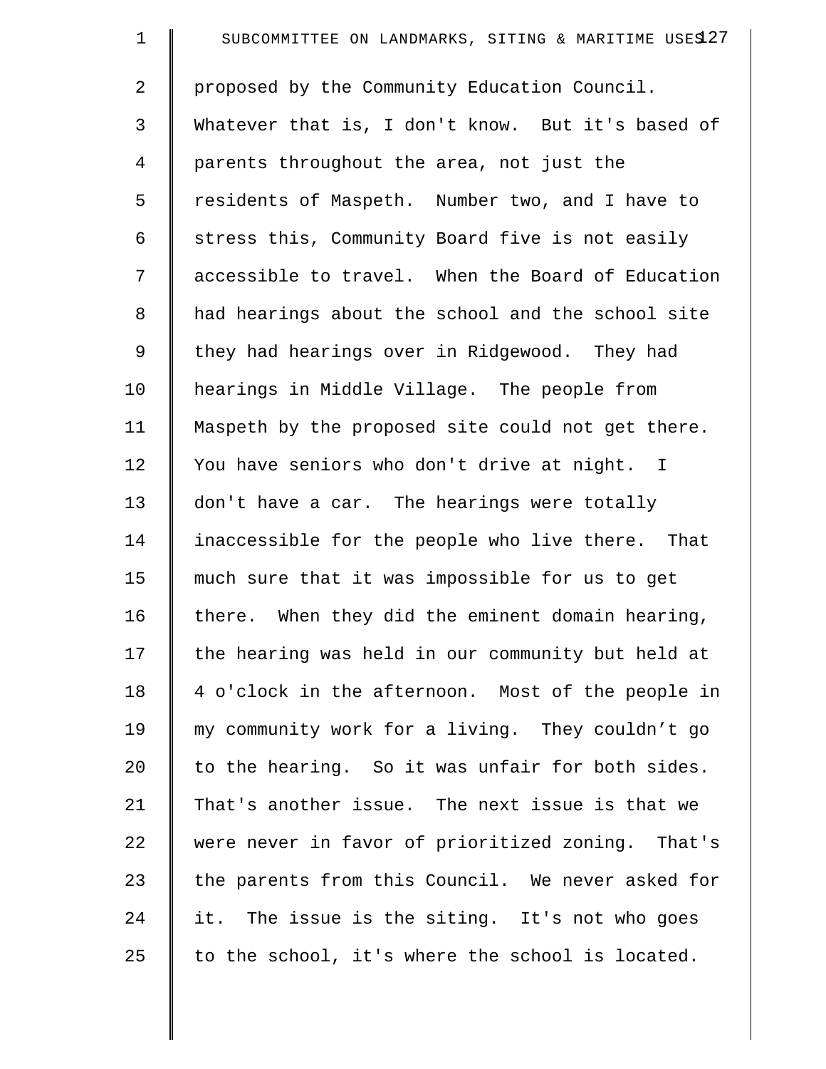proposed by the Community Education Council. Whatever that is, I don't know. But it's based of parents throughout the area, not just the residents of Maspeth. Number two, and I have to stress this, Community Board five is not easily accessible to travel. When the Board of Education had hearings about the school and the school site they had hearings over in Ridgewood. They had hearings in Middle Village. The people from Maspeth by the proposed site could not get there. You have seniors who don't drive at night. I don't have a car. The hearings were totally inaccessible for the people who live there. That much sure that it was impossible for us to get there. When they did the eminent domain hearing, the hearing was held in our community but held at 4 o'clock in the afternoon. Most of the people in my community work for a living. They couldn't go to the hearing. So it was unfair for both sides. That's another issue. The next issue is that we were never in favor of prioritized zoning. That's the parents from this Council. We never asked for it. The issue is the siting. It's not who goes to the school, it's where the school is located.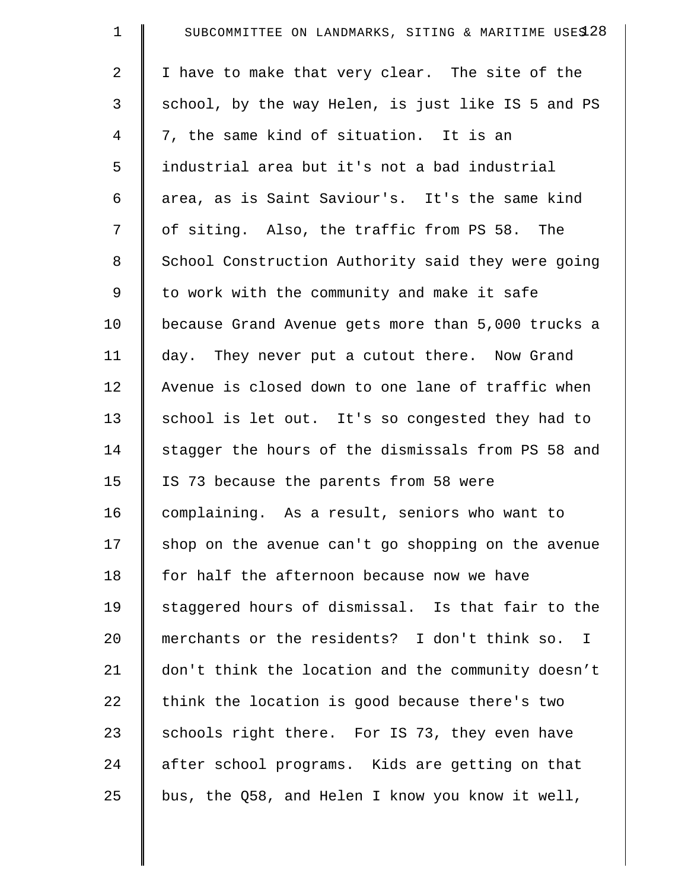I have to make that very clear. The site of the school, by the way Helen, is just like IS 5 and PS 7, the same kind of situation. It is an industrial area but it's not a bad industrial area, as is Saint Saviour's. It's the same kind of siting. Also, the traffic from PS 58. The School Construction Authority said they were going to work with the community and make it safe because Grand Avenue gets more than 5,000 trucks a day. They never put a cutout there. Now Grand Avenue is closed down to one lane of traffic when school is let out. It's so congested they had to stagger the hours of the dismissals from PS 58 and IS 73 because the parents from 58 were complaining. As a result, seniors who want to shop on the avenue can't go shopping on the avenue for half the afternoon because now we have staggered hours of dismissal. Is that fair to the merchants or the residents? I don't think so. I don't think the location and the community doesn't think the location is good because there's two schools right there. For IS 73, they even have after school programs. Kids are getting on that bus, the Q58, and Helen I know you know it well,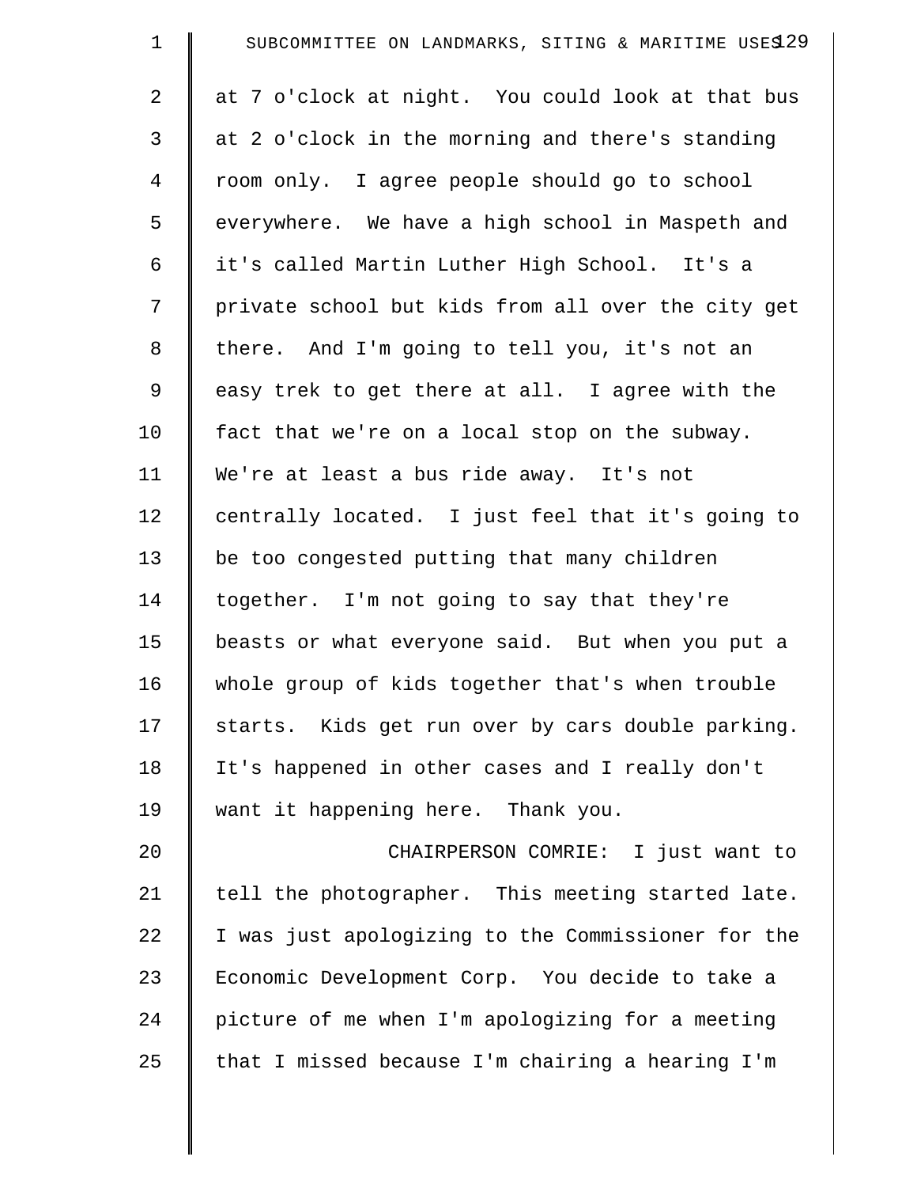at 7 o'clock at night. You could look at that bus at 2 o'clock in the morning and there's standing room only. I agree people should go to school everywhere. We have a high school in Maspeth and it's called Martin Luther High School. It's a private school but kids from all over the city get there. And I'm going to tell you, it's not an easy trek to get there at all. I agree with the fact that we're on a local stop on the subway. We're at least a bus ride away. It's not centrally located. I just feel that it's going to be too congested putting that many children together. I'm not going to say that they're beasts or what everyone said. But when you put a whole group of kids together that's when trouble starts. Kids get run over by cars double parking. It's happened in other cases and I really don't want it happening here. Thank you.

CHAIRPERSON COMRIE: I just want to tell the photographer. This meeting started late. I was just apologizing to the Commissioner for the Economic Development Corp. You decide to take a picture of me when I'm apologizing for a meeting that I missed because I'm chairing a hearing I'm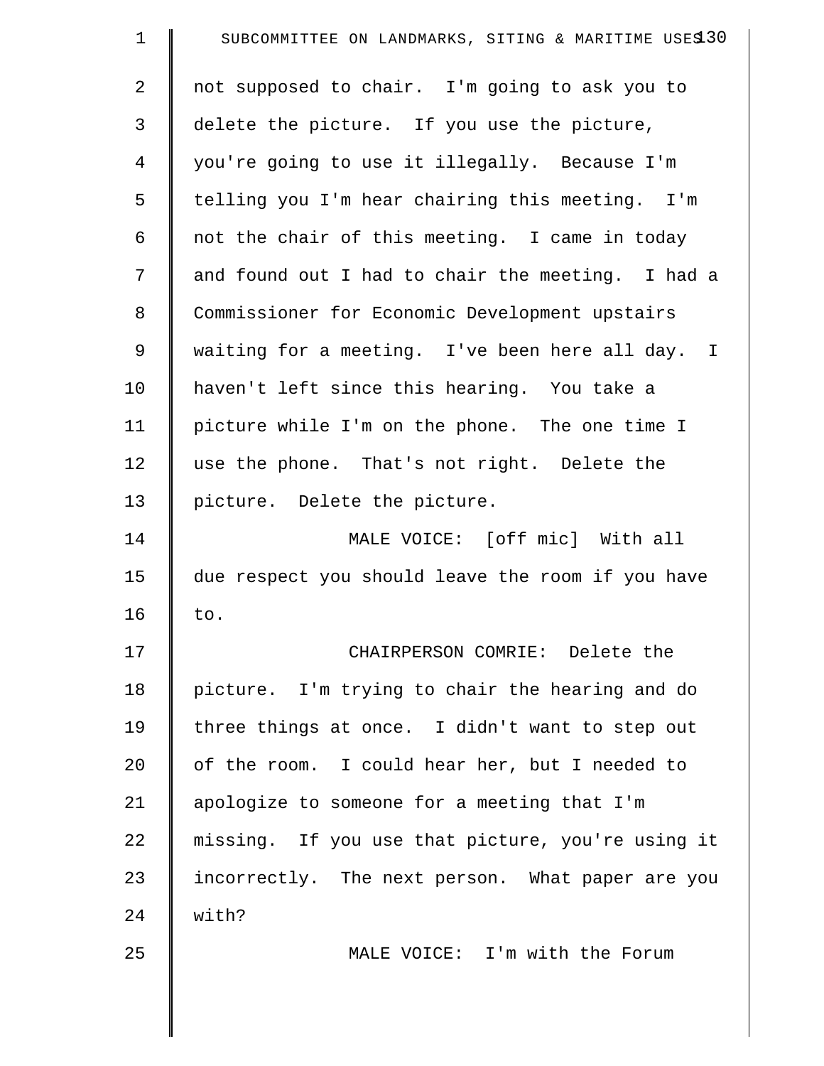not supposed to chair. I'm going to ask you to delete the picture. If you use the picture, you're going to use it illegally. Because I'm telling you I'm hear chairing this meeting. I'm not the chair of this meeting. I came in today and found out I had to chair the meeting. I had a Commissioner for Economic Development upstairs waiting for a meeting. I've been here all day. I haven't left since this hearing. You take a picture while I'm on the phone. The one time I use the phone. That's not right. Delete the picture. Delete the picture.

MALE VOICE: [off mic] With all due respect you should leave the room if you have to.

CHAIRPERSON COMRIE: Delete the picture. I'm trying to chair the hearing and do three things at once. I didn't want to step out of the room. I could hear her, but I needed to apologize to someone for a meeting that I'm missing. If you use that picture, you're using it incorrectly. The next person. What paper are you with?

MALE VOICE: I'm with the Forum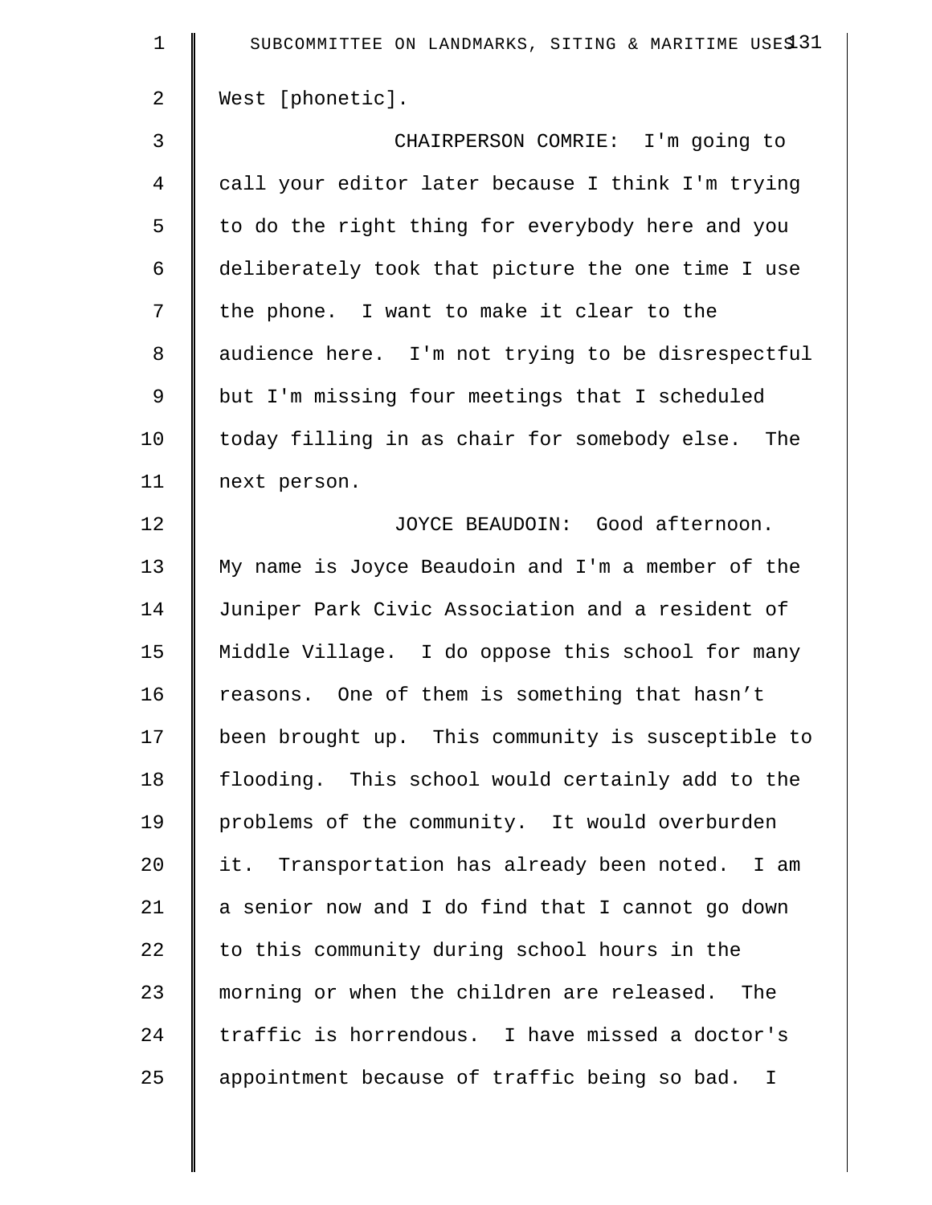West [phonetic].

CHAIRPERSON COMRIE: I'm going to call your editor later because I think I'm trying to do the right thing for everybody here and you deliberately took that picture the one time I use the phone. I want to make it clear to the audience here. I'm not trying to be disrespectful but I'm missing four meetings that I scheduled today filling in as chair for somebody else. The next person.

JOYCE BEAUDOIN: Good afternoon. My name is Joyce Beaudoin and I'm a member of the Juniper Park Civic Association and a resident of Middle Village. I do oppose this school for many reasons. One of them is something that hasn’t been brought up. This community is susceptible to flooding. This school would certainly add to the problems of the community. It would overburden it. Transportation has already been noted. I am a senior now and I do find that I cannot go down to this community during school hours in the morning or when the children are released. The traffic is horrendous. I have missed a doctor's appointment because of traffic being so bad. I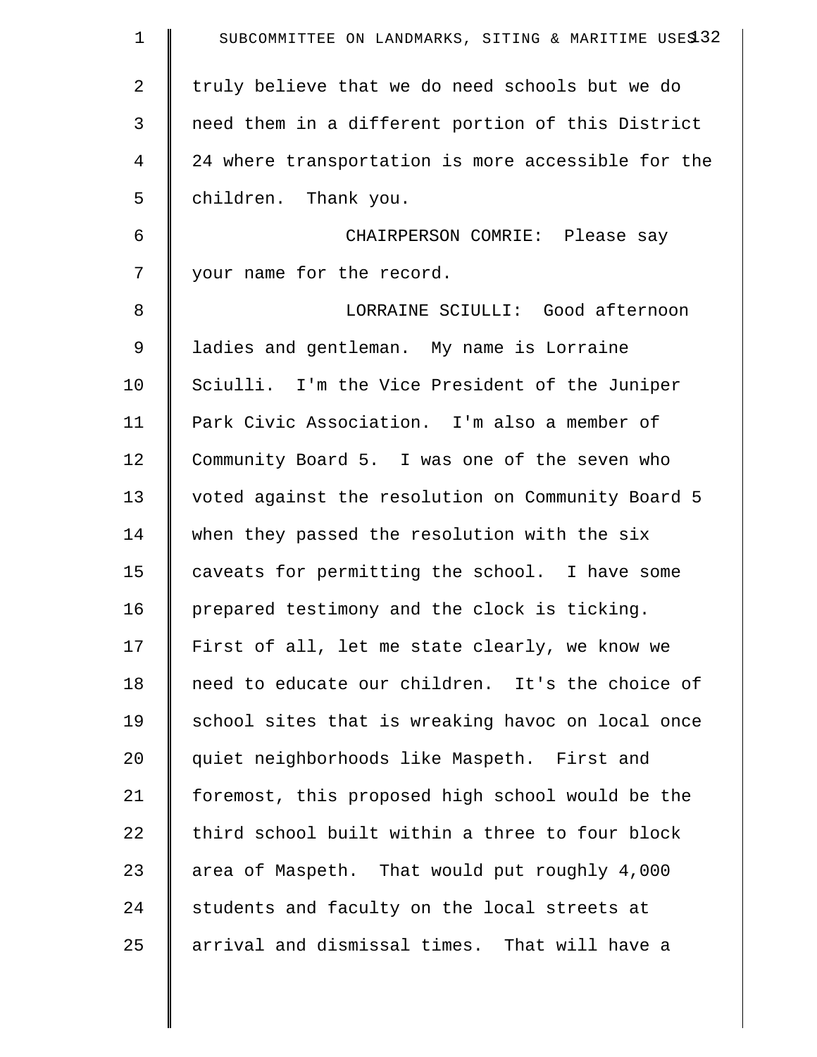truly believe that we do need schools but we do need them in a different portion of this District 24 where transportation is more accessible for the children. Thank you.

CHAIRPERSON COMRIE: Please say your name for the record.

LORRAINE SCIULLI: Good afternoon ladies and gentleman. My name is Lorraine Sciulli. I'm the Vice President of the Juniper Park Civic Association. I'm also a member of Community Board 5. I was one of the seven who voted against the resolution on Community Board 5 when they passed the resolution with the six caveats for permitting the school. I have some prepared testimony and the clock is ticking. First of all, let me state clearly, we know we need to educate our children. It's the choice of school sites that is wreaking havoc on local once quiet neighborhoods like Maspeth. First and foremost, this proposed high school would be the third school built within a three to four block area of Maspeth. That would put roughly 4,000 students and faculty on the local streets at arrival and dismissal times. That will have a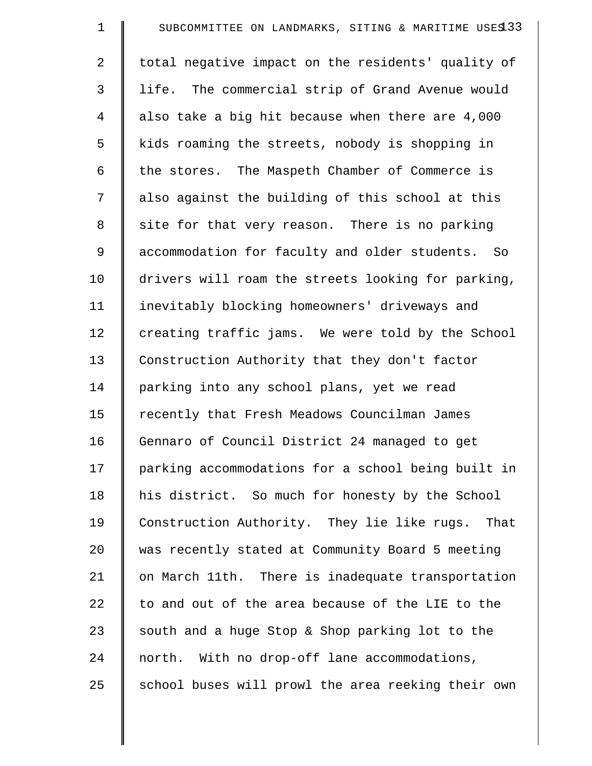total negative impact on the residents' quality of life. The commercial strip of Grand Avenue would also take a big hit because when there are 4,000 kids roaming the streets, nobody is shopping in the stores. The Maspeth Chamber of Commerce is also against the building of this school at this site for that very reason. There is no parking accommodation for faculty and older students. So drivers will roam the streets looking for parking, inevitably blocking homeowners' driveways and creating traffic jams. We were told by the School Construction Authority that they don't factor parking into any school plans, yet we read recently that Fresh Meadows Councilman James Gennaro of Council District 24 managed to get parking accommodations for a school being built in his district. So much for honesty by the School Construction Authority. They lie like rugs. That was recently stated at Community Board 5 meeting on March 11th. There is inadequate transportation to and out of the area because of the LIE to the south and a huge Stop & Shop parking lot to the north. With no drop-off lane accommodations, school buses will prowl the area reeking their own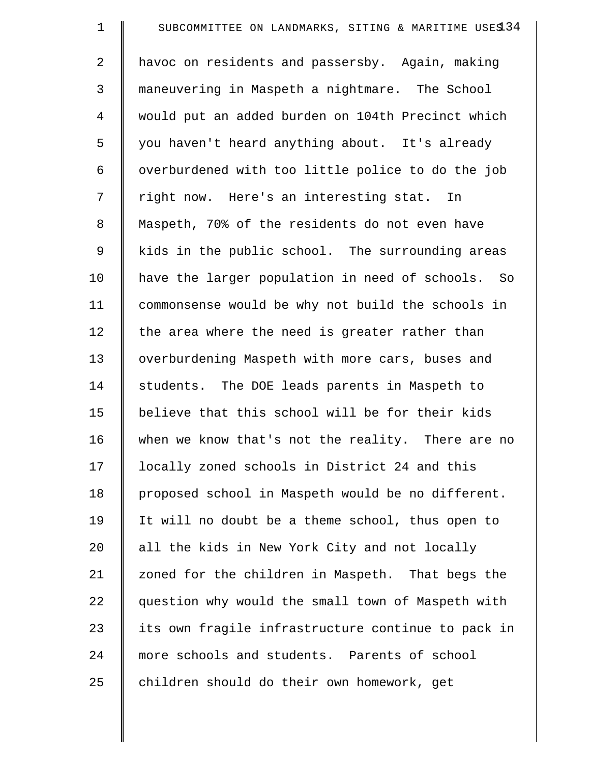havoc on residents and passersby. Again, making maneuvering in Maspeth a nightmare. The School would put an added burden on 104th Precinct which you haven't heard anything about. It's already overburdened with too little police to do the job right now. Here's an interesting stat. In Maspeth, 70% of the residents do not even have kids in the public school. The surrounding areas have the larger population in need of schools. So commonsense would be why not build the schools in the area where the need is greater rather than overburdening Maspeth with more cars, buses and students. The DOE leads parents in Maspeth to believe that this school will be for their kids when we know that's not the reality. There are no locally zoned schools in District 24 and this proposed school in Maspeth would be no different. It will no doubt be a theme school, thus open to all the kids in New York City and not locally zoned for the children in Maspeth. That begs the question why would the small town of Maspeth with its own fragile infrastructure continue to pack in more schools and students. Parents of school children should do their own homework, get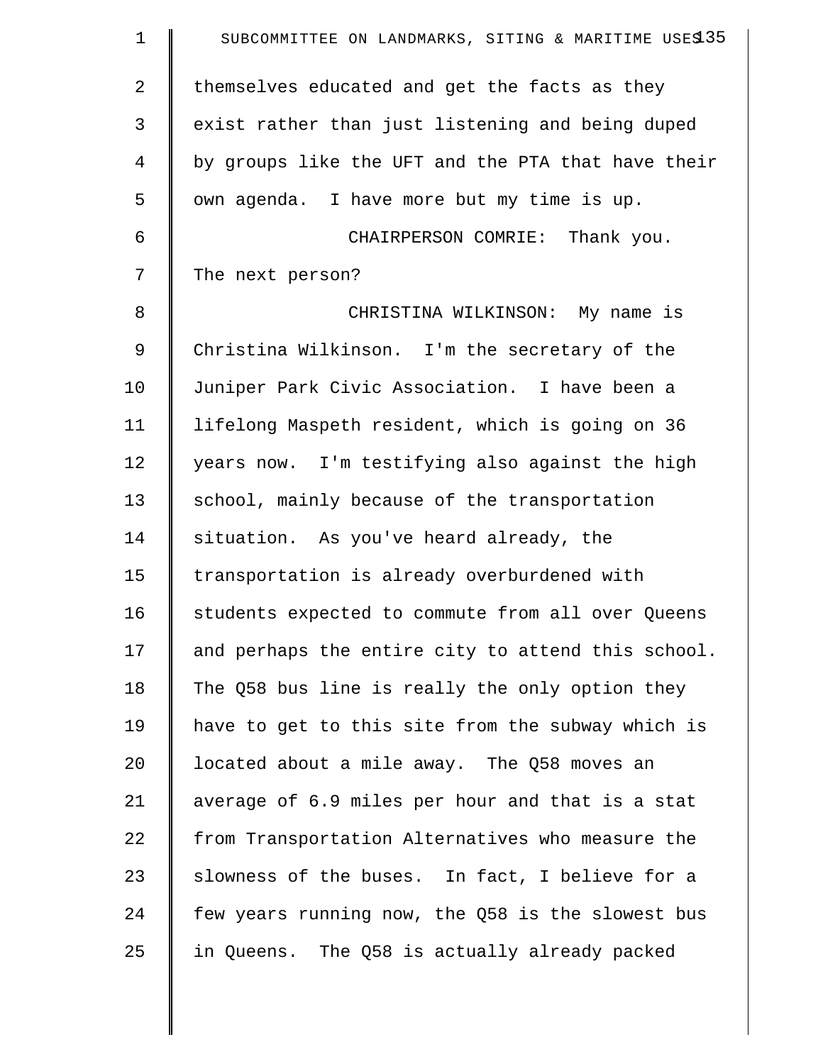themselves educated and get the facts as they exist rather than just listening and being duped by groups like the UFT and the PTA that have their own agenda. I have more but my time is up.

CHAIRPERSON COMRIE: Thank you. The next person?

CHRISTINA WILKINSON: My name is Christina Wilkinson. I'm the secretary of the Juniper Park Civic Association. I have been a lifelong Maspeth resident, which is going on 36 years now. I'm testifying also against the high school, mainly because of the transportation situation. As you've heard already, the transportation is already overburdened with students expected to commute from all over Queens and perhaps the entire city to attend this school. The Q58 bus line is really the only option they have to get to this site from the subway which is located about a mile away. The Q58 moves an average of 6.9 miles per hour and that is a stat from Transportation Alternatives who measure the slowness of the buses. In fact, I believe for a few years running now, the Q58 is the slowest bus in Queens. The Q58 is actually already packed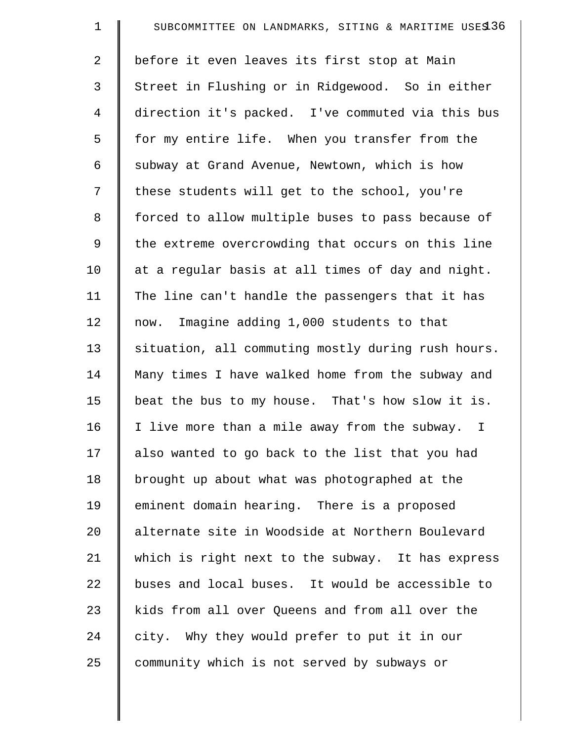before it even leaves its first stop at Main Street in Flushing or in Ridgewood. So in either direction it's packed. I've commuted via this bus for my entire life. When you transfer from the subway at Grand Avenue, Newtown, which is how these students will get to the school, you're forced to allow multiple buses to pass because of the extreme overcrowding that occurs on this line at a regular basis at all times of day and night. The line can't handle the passengers that it has now. Imagine adding 1,000 students to that situation, all commuting mostly during rush hours. Many times I have walked home from the subway and beat the bus to my house. That's how slow it is. I live more than a mile away from the subway. I also wanted to go back to the list that you had brought up about what was photographed at the eminent domain hearing. There is a proposed alternate site in Woodside at Northern Boulevard which is right next to the subway. It has express buses and local buses. It would be accessible to kids from all over Queens and from all over the city. Why they would prefer to put it in our community which is not served by subways or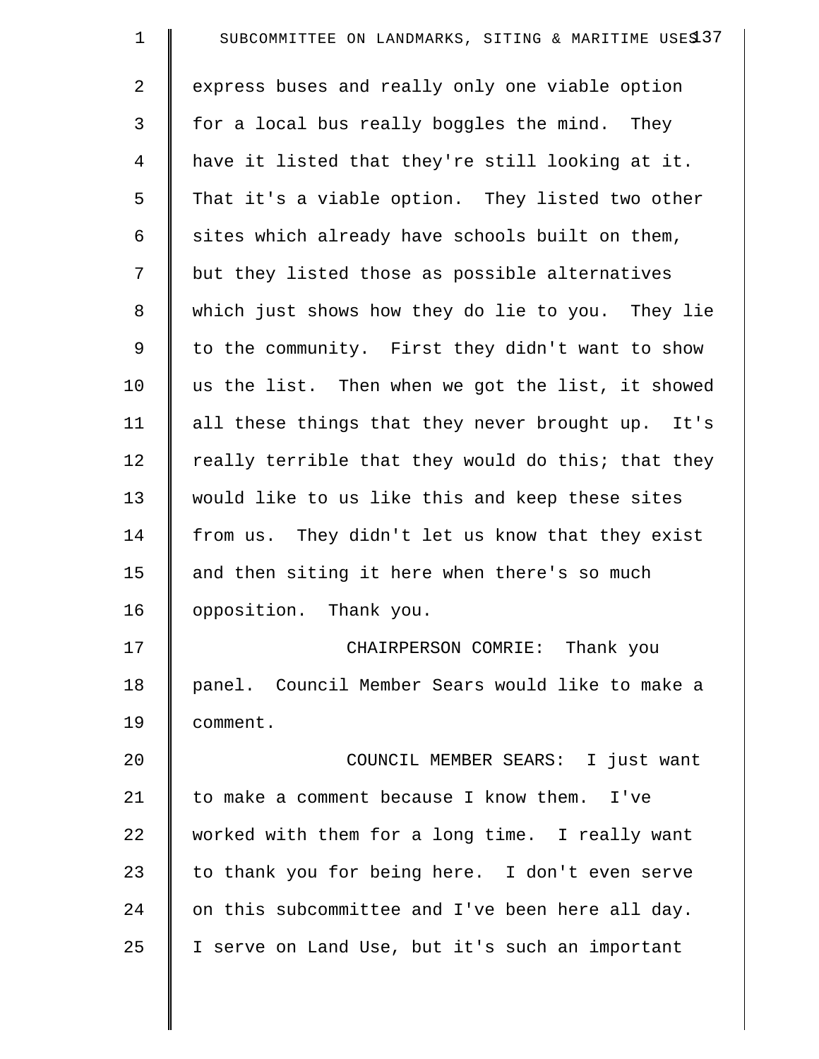express buses and really only one viable option for a local bus really boggles the mind. They have it listed that they're still looking at it. That it's a viable option. They listed two other sites which already have schools built on them, but they listed those as possible alternatives which just shows how they do lie to you. They lie to the community. First they didn't want to show us the list. Then when we got the list, it showed all these things that they never brought up. It's really terrible that they would do this; that they would like to us like this and keep these sites from us. They didn't let us know that they exist and then siting it here when there's so much opposition. Thank you.

CHAIRPERSON COMRIE: Thank you panel. Council Member Sears would like to make a comment.

COUNCIL MEMBER SEARS: I just want to make a comment because I know them. I've worked with them for a long time. I really want to thank you for being here. I don't even serve on this subcommittee and I've been here all day. I serve on Land Use, but it's such an important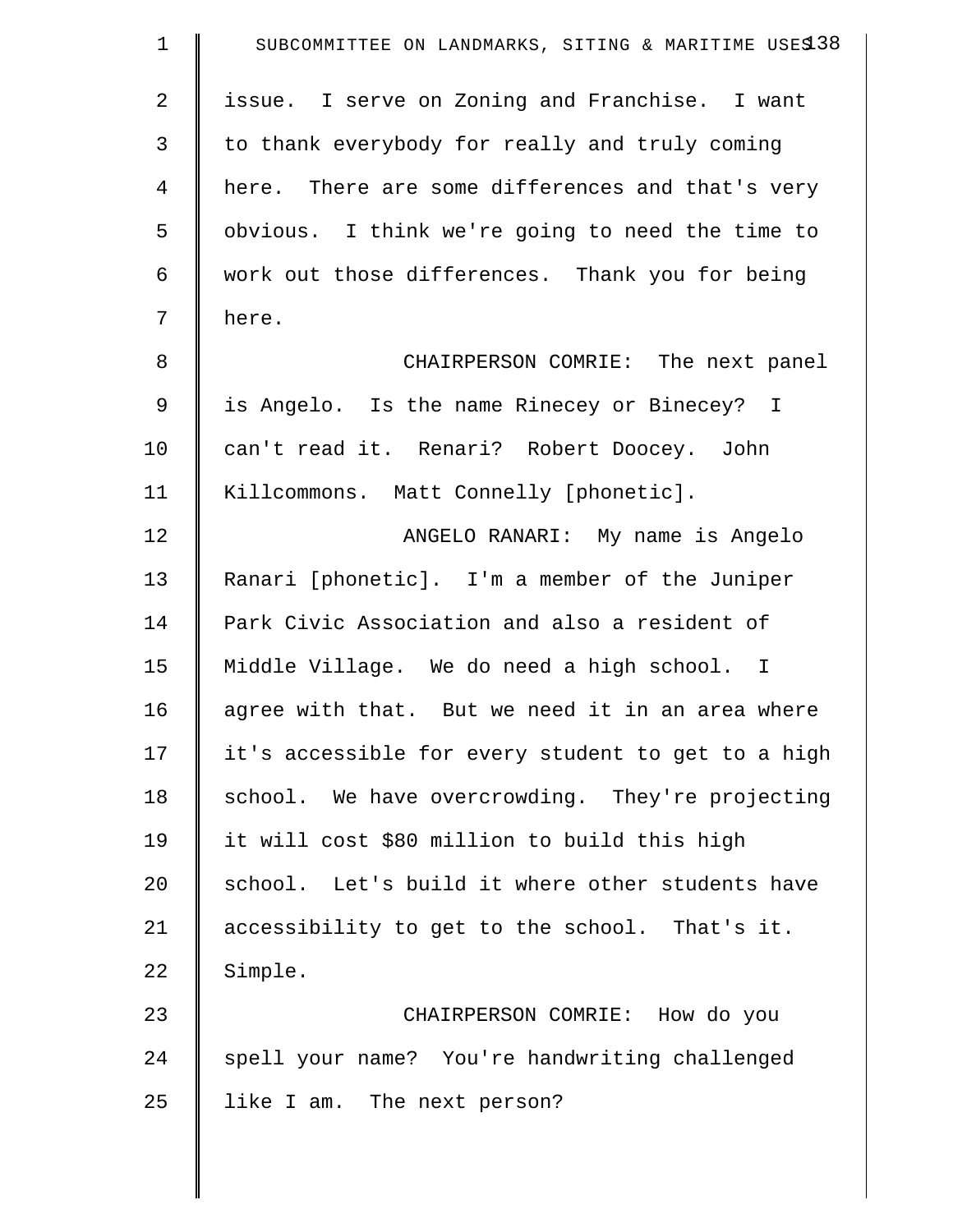issue. I serve on Zoning and Franchise. I want to thank everybody for really and truly coming here. There are some differences and that's very obvious. I think we're going to need the time to work out those differences. Thank you for being here.

CHAIRPERSON COMRIE: The next panel is Angelo. Is the name Rinecey or Binecey? I can't read it. Renari? Robert Doocey. John Killcommons. Matt Connelly [phonetic].

ANGELO RANARI: My name is Angelo Ranari [phonetic]. I'm a member of the Juniper Park Civic Association and also a resident of Middle Village. We do need a high school. I agree with that. But we need it in an area where it's accessible for every student to get to a high school. We have overcrowding. They're projecting it will cost $80 million to build this high school. Let's build it where other students have accessibility to get to the school. That's it. Simple.

CHAIRPERSON COMRIE: How do you spell your name? You're handwriting challenged like I am. The next person?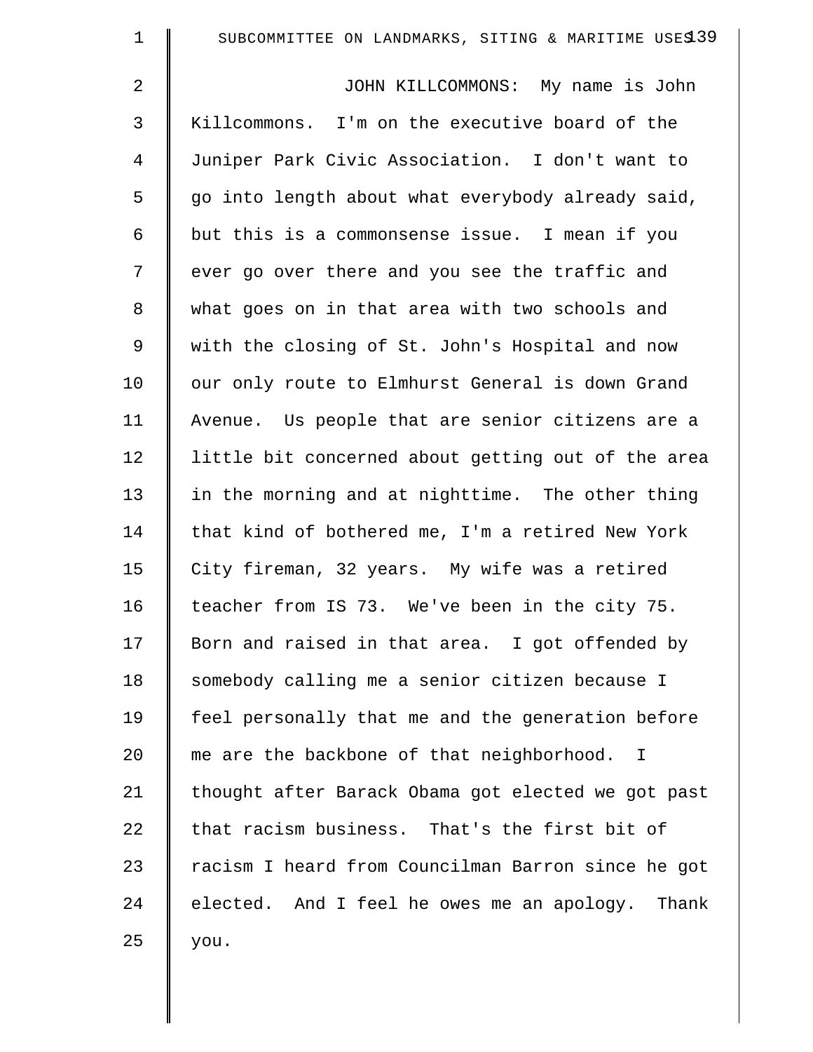JOHN KILLCOMMONS: My name is John Killcommons. I'm on the executive board of the Juniper Park Civic Association. I don't want to go into length about what everybody already said, but this is a commonsense issue. I mean if you ever go over there and you see the traffic and what goes on in that area with two schools and with the closing of St. John's Hospital and now our only route to Elmhurst General is down Grand Avenue. Us people that are senior citizens are a little bit concerned about getting out of the area in the morning and at nighttime. The other thing that kind of bothered me, I'm a retired New York City fireman, 32 years. My wife was a retired teacher from IS 73. We've been in the city 75. Born and raised in that area. I got offended by somebody calling me a senior citizen because I feel personally that me and the generation before me are the backbone of that neighborhood. I thought after Barack Obama got elected we got past that racism business. That's the first bit of racism I heard from Councilman Barron since he got elected. And I feel he owes me an apology. Thank you.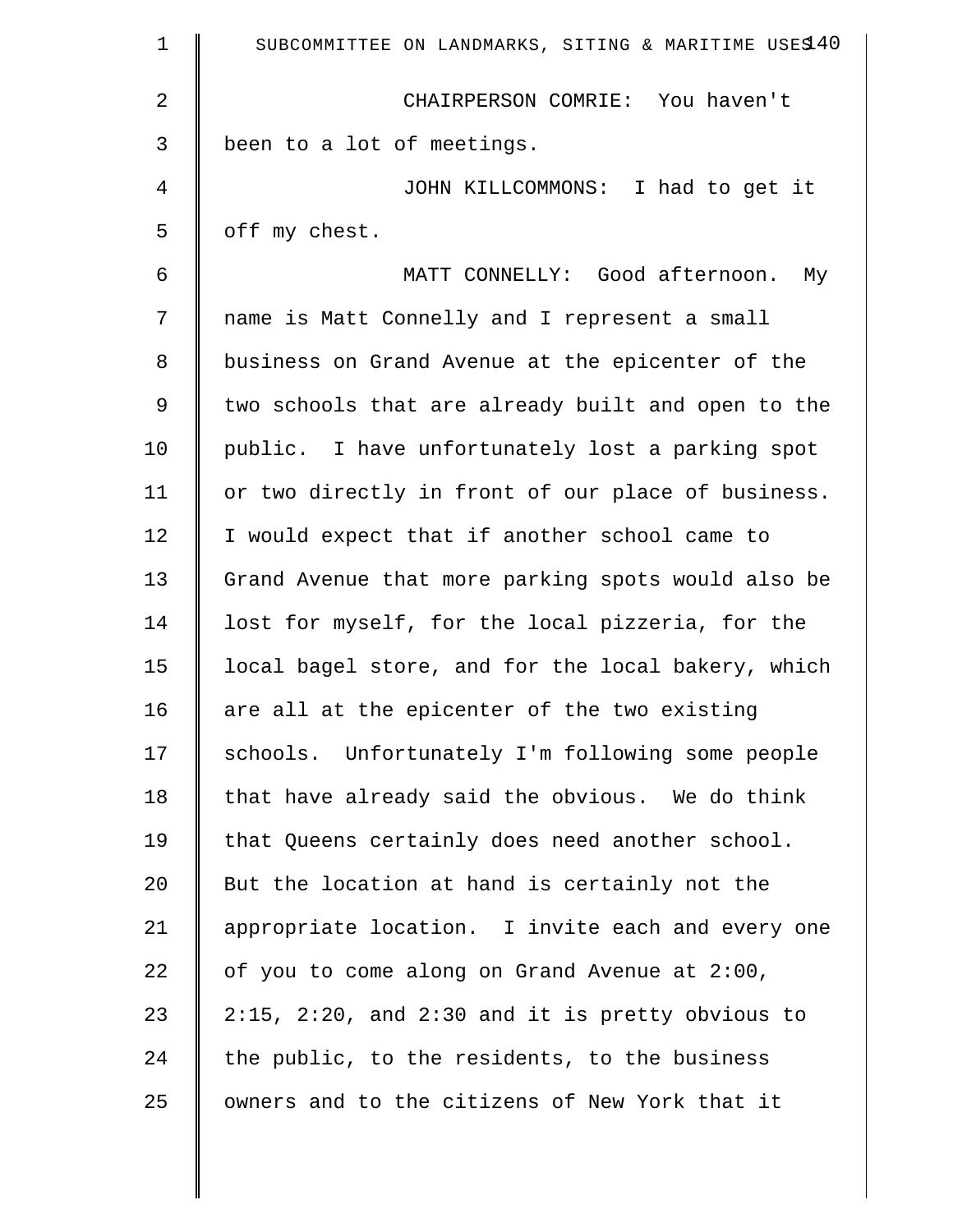CHAIRPERSON COMRIE: You haven't been to a lot of meetings.

JOHN KILLCOMMONS: I had to get it off my chest.

MATT CONNELLY: Good afternoon. My name is Matt Connelly and I represent a small business on Grand Avenue at the epicenter of the two schools that are already built and open to the public. I have unfortunately lost a parking spot or two directly in front of our place of business. I would expect that if another school came to Grand Avenue that more parking spots would also be lost for myself, for the local pizzeria, for the local bagel store, and for the local bakery, which are all at the epicenter of the two existing schools. Unfortunately I'm following some people that have already said the obvious. We do think that Queens certainly does need another school. But the location at hand is certainly not the appropriate location. I invite each and every one of you to come along on Grand Avenue at 2:00, 2:15, 2:20, and 2:30 and it is pretty obvious to the public, to the residents, to the business owners and to the citizens of New York that it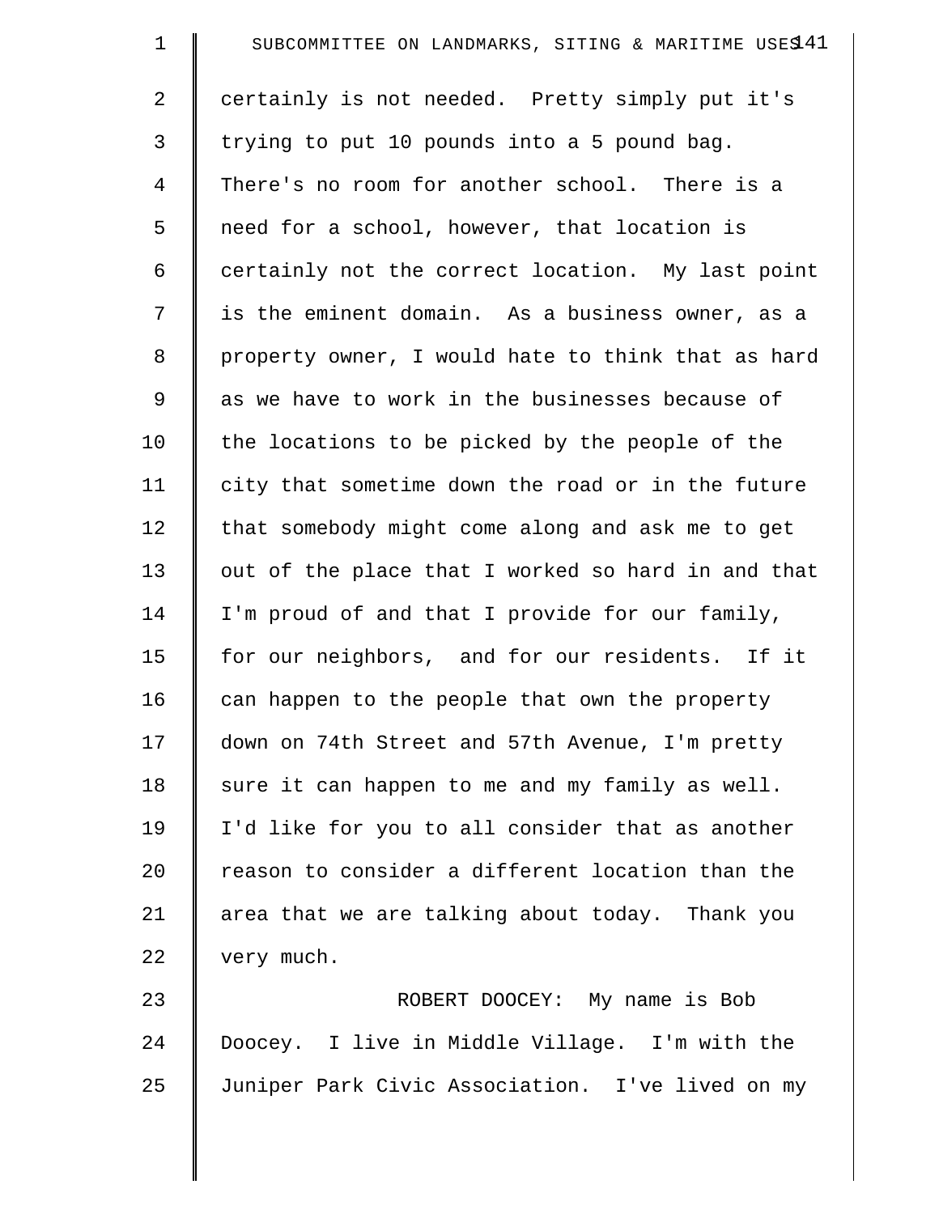certainly is not needed. Pretty simply put it's trying to put 10 pounds into a 5 pound bag. There's no room for another school. There is a need for a school, however, that location is certainly not the correct location. My last point is the eminent domain. As a business owner, as a property owner, I would hate to think that as hard as we have to work in the businesses because of the locations to be picked by the people of the city that sometime down the road or in the future that somebody might come along and ask me to get out of the place that I worked so hard in and that I'm proud of and that I provide for our family, for our neighbors, and for our residents. If it can happen to the people that own the property down on 74th Street and 57th Avenue, I'm pretty sure it can happen to me and my family as well. I'd like for you to all consider that as another reason to consider a different location than the area that we are talking about today. Thank you very much.

ROBERT DOOCEY: My name is Bob Doocey. I live in Middle Village. I'm with the Juniper Park Civic Association. I've lived on my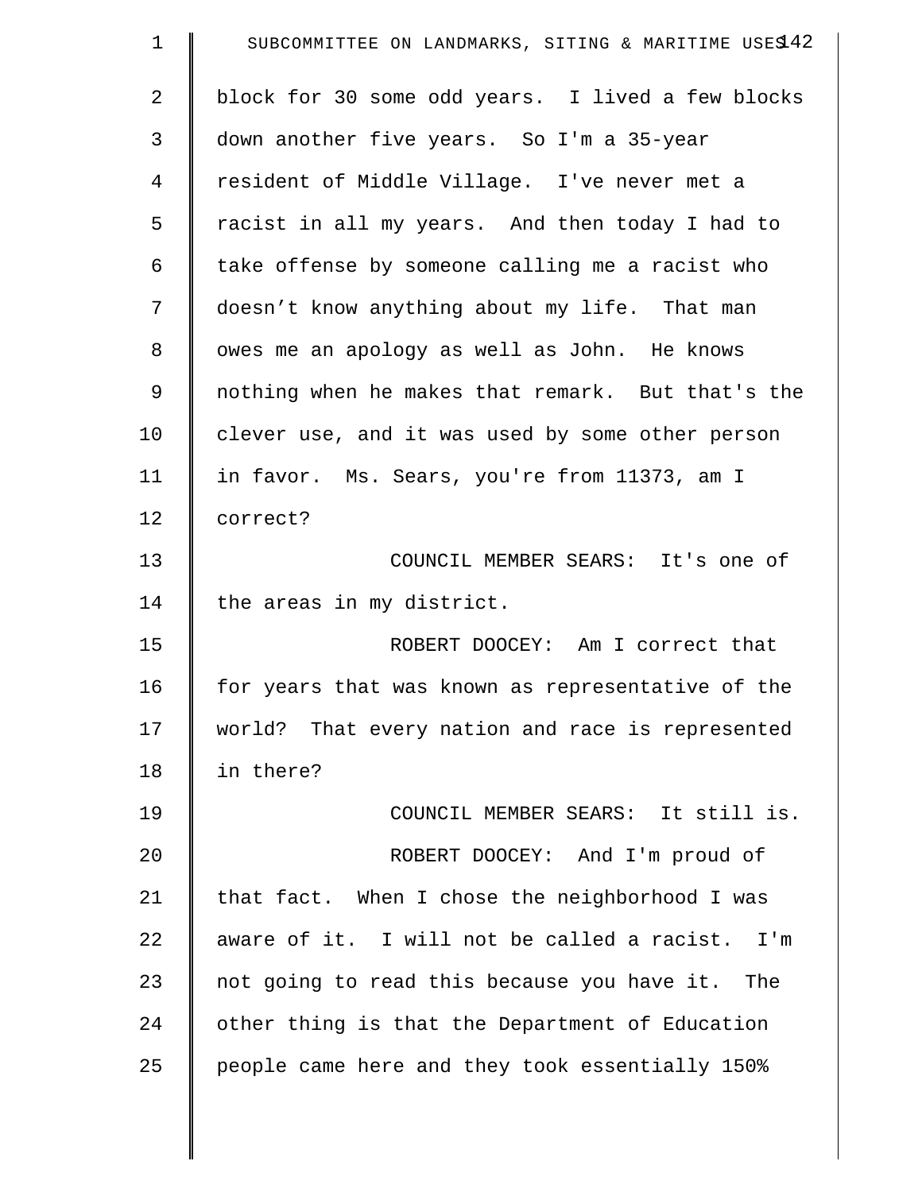block for 30 some odd years. I lived a few blocks down another five years. So I'm a 35-year resident of Middle Village. I've never met a racist in all my years. And then today I had to take offense by someone calling me a racist who doesn’t know anything about my life. That man owes me an apology as well as John. He knows nothing when he makes that remark. But that's the clever use, and it was used by some other person in favor. Ms. Sears, you're from 11373, am I correct?

COUNCIL MEMBER SEARS: It's one of the areas in my district.

ROBERT DOOCEY: Am I correct that for years that was known as representative of the world? That every nation and race is represented in there?

COUNCIL MEMBER SEARS: It still is.

ROBERT DOOCEY: And I'm proud of that fact. When I chose the neighborhood I was aware of it. I will not be called a racist. I'm not going to read this because you have it. The other thing is that the Department of Education people came here and they took essentially 150%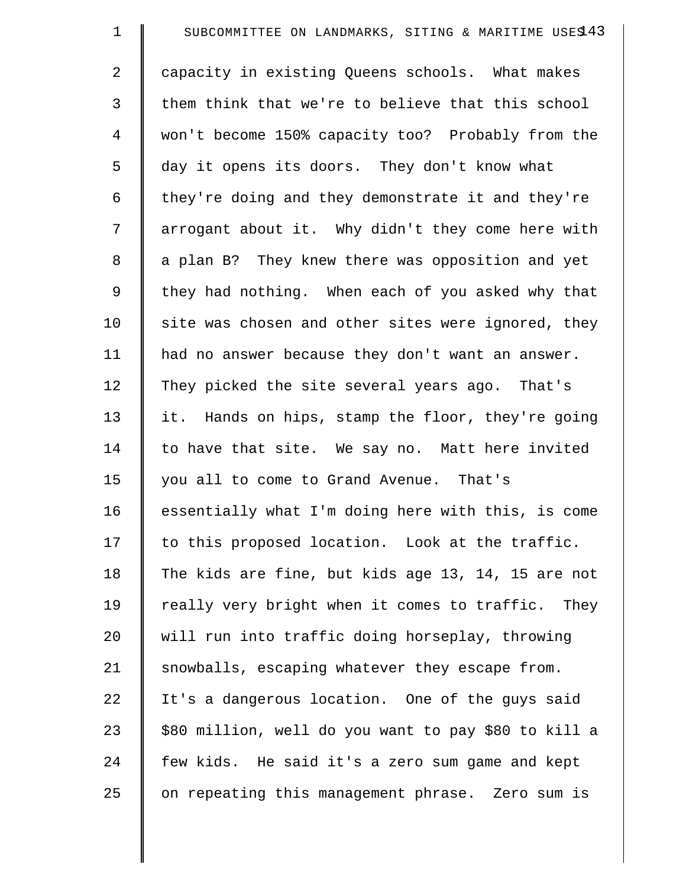capacity in existing Queens schools. What makes them think that we're to believe that this school won't become 150% capacity too? Probably from the day it opens its doors. They don't know what they're doing and they demonstrate it and they're arrogant about it. Why didn't they come here with a plan B? They knew there was opposition and yet they had nothing. When each of you asked why that site was chosen and other sites were ignored, they had no answer because they don't want an answer. They picked the site several years ago. That's it. Hands on hips, stamp the floor, they're going to have that site. We say no. Matt here invited you all to come to Grand Avenue. That's essentially what I'm doing here with this, is come to this proposed location. Look at the traffic. The kids are fine, but kids age 13, 14, 15 are not really very bright when it comes to traffic. They will run into traffic doing horseplay, throwing snowballs, escaping whatever they escape from. It's a dangerous location. One of the guys said $80 million, well do you want to pay $80 to kill a few kids. He said it's a zero sum game and kept on repeating this management phrase. Zero sum is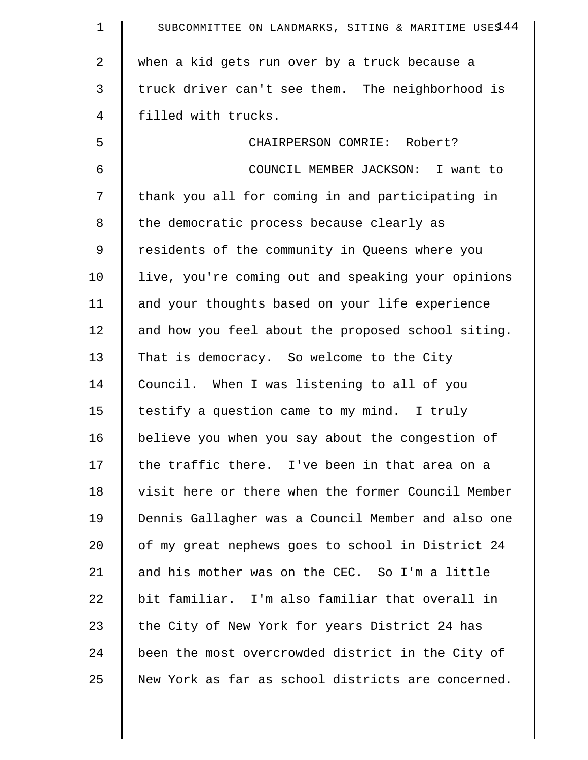when a kid gets run over by a truck because a truck driver can't see them. The neighborhood is filled with trucks.

CHAIRPERSON COMRIE: Robert?

COUNCIL MEMBER JACKSON: I want to thank you all for coming in and participating in the democratic process because clearly as residents of the community in Queens where you live, you're coming out and speaking your opinions and your thoughts based on your life experience and how you feel about the proposed school siting. That is democracy. So welcome to the City Council. When I was listening to all of you testify a question came to my mind. I truly believe you when you say about the congestion of the traffic there. I've been in that area on a visit here or there when the former Council Member Dennis Gallagher was a Council Member and also one of my great nephews goes to school in District 24 and his mother was on the CEC. So I'm a little bit familiar. I'm also familiar that overall in the City of New York for years District 24 has been the most overcrowded district in the City of New York as far as school districts are concerned.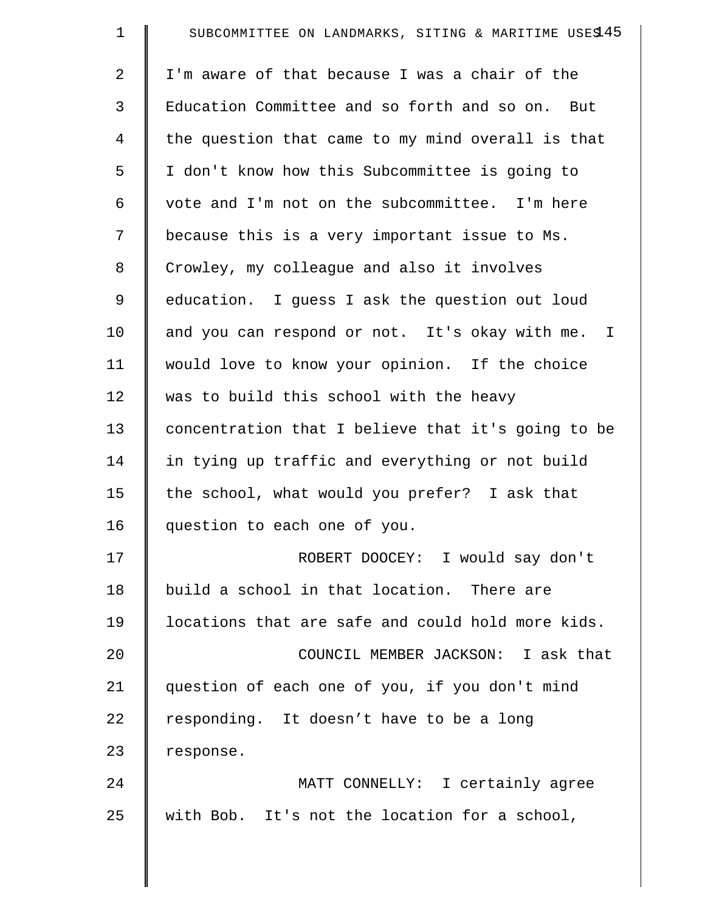I'm aware of that because I was a chair of the Education Committee and so forth and so on. But the question that came to my mind overall is that I don't know how this Subcommittee is going to vote and I'm not on the subcommittee. I'm here because this is a very important issue to Ms. Crowley, my colleague and also it involves education. I guess I ask the question out loud and you can respond or not. It's okay with me. I would love to know your opinion. If the choice was to build this school with the heavy concentration that I believe that it's going to be in tying up traffic and everything or not build the school, what would you prefer? I ask that question to each one of you.

ROBERT DOOCEY: I would say don't build a school in that location. There are locations that are safe and could hold more kids.

COUNCIL MEMBER JACKSON: I ask that question of each one of you, if you don't mind responding. It doesn't have to be a long response.

MATT CONNELLY: I certainly agree with Bob. It's not the location for a school,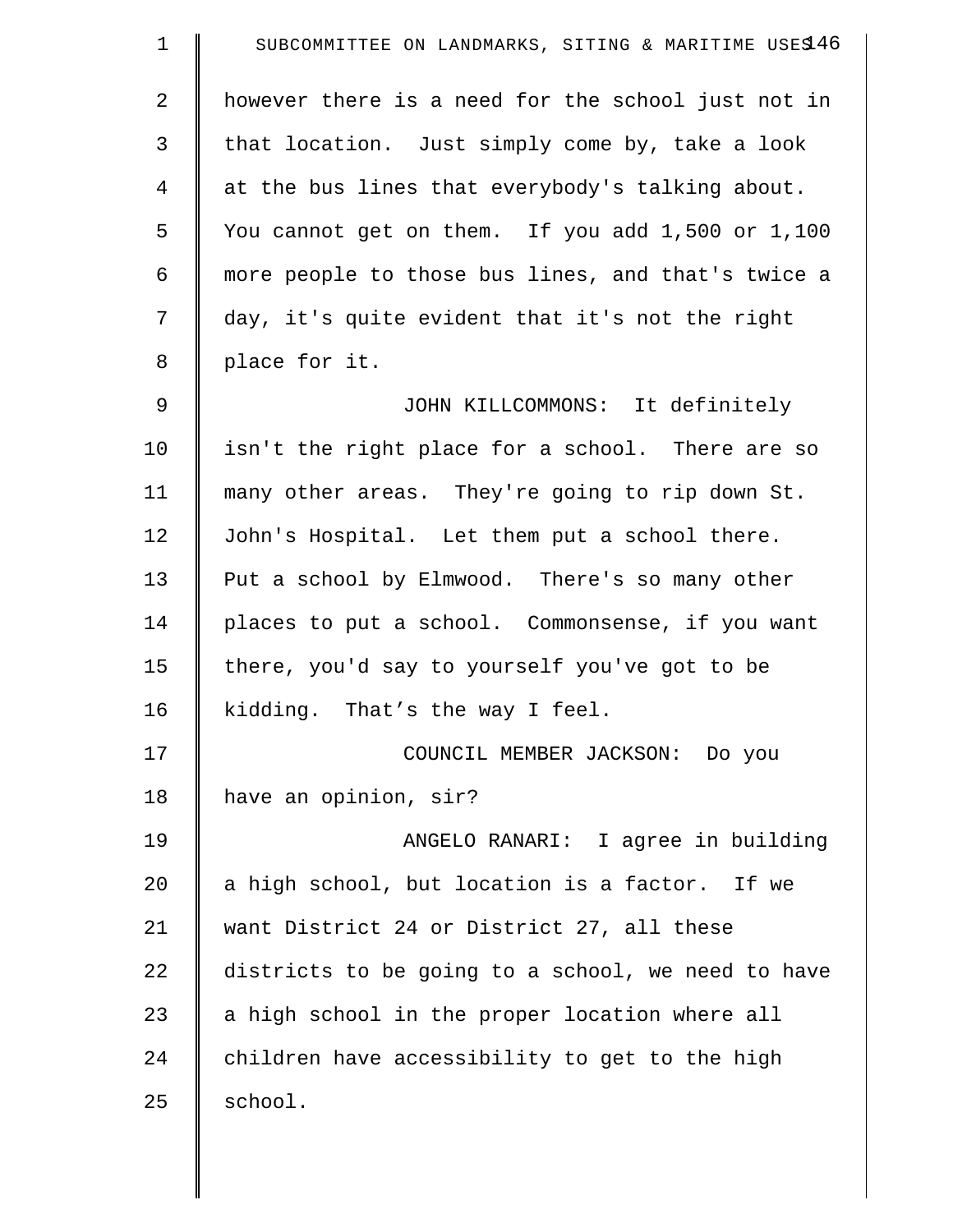however there is a need for the school just not in that location. Just simply come by, take a look at the bus lines that everybody's talking about. You cannot get on them. If you add 1,500 or 1,100 more people to those bus lines, and that's twice a day, it's quite evident that it's not the right place for it.

JOHN KILLCOMMONS: It definitely isn't the right place for a school. There are so many other areas. They're going to rip down St. John's Hospital. Let them put a school there. Put a school by Elmwood. There's so many other places to put a school. Commonsense, if you want there, you'd say to yourself you've got to be kidding. That’s the way I feel.

COUNCIL MEMBER JACKSON: Do you have an opinion, sir?

ANGELO RANARI: I agree in building a high school, but location is a factor. If we want District 24 or District 27, all these districts to be going to a school, we need to have a high school in the proper location where all children have accessibility to get to the high school.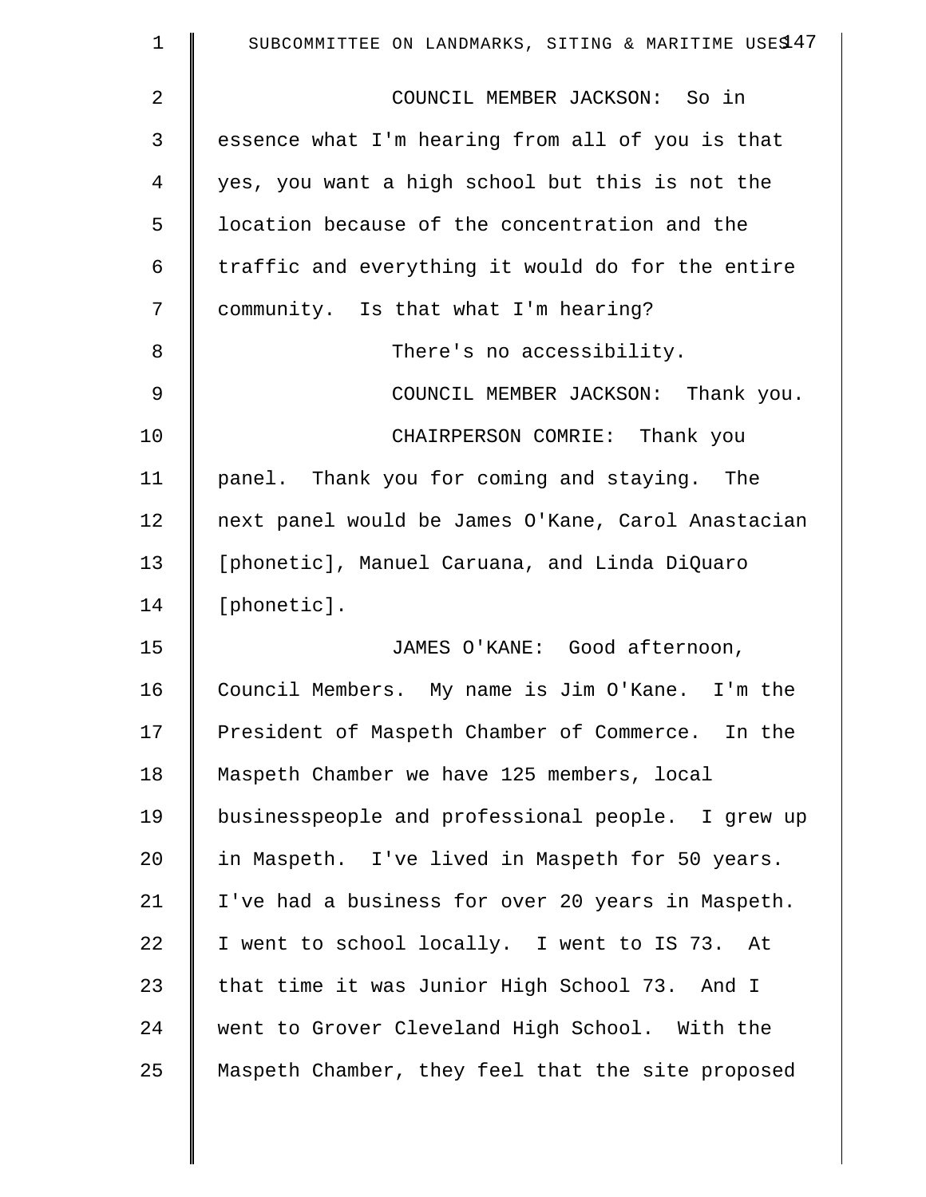COUNCIL MEMBER JACKSON: So in essence what I'm hearing from all of you is that yes, you want a high school but this is not the location because of the concentration and the traffic and everything it would do for the entire community. Is that what I'm hearing?

There's no accessibility.

COUNCIL MEMBER JACKSON: Thank you.

CHAIRPERSON COMRIE: Thank you panel. Thank you for coming and staying. The next panel would be James O'Kane, Carol Anastacian [phonetic], Manuel Caruana, and Linda DiQuaro [phonetic].

JAMES O'KANE: Good afternoon, Council Members. My name is Jim O'Kane. I'm the President of Maspeth Chamber of Commerce. In the Maspeth Chamber we have 125 members, local businesspeople and professional people. I grew up in Maspeth. I've lived in Maspeth for 50 years. I've had a business for over 20 years in Maspeth. I went to school locally. I went to IS 73. At that time it was Junior High School 73. And I went to Grover Cleveland High School. With the Maspeth Chamber, they feel that the site proposed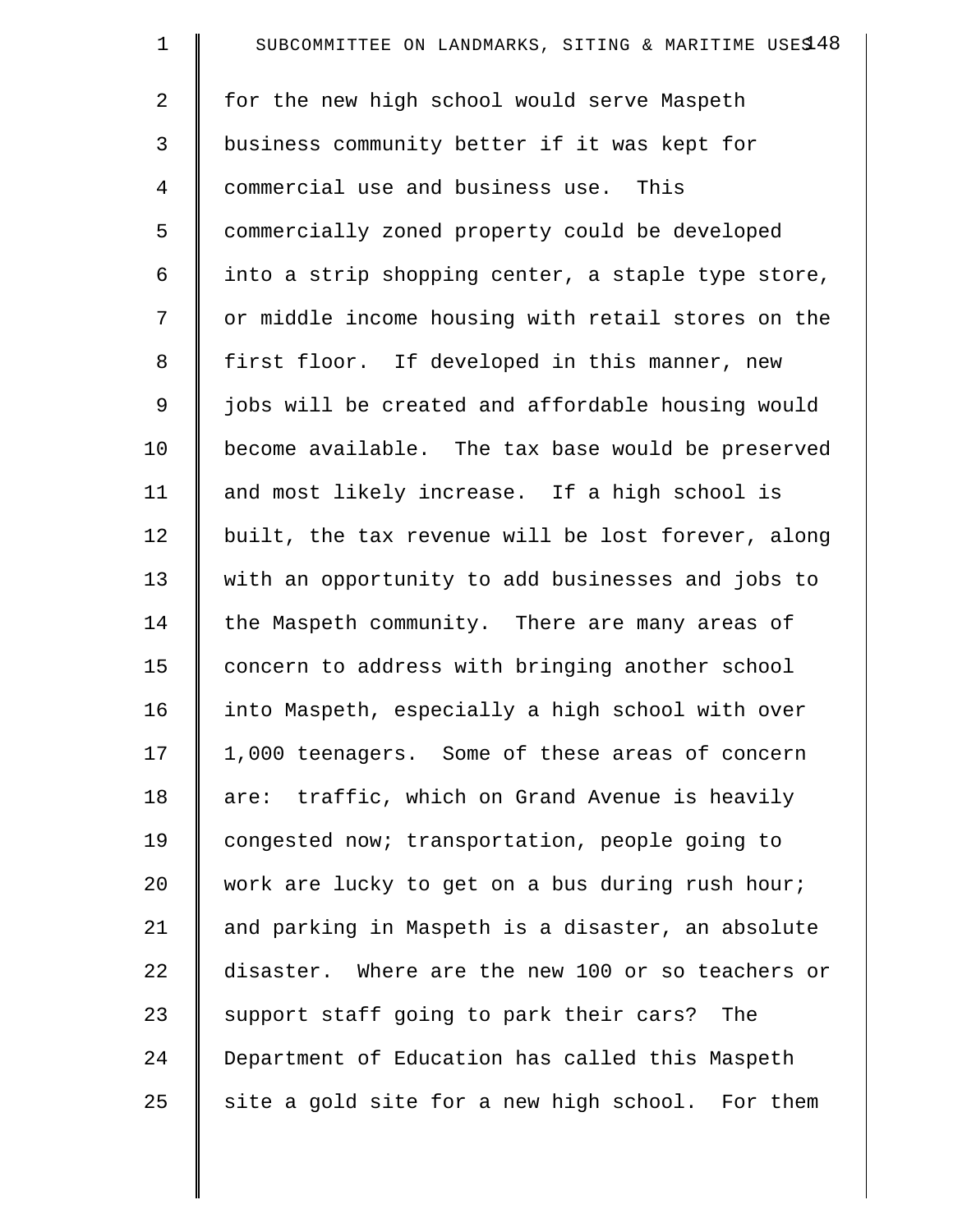for the new high school would serve Maspeth business community better if it was kept for commercial use and business use. This commercially zoned property could be developed into a strip shopping center, a staple type store, or middle income housing with retail stores on the first floor. If developed in this manner, new jobs will be created and affordable housing would become available. The tax base would be preserved and most likely increase. If a high school is built, the tax revenue will be lost forever, along with an opportunity to add businesses and jobs to the Maspeth community. There are many areas of concern to address with bringing another school into Maspeth, especially a high school with over 1,000 teenagers. Some of these areas of concern are: traffic, which on Grand Avenue is heavily congested now; transportation, people going to work are lucky to get on a bus during rush hour; and parking in Maspeth is a disaster, an absolute disaster. Where are the new 100 or so teachers or support staff going to park their cars? The Department of Education has called this Maspeth site a gold site for a new high school. For them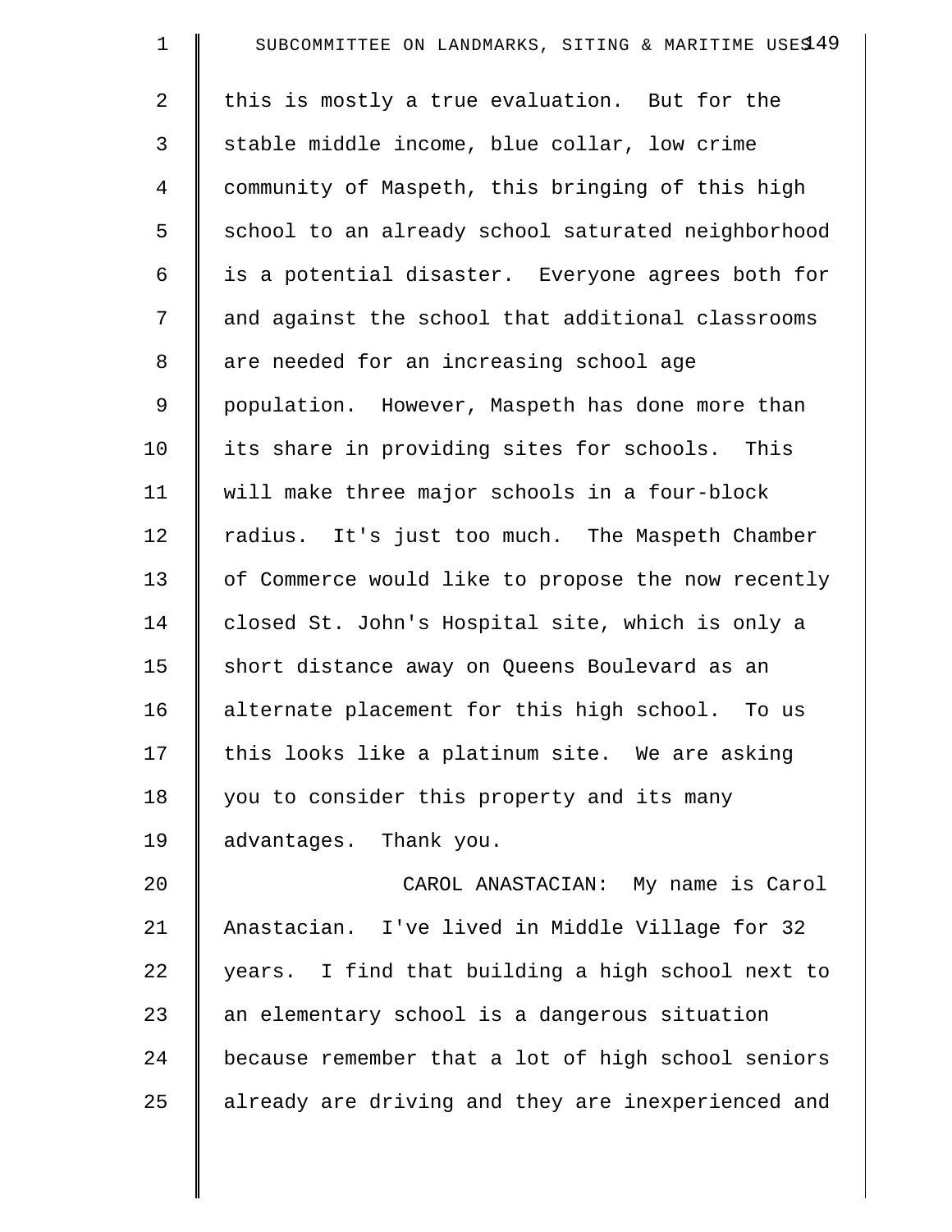this is mostly a true evaluation. But for the stable middle income, blue collar, low crime community of Maspeth, this bringing of this high school to an already school saturated neighborhood is a potential disaster. Everyone agrees both for and against the school that additional classrooms are needed for an increasing school age population. However, Maspeth has done more than its share in providing sites for schools. This will make three major schools in a four-block radius. It's just too much. The Maspeth Chamber of Commerce would like to propose the now recently closed St. John's Hospital site, which is only a short distance away on Queens Boulevard as an alternate placement for this high school. To us this looks like a platinum site. We are asking you to consider this property and its many advantages. Thank you.

CAROL ANASTACIAN: My name is Carol Anastacian. I've lived in Middle Village for 32 years. I find that building a high school next to an elementary school is a dangerous situation because remember that a lot of high school seniors already are driving and they are inexperienced and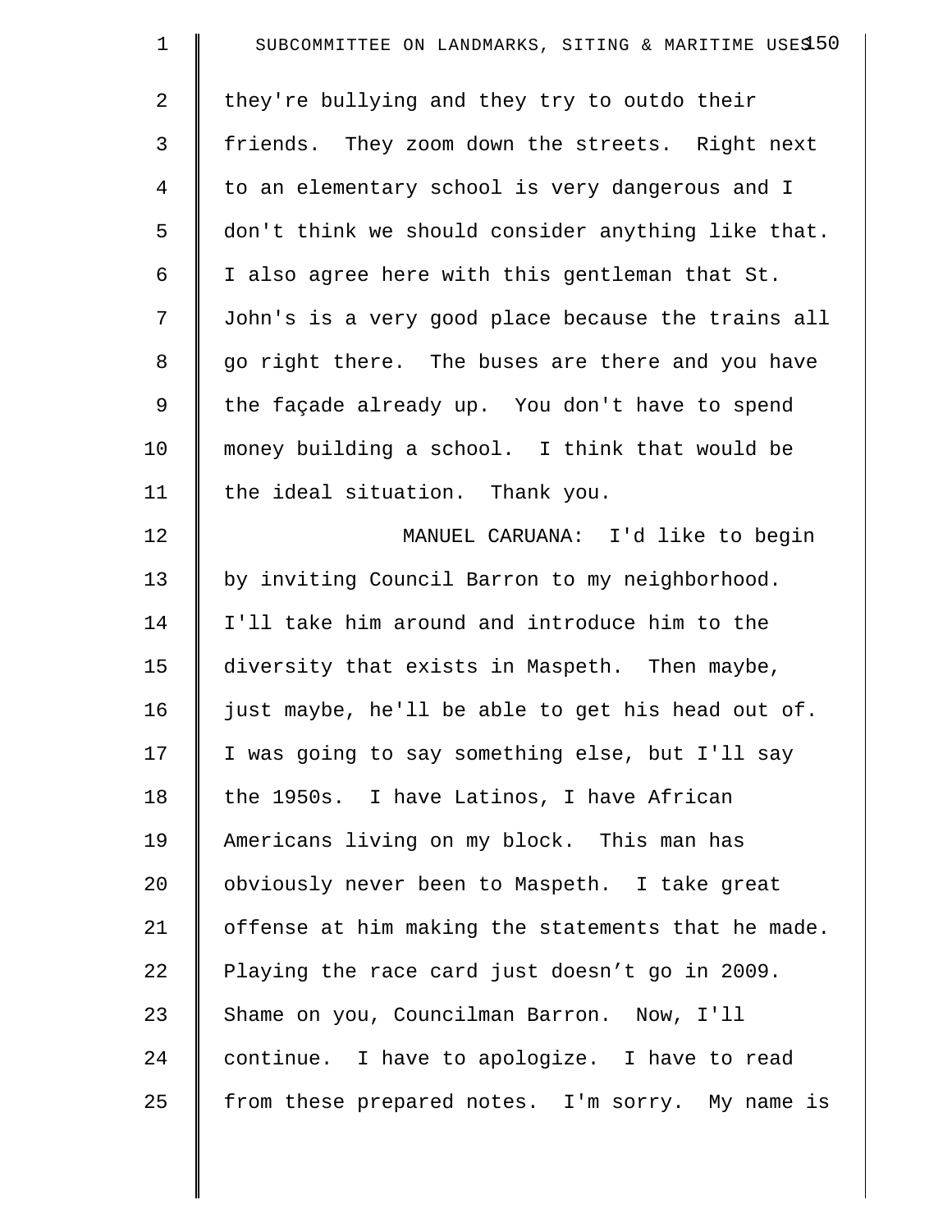they're bullying and they try to outdo their friends. They zoom down the streets. Right next to an elementary school is very dangerous and I don't think we should consider anything like that. I also agree here with this gentleman that St. John's is a very good place because the trains all go right there. The buses are there and you have the façade already up. You don't have to spend money building a school. I think that would be the ideal situation. Thank you.

MANUEL CARUANA: I'd like to begin by inviting Council Barron to my neighborhood. I'll take him around and introduce him to the diversity that exists in Maspeth. Then maybe, just maybe, he'll be able to get his head out of. I was going to say something else, but I'll say the 1950s. I have Latinos, I have African Americans living on my block. This man has obviously never been to Maspeth. I take great offense at him making the statements that he made. Playing the race card just doesn't go in 2009. Shame on you, Councilman Barron. Now, I'll continue. I have to apologize. I have to read from these prepared notes. I'm sorry. My name is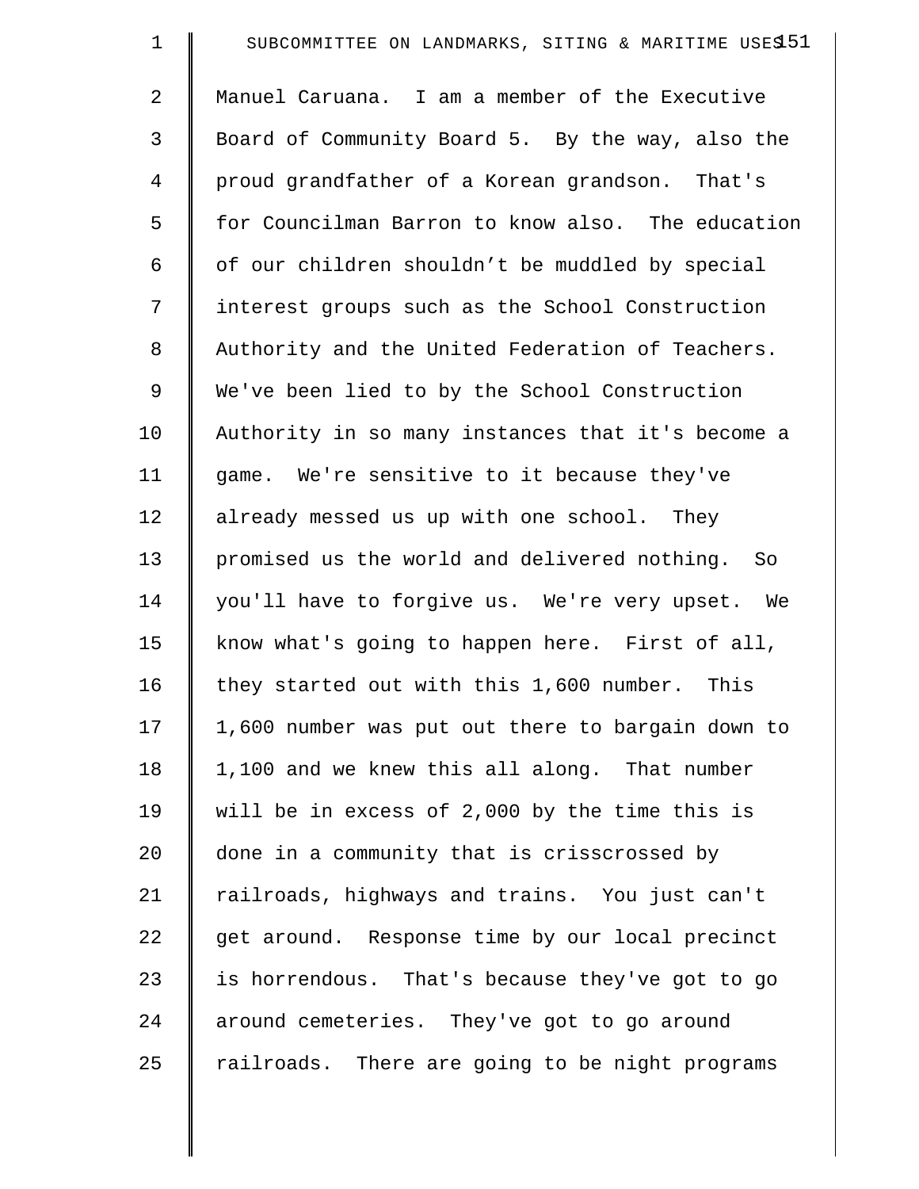Manuel Caruana. I am a member of the Executive Board of Community Board 5. By the way, also the proud grandfather of a Korean grandson. That's for Councilman Barron to know also. The education of our children shouldn't be muddled by special interest groups such as the School Construction Authority and the United Federation of Teachers. We've been lied to by the School Construction Authority in so many instances that it's become a game. We're sensitive to it because they've already messed us up with one school. They promised us the world and delivered nothing. So you'll have to forgive us. We're very upset. We know what's going to happen here. First of all, they started out with this 1,600 number. This 1,600 number was put out there to bargain down to 1,100 and we knew this all along. That number will be in excess of 2,000 by the time this is done in a community that is crisscrossed by railroads, highways and trains. You just can't get around. Response time by our local precinct is horrendous. That's because they've got to go around cemeteries. They've got to go around railroads. There are going to be night programs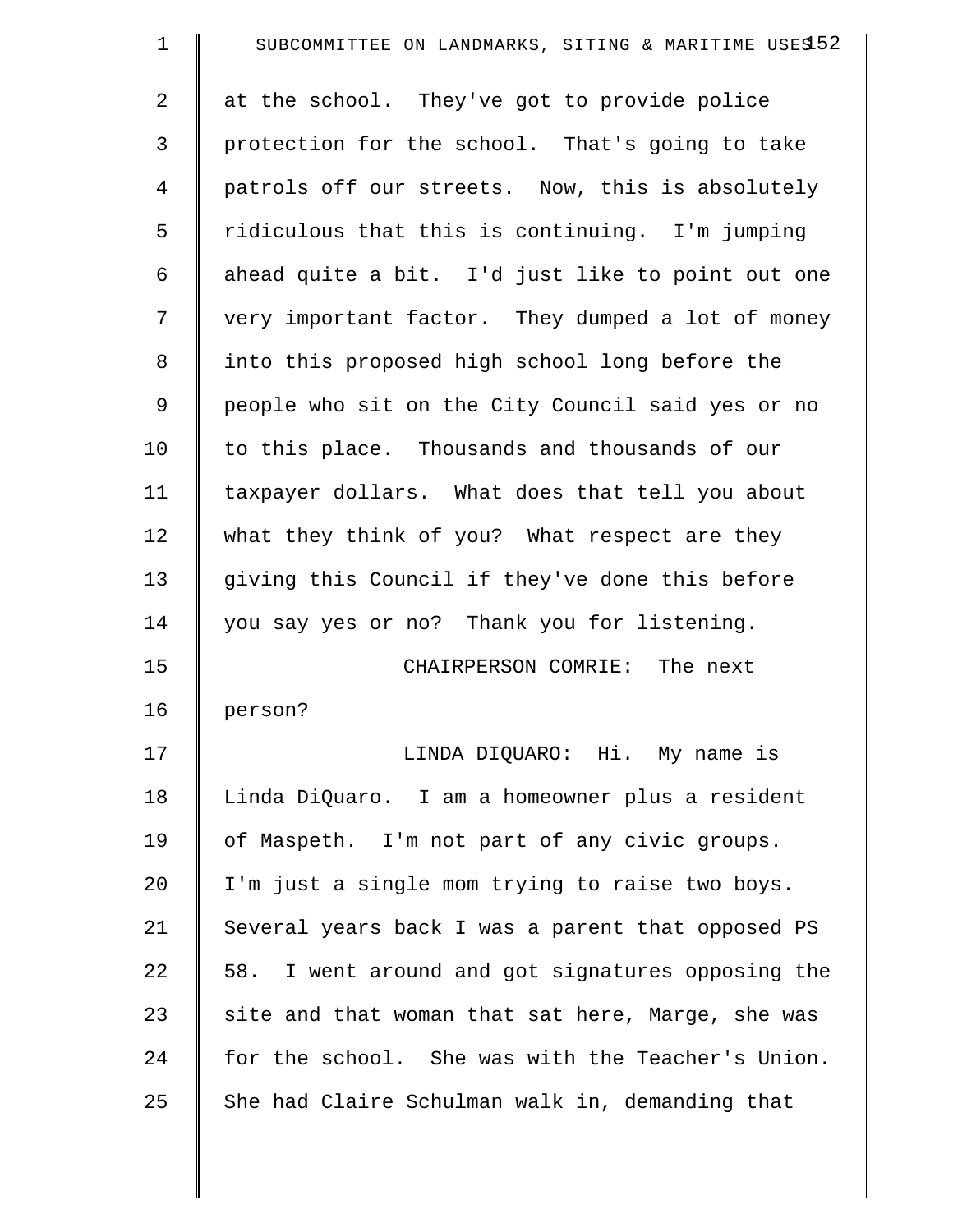at the school. They've got to provide police protection for the school. That's going to take patrols off our streets. Now, this is absolutely ridiculous that this is continuing. I'm jumping ahead quite a bit. I'd just like to point out one very important factor. They dumped a lot of money into this proposed high school long before the people who sit on the City Council said yes or no to this place. Thousands and thousands of our taxpayer dollars. What does that tell you about what they think of you? What respect are they giving this Council if they've done this before you say yes or no? Thank you for listening.

CHAIRPERSON COMRIE: The next person?

LINDA DIQUARO: Hi. My name is Linda DiQuaro. I am a homeowner plus a resident of Maspeth. I'm not part of any civic groups. I'm just a single mom trying to raise two boys. Several years back I was a parent that opposed PS 58. I went around and got signatures opposing the site and that woman that sat here, Marge, she was for the school. She was with the Teacher's Union. She had Claire Schulman walk in, demanding that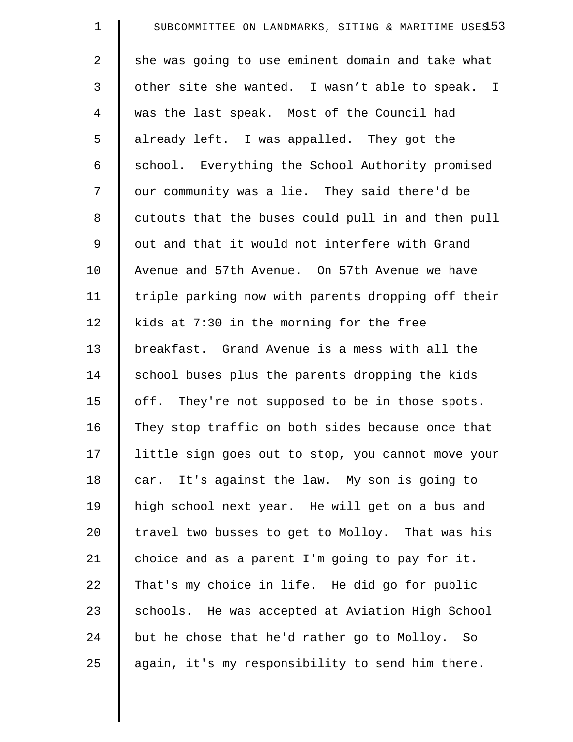she was going to use eminent domain and take what other site she wanted. I wasn't able to speak. I was the last speak. Most of the Council had already left. I was appalled. They got the school. Everything the School Authority promised our community was a lie. They said there'd be cutouts that the buses could pull in and then pull out and that it would not interfere with Grand Avenue and 57th Avenue. On 57th Avenue we have triple parking now with parents dropping off their kids at 7:30 in the morning for the free breakfast. Grand Avenue is a mess with all the school buses plus the parents dropping the kids off. They're not supposed to be in those spots. They stop traffic on both sides because once that little sign goes out to stop, you cannot move your car. It's against the law. My son is going to high school next year. He will get on a bus and travel two busses to get to Molloy. That was his choice and as a parent I'm going to pay for it. That's my choice in life. He did go for public schools. He was accepted at Aviation High School but he chose that he'd rather go to Molloy. So again, it's my responsibility to send him there.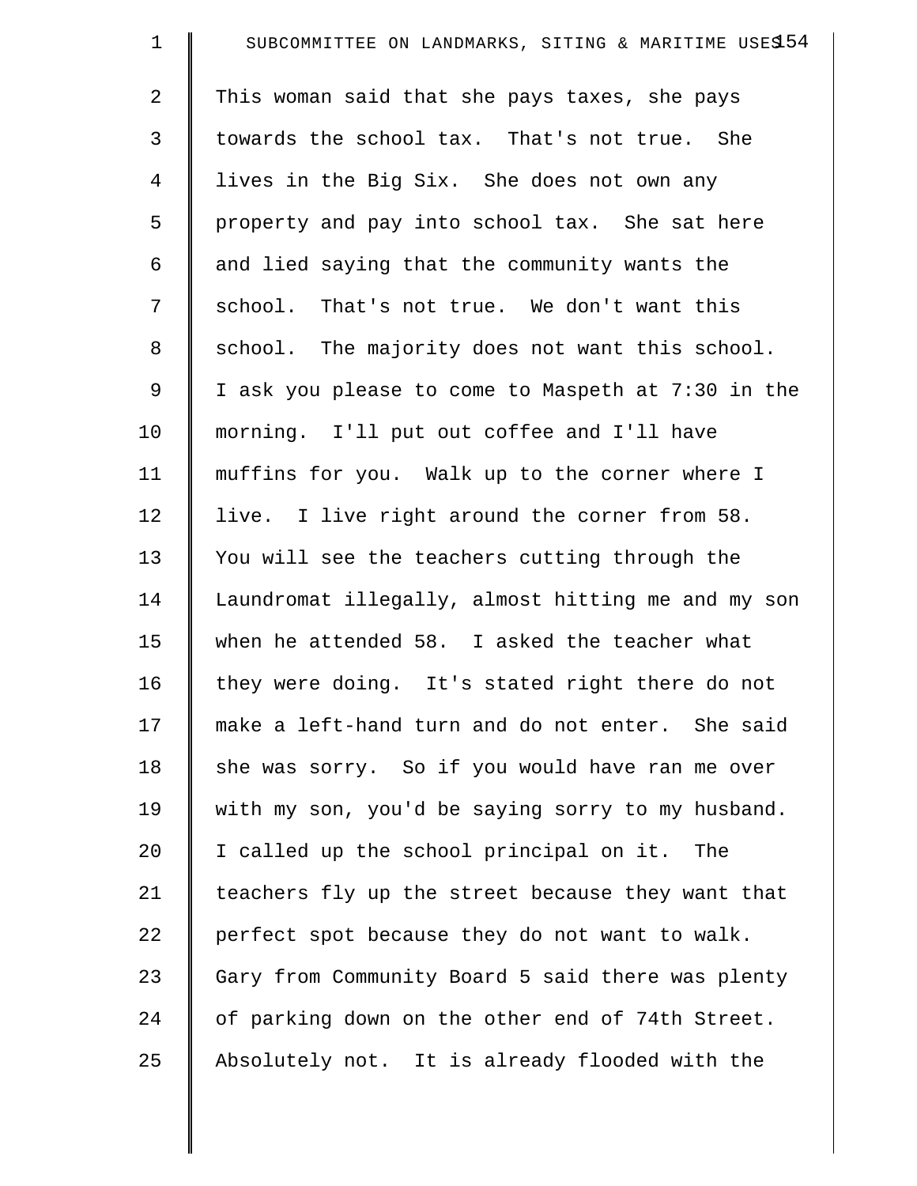This woman said that she pays taxes, she pays towards the school tax. That's not true. She lives in the Big Six. She does not own any property and pay into school tax. She sat here and lied saying that the community wants the school. That's not true. We don't want this school. The majority does not want this school. I ask you please to come to Maspeth at 7:30 in the morning. I'll put out coffee and I'll have muffins for you. Walk up to the corner where I live. I live right around the corner from 58. You will see the teachers cutting through the Laundromat illegally, almost hitting me and my son when he attended 58. I asked the teacher what they were doing. It's stated right there do not make a left-hand turn and do not enter. She said she was sorry. So if you would have ran me over with my son, you'd be saying sorry to my husband. I called up the school principal on it. The teachers fly up the street because they want that perfect spot because they do not want to walk. Gary from Community Board 5 said there was plenty of parking down on the other end of 74th Street. Absolutely not. It is already flooded with the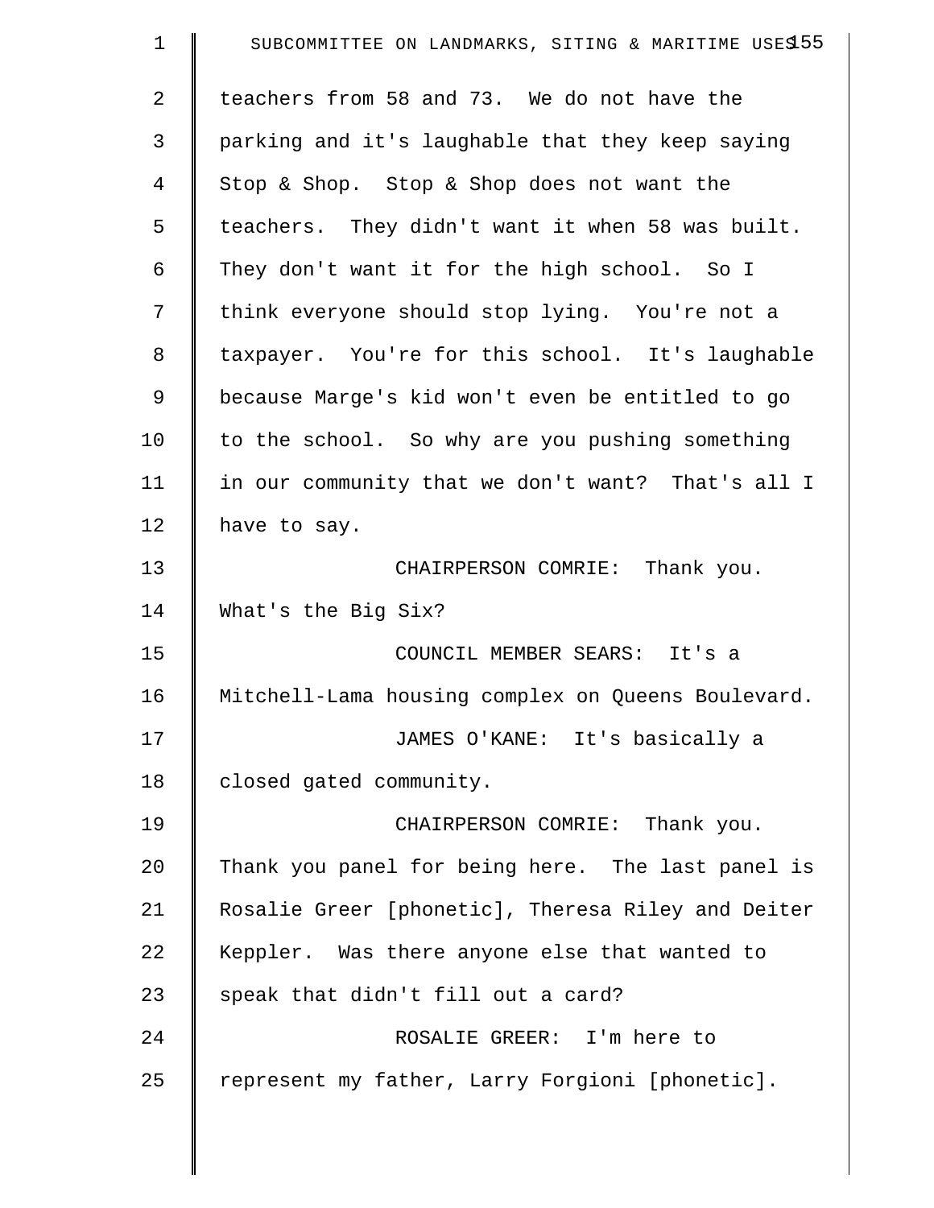teachers from 58 and 73. We do not have the parking and it's laughable that they keep saying Stop & Shop. Stop & Shop does not want the teachers. They didn't want it when 58 was built. They don't want it for the high school. So I think everyone should stop lying. You're not a taxpayer. You're for this school. It's laughable because Marge's kid won't even be entitled to go to the school. So why are you pushing something in our community that we don't want? That's all I have to say.

CHAIRPERSON COMRIE: Thank you. What's the Big Six?

COUNCIL MEMBER SEARS: It's a Mitchell-Lama housing complex on Queens Boulevard.

JAMES O'KANE: It's basically a closed gated community.

CHAIRPERSON COMRIE: Thank you. Thank you panel for being here. The last panel is Rosalie Greer [phonetic], Theresa Riley and Deiter Keppler. Was there anyone else that wanted to speak that didn't fill out a card?

ROSALIE GREER: I'm here to represent my father, Larry Forgioni [phonetic].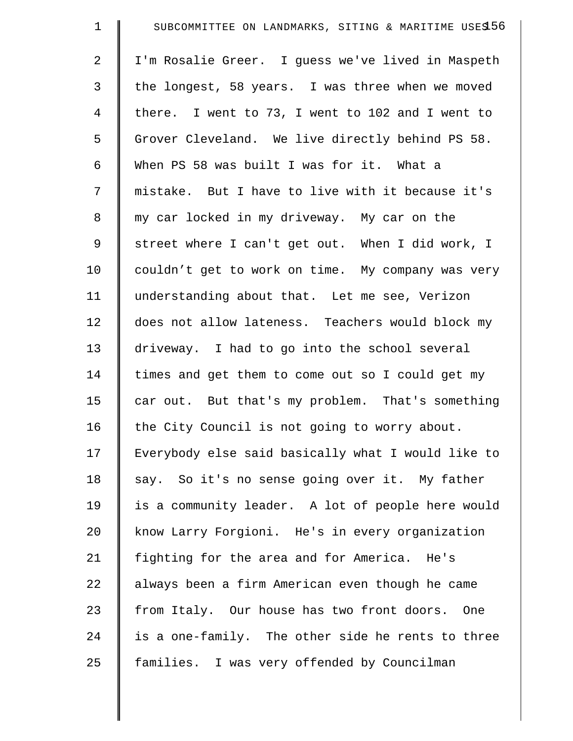I'm Rosalie Greer. I guess we've lived in Maspeth the longest, 58 years. I was three when we moved there. I went to 73, I went to 102 and I went to Grover Cleveland. We live directly behind PS 58. When PS 58 was built I was for it. What a mistake. But I have to live with it because it's my car locked in my driveway. My car on the street where I can't get out. When I did work, I couldn't get to work on time. My company was very understanding about that. Let me see, Verizon does not allow lateness. Teachers would block my driveway. I had to go into the school several times and get them to come out so I could get my car out. But that's my problem. That's something the City Council is not going to worry about. Everybody else said basically what I would like to say. So it's no sense going over it. My father is a community leader. A lot of people here would know Larry Forgioni. He's in every organization fighting for the area and for America. He's always been a firm American even though he came from Italy. Our house has two front doors. One is a one-family. The other side he rents to three families. I was very offended by Councilman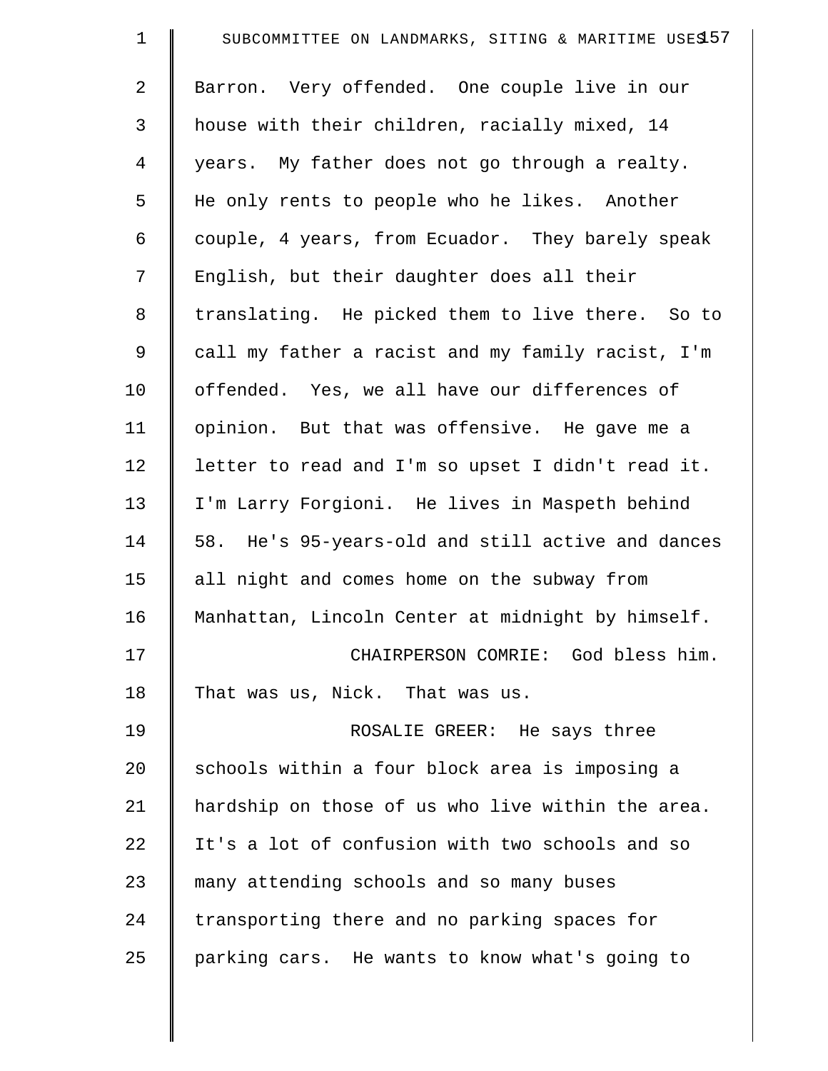Barron. Very offended. One couple live in our house with their children, racially mixed, 14 years. My father does not go through a realty. He only rents to people who he likes. Another couple, 4 years, from Ecuador. They barely speak English, but their daughter does all their translating. He picked them to live there. So to call my father a racist and my family racist, I'm offended. Yes, we all have our differences of opinion. But that was offensive. He gave me a letter to read and I'm so upset I didn't read it. I'm Larry Forgioni. He lives in Maspeth behind 58. He's 95-years-old and still active and dances all night and comes home on the subway from Manhattan, Lincoln Center at midnight by himself.

CHAIRPERSON COMRIE: God bless him. That was us, Nick. That was us.

ROSALIE GREER: He says three schools within a four block area is imposing a hardship on those of us who live within the area. It's a lot of confusion with two schools and so many attending schools and so many buses transporting there and no parking spaces for parking cars. He wants to know what's going to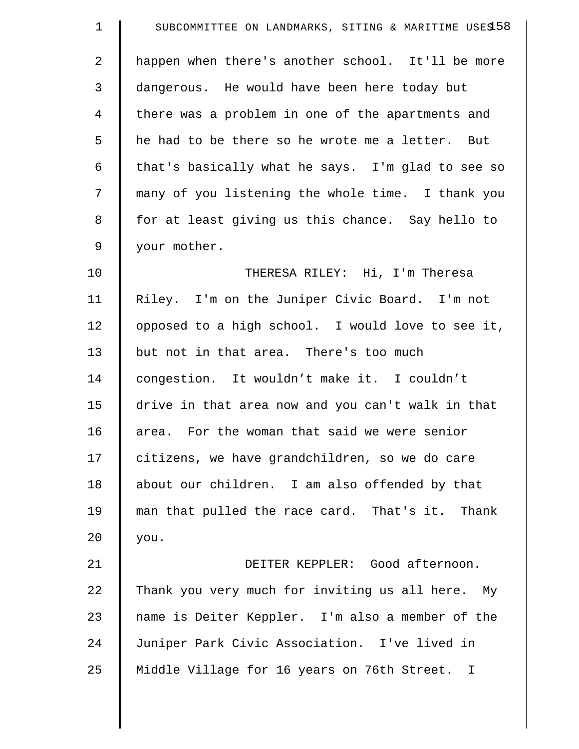happen when there's another school. It'll be more dangerous. He would have been here today but there was a problem in one of the apartments and he had to be there so he wrote me a letter. But that's basically what he says. I'm glad to see so many of you listening the whole time. I thank you for at least giving us this chance. Say hello to your mother.

THERESA RILEY: Hi, I'm Theresa Riley. I'm on the Juniper Civic Board. I'm not opposed to a high school. I would love to see it, but not in that area. There's too much congestion. It wouldn't make it. I couldn't drive in that area now and you can't walk in that area. For the woman that said we were senior citizens, we have grandchildren, so we do care about our children. I am also offended by that man that pulled the race card. That's it. Thank you.

DEITER KEPPLER: Good afternoon. Thank you very much for inviting us all here. My name is Deiter Keppler. I'm also a member of the Juniper Park Civic Association. I've lived in Middle Village for 16 years on 76th Street. I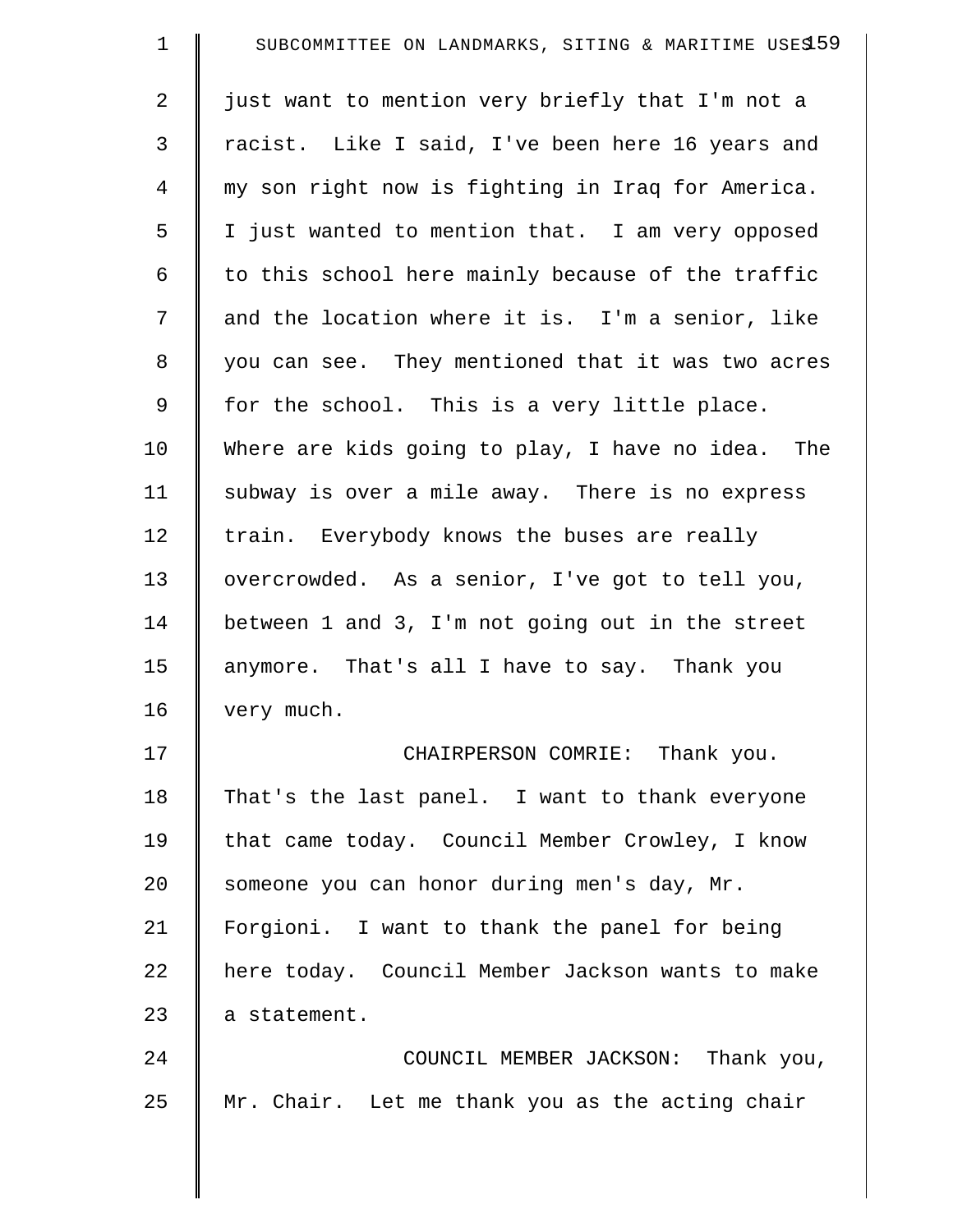just want to mention very briefly that I'm not a racist. Like I said, I've been here 16 years and my son right now is fighting in Iraq for America. I just wanted to mention that. I am very opposed to this school here mainly because of the traffic and the location where it is. I'm a senior, like you can see. They mentioned that it was two acres for the school. This is a very little place. Where are kids going to play, I have no idea. The subway is over a mile away. There is no express train. Everybody knows the buses are really overcrowded. As a senior, I've got to tell you, between 1 and 3, I'm not going out in the street anymore. That's all I have to say. Thank you very much.

CHAIRPERSON COMRIE: Thank you. That's the last panel. I want to thank everyone that came today. Council Member Crowley, I know someone you can honor during men's day, Mr. Forgioni. I want to thank the panel for being here today. Council Member Jackson wants to make a statement.

COUNCIL MEMBER JACKSON: Thank you, Mr. Chair. Let me thank you as the acting chair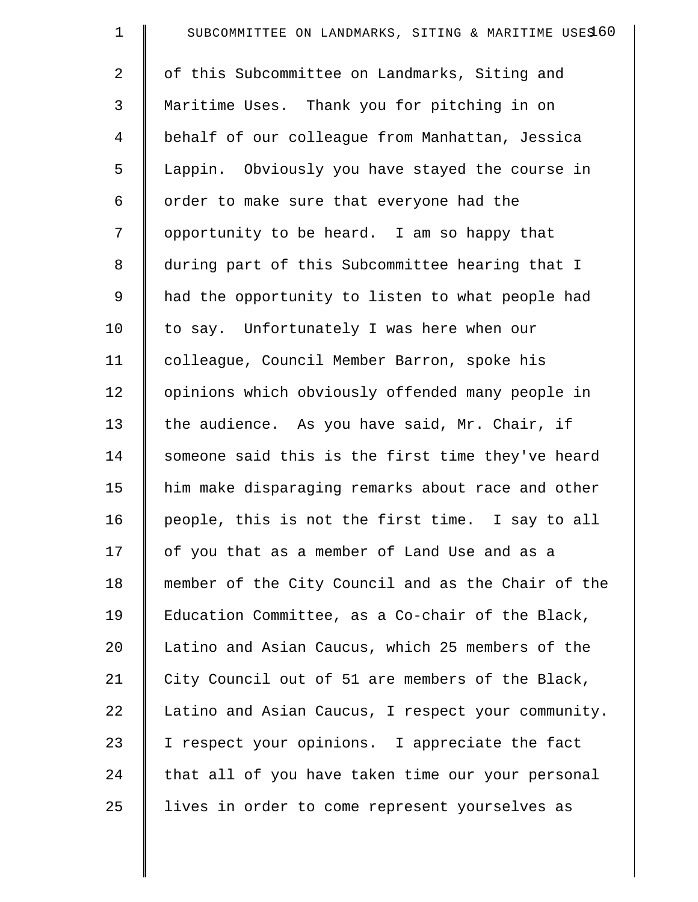of this Subcommittee on Landmarks, Siting and Maritime Uses. Thank you for pitching in on behalf of our colleague from Manhattan, Jessica Lappin. Obviously you have stayed the course in order to make sure that everyone had the opportunity to be heard. I am so happy that during part of this Subcommittee hearing that I had the opportunity to listen to what people had to say. Unfortunately I was here when our colleague, Council Member Barron, spoke his opinions which obviously offended many people in the audience. As you have said, Mr. Chair, if someone said this is the first time they've heard him make disparaging remarks about race and other people, this is not the first time. I say to all of you that as a member of Land Use and as a member of the City Council and as the Chair of the Education Committee, as a Co-chair of the Black, Latino and Asian Caucus, which 25 members of the City Council out of 51 are members of the Black, Latino and Asian Caucus, I respect your community. I respect your opinions. I appreciate the fact that all of you have taken time our your personal lives in order to come represent yourselves as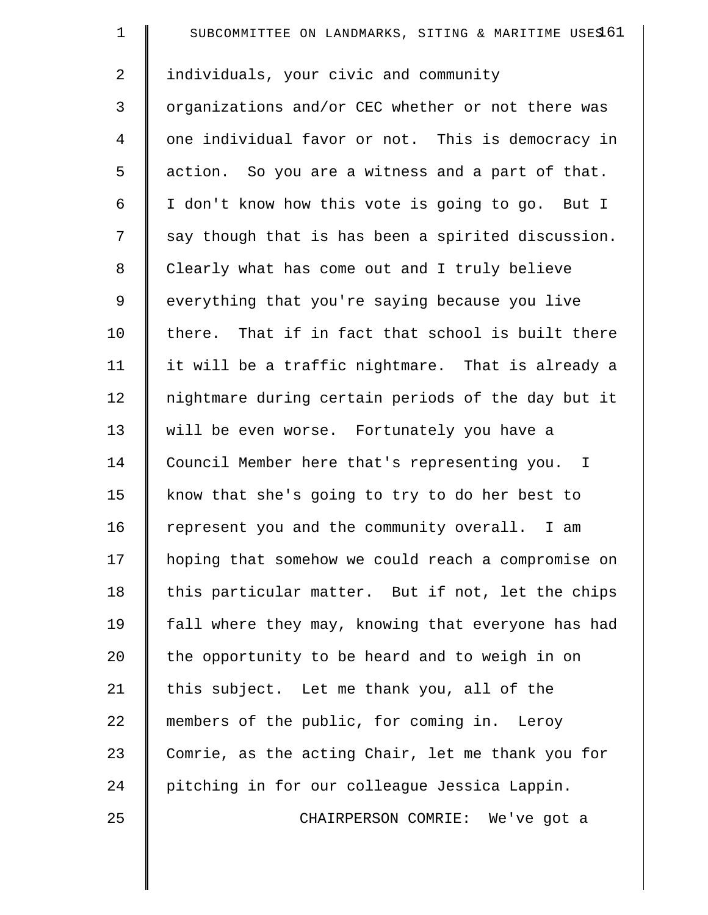individuals, your civic and community organizations and/or CEC whether or not there was one individual favor or not. This is democracy in action. So you are a witness and a part of that. I don't know how this vote is going to go. But I say though that is has been a spirited discussion. Clearly what has come out and I truly believe everything that you're saying because you live there. That if in fact that school is built there it will be a traffic nightmare. That is already a nightmare during certain periods of the day but it will be even worse. Fortunately you have a Council Member here that's representing you. I know that she's going to try to do her best to represent you and the community overall. I am hoping that somehow we could reach a compromise on this particular matter. But if not, let the chips fall where they may, knowing that everyone has had the opportunity to be heard and to weigh in on this subject. Let me thank you, all of the members of the public, for coming in. Leroy Comrie, as the acting Chair, let me thank you for pitching in for our colleague Jessica Lappin.

CHAIRPERSON COMRIE: We've got a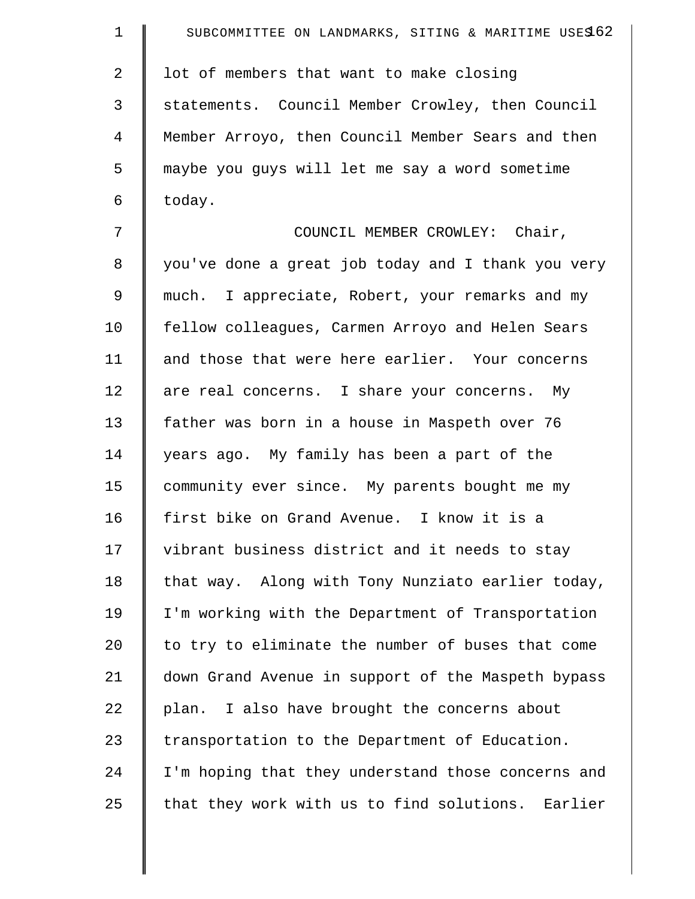lot of members that want to make closing statements. Council Member Crowley, then Council Member Arroyo, then Council Member Sears and then maybe you guys will let me say a word sometime today.

COUNCIL MEMBER CROWLEY: Chair, you've done a great job today and I thank you very much. I appreciate, Robert, your remarks and my fellow colleagues, Carmen Arroyo and Helen Sears and those that were here earlier. Your concerns are real concerns. I share your concerns. My father was born in a house in Maspeth over 76 years ago. My family has been a part of the community ever since. My parents bought me my first bike on Grand Avenue. I know it is a vibrant business district and it needs to stay that way. Along with Tony Nunziato earlier today, I'm working with the Department of Transportation to try to eliminate the number of buses that come down Grand Avenue in support of the Maspeth bypass plan. I also have brought the concerns about transportation to the Department of Education. I'm hoping that they understand those concerns and that they work with us to find solutions. Earlier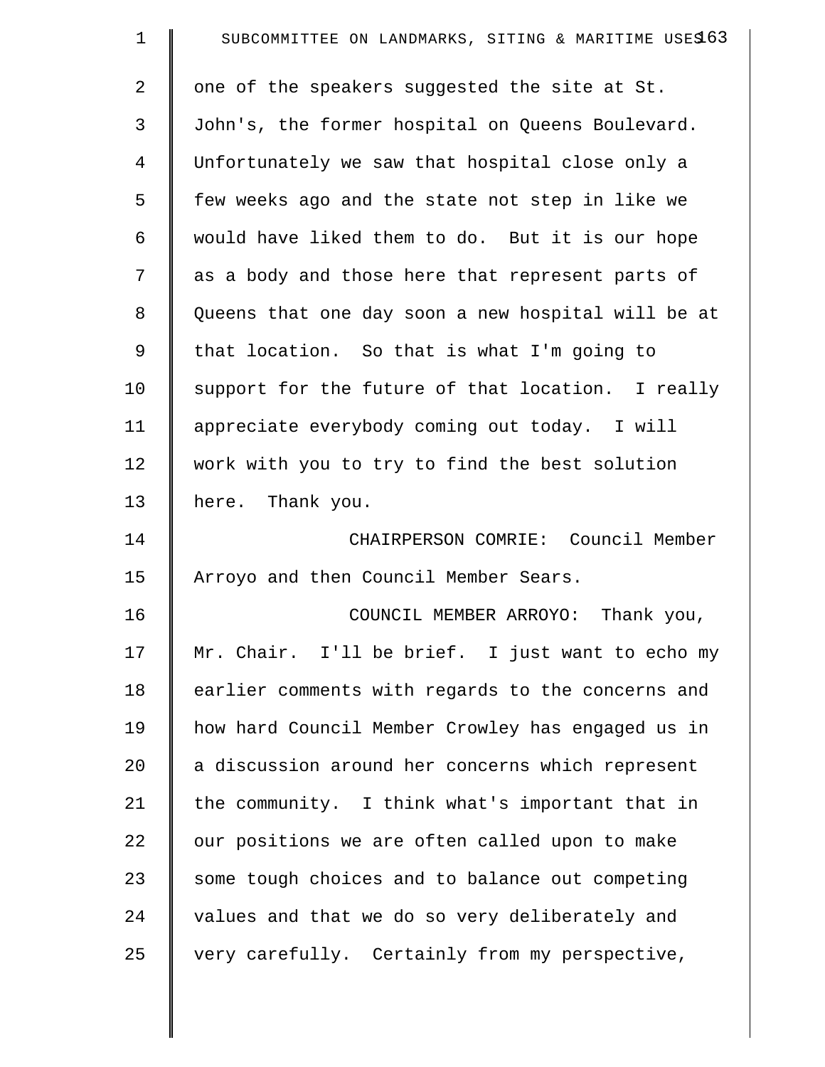one of the speakers suggested the site at St. John's, the former hospital on Queens Boulevard. Unfortunately we saw that hospital close only a few weeks ago and the state not step in like we would have liked them to do. But it is our hope as a body and those here that represent parts of Queens that one day soon a new hospital will be at that location. So that is what I'm going to support for the future of that location. I really appreciate everybody coming out today. I will work with you to try to find the best solution here. Thank you.

CHAIRPERSON COMRIE: Council Member Arroyo and then Council Member Sears.

COUNCIL MEMBER ARROYO: Thank you, Mr. Chair. I'll be brief. I just want to echo my earlier comments with regards to the concerns and how hard Council Member Crowley has engaged us in a discussion around her concerns which represent the community. I think what's important that in our positions we are often called upon to make some tough choices and to balance out competing values and that we do so very deliberately and very carefully. Certainly from my perspective,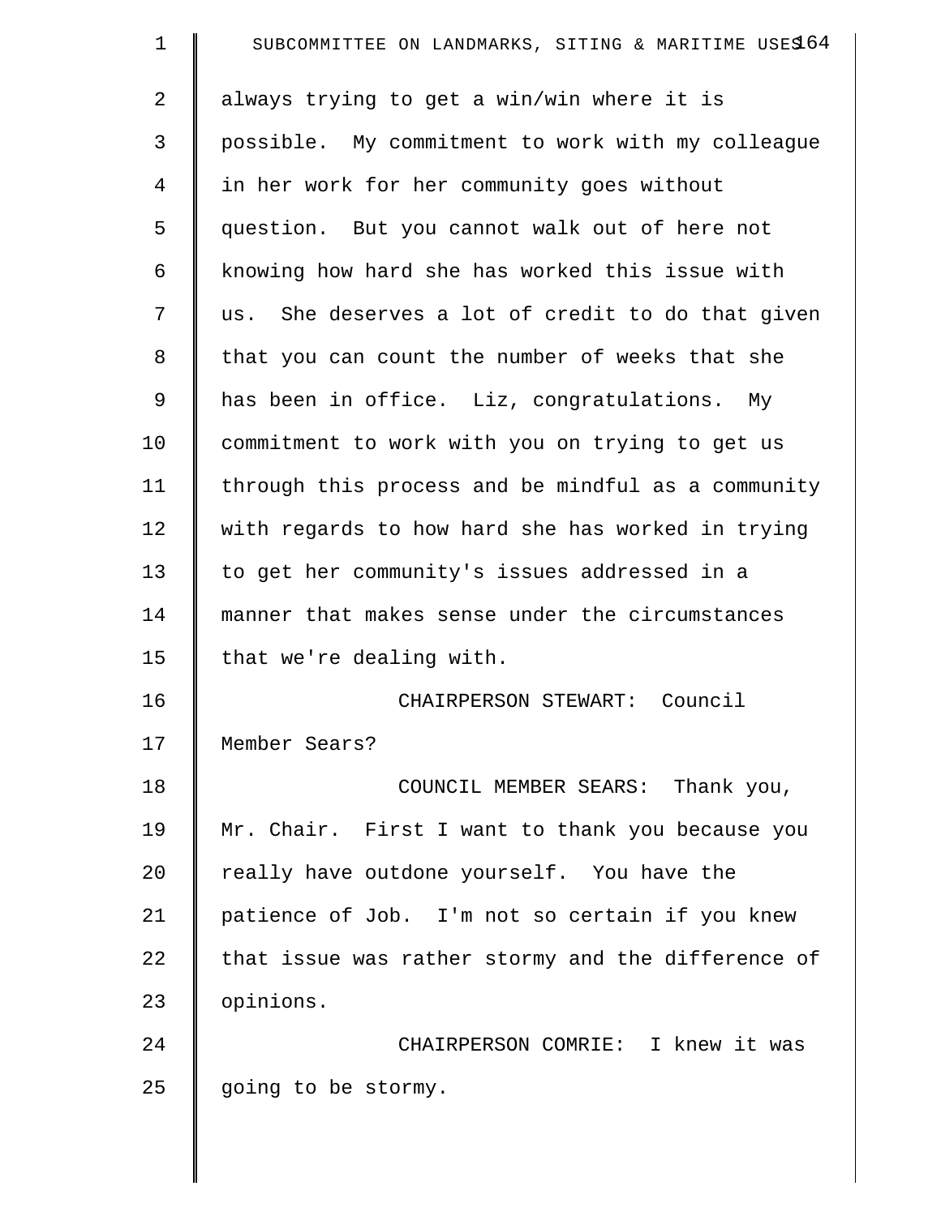always trying to get a win/win where it is possible. My commitment to work with my colleague in her work for her community goes without question. But you cannot walk out of here not knowing how hard she has worked this issue with us. She deserves a lot of credit to do that given that you can count the number of weeks that she has been in office. Liz, congratulations. My commitment to work with you on trying to get us through this process and be mindful as a community with regards to how hard she has worked in trying to get her community's issues addressed in a manner that makes sense under the circumstances that we're dealing with.

CHAIRPERSON STEWART: Council Member Sears?

COUNCIL MEMBER SEARS: Thank you, Mr. Chair. First I want to thank you because you really have outdone yourself. You have the patience of Job. I'm not so certain if you knew that issue was rather stormy and the difference of opinions.

CHAIRPERSON COMRIE: I knew it was going to be stormy.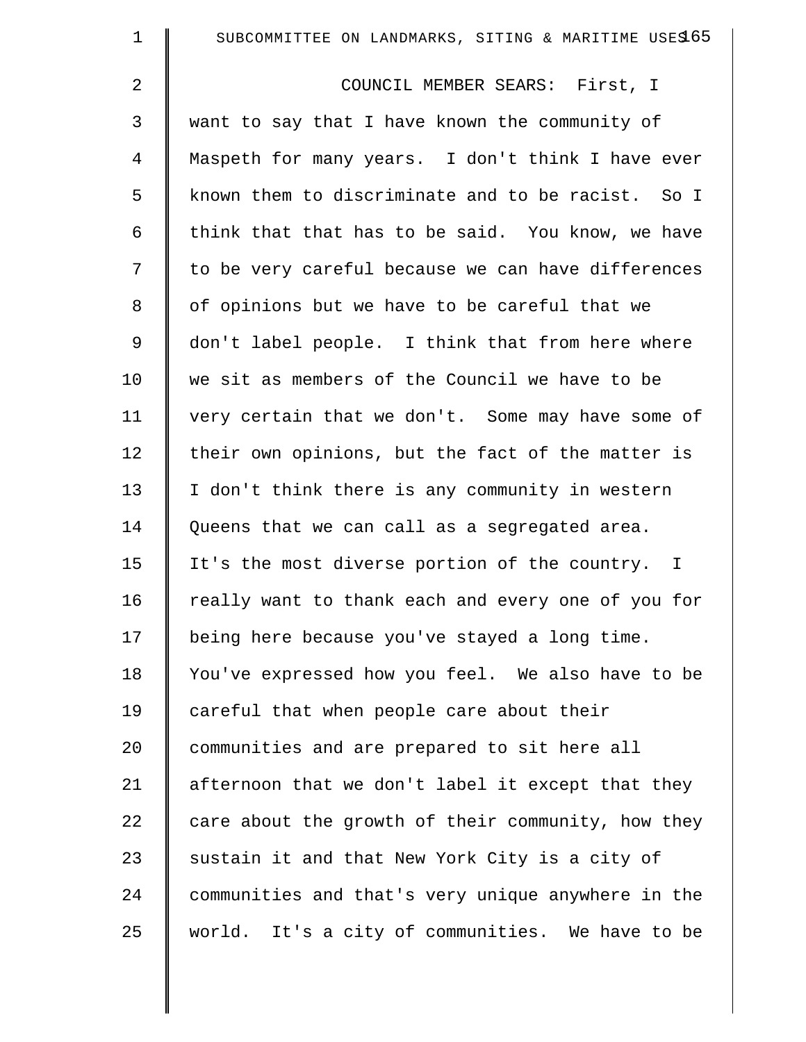COUNCIL MEMBER SEARS: First, I want to say that I have known the community of Maspeth for many years. I don't think I have ever known them to discriminate and to be racist. So I think that that has to be said. You know, we have to be very careful because we can have differences of opinions but we have to be careful that we don't label people. I think that from here where we sit as members of the Council we have to be very certain that we don't. Some may have some of their own opinions, but the fact of the matter is I don't think there is any community in western Queens that we can call as a segregated area. It's the most diverse portion of the country. I really want to thank each and every one of you for being here because you've stayed a long time. You've expressed how you feel. We also have to be careful that when people care about their communities and are prepared to sit here all afternoon that we don't label it except that they care about the growth of their community, how they sustain it and that New York City is a city of communities and that's very unique anywhere in the world. It's a city of communities. We have to be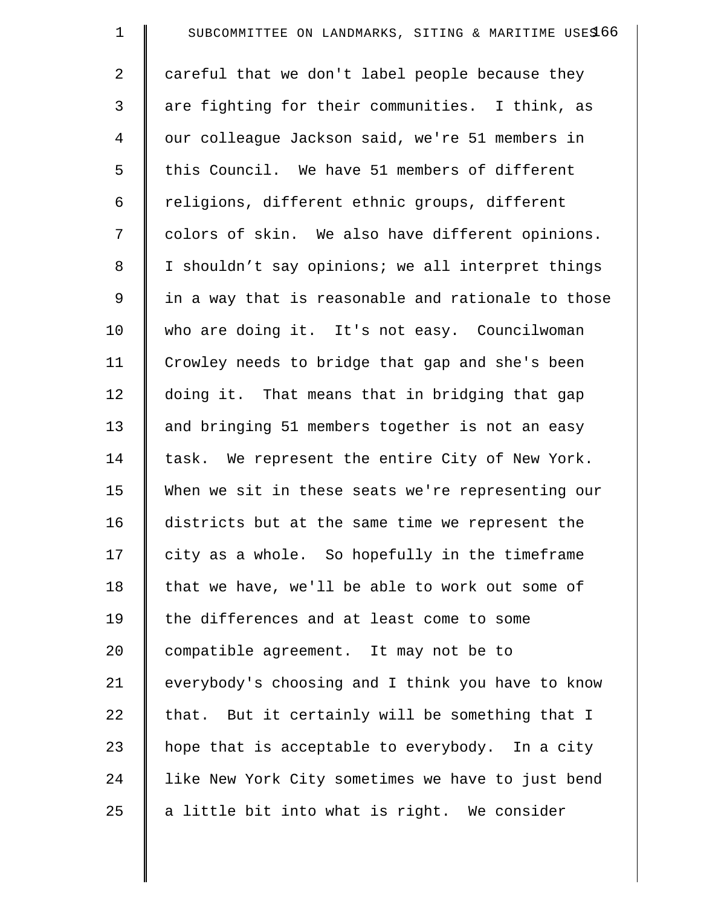careful that we don't label people because they are fighting for their communities. I think, as our colleague Jackson said, we're 51 members in this Council. We have 51 members of different religions, different ethnic groups, different colors of skin. We also have different opinions. I shouldn't say opinions; we all interpret things in a way that is reasonable and rationale to those who are doing it. It's not easy. Councilwoman Crowley needs to bridge that gap and she's been doing it. That means that in bridging that gap and bringing 51 members together is not an easy task. We represent the entire City of New York. When we sit in these seats we're representing our districts but at the same time we represent the city as a whole. So hopefully in the timeframe that we have, we'll be able to work out some of the differences and at least come to some compatible agreement. It may not be to everybody's choosing and I think you have to know that. But it certainly will be something that I hope that is acceptable to everybody. In a city like New York City sometimes we have to just bend a little bit into what is right. We consider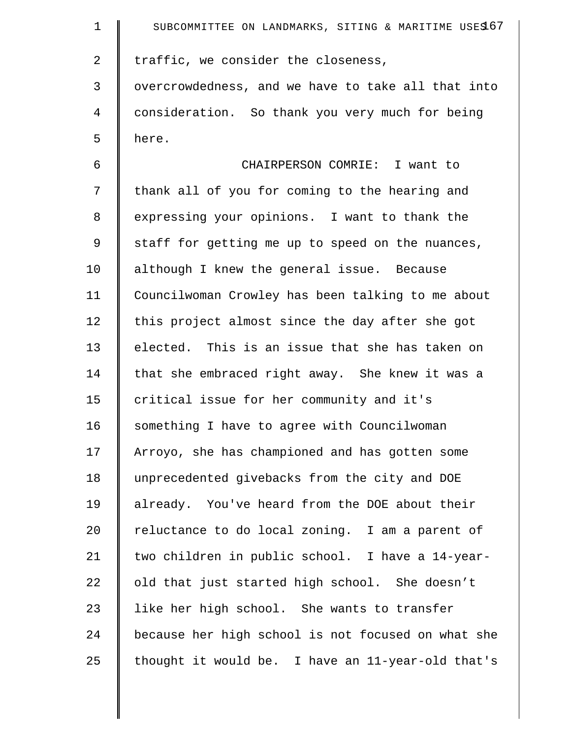traffic, we consider the closeness, overcrowdedness, and we have to take all that into consideration. So thank you very much for being here.

CHAIRPERSON COMRIE: I want to thank all of you for coming to the hearing and expressing your opinions. I want to thank the staff for getting me up to speed on the nuances, although I knew the general issue. Because Councilwoman Crowley has been talking to me about this project almost since the day after she got elected. This is an issue that she has taken on that she embraced right away. She knew it was a critical issue for her community and it's something I have to agree with Councilwoman Arroyo, she has championed and has gotten some unprecedented givebacks from the city and DOE already. You've heard from the DOE about their reluctance to do local zoning. I am a parent of two children in public school. I have a 14-year-old that just started high school. She doesn't like her high school. She wants to transfer because her high school is not focused on what she thought it would be. I have an 11-year-old that's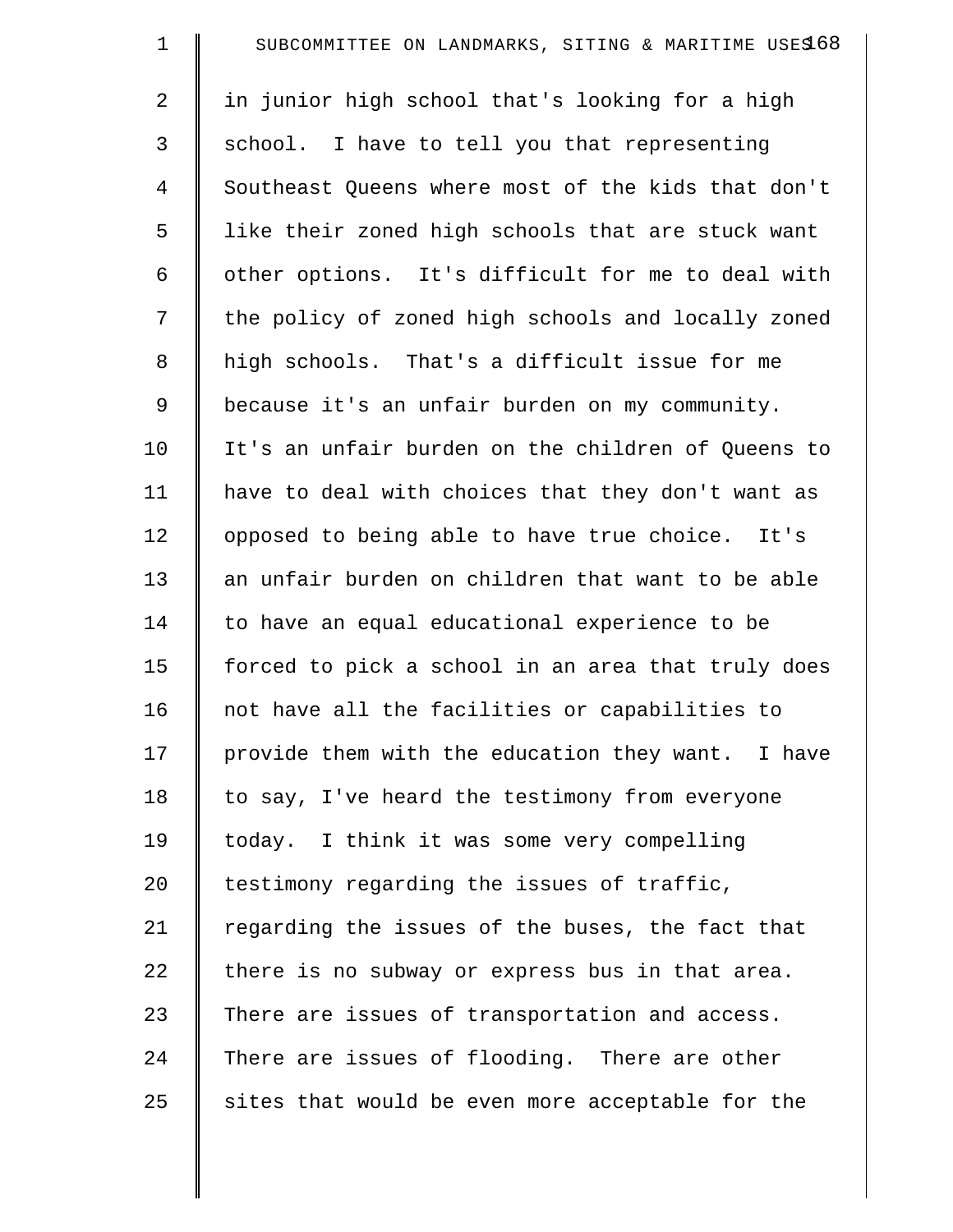in junior high school that's looking for a high school. I have to tell you that representing Southeast Queens where most of the kids that don't like their zoned high schools that are stuck want other options. It's difficult for me to deal with the policy of zoned high schools and locally zoned high schools. That's a difficult issue for me because it's an unfair burden on my community. It's an unfair burden on the children of Queens to have to deal with choices that they don't want as opposed to being able to have true choice. It's an unfair burden on children that want to be able to have an equal educational experience to be forced to pick a school in an area that truly does not have all the facilities or capabilities to provide them with the education they want. I have to say, I've heard the testimony from everyone today. I think it was some very compelling testimony regarding the issues of traffic, regarding the issues of the buses, the fact that there is no subway or express bus in that area. There are issues of transportation and access. There are issues of flooding. There are other sites that would be even more acceptable for the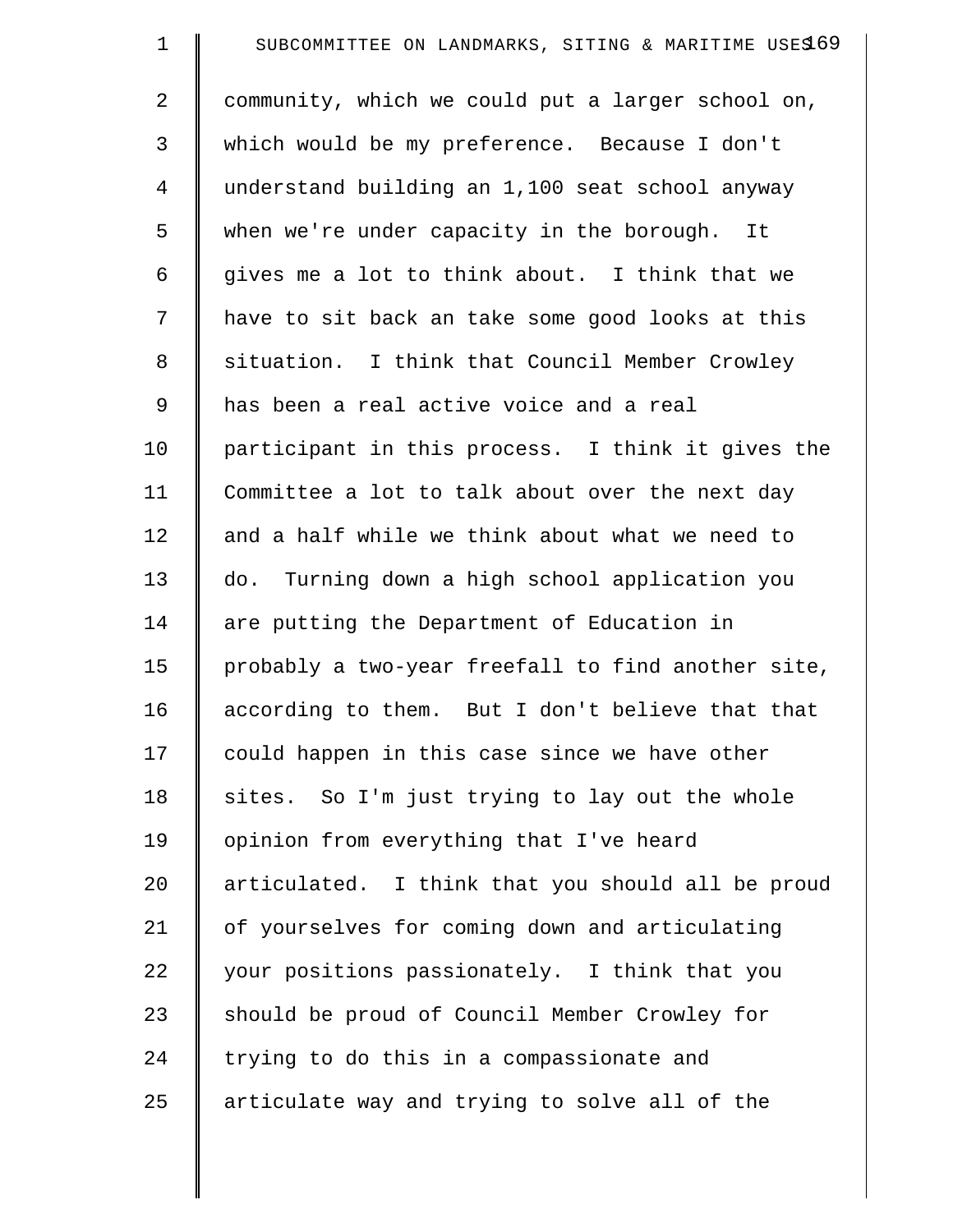community, which we could put a larger school on, which would be my preference. Because I don't understand building an 1,100 seat school anyway when we're under capacity in the borough. It gives me a lot to think about. I think that we have to sit back an take some good looks at this situation. I think that Council Member Crowley has been a real active voice and a real participant in this process. I think it gives the Committee a lot to talk about over the next day and a half while we think about what we need to do. Turning down a high school application you are putting the Department of Education in probably a two-year freefall to find another site, according to them. But I don't believe that that could happen in this case since we have other sites. So I'm just trying to lay out the whole opinion from everything that I've heard articulated. I think that you should all be proud of yourselves for coming down and articulating your positions passionately. I think that you should be proud of Council Member Crowley for trying to do this in a compassionate and articulate way and trying to solve all of the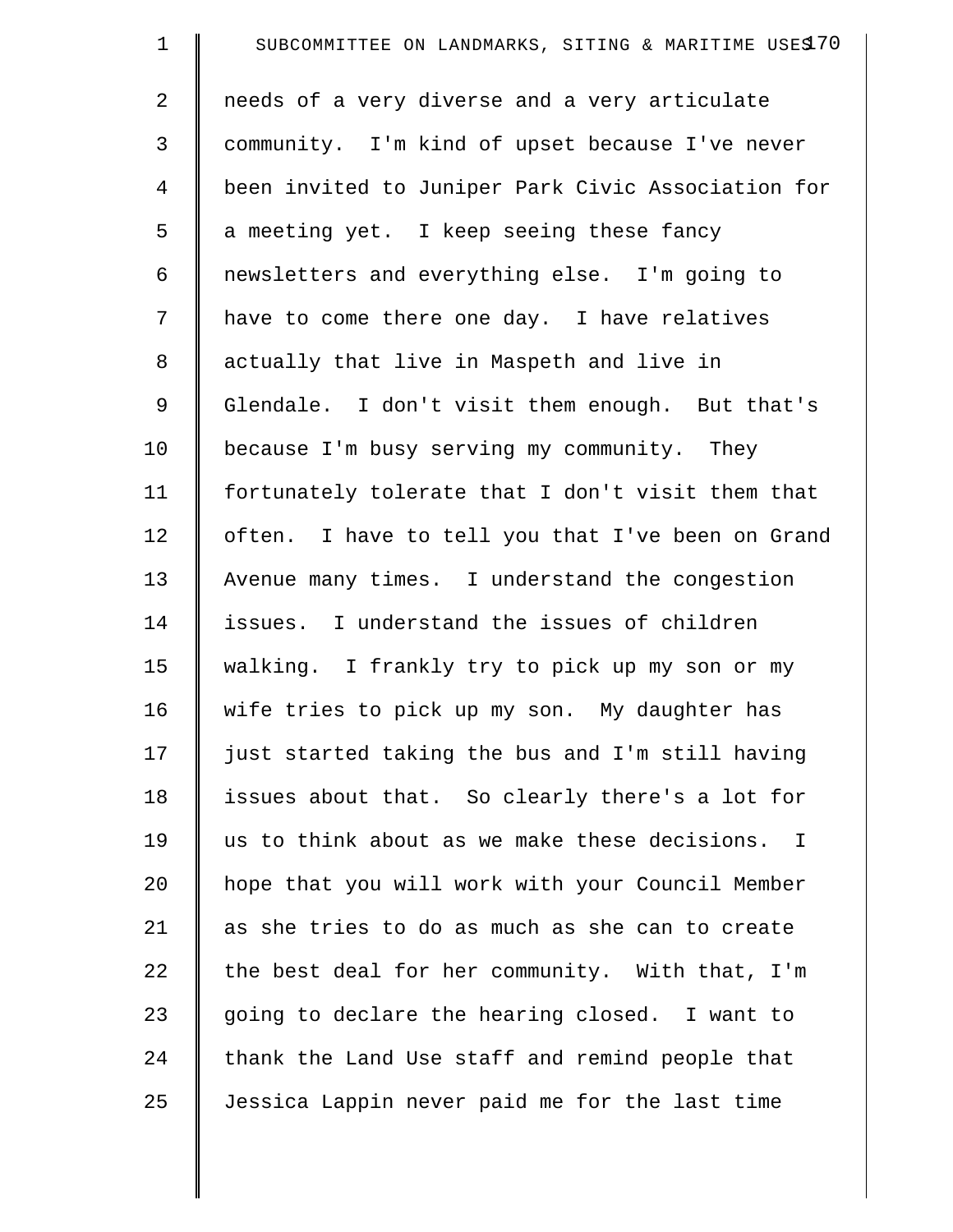needs of a very diverse and a very articulate community. I'm kind of upset because I've never been invited to Juniper Park Civic Association for a meeting yet. I keep seeing these fancy newsletters and everything else. I'm going to have to come there one day. I have relatives actually that live in Maspeth and live in Glendale. I don't visit them enough. But that's because I'm busy serving my community. They fortunately tolerate that I don't visit them that often. I have to tell you that I've been on Grand Avenue many times. I understand the congestion issues. I understand the issues of children walking. I frankly try to pick up my son or my wife tries to pick up my son. My daughter has just started taking the bus and I'm still having issues about that. So clearly there's a lot for us to think about as we make these decisions. I hope that you will work with your Council Member as she tries to do as much as she can to create the best deal for her community. With that, I'm going to declare the hearing closed. I want to thank the Land Use staff and remind people that Jessica Lappin never paid me for the last time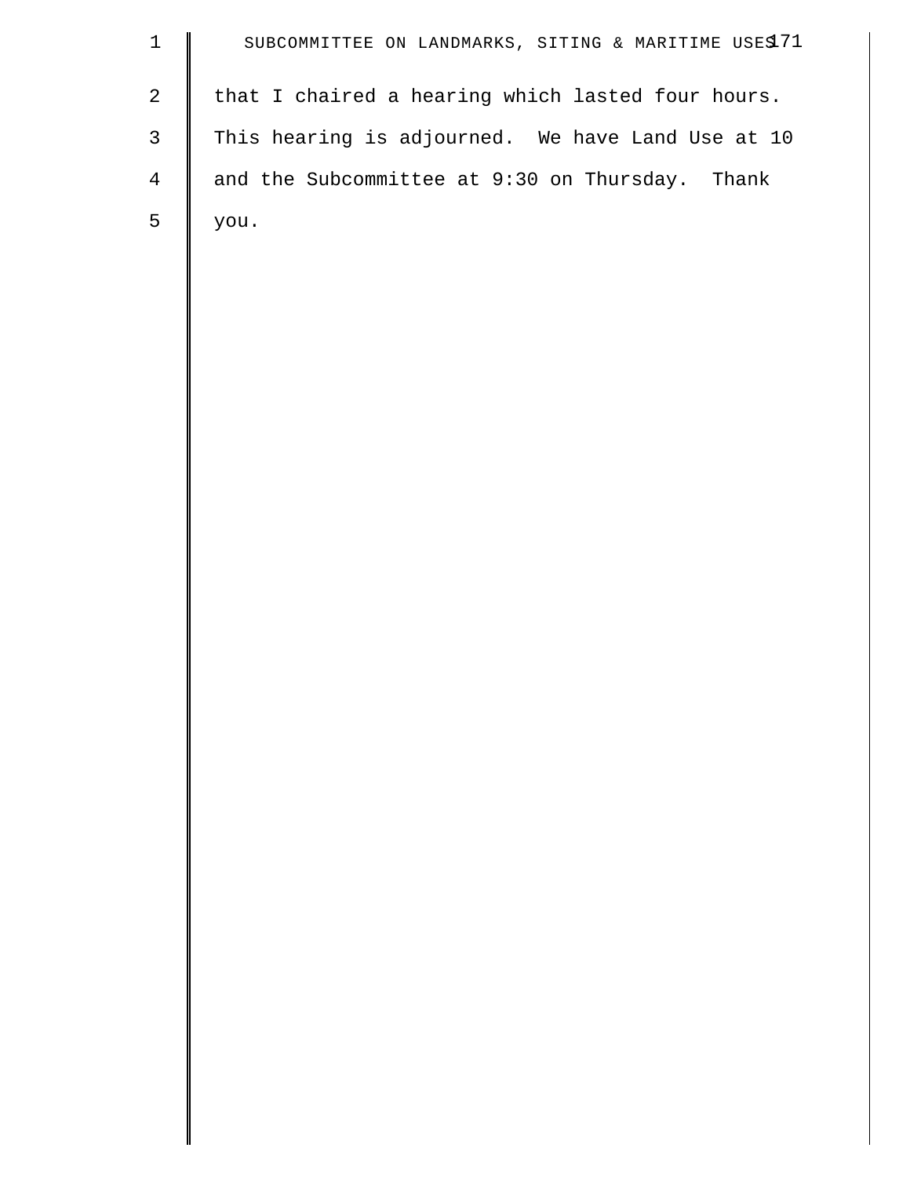that I chaired a hearing which lasted four hours. This hearing is adjourned. We have Land Use at 10 and the Subcommittee at 9:30 on Thursday. Thank you.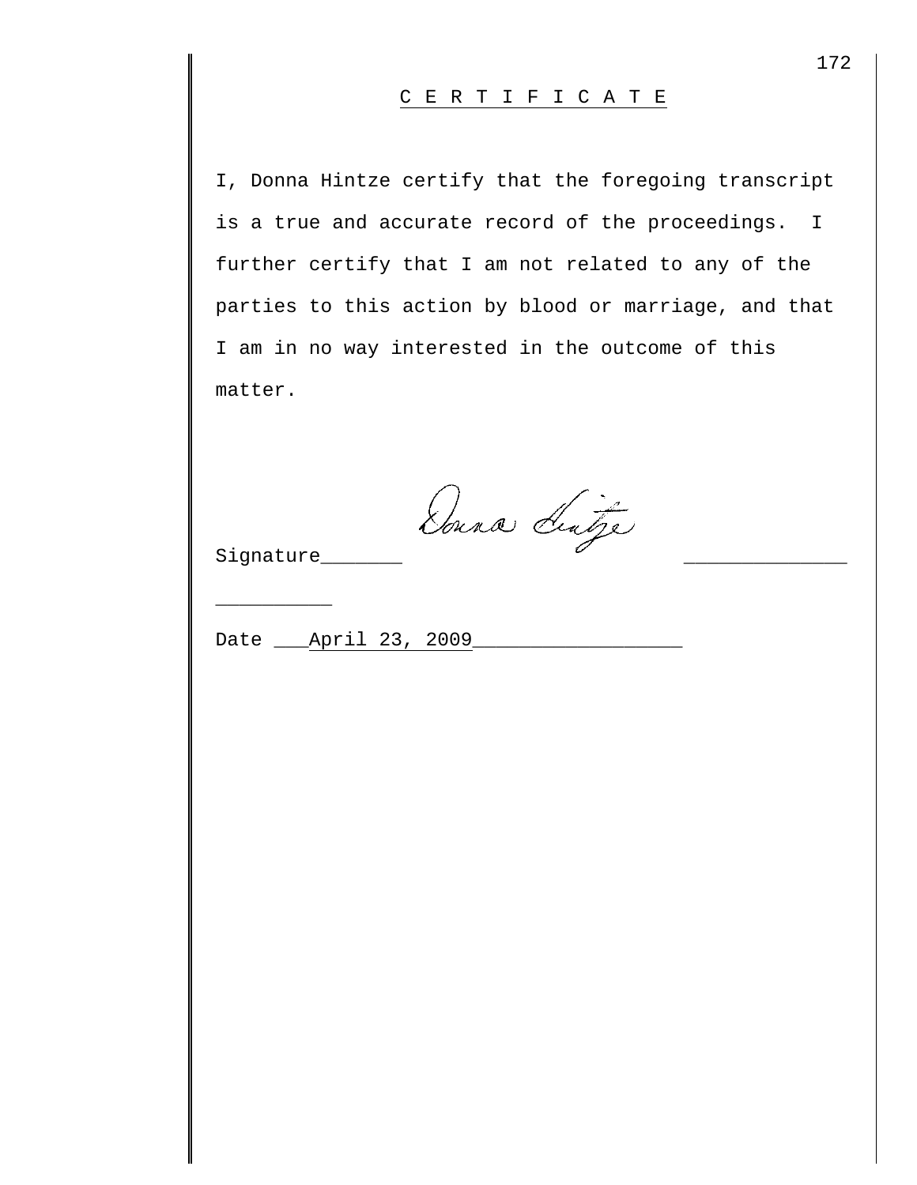# C E R T I F I C A T E

I, Donna Hintze certify that the foregoing transcript is a true and accurate record of the proceedings. I further certify that I am not related to any of the parties to this action by blood or marriage, and that I am in no way interested in the outcome of this matter.

Signature_______ Donna Hintze ______________

__________

Date ___April 23, 2009__________________